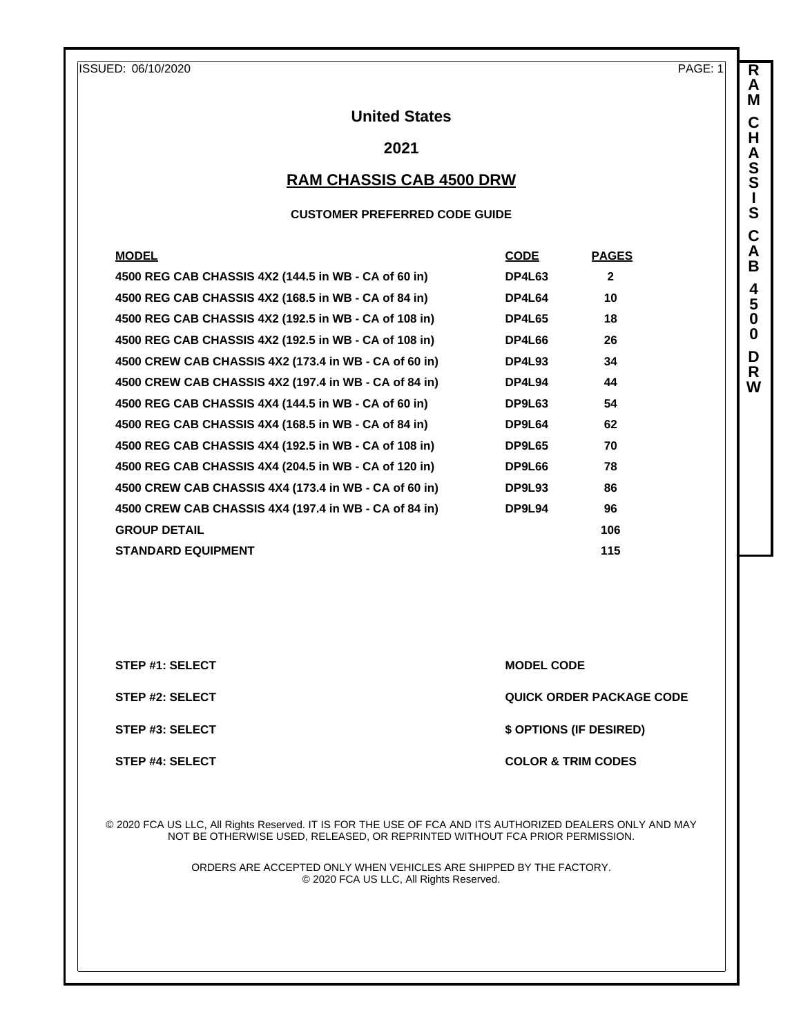# United States

## 2021

## RAM CHASSIS CAB 4500 DRW

### CUSTOMER PREFERRED CODE GUIDE

| MODEL | CODE | PAGES |
|---|---|---|
| 4500 REG CAB CHASSIS 4X2 (144.5 in WB - CA of 60 in) | DP4L63 | 2 |
| 4500 REG CAB CHASSIS 4X2 (168.5 in WB - CA of 84 in) | DP4L64 | 10 |
| 4500 REG CAB CHASSIS 4X2 (192.5 in WB - CA of 108 in) | DP4L65 | 18 |
| 4500 REG CAB CHASSIS 4X2 (192.5 in WB - CA of 108 in) | DP4L66 | 26 |
| 4500 CREW CAB CHASSIS 4X2 (173.4 in WB - CA of 60 in) | DP4L93 | 34 |
| 4500 CREW CAB CHASSIS 4X2 (197.4 in WB - CA of 84 in) | DP4L94 | 44 |
| 4500 REG CAB CHASSIS 4X4 (144.5 in WB - CA of 60 in) | DP9L63 | 54 |
| 4500 REG CAB CHASSIS 4X4 (168.5 in WB - CA of 84 in) | DP9L64 | 62 |
| 4500 REG CAB CHASSIS 4X4 (192.5 in WB - CA of 108 in) | DP9L65 | 70 |
| 4500 REG CAB CHASSIS 4X4 (204.5 in WB - CA of 120 in) | DP9L66 | 78 |
| 4500 CREW CAB CHASSIS 4X4 (173.4 in WB - CA of 60 in) | DP9L93 | 86 |
| 4500 CREW CAB CHASSIS 4X4 (197.4 in WB - CA of 84 in) | DP9L94 | 96 |
| GROUP DETAIL | | 106 |
| STANDARD EQUIPMENT | | 115 |

| | |
|---|---|
| STEP #1: SELECT | MODEL CODE |
| STEP #2: SELECT | QUICK ORDER PACKAGE CODE |
| STEP #3: SELECT | $ OPTIONS (IF DESIRED) |
| STEP #4: SELECT | COLOR & TRIM CODES |

© 2020 FCA US LLC, All Rights Reserved. IT IS FOR THE USE OF FCA AND ITS AUTHORIZED DEALERS ONLY AND MAY NOT BE OTHERWISE USED, RELEASED, OR REPRINTED WITHOUT FCA PRIOR PERMISSION.

ORDERS ARE ACCEPTED ONLY WHEN VEHICLES ARE SHIPPED BY THE FACTORY.
© 2020 FCA US LLC, All Rights Reserved.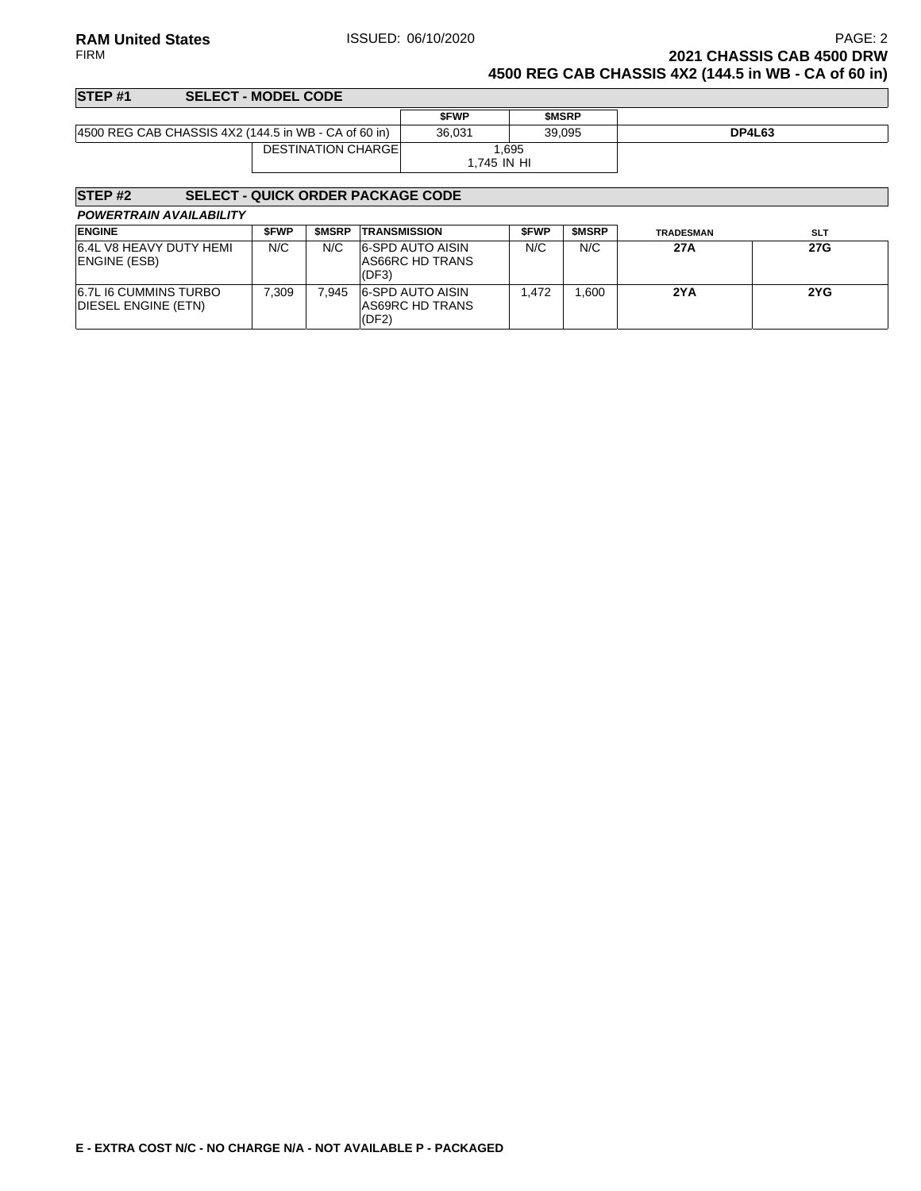## STEP #1 SELECT - MODEL CODE

| | $FWP | $MSRP | |
|---|---|---|---|
| 4500 REG CAB CHASSIS 4X2 (144.5 in WB - CA of 60 in) | 36,031 | 39,095 | **DP4L63** |
| DESTINATION CHARGE | 1,695<br>1,745 IN HI | | |

## STEP #2 SELECT - QUICK ORDER PACKAGE CODE

***POWERTRAIN AVAILABILITY***

| ENGINE | $FWP | $MSRP | TRANSMISSION | $FWP | $MSRP | TRADESMAN | SLT |
|---|---|---|---|---|---|---|---|
| 6.4L V8 HEAVY DUTY HEMI ENGINE (ESB) | N/C | N/C | 6-SPD AUTO AISIN AS66RC HD TRANS (DF3) | N/C | N/C | **27A** | **27G** |
| 6.7L I6 CUMMINS TURBO DIESEL ENGINE (ETN) | 7,309 | 7,945 | 6-SPD AUTO AISIN AS69RC HD TRANS (DF2) | 1,472 | 1,600 | **2YA** | **2YG** |

**E - EXTRA COST N/C - NO CHARGE N/A - NOT AVAILABLE P - PACKAGED**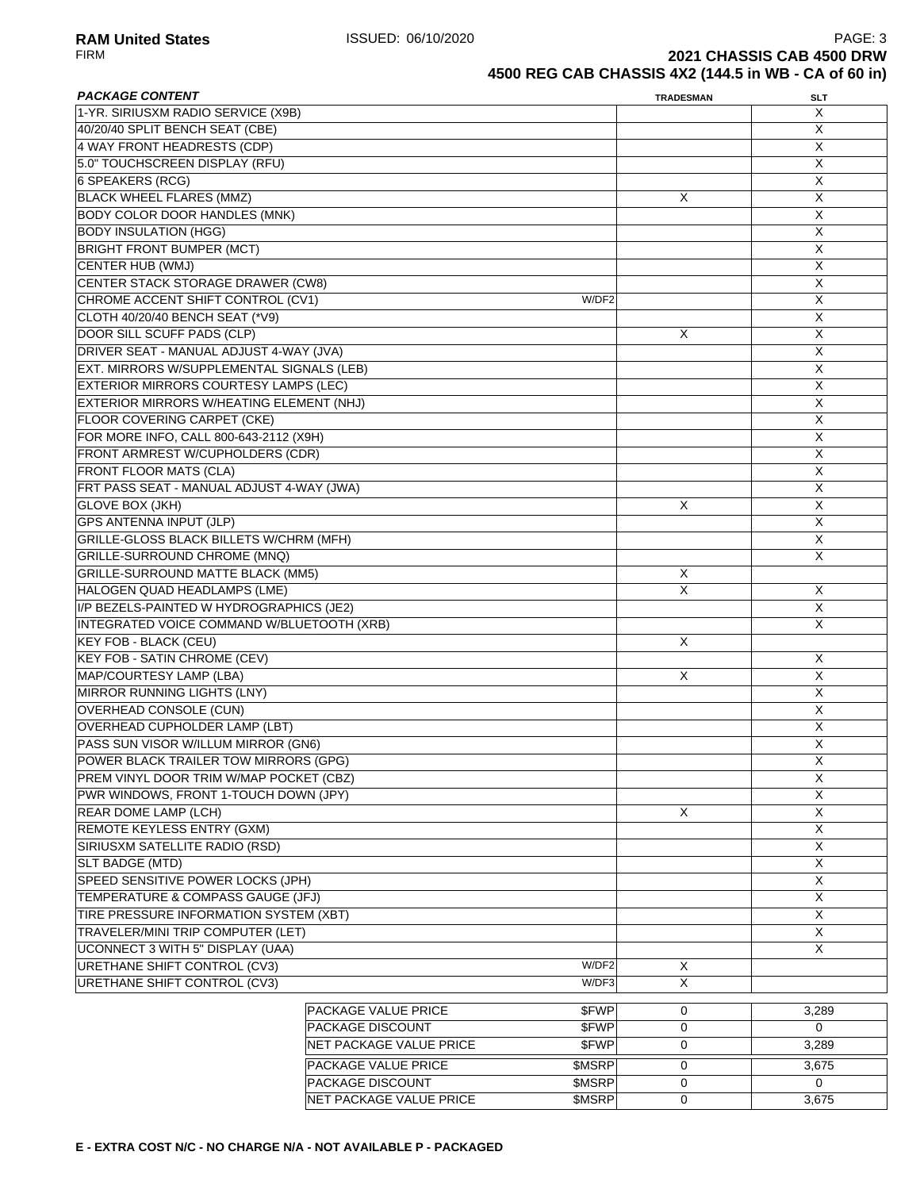**RAM United States** ISSUED: 06/10/2020

FIRM

**2021 CHASSIS CAB 4500 DRW**

**4500 REG CAB CHASSIS 4X2 (144.5 in WB - CA of 60 in)**

| *PACKAGE CONTENT* | | TRADESMAN | SLT |
|---|---|---|---|
| 1-YR. SIRIUSXM RADIO SERVICE (X9B) | | | X |
| 40/20/40 SPLIT BENCH SEAT (CBE) | | | X |
| 4 WAY FRONT HEADRESTS (CDP) | | | X |
| 5.0" TOUCHSCREEN DISPLAY (RFU) | | | X |
| 6 SPEAKERS (RCG) | | | X |
| BLACK WHEEL FLARES (MMZ) | | X | X |
| BODY COLOR DOOR HANDLES (MNK) | | | X |
| BODY INSULATION (HGG) | | | X |
| BRIGHT FRONT BUMPER (MCT) | | | X |
| CENTER HUB (WMJ) | | | X |
| CENTER STACK STORAGE DRAWER (CW8) | | | X |
| CHROME ACCENT SHIFT CONTROL (CV1) | W/DF2 | | X |
| CLOTH 40/20/40 BENCH SEAT (*V9) | | | X |
| DOOR SILL SCUFF PADS (CLP) | | X | X |
| DRIVER SEAT - MANUAL ADJUST 4-WAY (JVA) | | | X |
| EXT. MIRRORS W/SUPPLEMENTAL SIGNALS (LEB) | | | X |
| EXTERIOR MIRRORS COURTESY LAMPS (LEC) | | | X |
| EXTERIOR MIRRORS W/HEATING ELEMENT (NHJ) | | | X |
| FLOOR COVERING CARPET (CKE) | | | X |
| FOR MORE INFO, CALL 800-643-2112 (X9H) | | | X |
| FRONT ARMREST W/CUPHOLDERS (CDR) | | | X |
| FRONT FLOOR MATS (CLA) | | | X |
| FRT PASS SEAT - MANUAL ADJUST 4-WAY (JWA) | | | X |
| GLOVE BOX (JKH) | | X | X |
| GPS ANTENNA INPUT (JLP) | | | X |
| GRILLE-GLOSS BLACK BILLETS W/CHRM (MFH) | | | X |
| GRILLE-SURROUND CHROME (MNQ) | | | X |
| GRILLE-SURROUND MATTE BLACK (MM5) | | X | |
| HALOGEN QUAD HEADLAMPS (LME) | | X | X |
| I/P BEZELS-PAINTED W HYDROGRAPHICS (JE2) | | | X |
| INTEGRATED VOICE COMMAND W/BLUETOOTH (XRB) | | | X |
| KEY FOB - BLACK (CEU) | | X | |
| KEY FOB - SATIN CHROME (CEV) | | | X |
| MAP/COURTESY LAMP (LBA) | | X | X |
| MIRROR RUNNING LIGHTS (LNY) | | | X |
| OVERHEAD CONSOLE (CUN) | | | X |
| OVERHEAD CUPHOLDER LAMP (LBT) | | | X |
| PASS SUN VISOR W/ILLUM MIRROR (GN6) | | | X |
| POWER BLACK TRAILER TOW MIRRORS (GPG) | | | X |
| PREM VINYL DOOR TRIM W/MAP POCKET (CBZ) | | | X |
| PWR WINDOWS, FRONT 1-TOUCH DOWN (JPY) | | | X |
| REAR DOME LAMP (LCH) | | X | X |
| REMOTE KEYLESS ENTRY (GXM) | | | X |
| SIRIUSXM SATELLITE RADIO (RSD) | | | X |
| SLT BADGE (MTD) | | | X |
| SPEED SENSITIVE POWER LOCKS (JPH) | | | X |
| TEMPERATURE & COMPASS GAUGE (JFJ) | | | X |
| TIRE PRESSURE INFORMATION SYSTEM (XBT) | | | X |
| TRAVELER/MINI TRIP COMPUTER (LET) | | | X |
| UCONNECT 3 WITH 5" DISPLAY (UAA) | | | X |
| URETHANE SHIFT CONTROL (CV3) | W/DF2 | X | |
| URETHANE SHIFT CONTROL (CV3) | W/DF3 | X | |

| | | TRADESMAN | SLT |
|---|---|---|---|
| PACKAGE VALUE PRICE | $FWP | 0 | 3,289 |
| PACKAGE DISCOUNT | $FWP | 0 | 0 |
| NET PACKAGE VALUE PRICE | $FWP | 0 | 3,289 |
| PACKAGE VALUE PRICE | $MSRP | 0 | 3,675 |
| PACKAGE DISCOUNT | $MSRP | 0 | 0 |
| NET PACKAGE VALUE PRICE | $MSRP | 0 | 3,675 |

**E - EXTRA COST N/C - NO CHARGE N/A - NOT AVAILABLE P - PACKAGED**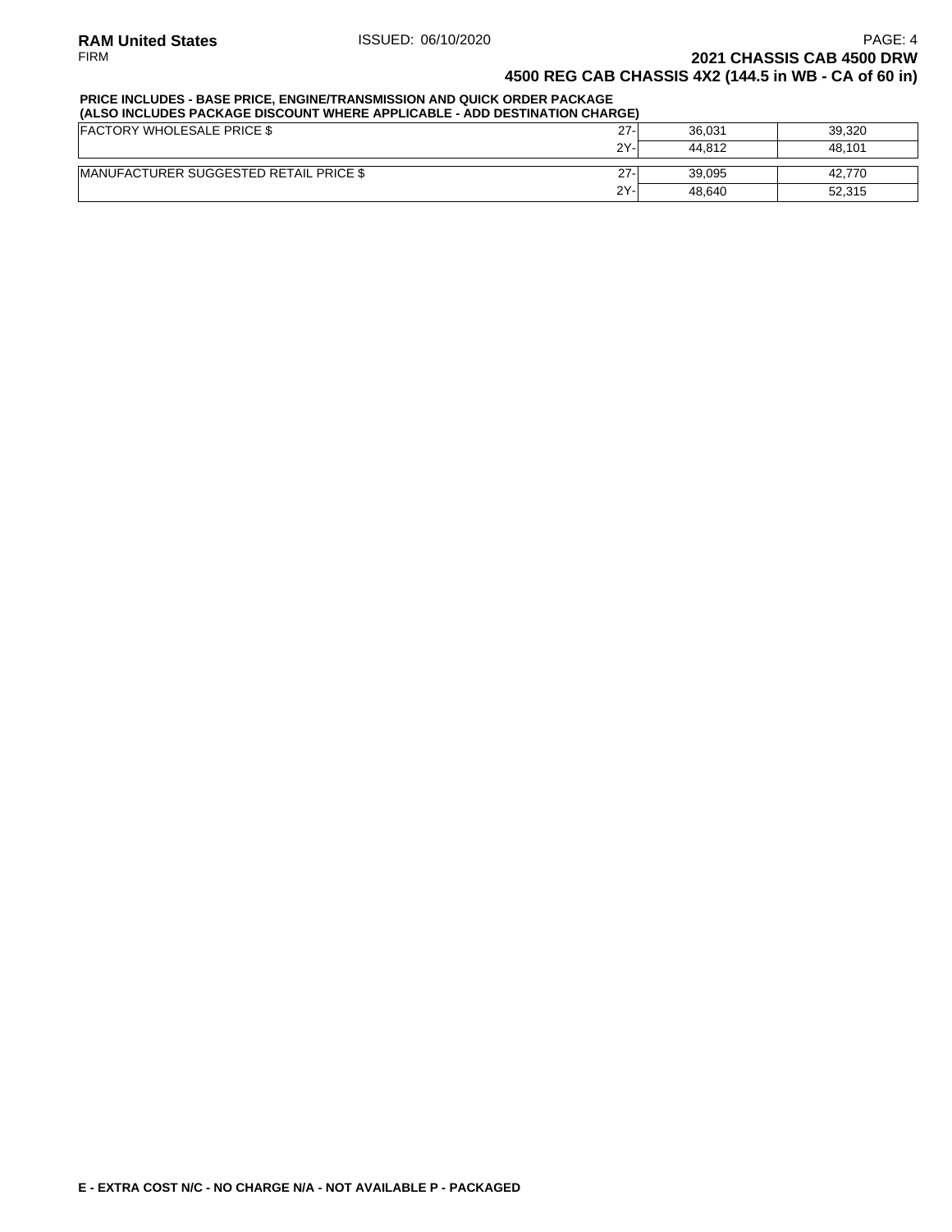**2021 CHASSIS CAB 4500 DRW**

**4500 REG CAB CHASSIS 4X2 (144.5 in WB - CA of 60 in)**

**PRICE INCLUDES - BASE PRICE, ENGINE/TRANSMISSION AND QUICK ORDER PACKAGE**
**(ALSO INCLUDES PACKAGE DISCOUNT WHERE APPLICABLE - ADD DESTINATION CHARGE)**

| | | | |
|---|---|---|---|
| FACTORY WHOLESALE PRICE $ | 27- | 36,031 | 39,320 |
| | 2Y- | 44,812 | 48,101 |
| MANUFACTURER SUGGESTED RETAIL PRICE $ | 27- | 39,095 | 42,770 |
| | 2Y- | 48,640 | 52,315 |

**E - EXTRA COST N/C - NO CHARGE N/A - NOT AVAILABLE P - PACKAGED**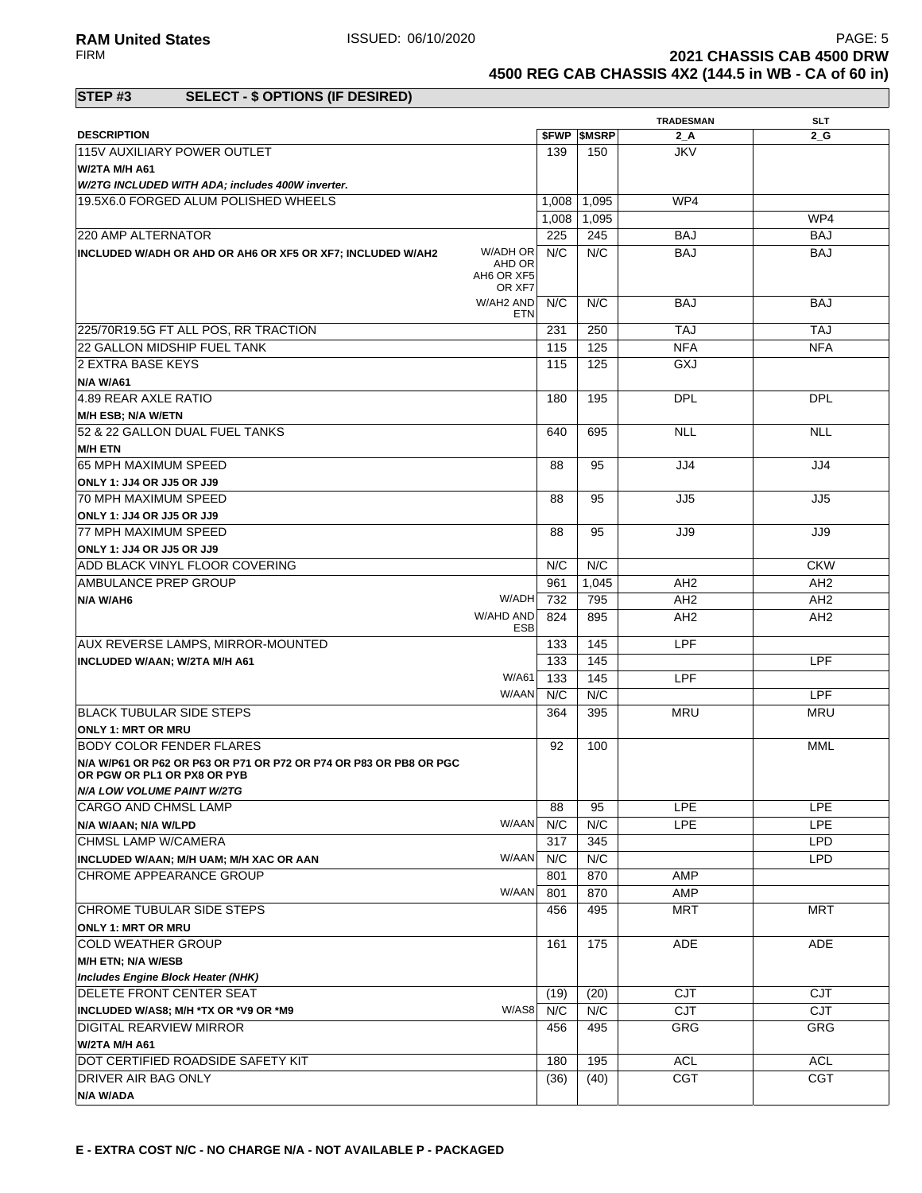**STEP #3 SELECT - $ OPTIONS (IF DESIRED)**

| DESCRIPTION | | $FWP | $MSRP | TRADESMAN 2_A | SLT 2_G |
|---|---|---|---|---|---|
| 115V AUXILIARY POWER OUTLET | | 139 | 150 | JKV | |
| **W/2TA M/H A61** | | | | | |
| ***W/2TG INCLUDED WITH ADA; includes 400W inverter.*** | | | | | |
| 19.5X6.0 FORGED ALUM POLISHED WHEELS | | 1,008 | 1,095 | WP4 | |
| | | 1,008 | 1,095 | | WP4 |
| 220 AMP ALTERNATOR | | 225 | 245 | BAJ | BAJ |
| **INCLUDED W/ADH OR AHD OR AH6 OR XF5 OR XF7; INCLUDED W/AH2** | W/ADH OR AHD OR AH6 OR XF5 OR XF7 | N/C | N/C | BAJ | BAJ |
| | W/AH2 AND ETN | N/C | N/C | BAJ | BAJ |
| 225/70R19.5G FT ALL POS, RR TRACTION | | 231 | 250 | TAJ | TAJ |
| 22 GALLON MIDSHIP FUEL TANK | | 115 | 125 | NFA | NFA |
| 2 EXTRA BASE KEYS | | 115 | 125 | GXJ | |
| **N/A W/A61** | | | | | |
| 4.89 REAR AXLE RATIO | | 180 | 195 | DPL | DPL |
| **M/H ESB; N/A W/ETN** | | | | | |
| 52 & 22 GALLON DUAL FUEL TANKS | | 640 | 695 | NLL | NLL |
| **M/H ETN** | | | | | |
| 65 MPH MAXIMUM SPEED | | 88 | 95 | JJ4 | JJ4 |
| **ONLY 1: JJ4 OR JJ5 OR JJ9** | | | | | |
| 70 MPH MAXIMUM SPEED | | 88 | 95 | JJ5 | JJ5 |
| **ONLY 1: JJ4 OR JJ5 OR JJ9** | | | | | |
| 77 MPH MAXIMUM SPEED | | 88 | 95 | JJ9 | JJ9 |
| **ONLY 1: JJ4 OR JJ5 OR JJ9** | | | | | |
| ADD BLACK VINYL FLOOR COVERING | | N/C | N/C | | CKW |
| AMBULANCE PREP GROUP | | 961 | 1,045 | AH2 | AH2 |
| **N/A W/AH6** | W/ADH | 732 | 795 | AH2 | AH2 |
| | W/AHD AND ESB | 824 | 895 | AH2 | AH2 |
| AUX REVERSE LAMPS, MIRROR-MOUNTED | | 133 | 145 | LPF | |
| **INCLUDED W/AAN; W/2TA M/H A61** | | 133 | 145 | | LPF |
| | W/A61 | 133 | 145 | LPF | |
| | W/AAN | N/C | N/C | | LPF |
| BLACK TUBULAR SIDE STEPS | | 364 | 395 | MRU | MRU |
| **ONLY 1: MRT OR MRU** | | | | | |
| BODY COLOR FENDER FLARES | | 92 | 100 | | MML |
| **N/A W/P61 OR P62 OR P63 OR P71 OR P72 OR P74 OR P83 OR PB8 OR PGC OR PGW OR PL1 OR PX8 OR PYB** | | | | | |
| ***N/A LOW VOLUME PAINT W/2TG*** | | | | | |
| CARGO AND CHMSL LAMP | | 88 | 95 | LPE | LPE |
| **N/A W/AAN; N/A W/LPD** | W/AAN | N/C | N/C | LPE | LPE |
| CHMSL LAMP W/CAMERA | | 317 | 345 | | LPD |
| **INCLUDED W/AAN; M/H UAM; M/H XAC OR AAN** | W/AAN | N/C | N/C | | LPD |
| CHROME APPEARANCE GROUP | | 801 | 870 | AMP | |
| | W/AAN | 801 | 870 | AMP | |
| CHROME TUBULAR SIDE STEPS | | 456 | 495 | MRT | MRT |
| **ONLY 1: MRT OR MRU** | | | | | |
| COLD WEATHER GROUP | | 161 | 175 | ADE | ADE |
| **M/H ETN; N/A W/ESB** | | | | | |
| ***Includes Engine Block Heater (NHK)*** | | | | | |
| DELETE FRONT CENTER SEAT | | (19) | (20) | CJT | CJT |
| **INCLUDED W/AS8; M/H *TX OR *V9 OR *M9** | W/AS8 | N/C | N/C | CJT | CJT |
| DIGITAL REARVIEW MIRROR | | 456 | 495 | GRG | GRG |
| **W/2TA M/H A61** | | | | | |
| DOT CERTIFIED ROADSIDE SAFETY KIT | | 180 | 195 | ACL | ACL |
| DRIVER AIR BAG ONLY | | (36) | (40) | CGT | CGT |
| **N/A W/ADA** | | | | | |

**E - EXTRA COST N/C - NO CHARGE N/A - NOT AVAILABLE P - PACKAGED**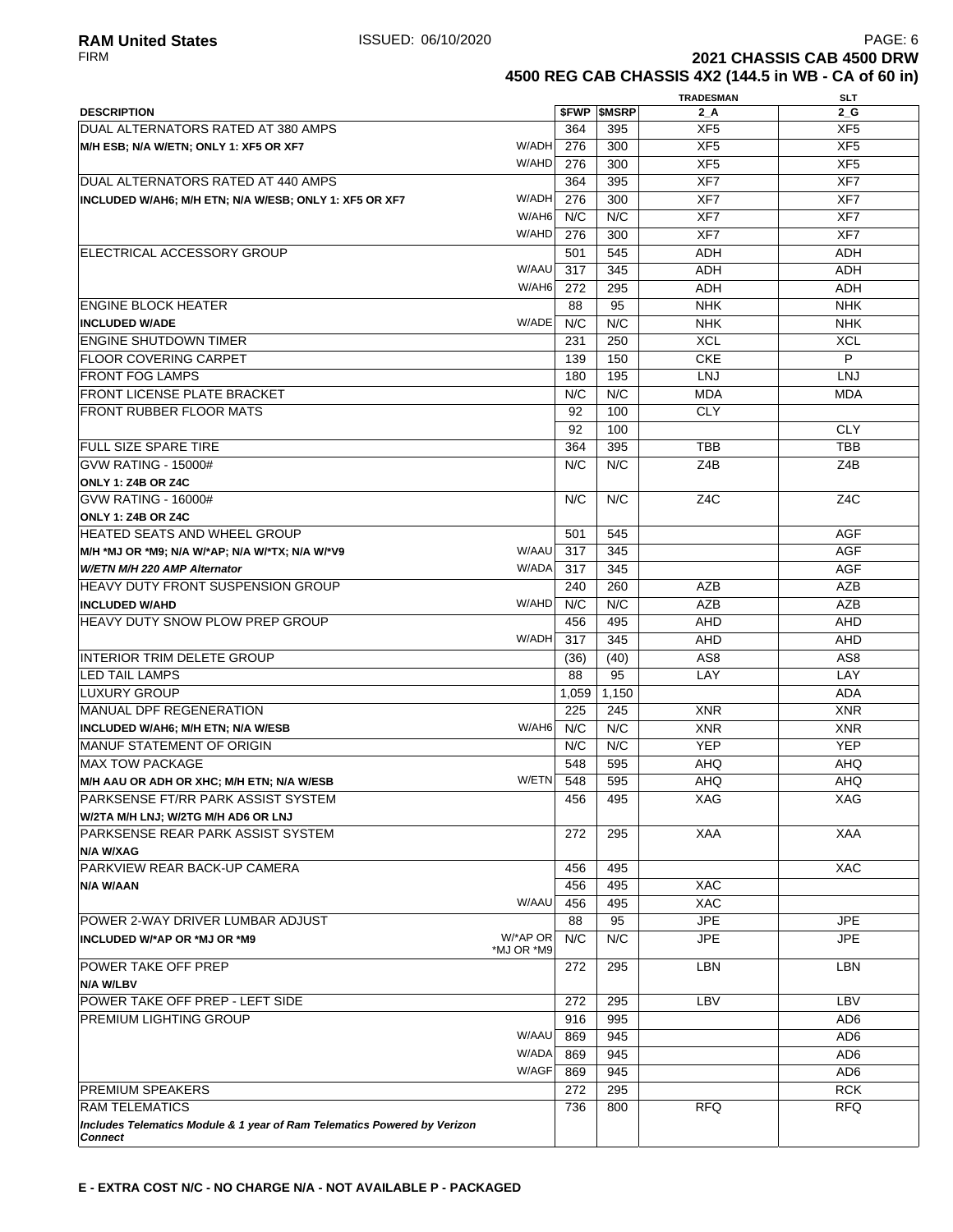# 2021 CHASSIS CAB 4500 DRW

## 4500 REG CAB CHASSIS 4X2 (144.5 in WB - CA of 60 in)

| DESCRIPTION | | $FWP | $MSRP | TRADESMAN 2_A | SLT 2_G |
|---|---|---|---|---|---|
| DUAL ALTERNATORS RATED AT 380 AMPS | | 364 | 395 | XF5 | XF5 |
| **M/H ESB; N/A W/ETN; ONLY 1: XF5 OR XF7** | W/ADH | 276 | 300 | XF5 | XF5 |
| | W/AHD | 276 | 300 | XF5 | XF5 |
| DUAL ALTERNATORS RATED AT 440 AMPS | | 364 | 395 | XF7 | XF7 |
| **INCLUDED W/AH6; M/H ETN; N/A W/ESB; ONLY 1: XF5 OR XF7** | W/ADH | 276 | 300 | XF7 | XF7 |
| | W/AH6 | N/C | N/C | XF7 | XF7 |
| | W/AHD | 276 | 300 | XF7 | XF7 |
| ELECTRICAL ACCESSORY GROUP | | 501 | 545 | ADH | ADH |
| | W/AAU | 317 | 345 | ADH | ADH |
| | W/AH6 | 272 | 295 | ADH | ADH |
| ENGINE BLOCK HEATER | | 88 | 95 | NHK | NHK |
| **INCLUDED W/ADE** | W/ADE | N/C | N/C | NHK | NHK |
| ENGINE SHUTDOWN TIMER | | 231 | 250 | XCL | XCL |
| FLOOR COVERING CARPET | | 139 | 150 | CKE | P |
| FRONT FOG LAMPS | | 180 | 195 | LNJ | LNJ |
| FRONT LICENSE PLATE BRACKET | | N/C | N/C | MDA | MDA |
| FRONT RUBBER FLOOR MATS | | 92 | 100 | CLY | |
| | | 92 | 100 | | CLY |
| FULL SIZE SPARE TIRE | | 364 | 395 | TBB | TBB |
| GVW RATING - 15000# **ONLY 1: Z4B OR Z4C** | | N/C | N/C | Z4B | Z4B |
| GVW RATING - 16000# **ONLY 1: Z4B OR Z4C** | | N/C | N/C | Z4C | Z4C |
| HEATED SEATS AND WHEEL GROUP | | 501 | 545 | | AGF |
| **M/H \*MJ OR \*M9; N/A W/\*AP; N/A W/\*TX; N/A W/\*V9** | W/AAU | 317 | 345 | | AGF |
| ***W/ETN M/H 220 AMP Alternator*** | W/ADA | 317 | 345 | | AGF |
| HEAVY DUTY FRONT SUSPENSION GROUP | | 240 | 260 | AZB | AZB |
| **INCLUDED W/AHD** | W/AHD | N/C | N/C | AZB | AZB |
| HEAVY DUTY SNOW PLOW PREP GROUP | | 456 | 495 | AHD | AHD |
| | W/ADH | 317 | 345 | AHD | AHD |
| INTERIOR TRIM DELETE GROUP | | (36) | (40) | AS8 | AS8 |
| LED TAIL LAMPS | | 88 | 95 | LAY | LAY |
| LUXURY GROUP | | 1,059 | 1,150 | | ADA |
| MANUAL DPF REGENERATION | | 225 | 245 | XNR | XNR |
| **INCLUDED W/AH6; M/H ETN; N/A W/ESB** | W/AH6 | N/C | N/C | XNR | XNR |
| MANUF STATEMENT OF ORIGIN | | N/C | N/C | YEP | YEP |
| MAX TOW PACKAGE | | 548 | 595 | AHQ | AHQ |
| **M/H AAU OR ADH OR XHC; M/H ETN; N/A W/ESB** | W/ETN | 548 | 595 | AHQ | AHQ |
| PARKSENSE FT/RR PARK ASSIST SYSTEM **W/2TA M/H LNJ; W/2TG M/H AD6 OR LNJ** | | 456 | 495 | XAG | XAG |
| PARKSENSE REAR PARK ASSIST SYSTEM **N/A W/XAG** | | 272 | 295 | XAA | XAA |
| PARKVIEW REAR BACK-UP CAMERA | | 456 | 495 | | XAC |
| **N/A W/AAN** | | 456 | 495 | XAC | |
| | W/AAU | 456 | 495 | XAC | |
| POWER 2-WAY DRIVER LUMBAR ADJUST | | 88 | 95 | JPE | JPE |
| **INCLUDED W/\*AP OR \*MJ OR \*M9** | W/\*AP OR \*MJ OR \*M9 | N/C | N/C | JPE | JPE |
| POWER TAKE OFF PREP **N/A W/LBV** | | 272 | 295 | LBN | LBN |
| POWER TAKE OFF PREP - LEFT SIDE | | 272 | 295 | LBV | LBV |
| PREMIUM LIGHTING GROUP | | 916 | 995 | | AD6 |
| | W/AAU | 869 | 945 | | AD6 |
| | W/ADA | 869 | 945 | | AD6 |
| | W/AGF | 869 | 945 | | AD6 |
| PREMIUM SPEAKERS | | 272 | 295 | | RCK |
| RAM TELEMATICS ***Includes Telematics Module & 1 year of Ram Telematics Powered by Verizon Connect*** | | 736 | 800 | RFQ | RFQ |

**E - EXTRA COST N/C - NO CHARGE N/A - NOT AVAILABLE P - PACKAGED**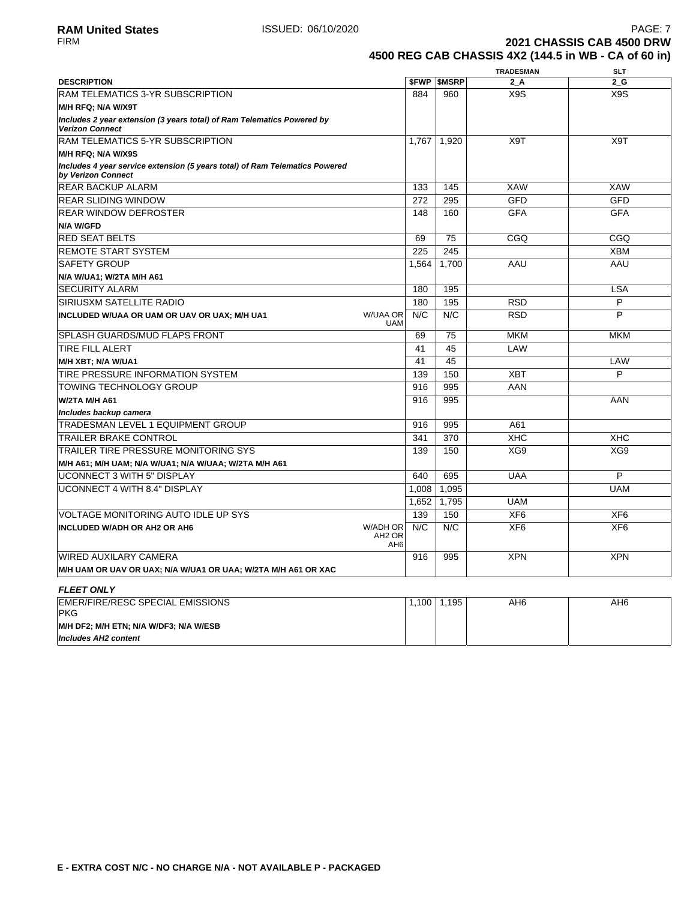**RAM United States** ISSUED: 06/10/2020

FIRM

**2021 CHASSIS CAB 4500 DRW**

**4500 REG CAB CHASSIS 4X2 (144.5 in WB - CA of 60 in)**

| DESCRIPTION | | $FWP | $MSRP | TRADESMAN 2_A | SLT 2_G |
|---|---|---|---|---|---|
| RAM TELEMATICS 3-YR SUBSCRIPTION | | 884 | 960 | X9S | X9S |
| **M/H RFQ; N/A W/X9T** | | | | | |
| ***Includes 2 year extension (3 years total) of Ram Telematics Powered by Verizon Connect*** | | | | | |
| RAM TELEMATICS 5-YR SUBSCRIPTION | | 1,767 | 1,920 | X9T | X9T |
| **M/H RFQ; N/A W/X9S** | | | | | |
| ***Includes 4 year service extension (5 years total) of Ram Telematics Powered by Verizon Connect*** | | | | | |
| REAR BACKUP ALARM | | 133 | 145 | XAW | XAW |
| REAR SLIDING WINDOW | | 272 | 295 | GFD | GFD |
| REAR WINDOW DEFROSTER | | 148 | 160 | GFA | GFA |
| **N/A W/GFD** | | | | | |
| RED SEAT BELTS | | 69 | 75 | CGQ | CGQ |
| REMOTE START SYSTEM | | 225 | 245 | | XBM |
| SAFETY GROUP | | 1,564 | 1,700 | AAU | AAU |
| **N/A W/UA1; W/2TA M/H A61** | | | | | |
| SECURITY ALARM | | 180 | 195 | | LSA |
| SIRIUSXM SATELLITE RADIO | | 180 | 195 | RSD | P |
| **INCLUDED W/UAA OR UAM OR UAV OR UAX; M/H UA1** | W/UAA OR UAM | N/C | N/C | RSD | P |
| SPLASH GUARDS/MUD FLAPS FRONT | | 69 | 75 | MKM | MKM |
| TIRE FILL ALERT | | 41 | 45 | LAW | |
| **M/H XBT; N/A W/UA1** | | 41 | 45 | | LAW |
| TIRE PRESSURE INFORMATION SYSTEM | | 139 | 150 | XBT | P |
| TOWING TECHNOLOGY GROUP | | 916 | 995 | AAN | |
| **W/2TA M/H A61** | | 916 | 995 | | AAN |
| ***Includes backup camera*** | | | | | |
| TRADESMAN LEVEL 1 EQUIPMENT GROUP | | 916 | 995 | A61 | |
| TRAILER BRAKE CONTROL | | 341 | 370 | XHC | XHC |
| TRAILER TIRE PRESSURE MONITORING SYS | | 139 | 150 | XG9 | XG9 |
| **M/H A61; M/H UAM; N/A W/UA1; N/A W/UAA; W/2TA M/H A61** | | | | | |
| UCONNECT 3 WITH 5" DISPLAY | | 640 | 695 | UAA | P |
| UCONNECT 4 WITH 8.4" DISPLAY | | 1,008 | 1,095 | | UAM |
| | | 1,652 | 1,795 | UAM | |
| VOLTAGE MONITORING AUTO IDLE UP SYS | | 139 | 150 | XF6 | XF6 |
| **INCLUDED W/ADH OR AH2 OR AH6** | W/ADH OR AH2 OR AH6 | N/C | N/C | XF6 | XF6 |
| WIRED AUXILARY CAMERA | | 916 | 995 | XPN | XPN |
| **M/H UAM OR UAV OR UAX; N/A W/UA1 OR UAA; W/2TA M/H A61 OR XAC** | | | | | |

***FLEET ONLY***

| DESCRIPTION | | $FWP | $MSRP | TRADESMAN 2_A | SLT 2_G |
|---|---|---|---|---|---|
| EMER/FIRE/RESC SPECIAL EMISSIONS PKG | | 1,100 | 1,195 | AH6 | AH6 |
| **M/H DF2; M/H ETN; N/A W/DF3; N/A W/ESB** | | | | | |
| ***Includes AH2 content*** | | | | | |

**E - EXTRA COST N/C - NO CHARGE N/A - NOT AVAILABLE P - PACKAGED**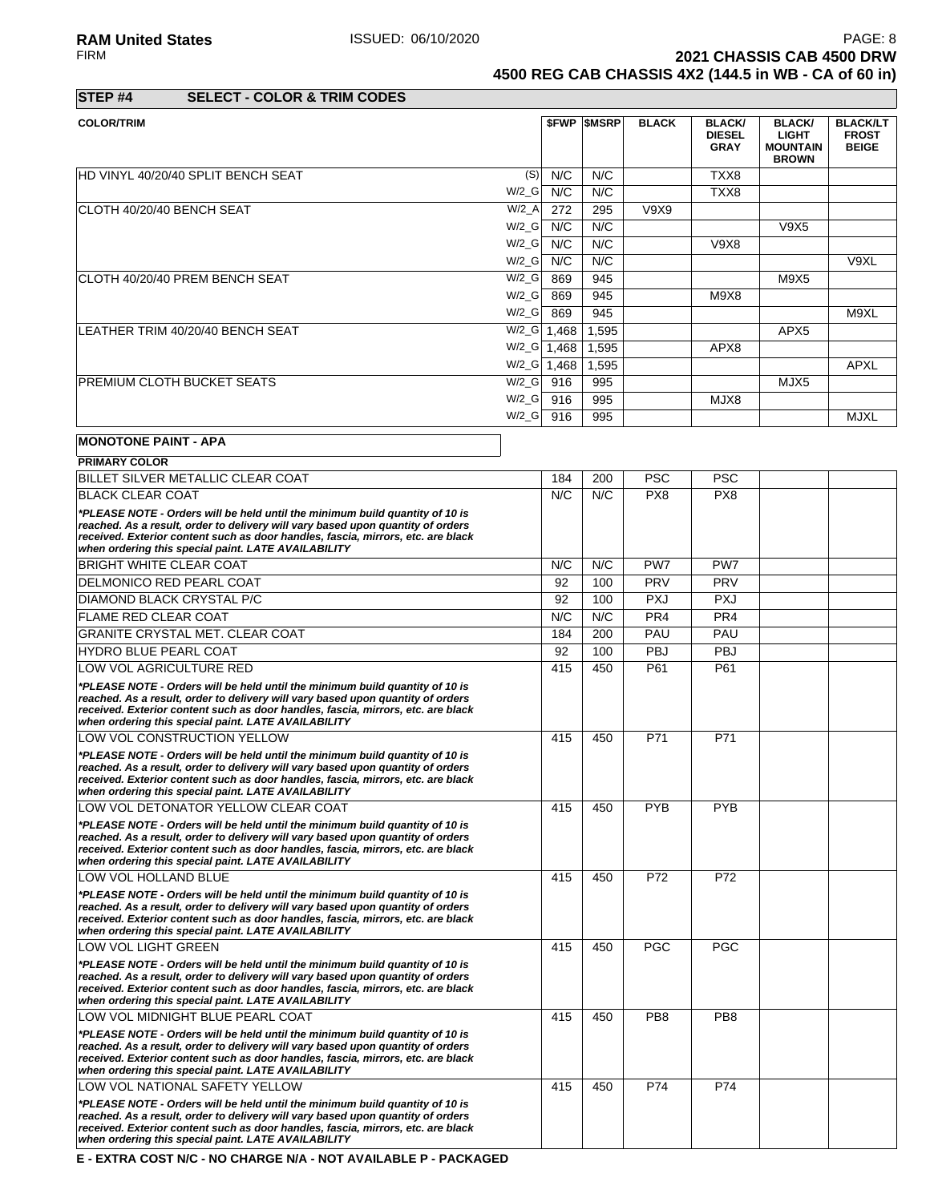**RAM United States** ISSUED: 06/10/2020
FIRM

**2021 CHASSIS CAB 4500 DRW**
**4500 REG CAB CHASSIS 4X2 (144.5 in WB - CA of 60 in)**

## STEP #4 SELECT - COLOR & TRIM CODES

| COLOR/TRIM | | $FWP | $MSRP | BLACK | BLACK/ DIESEL GRAY | BLACK/ LIGHT MOUNTAIN BROWN | BLACK/LT FROST BEIGE |
|---|---|---|---|---|---|---|---|
| HD VINYL 40/20/40 SPLIT BENCH SEAT | (S) | N/C | N/C | | TXX8 | | |
| | W/2_G | N/C | N/C | | TXX8 | | |
| CLOTH 40/20/40 BENCH SEAT | W/2_A | 272 | 295 | V9X9 | | | |
| | W/2_G | N/C | N/C | | | V9X5 | |
| | W/2_G | N/C | N/C | | V9X8 | | |
| | W/2_G | N/C | N/C | | | | V9XL |
| CLOTH 40/20/40 PREM BENCH SEAT | W/2_G | 869 | 945 | | | M9X5 | |
| | W/2_G | 869 | 945 | | M9X8 | | |
| | W/2_G | 869 | 945 | | | | M9XL |
| LEATHER TRIM 40/20/40 BENCH SEAT | W/2_G | 1,468 | 1,595 | | | APX5 | |
| | W/2_G | 1,468 | 1,595 | | APX8 | | |
| | W/2_G | 1,468 | 1,595 | | | | APXL |
| PREMIUM CLOTH BUCKET SEATS | W/2_G | 916 | 995 | | | MJX5 | |
| | W/2_G | 916 | 995 | | MJX8 | | |
| | W/2_G | 916 | 995 | | | | MJXL |

**MONOTONE PAINT - APA**

| PRIMARY COLOR | $FWP | $MSRP | BLACK | BLACK/ DIESEL GRAY | BLACK/ LIGHT MOUNTAIN BROWN | BLACK/LT FROST BEIGE |
|---|---|---|---|---|---|---|
| BILLET SILVER METALLIC CLEAR COAT | 184 | 200 | PSC | PSC | | |
| BLACK CLEAR COAT | N/C | N/C | PX8 | PX8 | | |
| ***PLEASE NOTE - Orders will be held until the minimum build quantity of 10 is reached. As a result, order to delivery will vary based upon quantity of orders received. Exterior content such as door handles, fascia, mirrors, etc. are black when ordering this special paint. LATE AVAILABILITY*** | | | | | | |
| BRIGHT WHITE CLEAR COAT | N/C | N/C | PW7 | PW7 | | |
| DELMONICO RED PEARL COAT | 92 | 100 | PRV | PRV | | |
| DIAMOND BLACK CRYSTAL P/C | 92 | 100 | PXJ | PXJ | | |
| FLAME RED CLEAR COAT | N/C | N/C | PR4 | PR4 | | |
| GRANITE CRYSTAL MET. CLEAR COAT | 184 | 200 | PAU | PAU | | |
| HYDRO BLUE PEARL COAT | 92 | 100 | PBJ | PBJ | | |
| LOW VOL AGRICULTURE RED | 415 | 450 | P61 | P61 | | |
| ***PLEASE NOTE - Orders will be held until the minimum build quantity of 10 is reached. As a result, order to delivery will vary based upon quantity of orders received. Exterior content such as door handles, fascia, mirrors, etc. are black when ordering this special paint. LATE AVAILABILITY*** | | | | | | |
| LOW VOL CONSTRUCTION YELLOW | 415 | 450 | P71 | P71 | | |
| ***PLEASE NOTE - Orders will be held until the minimum build quantity of 10 is reached. As a result, order to delivery will vary based upon quantity of orders received. Exterior content such as door handles, fascia, mirrors, etc. are black when ordering this special paint. LATE AVAILABILITY*** | | | | | | |
| LOW VOL DETONATOR YELLOW CLEAR COAT | 415 | 450 | PYB | PYB | | |
| ***PLEASE NOTE - Orders will be held until the minimum build quantity of 10 is reached. As a result, order to delivery will vary based upon quantity of orders received. Exterior content such as door handles, fascia, mirrors, etc. are black when ordering this special paint. LATE AVAILABILITY*** | | | | | | |
| LOW VOL HOLLAND BLUE | 415 | 450 | P72 | P72 | | |
| ***PLEASE NOTE - Orders will be held until the minimum build quantity of 10 is reached. As a result, order to delivery will vary based upon quantity of orders received. Exterior content such as door handles, fascia, mirrors, etc. are black when ordering this special paint. LATE AVAILABILITY*** | | | | | | |
| LOW VOL LIGHT GREEN | 415 | 450 | PGC | PGC | | |
| ***PLEASE NOTE - Orders will be held until the minimum build quantity of 10 is reached. As a result, order to delivery will vary based upon quantity of orders received. Exterior content such as door handles, fascia, mirrors, etc. are black when ordering this special paint. LATE AVAILABILITY*** | | | | | | |
| LOW VOL MIDNIGHT BLUE PEARL COAT | 415 | 450 | PB8 | PB8 | | |
| ***PLEASE NOTE - Orders will be held until the minimum build quantity of 10 is reached. As a result, order to delivery will vary based upon quantity of orders received. Exterior content such as door handles, fascia, mirrors, etc. are black when ordering this special paint. LATE AVAILABILITY*** | | | | | | |
| LOW VOL NATIONAL SAFETY YELLOW | 415 | 450 | P74 | P74 | | |
| ***PLEASE NOTE - Orders will be held until the minimum build quantity of 10 is reached. As a result, order to delivery will vary based upon quantity of orders received. Exterior content such as door handles, fascia, mirrors, etc. are black when ordering this special paint. LATE AVAILABILITY*** | | | | | | |

**E - EXTRA COST N/C - NO CHARGE N/A - NOT AVAILABLE P - PACKAGED**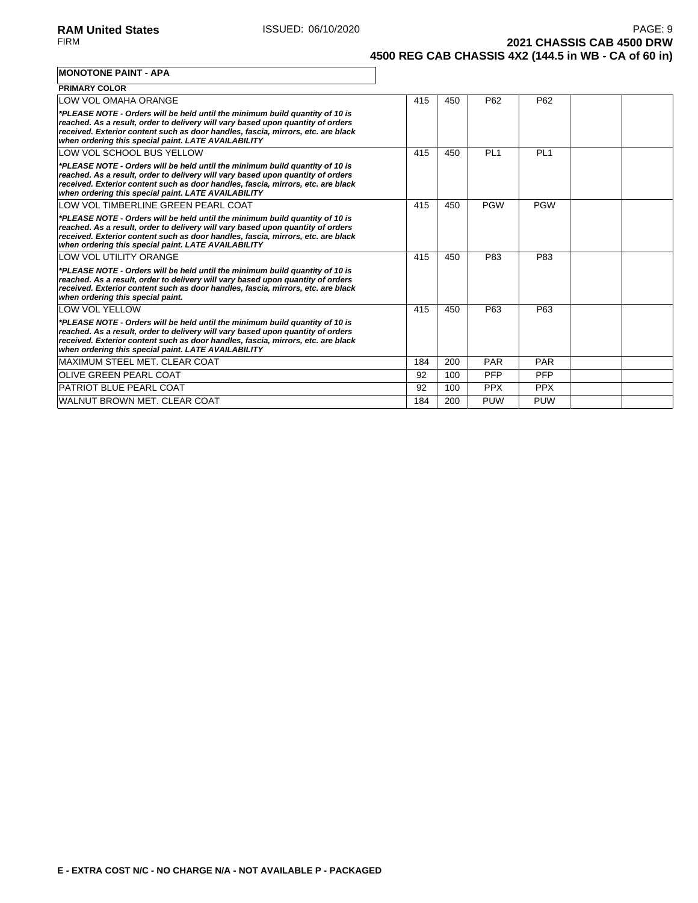**MONOTONE PAINT - APA**

**PRIMARY COLOR**

| | | | | | | |
|---|---|---|---|---|---|---|
| LOW VOL OMAHA ORANGE<br>***PLEASE NOTE - Orders will be held until the minimum build quantity of 10 is reached. As a result, order to delivery will vary based upon quantity of orders received. Exterior content such as door handles, fascia, mirrors, etc. are black when ordering this special paint. LATE AVAILABILITY*** | 415 | 450 | P62 | P62 | | |
| LOW VOL SCHOOL BUS YELLOW<br>***PLEASE NOTE - Orders will be held until the minimum build quantity of 10 is reached. As a result, order to delivery will vary based upon quantity of orders received. Exterior content such as door handles, fascia, mirrors, etc. are black when ordering this special paint. LATE AVAILABILITY*** | 415 | 450 | PL1 | PL1 | | |
| LOW VOL TIMBERLINE GREEN PEARL COAT<br>***PLEASE NOTE - Orders will be held until the minimum build quantity of 10 is reached. As a result, order to delivery will vary based upon quantity of orders received. Exterior content such as door handles, fascia, mirrors, etc. are black when ordering this special paint. LATE AVAILABILITY*** | 415 | 450 | PGW | PGW | | |
| LOW VOL UTILITY ORANGE<br>***PLEASE NOTE - Orders will be held until the minimum build quantity of 10 is reached. As a result, order to delivery will vary based upon quantity of orders received. Exterior content such as door handles, fascia, mirrors, etc. are black when ordering this special paint.*** | 415 | 450 | P83 | P83 | | |
| LOW VOL YELLOW<br>***PLEASE NOTE - Orders will be held until the minimum build quantity of 10 is reached. As a result, order to delivery will vary based upon quantity of orders received. Exterior content such as door handles, fascia, mirrors, etc. are black when ordering this special paint. LATE AVAILABILITY*** | 415 | 450 | P63 | P63 | | |
| MAXIMUM STEEL MET. CLEAR COAT | 184 | 200 | PAR | PAR | | |
| OLIVE GREEN PEARL COAT | 92 | 100 | PFP | PFP | | |
| PATRIOT BLUE PEARL COAT | 92 | 100 | PPX | PPX | | |
| WALNUT BROWN MET. CLEAR COAT | 184 | 200 | PUW | PUW | | |

**E - EXTRA COST N/C - NO CHARGE N/A - NOT AVAILABLE P - PACKAGED**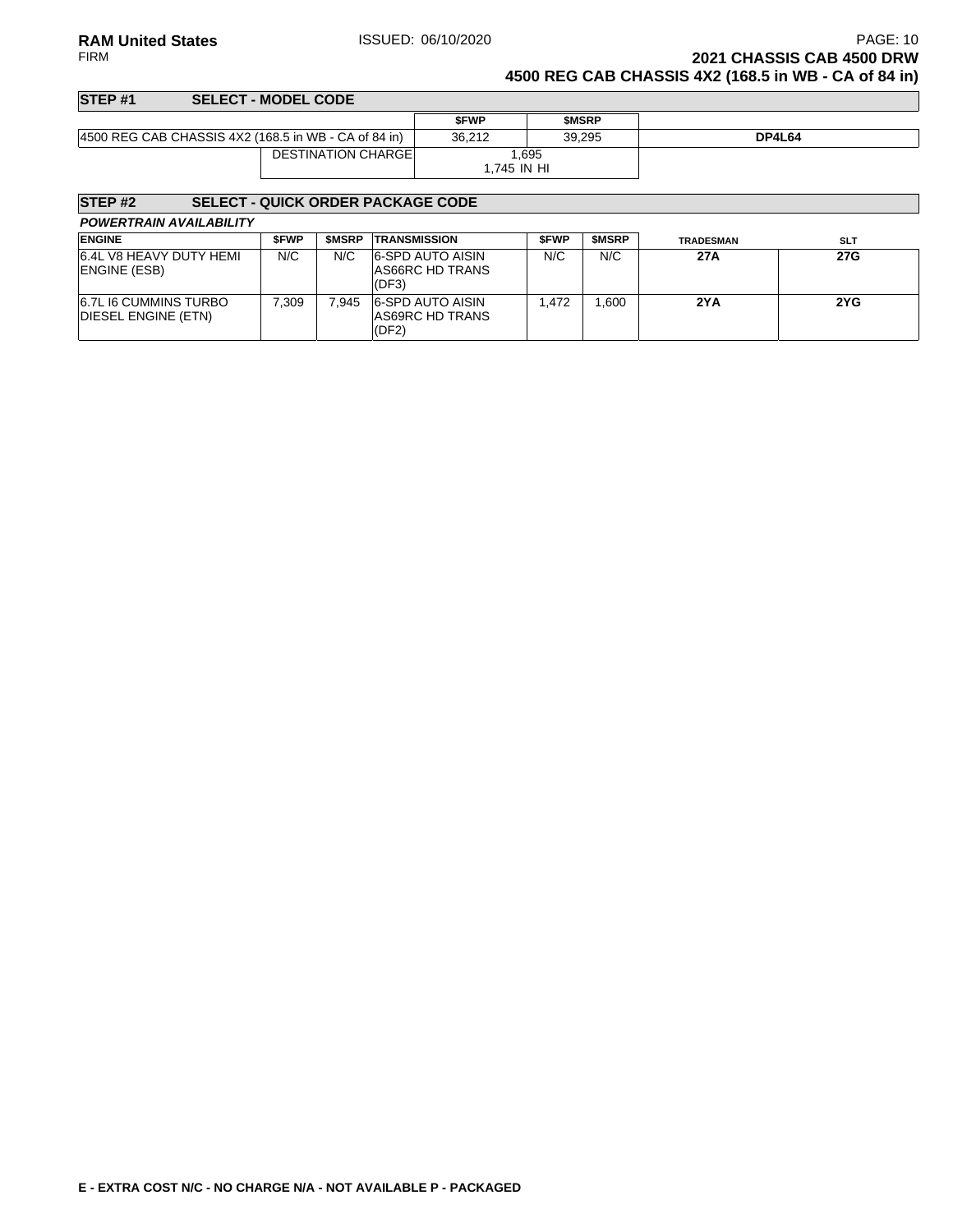## 2021 CHASSIS CAB 4500 DRW

## 4500 REG CAB CHASSIS 4X2 (168.5 in WB - CA of 84 in)

### STEP #1 SELECT - MODEL CODE

| | $FWP | $MSRP | |
|---|---|---|---|
| 4500 REG CAB CHASSIS 4X2 (168.5 in WB - CA of 84 in) | 36,212 | 39,295 | **DP4L64** |
| DESTINATION CHARGE | 1,695<br>1,745 IN HI | | |

### STEP #2 SELECT - QUICK ORDER PACKAGE CODE

***POWERTRAIN AVAILABILITY***

| ENGINE | $FWP | $MSRP | TRANSMISSION | $FWP | $MSRP | TRADESMAN | SLT |
|---|---|---|---|---|---|---|---|
| 6.4L V8 HEAVY DUTY HEMI ENGINE (ESB) | N/C | N/C | 6-SPD AUTO AISIN AS66RC HD TRANS (DF3) | N/C | N/C | **27A** | **27G** |
| 6.7L I6 CUMMINS TURBO DIESEL ENGINE (ETN) | 7,309 | 7,945 | 6-SPD AUTO AISIN AS69RC HD TRANS (DF2) | 1,472 | 1,600 | **2YA** | **2YG** |

**E - EXTRA COST N/C - NO CHARGE N/A - NOT AVAILABLE P - PACKAGED**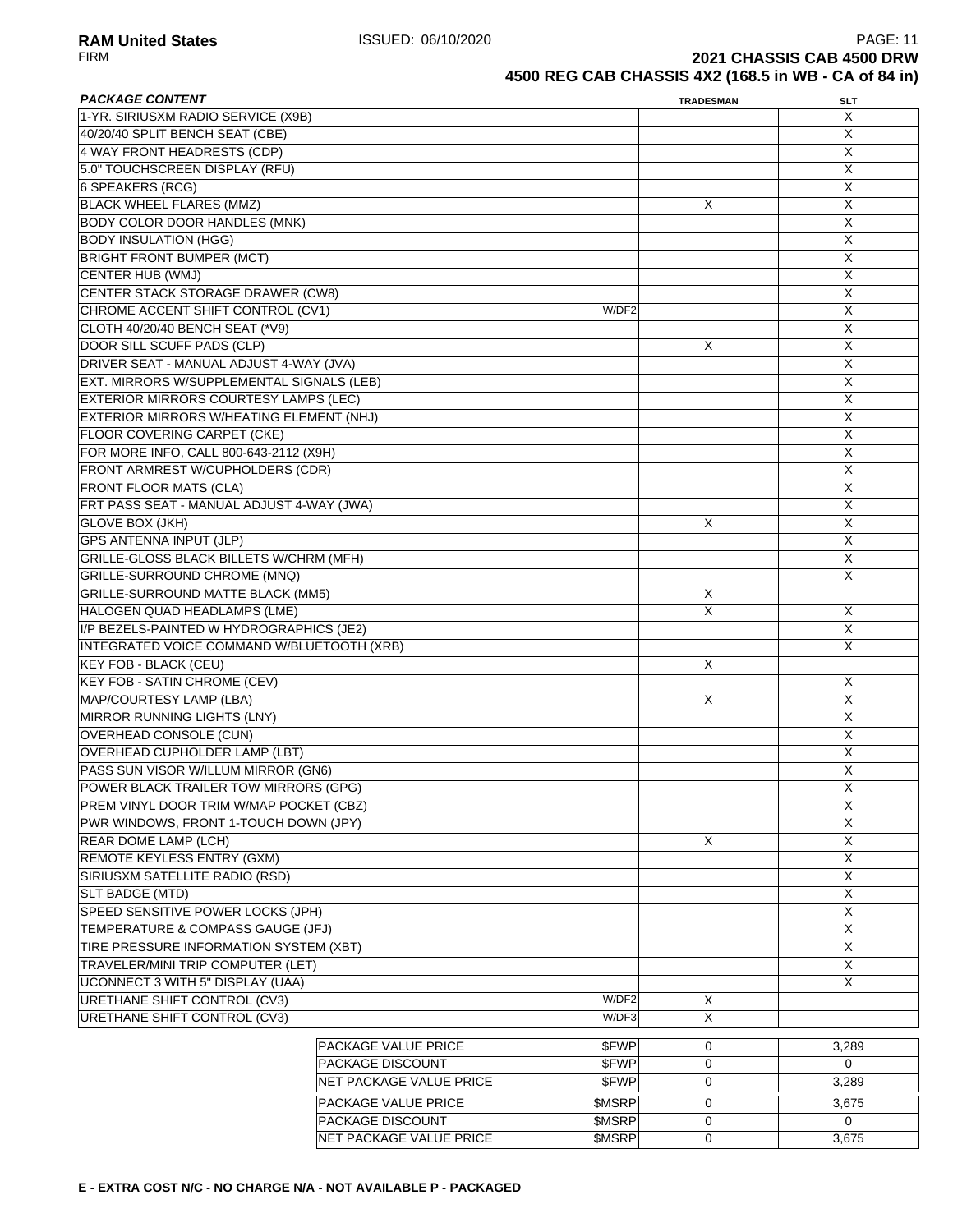## 2021 CHASSIS CAB 4500 DRW
### 4500 REG CAB CHASSIS 4X2 (168.5 in WB - CA of 84 in)

| PACKAGE CONTENT | | TRADESMAN | SLT |
|---|---|---|---|
| 1-YR. SIRIUSXM RADIO SERVICE (X9B) | | | X |
| 40/20/40 SPLIT BENCH SEAT (CBE) | | | X |
| 4 WAY FRONT HEADRESTS (CDP) | | | X |
| 5.0" TOUCHSCREEN DISPLAY (RFU) | | | X |
| 6 SPEAKERS (RCG) | | | X |
| BLACK WHEEL FLARES (MMZ) | | X | X |
| BODY COLOR DOOR HANDLES (MNK) | | | X |
| BODY INSULATION (HGG) | | | X |
| BRIGHT FRONT BUMPER (MCT) | | | X |
| CENTER HUB (WMJ) | | | X |
| CENTER STACK STORAGE DRAWER (CW8) | | | X |
| CHROME ACCENT SHIFT CONTROL (CV1) | W/DF2 | | X |
| CLOTH 40/20/40 BENCH SEAT (*V9) | | | X |
| DOOR SILL SCUFF PADS (CLP) | | X | X |
| DRIVER SEAT - MANUAL ADJUST 4-WAY (JVA) | | | X |
| EXT. MIRRORS W/SUPPLEMENTAL SIGNALS (LEB) | | | X |
| EXTERIOR MIRRORS COURTESY LAMPS (LEC) | | | X |
| EXTERIOR MIRRORS W/HEATING ELEMENT (NHJ) | | | X |
| FLOOR COVERING CARPET (CKE) | | | X |
| FOR MORE INFO, CALL 800-643-2112 (X9H) | | | X |
| FRONT ARMREST W/CUPHOLDERS (CDR) | | | X |
| FRONT FLOOR MATS (CLA) | | | X |
| FRT PASS SEAT - MANUAL ADJUST 4-WAY (JWA) | | | X |
| GLOVE BOX (JKH) | | X | X |
| GPS ANTENNA INPUT (JLP) | | | X |
| GRILLE-GLOSS BLACK BILLETS W/CHRM (MFH) | | | X |
| GRILLE-SURROUND CHROME (MNQ) | | | X |
| GRILLE-SURROUND MATTE BLACK (MM5) | | X | |
| HALOGEN QUAD HEADLAMPS (LME) | | X | X |
| I/P BEZELS-PAINTED W HYDROGRAPHICS (JE2) | | | X |
| INTEGRATED VOICE COMMAND W/BLUETOOTH (XRB) | | | X |
| KEY FOB - BLACK (CEU) | | X | |
| KEY FOB - SATIN CHROME (CEV) | | | X |
| MAP/COURTESY LAMP (LBA) | | X | X |
| MIRROR RUNNING LIGHTS (LNY) | | | X |
| OVERHEAD CONSOLE (CUN) | | | X |
| OVERHEAD CUPHOLDER LAMP (LBT) | | | X |
| PASS SUN VISOR W/ILLUM MIRROR (GN6) | | | X |
| POWER BLACK TRAILER TOW MIRRORS (GPG) | | | X |
| PREM VINYL DOOR TRIM W/MAP POCKET (CBZ) | | | X |
| PWR WINDOWS, FRONT 1-TOUCH DOWN (JPY) | | | X |
| REAR DOME LAMP (LCH) | | X | X |
| REMOTE KEYLESS ENTRY (GXM) | | | X |
| SIRIUSXM SATELLITE RADIO (RSD) | | | X |
| SLT BADGE (MTD) | | | X |
| SPEED SENSITIVE POWER LOCKS (JPH) | | | X |
| TEMPERATURE & COMPASS GAUGE (JFJ) | | | X |
| TIRE PRESSURE INFORMATION SYSTEM (XBT) | | | X |
| TRAVELER/MINI TRIP COMPUTER (LET) | | | X |
| UCONNECT 3 WITH 5" DISPLAY (UAA) | | | X |
| URETHANE SHIFT CONTROL (CV3) | W/DF2 | X | |
| URETHANE SHIFT CONTROL (CV3) | W/DF3 | X | |
| PACKAGE VALUE PRICE | $FWP | 0 | 3,289 |
| PACKAGE DISCOUNT | $FWP | 0 | 0 |
| NET PACKAGE VALUE PRICE | $FWP | 0 | 3,289 |
| PACKAGE VALUE PRICE | $MSRP | 0 | 3,675 |
| PACKAGE DISCOUNT | $MSRP | 0 | 0 |
| NET PACKAGE VALUE PRICE | $MSRP | 0 | 3,675 |

**E - EXTRA COST N/C - NO CHARGE N/A - NOT AVAILABLE P - PACKAGED**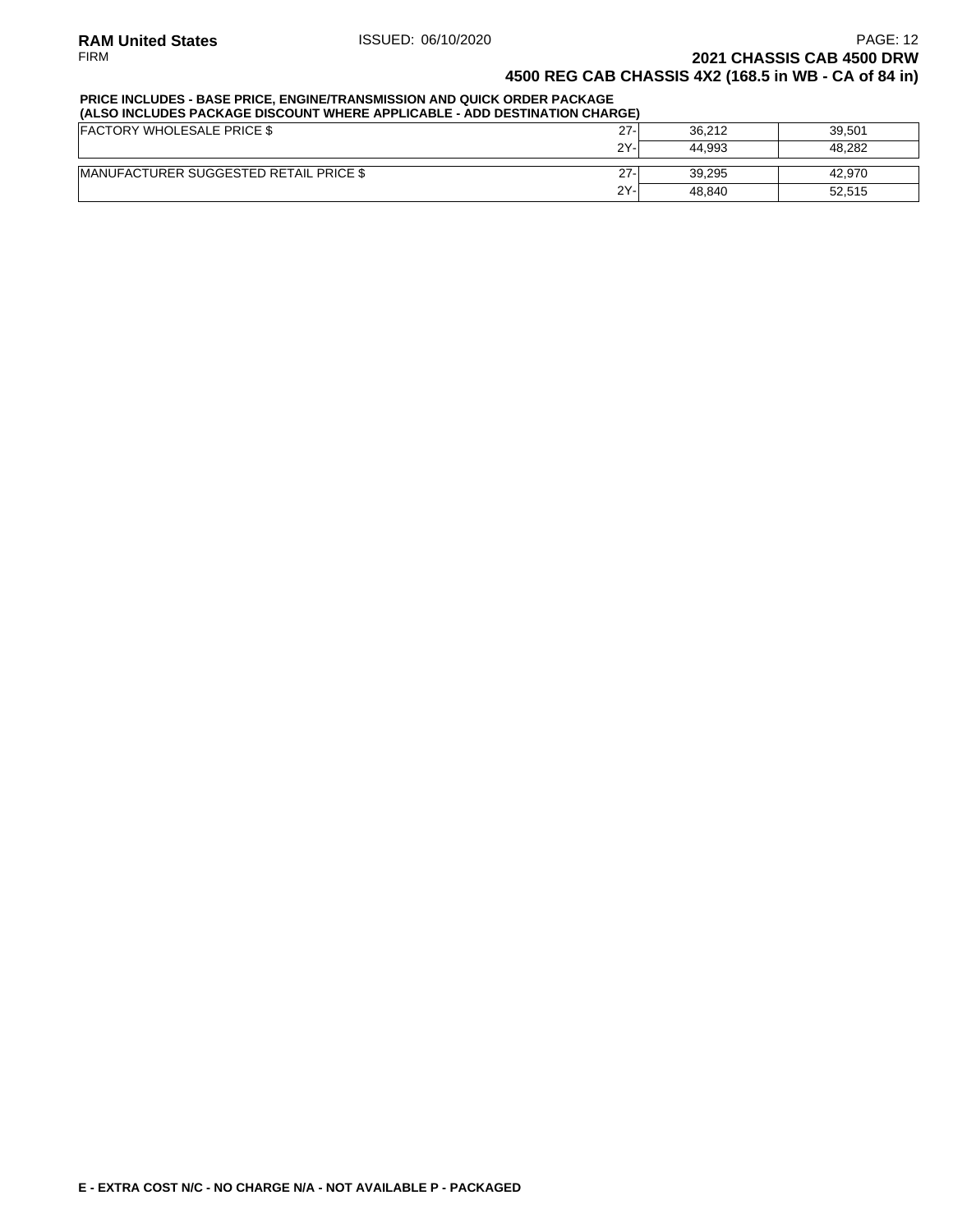**PRICE INCLUDES - BASE PRICE, ENGINE/TRANSMISSION AND QUICK ORDER PACKAGE**
**(ALSO INCLUDES PACKAGE DISCOUNT WHERE APPLICABLE - ADD DESTINATION CHARGE)**

| | | | |
|---|---|---|---|
| FACTORY WHOLESALE PRICE $ | 27- | 36,212 | 39,501 |
| | 2Y- | 44,993 | 48,282 |
| MANUFACTURER SUGGESTED RETAIL PRICE $ | 27- | 39,295 | 42,970 |
| | 2Y- | 48,840 | 52,515 |

**E - EXTRA COST N/C - NO CHARGE N/A - NOT AVAILABLE P - PACKAGED**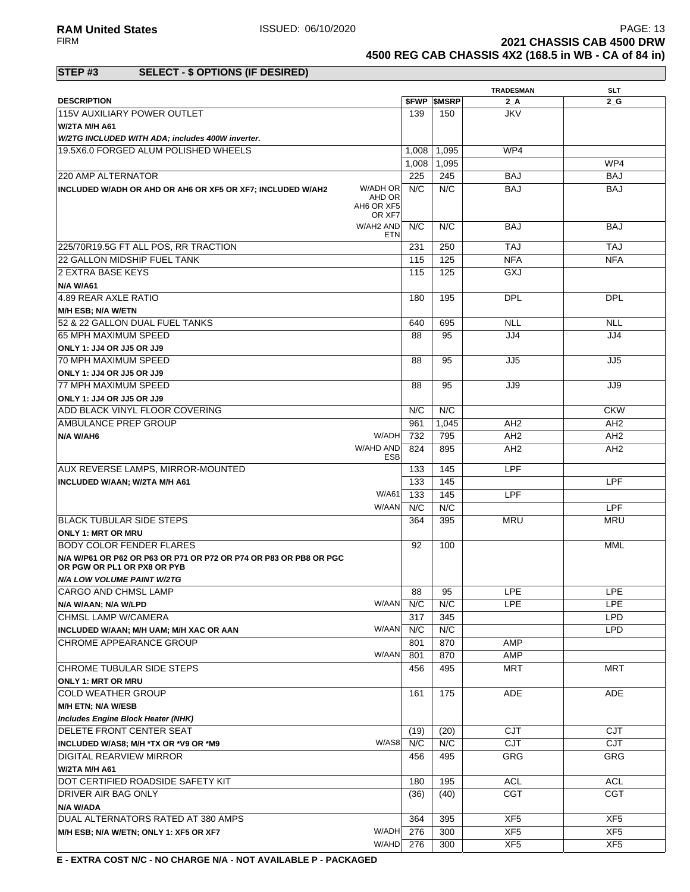**2021 CHASSIS CAB 4500 DRW**
**4500 REG CAB CHASSIS 4X2 (168.5 in WB - CA of 84 in)**

## STEP #3 SELECT - $ OPTIONS (IF DESIRED)

| DESCRIPTION | | $FWP | $MSRP | TRADESMAN 2_A | SLT 2_G |
|---|---|---|---|---|---|
| 115V AUXILIARY POWER OUTLET | | 139 | 150 | JKV | |
| **W/2TA M/H A61** | | | | | |
| ***W/2TG INCLUDED WITH ADA; includes 400W inverter.*** | | | | | |
| 19.5X6.0 FORGED ALUM POLISHED WHEELS | | 1,008 | 1,095 | WP4 | |
| | | 1,008 | 1,095 | | WP4 |
| 220 AMP ALTERNATOR | | 225 | 245 | BAJ | BAJ |
| **INCLUDED W/ADH OR AHD OR AH6 OR XF5 OR XF7; INCLUDED W/AH2** | W/ADH OR AHD OR AH6 OR XF5 OR XF7 | N/C | N/C | BAJ | BAJ |
| | W/AH2 AND ETN | N/C | N/C | BAJ | BAJ |
| 225/70R19.5G FT ALL POS, RR TRACTION | | 231 | 250 | TAJ | TAJ |
| 22 GALLON MIDSHIP FUEL TANK | | 115 | 125 | NFA | NFA |
| 2 EXTRA BASE KEYS | | 115 | 125 | GXJ | |
| **N/A W/A61** | | | | | |
| 4.89 REAR AXLE RATIO | | 180 | 195 | DPL | DPL |
| **M/H ESB; N/A W/ETN** | | | | | |
| 52 & 22 GALLON DUAL FUEL TANKS | | 640 | 695 | NLL | NLL |
| 65 MPH MAXIMUM SPEED | | 88 | 95 | JJ4 | JJ4 |
| **ONLY 1: JJ4 OR JJ5 OR JJ9** | | | | | |
| 70 MPH MAXIMUM SPEED | | 88 | 95 | JJ5 | JJ5 |
| **ONLY 1: JJ4 OR JJ5 OR JJ9** | | | | | |
| 77 MPH MAXIMUM SPEED | | 88 | 95 | JJ9 | JJ9 |
| **ONLY 1: JJ4 OR JJ5 OR JJ9** | | | | | |
| ADD BLACK VINYL FLOOR COVERING | | N/C | N/C | | CKW |
| AMBULANCE PREP GROUP | | 961 | 1,045 | AH2 | AH2 |
| **N/A W/AH6** | W/ADH | 732 | 795 | AH2 | AH2 |
| | W/AHD AND ESB | 824 | 895 | AH2 | AH2 |
| AUX REVERSE LAMPS, MIRROR-MOUNTED | | 133 | 145 | LPF | |
| **INCLUDED W/AAN; W/2TA M/H A61** | | 133 | 145 | | LPF |
| | W/A61 | 133 | 145 | LPF | |
| | W/AAN | N/C | N/C | | LPF |
| BLACK TUBULAR SIDE STEPS | | 364 | 395 | MRU | MRU |
| **ONLY 1: MRT OR MRU** | | | | | |
| BODY COLOR FENDER FLARES | | 92 | 100 | | MML |
| **N/A W/P61 OR P62 OR P63 OR P71 OR P72 OR P74 OR P83 OR PB8 OR PGC OR PGW OR PL1 OR PX8 OR PYB** | | | | | |
| ***N/A LOW VOLUME PAINT W/2TG*** | | | | | |
| CARGO AND CHMSL LAMP | | 88 | 95 | LPE | LPE |
| **N/A W/AAN; N/A W/LPD** | W/AAN | N/C | N/C | LPE | LPE |
| CHMSL LAMP W/CAMERA | | 317 | 345 | | LPD |
| **INCLUDED W/AAN; M/H UAM; M/H XAC OR AAN** | W/AAN | N/C | N/C | | LPD |
| CHROME APPEARANCE GROUP | | 801 | 870 | AMP | |
| | W/AAN | 801 | 870 | AMP | |
| CHROME TUBULAR SIDE STEPS | | 456 | 495 | MRT | MRT |
| **ONLY 1: MRT OR MRU** | | | | | |
| COLD WEATHER GROUP | | 161 | 175 | ADE | ADE |
| **M/H ETN; N/A W/ESB** | | | | | |
| ***Includes Engine Block Heater (NHK)*** | | | | | |
| DELETE FRONT CENTER SEAT | | (19) | (20) | CJT | CJT |
| **INCLUDED W/AS8; M/H *TX OR *V9 OR *M9** | W/AS8 | N/C | N/C | CJT | CJT |
| DIGITAL REARVIEW MIRROR | | 456 | 495 | GRG | GRG |
| **W/2TA M/H A61** | | | | | |
| DOT CERTIFIED ROADSIDE SAFETY KIT | | 180 | 195 | ACL | ACL |
| DRIVER AIR BAG ONLY | | (36) | (40) | CGT | CGT |
| **N/A W/ADA** | | | | | |
| DUAL ALTERNATORS RATED AT 380 AMPS | | 364 | 395 | XF5 | XF5 |
| **M/H ESB; N/A W/ETN; ONLY 1: XF5 OR XF7** | W/ADH | 276 | 300 | XF5 | XF5 |
| | W/AHD | 276 | 300 | XF5 | XF5 |

**E - EXTRA COST N/C - NO CHARGE N/A - NOT AVAILABLE P - PACKAGED**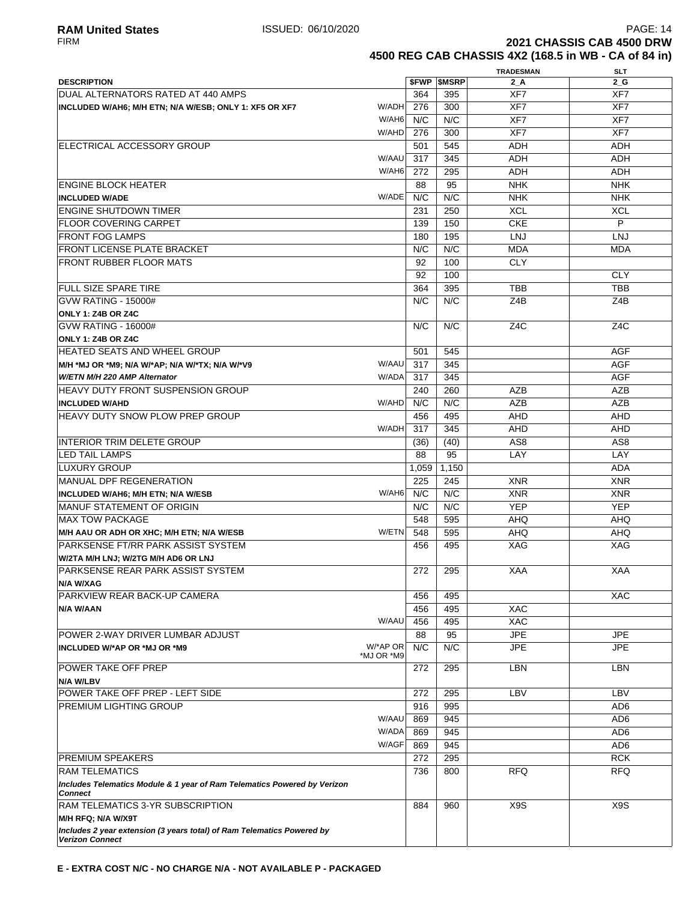**RAM United States** ISSUED: 06/10/2020
FIRM

**2021 CHASSIS CAB 4500 DRW**
**4500 REG CAB CHASSIS 4X2 (168.5 in WB - CA of 84 in)**

| DESCRIPTION | | $FWP | $MSRP | TRADESMAN 2_A | SLT 2_G |
|---|---|---|---|---|---|
| DUAL ALTERNATORS RATED AT 440 AMPS | | 364 | 395 | XF7 | XF7 |
| **INCLUDED W/AH6; M/H ETN; N/A W/ESB; ONLY 1: XF5 OR XF7** | W/ADH | 276 | 300 | XF7 | XF7 |
| | W/AH6 | N/C | N/C | XF7 | XF7 |
| | W/AHD | 276 | 300 | XF7 | XF7 |
| ELECTRICAL ACCESSORY GROUP | | 501 | 545 | ADH | ADH |
| | W/AAU | 317 | 345 | ADH | ADH |
| | W/AH6 | 272 | 295 | ADH | ADH |
| ENGINE BLOCK HEATER | | 88 | 95 | NHK | NHK |
| **INCLUDED W/ADE** | W/ADE | N/C | N/C | NHK | NHK |
| ENGINE SHUTDOWN TIMER | | 231 | 250 | XCL | XCL |
| FLOOR COVERING CARPET | | 139 | 150 | CKE | P |
| FRONT FOG LAMPS | | 180 | 195 | LNJ | LNJ |
| FRONT LICENSE PLATE BRACKET | | N/C | N/C | MDA | MDA |
| FRONT RUBBER FLOOR MATS | | 92 | 100 | CLY | |
| | | 92 | 100 | | CLY |
| FULL SIZE SPARE TIRE | | 364 | 395 | TBB | TBB |
| GVW RATING - 15000# | | N/C | N/C | Z4B | Z4B |
| **ONLY 1: Z4B OR Z4C** | | | | | |
| GVW RATING - 16000# | | N/C | N/C | Z4C | Z4C |
| **ONLY 1: Z4B OR Z4C** | | | | | |
| HEATED SEATS AND WHEEL GROUP | | 501 | 545 | | AGF |
| **M/H *MJ OR *M9; N/A W/*AP; N/A W/*TX; N/A W/*V9** | W/AAU | 317 | 345 | | AGF |
| ***W/ETN M/H 220 AMP Alternator*** | W/ADA | 317 | 345 | | AGF |
| HEAVY DUTY FRONT SUSPENSION GROUP | | 240 | 260 | AZB | AZB |
| **INCLUDED W/AHD** | W/AHD | N/C | N/C | AZB | AZB |
| HEAVY DUTY SNOW PLOW PREP GROUP | | 456 | 495 | AHD | AHD |
| | W/ADH | 317 | 345 | AHD | AHD |
| INTERIOR TRIM DELETE GROUP | | (36) | (40) | AS8 | AS8 |
| LED TAIL LAMPS | | 88 | 95 | LAY | LAY |
| LUXURY GROUP | | 1,059 | 1,150 | | ADA |
| MANUAL DPF REGENERATION | | 225 | 245 | XNR | XNR |
| **INCLUDED W/AH6; M/H ETN; N/A W/ESB** | W/AH6 | N/C | N/C | XNR | XNR |
| MANUF STATEMENT OF ORIGIN | | N/C | N/C | YEP | YEP |
| MAX TOW PACKAGE | | 548 | 595 | AHQ | AHQ |
| **M/H AAU OR ADH OR XHC; M/H ETN; N/A W/ESB** | W/ETN | 548 | 595 | AHQ | AHQ |
| PARKSENSE FT/RR PARK ASSIST SYSTEM | | 456 | 495 | XAG | XAG |
| **W/2TA M/H LNJ; W/2TG M/H AD6 OR LNJ** | | | | | |
| PARKSENSE REAR PARK ASSIST SYSTEM | | 272 | 295 | XAA | XAA |
| **N/A W/XAG** | | | | | |
| PARKVIEW REAR BACK-UP CAMERA | | 456 | 495 | | XAC |
| **N/A W/AAN** | | 456 | 495 | XAC | |
| | W/AAU | 456 | 495 | XAC | |
| POWER 2-WAY DRIVER LUMBAR ADJUST | | 88 | 95 | JPE | JPE |
| **INCLUDED W/*AP OR *MJ OR *M9** | W/*AP OR *MJ OR *M9 | N/C | N/C | JPE | JPE |
| POWER TAKE OFF PREP | | 272 | 295 | LBN | LBN |
| **N/A W/LBV** | | | | | |
| POWER TAKE OFF PREP - LEFT SIDE | | 272 | 295 | LBV | LBV |
| PREMIUM LIGHTING GROUP | | 916 | 995 | | AD6 |
| | W/AAU | 869 | 945 | | AD6 |
| | W/ADA | 869 | 945 | | AD6 |
| | W/AGF | 869 | 945 | | AD6 |
| PREMIUM SPEAKERS | | 272 | 295 | | RCK |
| RAM TELEMATICS | | 736 | 800 | RFQ | RFQ |
| ***Includes Telematics Module & 1 year of Ram Telematics Powered by Verizon Connect*** | | | | | |
| RAM TELEMATICS 3-YR SUBSCRIPTION | | 884 | 960 | X9S | X9S |
| **M/H RFQ; N/A W/X9T** | | | | | |
| ***Includes 2 year extension (3 years total) of Ram Telematics Powered by Verizon Connect*** | | | | | |

**E - EXTRA COST N/C - NO CHARGE N/A - NOT AVAILABLE P - PACKAGED**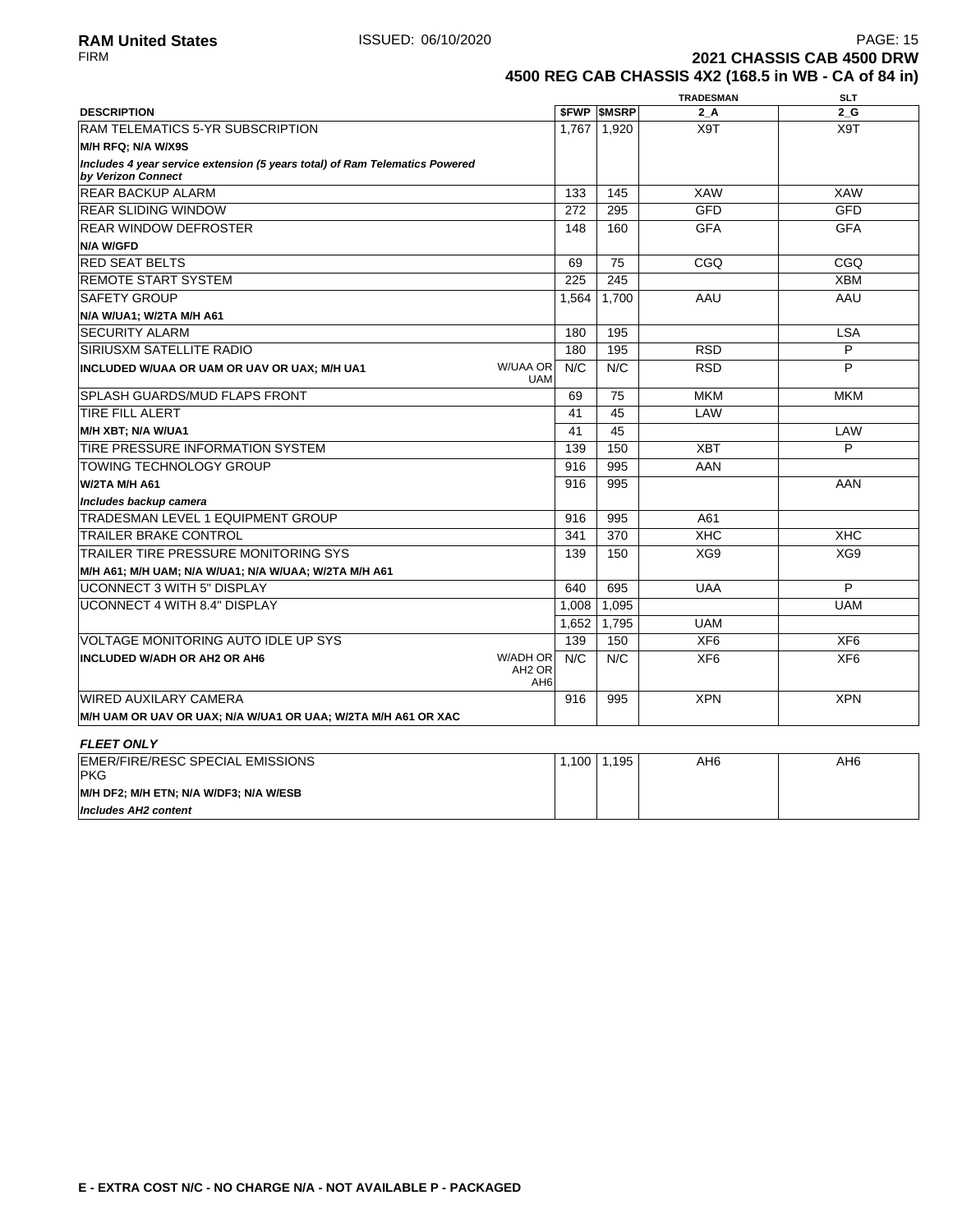# 2021 CHASSIS CAB 4500 DRW

## 4500 REG CAB CHASSIS 4X2 (168.5 in WB - CA of 84 in)

| DESCRIPTION | | $FWP | $MSRP | TRADESMAN 2_A | SLT 2_G |
|---|---|---|---|---|---|
| RAM TELEMATICS 5-YR SUBSCRIPTION | | 1,767 | 1,920 | X9T | X9T |
| **M/H RFQ; N/A W/X9S** | | | | | |
| ***Includes 4 year service extension (5 years total) of Ram Telematics Powered by Verizon Connect*** | | | | | |
| REAR BACKUP ALARM | | 133 | 145 | XAW | XAW |
| REAR SLIDING WINDOW | | 272 | 295 | GFD | GFD |
| REAR WINDOW DEFROSTER | | 148 | 160 | GFA | GFA |
| **N/A W/GFD** | | | | | |
| RED SEAT BELTS | | 69 | 75 | CGQ | CGQ |
| REMOTE START SYSTEM | | 225 | 245 | | XBM |
| SAFETY GROUP | | 1,564 | 1,700 | AAU | AAU |
| **N/A W/UA1; W/2TA M/H A61** | | | | | |
| SECURITY ALARM | | 180 | 195 | | LSA |
| SIRIUSXM SATELLITE RADIO | | 180 | 195 | RSD | P |
| **INCLUDED W/UAA OR UAM OR UAV OR UAX; M/H UA1** | W/UAA OR UAM | N/C | N/C | RSD | P |
| SPLASH GUARDS/MUD FLAPS FRONT | | 69 | 75 | MKM | MKM |
| TIRE FILL ALERT | | 41 | 45 | LAW | |
| **M/H XBT; N/A W/UA1** | | 41 | 45 | | LAW |
| TIRE PRESSURE INFORMATION SYSTEM | | 139 | 150 | XBT | P |
| TOWING TECHNOLOGY GROUP | | 916 | 995 | AAN | |
| **W/2TA M/H A61** | | 916 | 995 | | AAN |
| ***Includes backup camera*** | | | | | |
| TRADESMAN LEVEL 1 EQUIPMENT GROUP | | 916 | 995 | A61 | |
| TRAILER BRAKE CONTROL | | 341 | 370 | XHC | XHC |
| TRAILER TIRE PRESSURE MONITORING SYS | | 139 | 150 | XG9 | XG9 |
| **M/H A61; M/H UAM; N/A W/UA1; N/A W/UAA; W/2TA M/H A61** | | | | | |
| UCONNECT 3 WITH 5" DISPLAY | | 640 | 695 | UAA | P |
| UCONNECT 4 WITH 8.4" DISPLAY | | 1,008 | 1,095 | | UAM |
| | | 1,652 | 1,795 | UAM | |
| VOLTAGE MONITORING AUTO IDLE UP SYS | | 139 | 150 | XF6 | XF6 |
| **INCLUDED W/ADH OR AH2 OR AH6** | W/ADH OR AH2 OR AH6 | N/C | N/C | XF6 | XF6 |
| WIRED AUXILARY CAMERA | | 916 | 995 | XPN | XPN |
| **M/H UAM OR UAV OR UAX; N/A W/UA1 OR UAA; W/2TA M/H A61 OR XAC** | | | | | |

***FLEET ONLY***

| DESCRIPTION | | $FWP | $MSRP | TRADESMAN 2_A | SLT 2_G |
|---|---|---|---|---|---|
| EMER/FIRE/RESC SPECIAL EMISSIONS PKG | | 1,100 | 1,195 | AH6 | AH6 |
| **M/H DF2; M/H ETN; N/A W/DF3; N/A W/ESB** | | | | | |
| ***Includes AH2 content*** | | | | | |

**E - EXTRA COST N/C - NO CHARGE N/A - NOT AVAILABLE P - PACKAGED**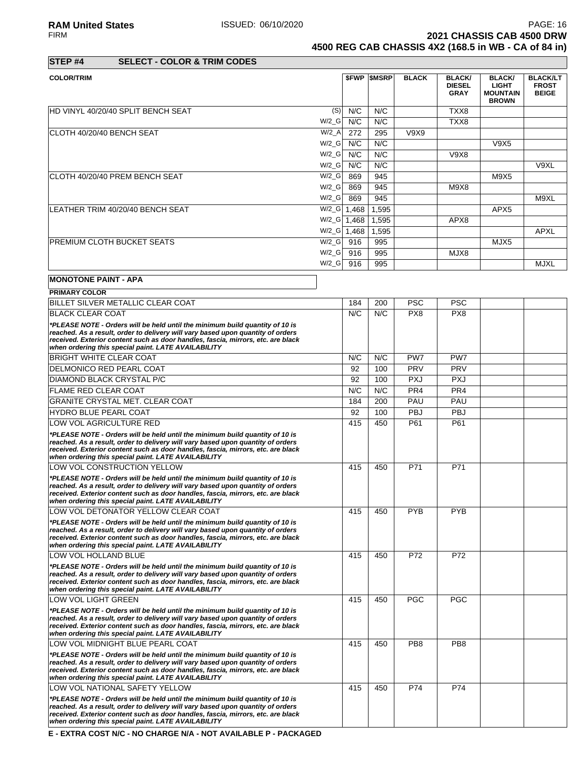## STEP #4 SELECT - COLOR & TRIM CODES

| COLOR/TRIM | | $FWP | $MSRP | BLACK | BLACK/ DIESEL GRAY | BLACK/ LIGHT MOUNTAIN BROWN | BLACK/LT FROST BEIGE |
|---|---|---|---|---|---|---|---|
| HD VINYL 40/20/40 SPLIT BENCH SEAT | (S) | N/C | N/C | | TXX8 | | |
| | W/2_G | N/C | N/C | | TXX8 | | |
| CLOTH 40/20/40 BENCH SEAT | W/2_A | 272 | 295 | V9X9 | | | |
| | W/2_G | N/C | N/C | | | V9X5 | |
| | W/2_G | N/C | N/C | | V9X8 | | |
| | W/2_G | N/C | N/C | | | | V9XL |
| CLOTH 40/20/40 PREM BENCH SEAT | W/2_G | 869 | 945 | | | M9X5 | |
| | W/2_G | 869 | 945 | | M9X8 | | |
| | W/2_G | 869 | 945 | | | | M9XL |
| LEATHER TRIM 40/20/40 BENCH SEAT | W/2_G | 1,468 | 1,595 | | | APX5 | |
| | W/2_G | 1,468 | 1,595 | | APX8 | | |
| | W/2_G | 1,468 | 1,595 | | | | APXL |
| PREMIUM CLOTH BUCKET SEATS | W/2_G | 916 | 995 | | | MJX5 | |
| | W/2_G | 916 | 995 | | MJX8 | | |
| | W/2_G | 916 | 995 | | | | MJXL |

### MONOTONE PAINT - APA

| PRIMARY COLOR | $FWP | $MSRP | BLACK | BLACK/ DIESEL GRAY | BLACK/ LIGHT MOUNTAIN BROWN | BLACK/LT FROST BEIGE |
|---|---|---|---|---|---|---|
| BILLET SILVER METALLIC CLEAR COAT | 184 | 200 | PSC | PSC | | |
| BLACK CLEAR COAT | N/C | N/C | PX8 | PX8 | | |
| *\*PLEASE NOTE - Orders will be held until the minimum build quantity of 10 is reached. As a result, order to delivery will vary based upon quantity of orders received. Exterior content such as door handles, fascia, mirrors, etc. are black when ordering this special paint. LATE AVAILABILITY* | | | | | | |
| BRIGHT WHITE CLEAR COAT | N/C | N/C | PW7 | PW7 | | |
| DELMONICO RED PEARL COAT | 92 | 100 | PRV | PRV | | |
| DIAMOND BLACK CRYSTAL P/C | 92 | 100 | PXJ | PXJ | | |
| FLAME RED CLEAR COAT | N/C | N/C | PR4 | PR4 | | |
| GRANITE CRYSTAL MET. CLEAR COAT | 184 | 200 | PAU | PAU | | |
| HYDRO BLUE PEARL COAT | 92 | 100 | PBJ | PBJ | | |
| LOW VOL AGRICULTURE RED | 415 | 450 | P61 | P61 | | |
| *\*PLEASE NOTE - Orders will be held until the minimum build quantity of 10 is reached. As a result, order to delivery will vary based upon quantity of orders received. Exterior content such as door handles, fascia, mirrors, etc. are black when ordering this special paint. LATE AVAILABILITY* | | | | | | |
| LOW VOL CONSTRUCTION YELLOW | 415 | 450 | P71 | P71 | | |
| *\*PLEASE NOTE - Orders will be held until the minimum build quantity of 10 is reached. As a result, order to delivery will vary based upon quantity of orders received. Exterior content such as door handles, fascia, mirrors, etc. are black when ordering this special paint. LATE AVAILABILITY* | | | | | | |
| LOW VOL DETONATOR YELLOW CLEAR COAT | 415 | 450 | PYB | PYB | | |
| *\*PLEASE NOTE - Orders will be held until the minimum build quantity of 10 is reached. As a result, order to delivery will vary based upon quantity of orders received. Exterior content such as door handles, fascia, mirrors, etc. are black when ordering this special paint. LATE AVAILABILITY* | | | | | | |
| LOW VOL HOLLAND BLUE | 415 | 450 | P72 | P72 | | |
| *\*PLEASE NOTE - Orders will be held until the minimum build quantity of 10 is reached. As a result, order to delivery will vary based upon quantity of orders received. Exterior content such as door handles, fascia, mirrors, etc. are black when ordering this special paint. LATE AVAILABILITY* | | | | | | |
| LOW VOL LIGHT GREEN | 415 | 450 | PGC | PGC | | |
| *\*PLEASE NOTE - Orders will be held until the minimum build quantity of 10 is reached. As a result, order to delivery will vary based upon quantity of orders received. Exterior content such as door handles, fascia, mirrors, etc. are black when ordering this special paint. LATE AVAILABILITY* | | | | | | |
| LOW VOL MIDNIGHT BLUE PEARL COAT | 415 | 450 | PB8 | PB8 | | |
| *\*PLEASE NOTE - Orders will be held until the minimum build quantity of 10 is reached. As a result, order to delivery will vary based upon quantity of orders received. Exterior content such as door handles, fascia, mirrors, etc. are black when ordering this special paint. LATE AVAILABILITY* | | | | | | |
| LOW VOL NATIONAL SAFETY YELLOW | 415 | 450 | P74 | P74 | | |
| *\*PLEASE NOTE - Orders will be held until the minimum build quantity of 10 is reached. As a result, order to delivery will vary based upon quantity of orders received. Exterior content such as door handles, fascia, mirrors, etc. are black when ordering this special paint. LATE AVAILABILITY* | | | | | | |

**E - EXTRA COST N/C - NO CHARGE N/A - NOT AVAILABLE P - PACKAGED**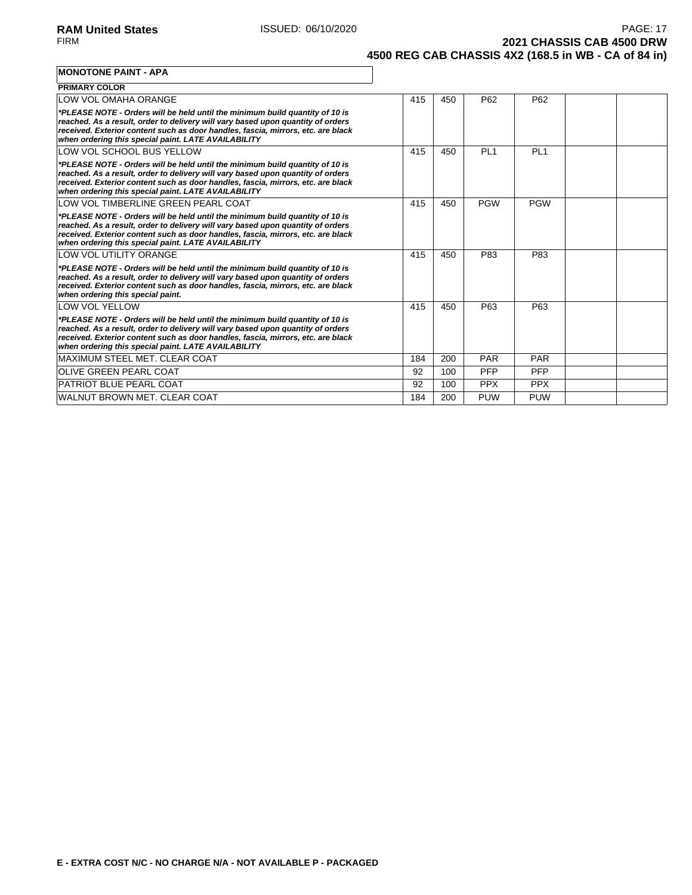**MONOTONE PAINT - APA**

**PRIMARY COLOR**

| | | | | | | |
|---|---|---|---|---|---|---|
| LOW VOL OMAHA ORANGE | 415 | 450 | P62 | P62 | | |
| ***PLEASE NOTE - Orders will be held until the minimum build quantity of 10 is reached. As a result, order to delivery will vary based upon quantity of orders received. Exterior content such as door handles, fascia, mirrors, etc. are black when ordering this special paint. LATE AVAILABILITY*** | | | | | | |
| LOW VOL SCHOOL BUS YELLOW | 415 | 450 | PL1 | PL1 | | |
| ***PLEASE NOTE - Orders will be held until the minimum build quantity of 10 is reached. As a result, order to delivery will vary based upon quantity of orders received. Exterior content such as door handles, fascia, mirrors, etc. are black when ordering this special paint. LATE AVAILABILITY*** | | | | | | |
| LOW VOL TIMBERLINE GREEN PEARL COAT | 415 | 450 | PGW | PGW | | |
| ***PLEASE NOTE - Orders will be held until the minimum build quantity of 10 is reached. As a result, order to delivery will vary based upon quantity of orders received. Exterior content such as door handles, fascia, mirrors, etc. are black when ordering this special paint. LATE AVAILABILITY*** | | | | | | |
| LOW VOL UTILITY ORANGE | 415 | 450 | P83 | P83 | | |
| ***PLEASE NOTE - Orders will be held until the minimum build quantity of 10 is reached. As a result, order to delivery will vary based upon quantity of orders received. Exterior content such as door handles, fascia, mirrors, etc. are black when ordering this special paint.*** | | | | | | |
| LOW VOL YELLOW | 415 | 450 | P63 | P63 | | |
| ***PLEASE NOTE - Orders will be held until the minimum build quantity of 10 is reached. As a result, order to delivery will vary based upon quantity of orders received. Exterior content such as door handles, fascia, mirrors, etc. are black when ordering this special paint. LATE AVAILABILITY*** | | | | | | |
| MAXIMUM STEEL MET. CLEAR COAT | 184 | 200 | PAR | PAR | | |
| OLIVE GREEN PEARL COAT | 92 | 100 | PFP | PFP | | |
| PATRIOT BLUE PEARL COAT | 92 | 100 | PPX | PPX | | |
| WALNUT BROWN MET. CLEAR COAT | 184 | 200 | PUW | PUW | | |

**E - EXTRA COST N/C - NO CHARGE N/A - NOT AVAILABLE P - PACKAGED**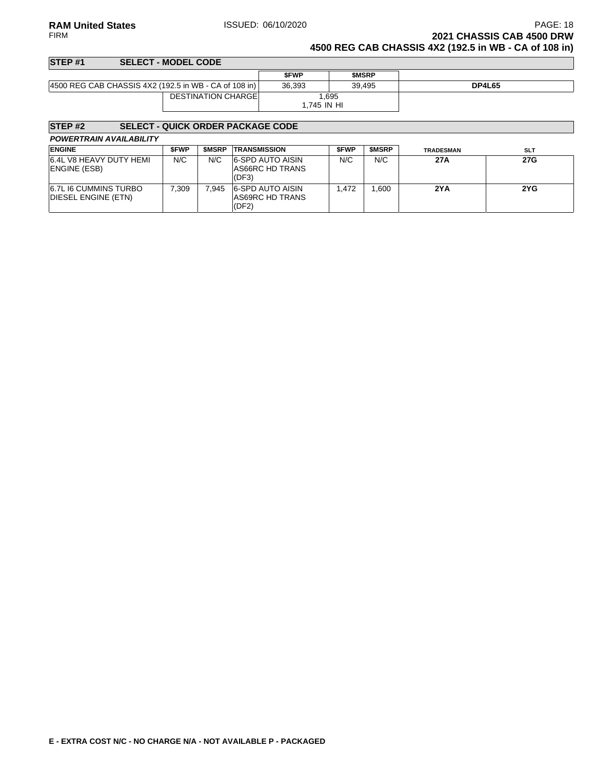## STEP #1 SELECT - MODEL CODE

| | $FWP | $MSRP | |
|---|---|---|---|
| 4500 REG CAB CHASSIS 4X2 (192.5 in WB - CA of 108 in) | 36,393 | 39,495 | **DP4L65** |
| DESTINATION CHARGE | 1,695<br>1,745 IN HI | | |

## STEP #2 SELECT - QUICK ORDER PACKAGE CODE

***POWERTRAIN AVAILABILITY***

| ENGINE | $FWP | $MSRP | TRANSMISSION | $FWP | $MSRP | TRADESMAN | SLT |
|---|---|---|---|---|---|---|---|
| 6.4L V8 HEAVY DUTY HEMI ENGINE (ESB) | N/C | N/C | 6-SPD AUTO AISIN AS66RC HD TRANS (DF3) | N/C | N/C | **27A** | **27G** |
| 6.7L I6 CUMMINS TURBO DIESEL ENGINE (ETN) | 7,309 | 7,945 | 6-SPD AUTO AISIN AS69RC HD TRANS (DF2) | 1,472 | 1,600 | **2YA** | **2YG** |

**E - EXTRA COST N/C - NO CHARGE N/A - NOT AVAILABLE P - PACKAGED**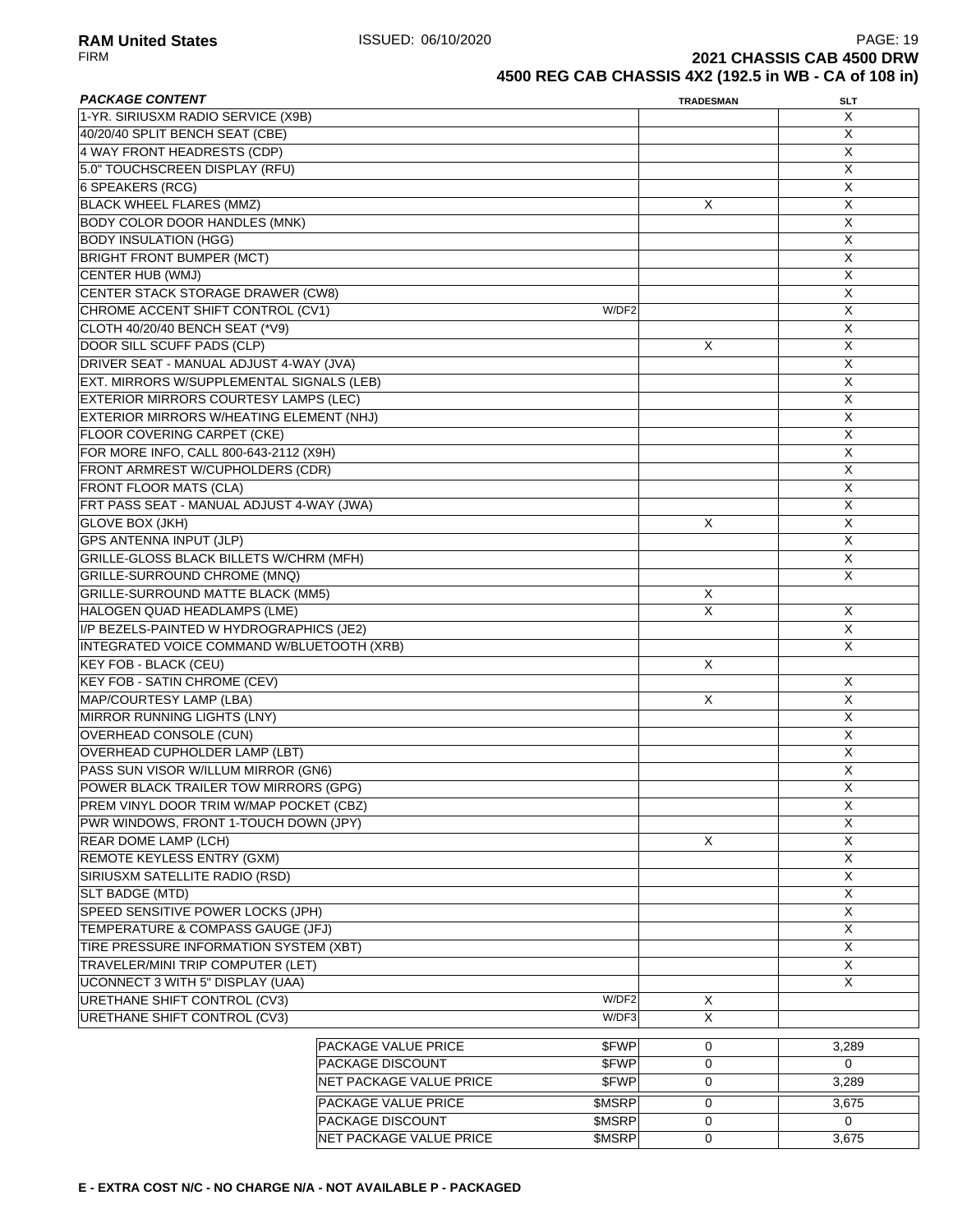**RAM United States** ISSUED: 06/10/2020

FIRM

**2021 CHASSIS CAB 4500 DRW**

**4500 REG CAB CHASSIS 4X2 (192.5 in WB - CA of 108 in)**

| ***PACKAGE CONTENT*** | | TRADESMAN | SLT |
|---|---|---|---|
| 1-YR. SIRIUSXM RADIO SERVICE (X9B) | | | X |
| 40/20/40 SPLIT BENCH SEAT (CBE) | | | X |
| 4 WAY FRONT HEADRESTS (CDP) | | | X |
| 5.0" TOUCHSCREEN DISPLAY (RFU) | | | X |
| 6 SPEAKERS (RCG) | | | X |
| BLACK WHEEL FLARES (MMZ) | | X | X |
| BODY COLOR DOOR HANDLES (MNK) | | | X |
| BODY INSULATION (HGG) | | | X |
| BRIGHT FRONT BUMPER (MCT) | | | X |
| CENTER HUB (WMJ) | | | X |
| CENTER STACK STORAGE DRAWER (CW8) | | | X |
| CHROME ACCENT SHIFT CONTROL (CV1) | W/DF2 | | X |
| CLOTH 40/20/40 BENCH SEAT (*V9) | | | X |
| DOOR SILL SCUFF PADS (CLP) | | X | X |
| DRIVER SEAT - MANUAL ADJUST 4-WAY (JVA) | | | X |
| EXT. MIRRORS W/SUPPLEMENTAL SIGNALS (LEB) | | | X |
| EXTERIOR MIRRORS COURTESY LAMPS (LEC) | | | X |
| EXTERIOR MIRRORS W/HEATING ELEMENT (NHJ) | | | X |
| FLOOR COVERING CARPET (CKE) | | | X |
| FOR MORE INFO, CALL 800-643-2112 (X9H) | | | X |
| FRONT ARMREST W/CUPHOLDERS (CDR) | | | X |
| FRONT FLOOR MATS (CLA) | | | X |
| FRT PASS SEAT - MANUAL ADJUST 4-WAY (JWA) | | | X |
| GLOVE BOX (JKH) | | X | X |
| GPS ANTENNA INPUT (JLP) | | | X |
| GRILLE-GLOSS BLACK BILLETS W/CHRM (MFH) | | | X |
| GRILLE-SURROUND CHROME (MNQ) | | | X |
| GRILLE-SURROUND MATTE BLACK (MM5) | | X | |
| HALOGEN QUAD HEADLAMPS (LME) | | X | X |
| I/P BEZELS-PAINTED W HYDROGRAPHICS (JE2) | | | X |
| INTEGRATED VOICE COMMAND W/BLUETOOTH (XRB) | | | X |
| KEY FOB - BLACK (CEU) | | X | |
| KEY FOB - SATIN CHROME (CEV) | | | X |
| MAP/COURTESY LAMP (LBA) | | X | X |
| MIRROR RUNNING LIGHTS (LNY) | | | X |
| OVERHEAD CONSOLE (CUN) | | | X |
| OVERHEAD CUPHOLDER LAMP (LBT) | | | X |
| PASS SUN VISOR W/ILLUM MIRROR (GN6) | | | X |
| POWER BLACK TRAILER TOW MIRRORS (GPG) | | | X |
| PREM VINYL DOOR TRIM W/MAP POCKET (CBZ) | | | X |
| PWR WINDOWS, FRONT 1-TOUCH DOWN (JPY) | | | X |
| REAR DOME LAMP (LCH) | | X | X |
| REMOTE KEYLESS ENTRY (GXM) | | | X |
| SIRIUSXM SATELLITE RADIO (RSD) | | | X |
| SLT BADGE (MTD) | | | X |
| SPEED SENSITIVE POWER LOCKS (JPH) | | | X |
| TEMPERATURE & COMPASS GAUGE (JFJ) | | | X |
| TIRE PRESSURE INFORMATION SYSTEM (XBT) | | | X |
| TRAVELER/MINI TRIP COMPUTER (LET) | | | X |
| UCONNECT 3 WITH 5" DISPLAY (UAA) | | | X |
| URETHANE SHIFT CONTROL (CV3) | W/DF2 | X | |
| URETHANE SHIFT CONTROL (CV3) | W/DF3 | X | |
| PACKAGE VALUE PRICE | $FWP | 0 | 3,289 |
| PACKAGE DISCOUNT | $FWP | 0 | 0 |
| NET PACKAGE VALUE PRICE | $FWP | 0 | 3,289 |
| PACKAGE VALUE PRICE | $MSRP | 0 | 3,675 |
| PACKAGE DISCOUNT | $MSRP | 0 | 0 |
| NET PACKAGE VALUE PRICE | $MSRP | 0 | 3,675 |

**E - EXTRA COST N/C - NO CHARGE N/A - NOT AVAILABLE P - PACKAGED**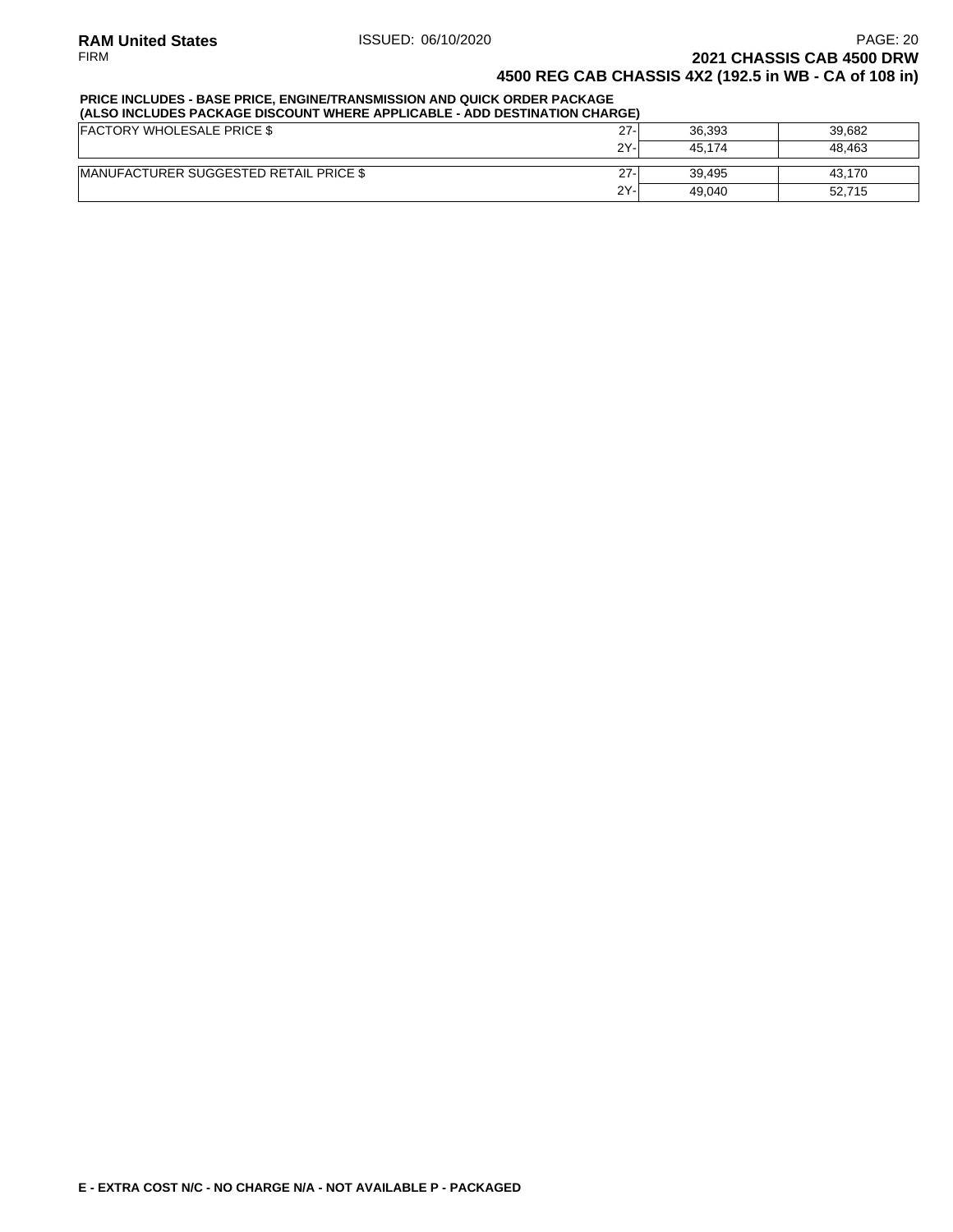**PRICE INCLUDES - BASE PRICE, ENGINE/TRANSMISSION AND QUICK ORDER PACKAGE**
**(ALSO INCLUDES PACKAGE DISCOUNT WHERE APPLICABLE - ADD DESTINATION CHARGE)**

| | | | |
|---|---|---|---|
| FACTORY WHOLESALE PRICE $ | 27- | 36,393 | 39,682 |
| | 2Y- | 45,174 | 48,463 |
| MANUFACTURER SUGGESTED RETAIL PRICE $ | 27- | 39,495 | 43,170 |
| | 2Y- | 49,040 | 52,715 |

**E - EXTRA COST N/C - NO CHARGE N/A - NOT AVAILABLE P - PACKAGED**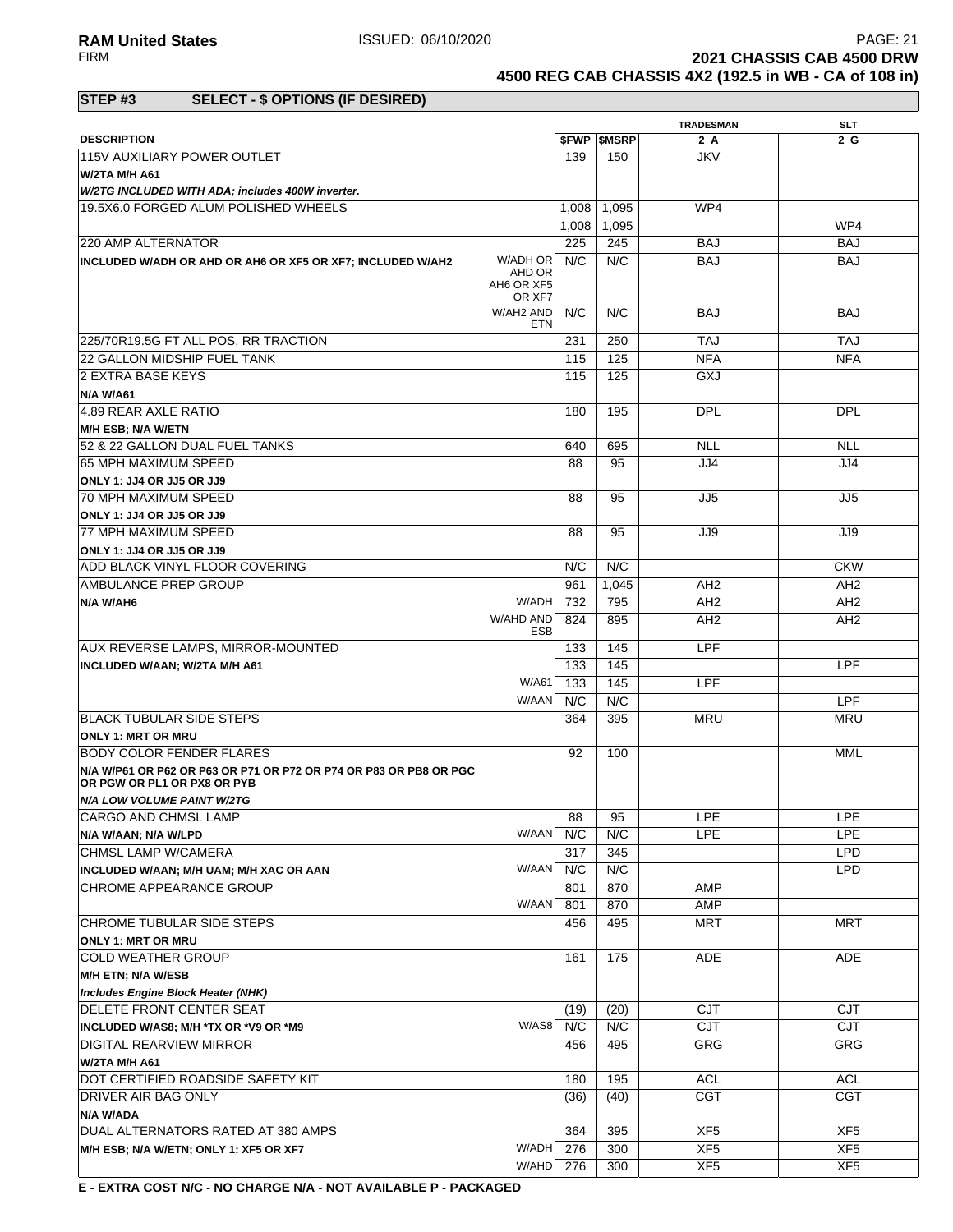**2021 CHASSIS CAB 4500 DRW**
**4500 REG CAB CHASSIS 4X2 (192.5 in WB - CA of 108 in)**

## STEP #3 SELECT - $ OPTIONS (IF DESIRED)

| DESCRIPTION | | $FWP | $MSRP | TRADESMAN 2_A | SLT 2_G |
|---|---|---|---|---|---|
| 115V AUXILIARY POWER OUTLET | | 139 | 150 | JKV | |
| **W/2TA M/H A61** | | | | | |
| ***W/2TG INCLUDED WITH ADA; includes 400W inverter.*** | | | | | |
| 19.5X6.0 FORGED ALUM POLISHED WHEELS | | 1,008 | 1,095 | WP4 | |
| | | 1,008 | 1,095 | | WP4 |
| 220 AMP ALTERNATOR | | 225 | 245 | BAJ | BAJ |
| **INCLUDED W/ADH OR AHD OR AH6 OR XF5 OR XF7; INCLUDED W/AH2** | W/ADH OR AHD OR AH6 OR XF5 OR XF7 | N/C | N/C | BAJ | BAJ |
| | W/AH2 AND ETN | N/C | N/C | BAJ | BAJ |
| 225/70R19.5G FT ALL POS, RR TRACTION | | 231 | 250 | TAJ | TAJ |
| 22 GALLON MIDSHIP FUEL TANK | | 115 | 125 | NFA | NFA |
| 2 EXTRA BASE KEYS | | 115 | 125 | GXJ | |
| **N/A W/A61** | | | | | |
| 4.89 REAR AXLE RATIO | | 180 | 195 | DPL | DPL |
| **M/H ESB; N/A W/ETN** | | | | | |
| 52 & 22 GALLON DUAL FUEL TANKS | | 640 | 695 | NLL | NLL |
| 65 MPH MAXIMUM SPEED | | 88 | 95 | JJ4 | JJ4 |
| **ONLY 1: JJ4 OR JJ5 OR JJ9** | | | | | |
| 70 MPH MAXIMUM SPEED | | 88 | 95 | JJ5 | JJ5 |
| **ONLY 1: JJ4 OR JJ5 OR JJ9** | | | | | |
| 77 MPH MAXIMUM SPEED | | 88 | 95 | JJ9 | JJ9 |
| **ONLY 1: JJ4 OR JJ5 OR JJ9** | | | | | |
| ADD BLACK VINYL FLOOR COVERING | | N/C | N/C | | CKW |
| AMBULANCE PREP GROUP | | 961 | 1,045 | AH2 | AH2 |
| **N/A W/AH6** | W/ADH | 732 | 795 | AH2 | AH2 |
| | W/AHD AND ESB | 824 | 895 | AH2 | AH2 |
| AUX REVERSE LAMPS, MIRROR-MOUNTED | | 133 | 145 | LPF | |
| **INCLUDED W/AAN; W/2TA M/H A61** | | 133 | 145 | | LPF |
| | W/A61 | 133 | 145 | LPF | |
| | W/AAN | N/C | N/C | | LPF |
| BLACK TUBULAR SIDE STEPS | | 364 | 395 | MRU | MRU |
| **ONLY 1: MRT OR MRU** | | | | | |
| BODY COLOR FENDER FLARES | | 92 | 100 | | MML |
| **N/A W/P61 OR P62 OR P63 OR P71 OR P72 OR P74 OR P83 OR PB8 OR PGC OR PGW OR PL1 OR PX8 OR PYB** | | | | | |
| ***N/A LOW VOLUME PAINT W/2TG*** | | | | | |
| CARGO AND CHMSL LAMP | | 88 | 95 | LPE | LPE |
| **N/A W/AAN; N/A W/LPD** | W/AAN | N/C | N/C | LPE | LPE |
| CHMSL LAMP W/CAMERA | | 317 | 345 | | LPD |
| **INCLUDED W/AAN; M/H UAM; M/H XAC OR AAN** | W/AAN | N/C | N/C | | LPD |
| CHROME APPEARANCE GROUP | | 801 | 870 | AMP | |
| | W/AAN | 801 | 870 | AMP | |
| CHROME TUBULAR SIDE STEPS | | 456 | 495 | MRT | MRT |
| **ONLY 1: MRT OR MRU** | | | | | |
| COLD WEATHER GROUP | | 161 | 175 | ADE | ADE |
| **M/H ETN; N/A W/ESB** | | | | | |
| ***Includes Engine Block Heater (NHK)*** | | | | | |
| DELETE FRONT CENTER SEAT | | (19) | (20) | CJT | CJT |
| **INCLUDED W/AS8; M/H *TX OR *V9 OR *M9** | W/AS8 | N/C | N/C | CJT | CJT |
| DIGITAL REARVIEW MIRROR | | 456 | 495 | GRG | GRG |
| **W/2TA M/H A61** | | | | | |
| DOT CERTIFIED ROADSIDE SAFETY KIT | | 180 | 195 | ACL | ACL |
| DRIVER AIR BAG ONLY | | (36) | (40) | CGT | CGT |
| **N/A W/ADA** | | | | | |
| DUAL ALTERNATORS RATED AT 380 AMPS | | 364 | 395 | XF5 | XF5 |
| **M/H ESB; N/A W/ETN; ONLY 1: XF5 OR XF7** | W/ADH | 276 | 300 | XF5 | XF5 |
| | W/AHD | 276 | 300 | XF5 | XF5 |

**E - EXTRA COST N/C - NO CHARGE N/A - NOT AVAILABLE P - PACKAGED**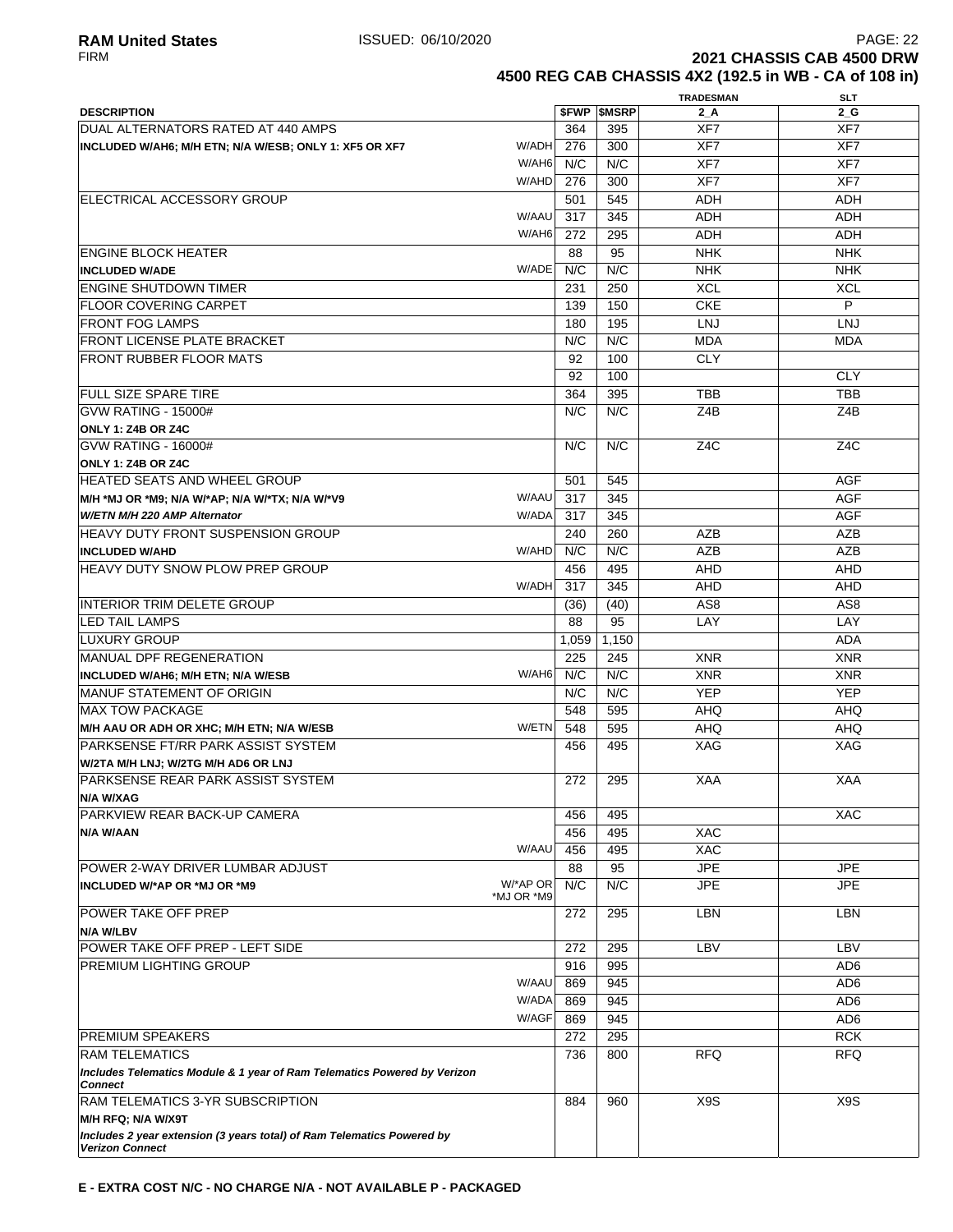**RAM United States** ISSUED: 06/10/2020
FIRM

**2021 CHASSIS CAB 4500 DRW**
**4500 REG CAB CHASSIS 4X2 (192.5 in WB - CA of 108 in)**

| DESCRIPTION | | $FWP | $MSRP | TRADESMAN 2_A | SLT 2_G |
|---|---|---|---|---|---|
| DUAL ALTERNATORS RATED AT 440 AMPS | | 364 | 395 | XF7 | XF7 |
| **INCLUDED W/AH6; M/H ETN; N/A W/ESB; ONLY 1: XF5 OR XF7** | W/ADH | 276 | 300 | XF7 | XF7 |
| | W/AH6 | N/C | N/C | XF7 | XF7 |
| | W/AHD | 276 | 300 | XF7 | XF7 |
| ELECTRICAL ACCESSORY GROUP | | 501 | 545 | ADH | ADH |
| | W/AAU | 317 | 345 | ADH | ADH |
| | W/AH6 | 272 | 295 | ADH | ADH |
| ENGINE BLOCK HEATER | | 88 | 95 | NHK | NHK |
| **INCLUDED W/ADE** | W/ADE | N/C | N/C | NHK | NHK |
| ENGINE SHUTDOWN TIMER | | 231 | 250 | XCL | XCL |
| FLOOR COVERING CARPET | | 139 | 150 | CKE | P |
| FRONT FOG LAMPS | | 180 | 195 | LNJ | LNJ |
| FRONT LICENSE PLATE BRACKET | | N/C | N/C | MDA | MDA |
| FRONT RUBBER FLOOR MATS | | 92 | 100 | CLY | |
| | | 92 | 100 | | CLY |
| FULL SIZE SPARE TIRE | | 364 | 395 | TBB | TBB |
| GVW RATING - 15000# | | N/C | N/C | Z4B | Z4B |
| **ONLY 1: Z4B OR Z4C** | | | | | |
| GVW RATING - 16000# | | N/C | N/C | Z4C | Z4C |
| **ONLY 1: Z4B OR Z4C** | | | | | |
| HEATED SEATS AND WHEEL GROUP | | 501 | 545 | | AGF |
| **M/H *MJ OR *M9; N/A W/*AP; N/A W/*TX; N/A W/*V9** | W/AAU | 317 | 345 | | AGF |
| ***W/ETN M/H 220 AMP Alternator*** | W/ADA | 317 | 345 | | AGF |
| HEAVY DUTY FRONT SUSPENSION GROUP | | 240 | 260 | AZB | AZB |
| **INCLUDED W/AHD** | W/AHD | N/C | N/C | AZB | AZB |
| HEAVY DUTY SNOW PLOW PREP GROUP | | 456 | 495 | AHD | AHD |
| | W/ADH | 317 | 345 | AHD | AHD |
| INTERIOR TRIM DELETE GROUP | | (36) | (40) | AS8 | AS8 |
| LED TAIL LAMPS | | 88 | 95 | LAY | LAY |
| LUXURY GROUP | | 1,059 | 1,150 | | ADA |
| MANUAL DPF REGENERATION | | 225 | 245 | XNR | XNR |
| **INCLUDED W/AH6; M/H ETN; N/A W/ESB** | W/AH6 | N/C | N/C | XNR | XNR |
| MANUF STATEMENT OF ORIGIN | | N/C | N/C | YEP | YEP |
| MAX TOW PACKAGE | | 548 | 595 | AHQ | AHQ |
| **M/H AAU OR ADH OR XHC; M/H ETN; N/A W/ESB** | W/ETN | 548 | 595 | AHQ | AHQ |
| PARKSENSE FT/RR PARK ASSIST SYSTEM | | 456 | 495 | XAG | XAG |
| **W/2TA M/H LNJ; W/2TG M/H AD6 OR LNJ** | | | | | |
| PARKSENSE REAR PARK ASSIST SYSTEM | | 272 | 295 | XAA | XAA |
| **N/A W/XAG** | | | | | |
| PARKVIEW REAR BACK-UP CAMERA | | 456 | 495 | | XAC |
| **N/A W/AAN** | | 456 | 495 | XAC | |
| | W/AAU | 456 | 495 | XAC | |
| POWER 2-WAY DRIVER LUMBAR ADJUST | | 88 | 95 | JPE | JPE |
| **INCLUDED W/*AP OR *MJ OR *M9** | W/*AP OR *MJ OR *M9 | N/C | N/C | JPE | JPE |
| POWER TAKE OFF PREP | | 272 | 295 | LBN | LBN |
| **N/A W/LBV** | | | | | |
| POWER TAKE OFF PREP - LEFT SIDE | | 272 | 295 | LBV | LBV |
| PREMIUM LIGHTING GROUP | | 916 | 995 | | AD6 |
| | W/AAU | 869 | 945 | | AD6 |
| | W/ADA | 869 | 945 | | AD6 |
| | W/AGF | 869 | 945 | | AD6 |
| PREMIUM SPEAKERS | | 272 | 295 | | RCK |
| RAM TELEMATICS | | 736 | 800 | RFQ | RFQ |
| ***Includes Telematics Module & 1 year of Ram Telematics Powered by Verizon Connect*** | | | | | |
| RAM TELEMATICS 3-YR SUBSCRIPTION | | 884 | 960 | X9S | X9S |
| **M/H RFQ; N/A W/X9T** | | | | | |
| ***Includes 2 year extension (3 years total) of Ram Telematics Powered by Verizon Connect*** | | | | | |

**E - EXTRA COST N/C - NO CHARGE N/A - NOT AVAILABLE P - PACKAGED**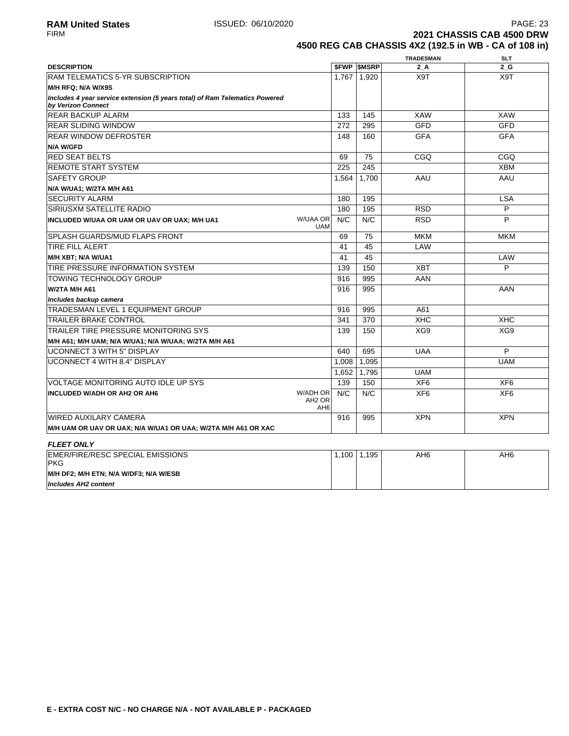**RAM United States** ISSUED: 06/10/2020
FIRM

## 2021 CHASSIS CAB 4500 DRW
## 4500 REG CAB CHASSIS 4X2 (192.5 in WB - CA of 108 in)

| DESCRIPTION | | $FWP | $MSRP | TRADESMAN 2_A | SLT 2_G |
|---|---|---|---|---|---|
| RAM TELEMATICS 5-YR SUBSCRIPTION | | 1,767 | 1,920 | X9T | X9T |
| **M/H RFQ; N/A W/X9S** | | | | | |
| ***Includes 4 year service extension (5 years total) of Ram Telematics Powered by Verizon Connect*** | | | | | |
| REAR BACKUP ALARM | | 133 | 145 | XAW | XAW |
| REAR SLIDING WINDOW | | 272 | 295 | GFD | GFD |
| REAR WINDOW DEFROSTER | | 148 | 160 | GFA | GFA |
| **N/A W/GFD** | | | | | |
| RED SEAT BELTS | | 69 | 75 | CGQ | CGQ |
| REMOTE START SYSTEM | | 225 | 245 | | XBM |
| SAFETY GROUP | | 1,564 | 1,700 | AAU | AAU |
| **N/A W/UA1; W/2TA M/H A61** | | | | | |
| SECURITY ALARM | | 180 | 195 | | LSA |
| SIRIUSXM SATELLITE RADIO | | 180 | 195 | RSD | P |
| **INCLUDED W/UAA OR UAM OR UAV OR UAX; M/H UA1** | W/UAA OR UAM | N/C | N/C | RSD | P |
| SPLASH GUARDS/MUD FLAPS FRONT | | 69 | 75 | MKM | MKM |
| TIRE FILL ALERT | | 41 | 45 | LAW | |
| **M/H XBT; N/A W/UA1** | | 41 | 45 | | LAW |
| TIRE PRESSURE INFORMATION SYSTEM | | 139 | 150 | XBT | P |
| TOWING TECHNOLOGY GROUP | | 916 | 995 | AAN | |
| **W/2TA M/H A61** | | 916 | 995 | | AAN |
| ***Includes backup camera*** | | | | | |
| TRADESMAN LEVEL 1 EQUIPMENT GROUP | | 916 | 995 | A61 | |
| TRAILER BRAKE CONTROL | | 341 | 370 | XHC | XHC |
| TRAILER TIRE PRESSURE MONITORING SYS | | 139 | 150 | XG9 | XG9 |
| **M/H A61; M/H UAM; N/A W/UA1; N/A W/UAA; W/2TA M/H A61** | | | | | |
| UCONNECT 3 WITH 5" DISPLAY | | 640 | 695 | UAA | P |
| UCONNECT 4 WITH 8.4" DISPLAY | | 1,008 | 1,095 | | UAM |
| | | 1,652 | 1,795 | UAM | |
| VOLTAGE MONITORING AUTO IDLE UP SYS | | 139 | 150 | XF6 | XF6 |
| **INCLUDED W/ADH OR AH2 OR AH6** | W/ADH OR AH2 OR AH6 | N/C | N/C | XF6 | XF6 |
| WIRED AUXILIARY CAMERA | | 916 | 995 | XPN | XPN |
| **M/H UAM OR UAV OR UAX; N/A W/UA1 OR UAA; W/2TA M/H A61 OR XAC** | | | | | |

***FLEET ONLY***

| DESCRIPTION | | $FWP | $MSRP | TRADESMAN 2_A | SLT 2_G |
|---|---|---|---|---|---|
| EMER/FIRE/RESC SPECIAL EMISSIONS PKG | | 1,100 | 1,195 | AH6 | AH6 |
| **M/H DF2; M/H ETN; N/A W/DF3; N/A W/ESB** | | | | | |
| ***Includes AH2 content*** | | | | | |

**E - EXTRA COST N/C - NO CHARGE N/A - NOT AVAILABLE P - PACKAGED**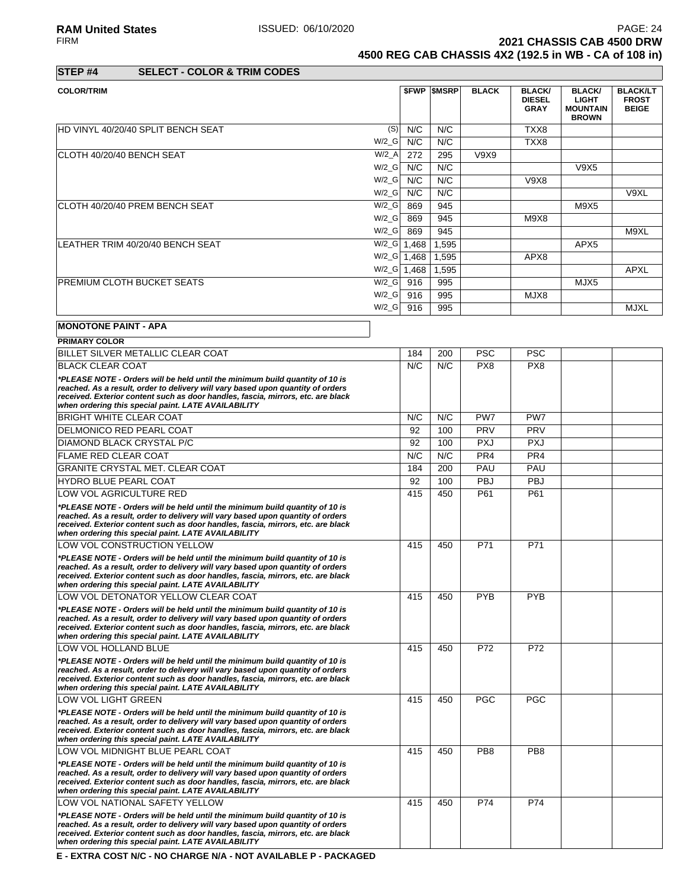## STEP #4 SELECT - COLOR & TRIM CODES

| COLOR/TRIM | | $FWP | $MSRP | BLACK | BLACK/ DIESEL GRAY | BLACK/ LIGHT MOUNTAIN BROWN | BLACK/LT FROST BEIGE |
|---|---|---|---|---|---|---|---|
| HD VINYL 40/20/40 SPLIT BENCH SEAT | (S) | N/C | N/C | | TXX8 | | |
| | W/2_G | N/C | N/C | | TXX8 | | |
| CLOTH 40/20/40 BENCH SEAT | W/2_A | 272 | 295 | V9X9 | | | |
| | W/2_G | N/C | N/C | | | V9X5 | |
| | W/2_G | N/C | N/C | | V9X8 | | |
| | W/2_G | N/C | N/C | | | | V9XL |
| CLOTH 40/20/40 PREM BENCH SEAT | W/2_G | 869 | 945 | | | M9X5 | |
| | W/2_G | 869 | 945 | | M9X8 | | |
| | W/2_G | 869 | 945 | | | | M9XL |
| LEATHER TRIM 40/20/40 BENCH SEAT | W/2_G | 1,468 | 1,595 | | | APX5 | |
| | W/2_G | 1,468 | 1,595 | | APX8 | | |
| | W/2_G | 1,468 | 1,595 | | | | APXL |
| PREMIUM CLOTH BUCKET SEATS | W/2_G | 916 | 995 | | | MJX5 | |
| | W/2_G | 916 | 995 | | MJX8 | | |
| | W/2_G | 916 | 995 | | | | MJXL |

**MONOTONE PAINT - APA**

| PRIMARY COLOR | $FWP | $MSRP | BLACK | BLACK/ DIESEL GRAY | BLACK/ LIGHT MOUNTAIN BROWN | BLACK/LT FROST BEIGE |
|---|---|---|---|---|---|---|
| BILLET SILVER METALLIC CLEAR COAT | 184 | 200 | PSC | PSC | | |
| BLACK CLEAR COAT | N/C | N/C | PX8 | PX8 | | |
| *\*PLEASE NOTE - Orders will be held until the minimum build quantity of 10 is reached. As a result, order to delivery will vary based upon quantity of orders received. Exterior content such as door handles, fascia, mirrors, etc. are black when ordering this special paint. LATE AVAILABILITY* | | | | | | |
| BRIGHT WHITE CLEAR COAT | N/C | N/C | PW7 | PW7 | | |
| DELMONICO RED PEARL COAT | 92 | 100 | PRV | PRV | | |
| DIAMOND BLACK CRYSTAL P/C | 92 | 100 | PXJ | PXJ | | |
| FLAME RED CLEAR COAT | N/C | N/C | PR4 | PR4 | | |
| GRANITE CRYSTAL MET. CLEAR COAT | 184 | 200 | PAU | PAU | | |
| HYDRO BLUE PEARL COAT | 92 | 100 | PBJ | PBJ | | |
| LOW VOL AGRICULTURE RED | 415 | 450 | P61 | P61 | | |
| *\*PLEASE NOTE - Orders will be held until the minimum build quantity of 10 is reached. As a result, order to delivery will vary based upon quantity of orders received. Exterior content such as door handles, fascia, mirrors, etc. are black when ordering this special paint. LATE AVAILABILITY* | | | | | | |
| LOW VOL CONSTRUCTION YELLOW | 415 | 450 | P71 | P71 | | |
| *\*PLEASE NOTE - Orders will be held until the minimum build quantity of 10 is reached. As a result, order to delivery will vary based upon quantity of orders received. Exterior content such as door handles, fascia, mirrors, etc. are black when ordering this special paint. LATE AVAILABILITY* | | | | | | |
| LOW VOL DETONATOR YELLOW CLEAR COAT | 415 | 450 | PYB | PYB | | |
| *\*PLEASE NOTE - Orders will be held until the minimum build quantity of 10 is reached. As a result, order to delivery will vary based upon quantity of orders received. Exterior content such as door handles, fascia, mirrors, etc. are black when ordering this special paint. LATE AVAILABILITY* | | | | | | |
| LOW VOL HOLLAND BLUE | 415 | 450 | P72 | P72 | | |
| *\*PLEASE NOTE - Orders will be held until the minimum build quantity of 10 is reached. As a result, order to delivery will vary based upon quantity of orders received. Exterior content such as door handles, fascia, mirrors, etc. are black when ordering this special paint. LATE AVAILABILITY* | | | | | | |
| LOW VOL LIGHT GREEN | 415 | 450 | PGC | PGC | | |
| *\*PLEASE NOTE - Orders will be held until the minimum build quantity of 10 is reached. As a result, order to delivery will vary based upon quantity of orders received. Exterior content such as door handles, fascia, mirrors, etc. are black when ordering this special paint. LATE AVAILABILITY* | | | | | | |
| LOW VOL MIDNIGHT BLUE PEARL COAT | 415 | 450 | PB8 | PB8 | | |
| *\*PLEASE NOTE - Orders will be held until the minimum build quantity of 10 is reached. As a result, order to delivery will vary based upon quantity of orders received. Exterior content such as door handles, fascia, mirrors, etc. are black when ordering this special paint. LATE AVAILABILITY* | | | | | | |
| LOW VOL NATIONAL SAFETY YELLOW | 415 | 450 | P74 | P74 | | |
| *\*PLEASE NOTE - Orders will be held until the minimum build quantity of 10 is reached. As a result, order to delivery will vary based upon quantity of orders received. Exterior content such as door handles, fascia, mirrors, etc. are black when ordering this special paint. LATE AVAILABILITY* | | | | | | |

**E - EXTRA COST N/C - NO CHARGE N/A - NOT AVAILABLE P - PACKAGED**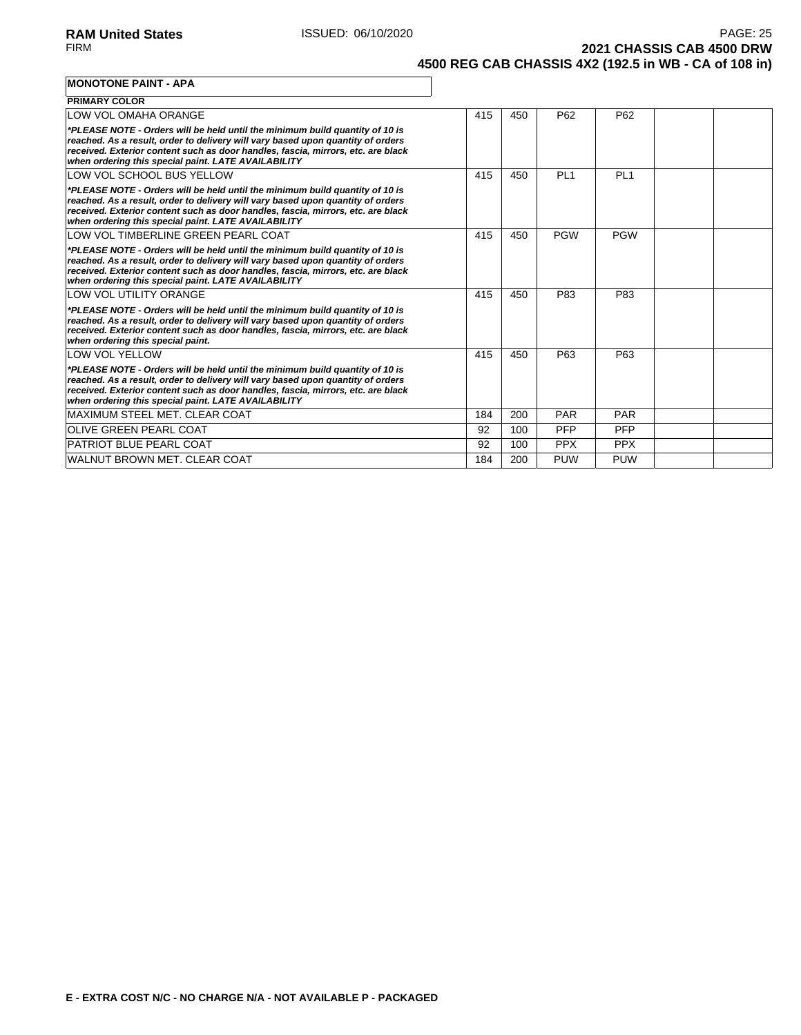**MONOTONE PAINT - APA**

| PRIMARY COLOR | | | | | | |
|---|---|---|---|---|---|---|
| LOW VOL OMAHA ORANGE<br>***PLEASE NOTE - Orders will be held until the minimum build quantity of 10 is reached. As a result, order to delivery will vary based upon quantity of orders received. Exterior content such as door handles, fascia, mirrors, etc. are black when ordering this special paint. LATE AVAILABILITY*** | 415 | 450 | P62 | P62 | | |
| LOW VOL SCHOOL BUS YELLOW<br>***PLEASE NOTE - Orders will be held until the minimum build quantity of 10 is reached. As a result, order to delivery will vary based upon quantity of orders received. Exterior content such as door handles, fascia, mirrors, etc. are black when ordering this special paint. LATE AVAILABILITY*** | 415 | 450 | PL1 | PL1 | | |
| LOW VOL TIMBERLINE GREEN PEARL COAT<br>***PLEASE NOTE - Orders will be held until the minimum build quantity of 10 is reached. As a result, order to delivery will vary based upon quantity of orders received. Exterior content such as door handles, fascia, mirrors, etc. are black when ordering this special paint. LATE AVAILABILITY*** | 415 | 450 | PGW | PGW | | |
| LOW VOL UTILITY ORANGE<br>***PLEASE NOTE - Orders will be held until the minimum build quantity of 10 is reached. As a result, order to delivery will vary based upon quantity of orders received. Exterior content such as door handles, fascia, mirrors, etc. are black when ordering this special paint.*** | 415 | 450 | P83 | P83 | | |
| LOW VOL YELLOW<br>***PLEASE NOTE - Orders will be held until the minimum build quantity of 10 is reached. As a result, order to delivery will vary based upon quantity of orders received. Exterior content such as door handles, fascia, mirrors, etc. are black when ordering this special paint. LATE AVAILABILITY*** | 415 | 450 | P63 | P63 | | |
| MAXIMUM STEEL MET. CLEAR COAT | 184 | 200 | PAR | PAR | | |
| OLIVE GREEN PEARL COAT | 92 | 100 | PFP | PFP | | |
| PATRIOT BLUE PEARL COAT | 92 | 100 | PPX | PPX | | |
| WALNUT BROWN MET. CLEAR COAT | 184 | 200 | PUW | PUW | | |

**E - EXTRA COST N/C - NO CHARGE N/A - NOT AVAILABLE P - PACKAGED**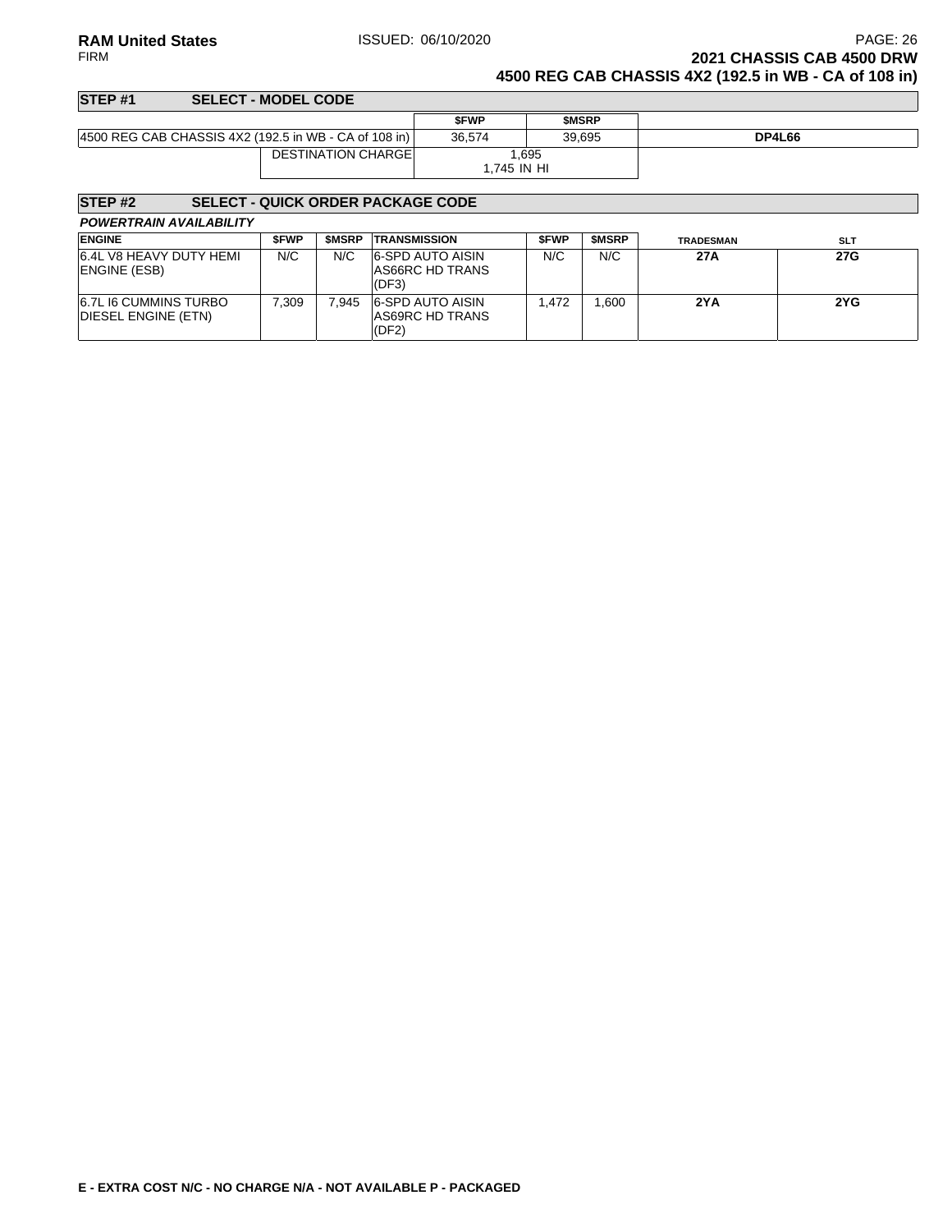## STEP #1 SELECT - MODEL CODE

| | $FWP | $MSRP | |
|---|---|---|---|
| 4500 REG CAB CHASSIS 4X2 (192.5 in WB - CA of 108 in) | 36,574 | 39,695 | **DP4L66** |
| DESTINATION CHARGE | 1,695<br>1,745 IN HI | | |

## STEP #2 SELECT - QUICK ORDER PACKAGE CODE

***POWERTRAIN AVAILABILITY***

| ENGINE | $FWP | $MSRP | TRANSMISSION | $FWP | $MSRP | TRADESMAN | SLT |
|---|---|---|---|---|---|---|---|
| 6.4L V8 HEAVY DUTY HEMI ENGINE (ESB) | N/C | N/C | 6-SPD AUTO AISIN AS66RC HD TRANS (DF3) | N/C | N/C | **27A** | **27G** |
| 6.7L I6 CUMMINS TURBO DIESEL ENGINE (ETN) | 7,309 | 7,945 | 6-SPD AUTO AISIN AS69RC HD TRANS (DF2) | 1,472 | 1,600 | **2YA** | **2YG** |

**E - EXTRA COST N/C - NO CHARGE N/A - NOT AVAILABLE P - PACKAGED**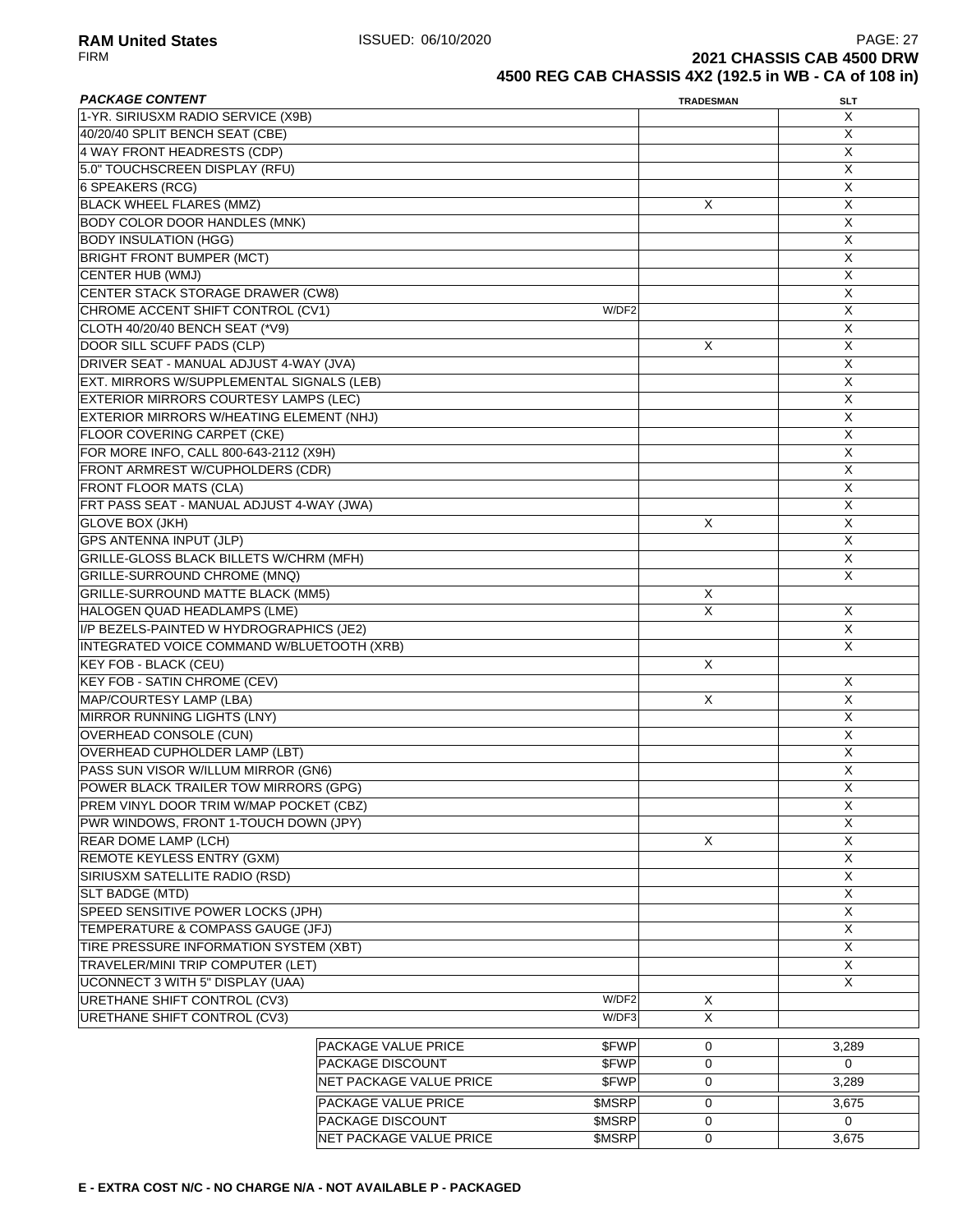**2021 CHASSIS CAB 4500 DRW**
**4500 REG CAB CHASSIS 4X2 (192.5 in WB - CA of 108 in)**

| PACKAGE CONTENT | | TRADESMAN | SLT |
|---|---|---|---|
| 1-YR. SIRIUSXM RADIO SERVICE (X9B) | | | X |
| 40/20/40 SPLIT BENCH SEAT (CBE) | | | X |
| 4 WAY FRONT HEADRESTS (CDP) | | | X |
| 5.0" TOUCHSCREEN DISPLAY (RFU) | | | X |
| 6 SPEAKERS (RCG) | | | X |
| BLACK WHEEL FLARES (MMZ) | | X | X |
| BODY COLOR DOOR HANDLES (MNK) | | | X |
| BODY INSULATION (HGG) | | | X |
| BRIGHT FRONT BUMPER (MCT) | | | X |
| CENTER HUB (WMJ) | | | X |
| CENTER STACK STORAGE DRAWER (CW8) | | | X |
| CHROME ACCENT SHIFT CONTROL (CV1) | W/DF2 | | X |
| CLOTH 40/20/40 BENCH SEAT (*V9) | | | X |
| DOOR SILL SCUFF PADS (CLP) | | X | X |
| DRIVER SEAT - MANUAL ADJUST 4-WAY (JVA) | | | X |
| EXT. MIRRORS W/SUPPLEMENTAL SIGNALS (LEB) | | | X |
| EXTERIOR MIRRORS COURTESY LAMPS (LEC) | | | X |
| EXTERIOR MIRRORS W/HEATING ELEMENT (NHJ) | | | X |
| FLOOR COVERING CARPET (CKE) | | | X |
| FOR MORE INFO, CALL 800-643-2112 (X9H) | | | X |
| FRONT ARMREST W/CUPHOLDERS (CDR) | | | X |
| FRONT FLOOR MATS (CLA) | | | X |
| FRT PASS SEAT - MANUAL ADJUST 4-WAY (JWA) | | | X |
| GLOVE BOX (JKH) | | X | X |
| GPS ANTENNA INPUT (JLP) | | | X |
| GRILLE-GLOSS BLACK BILLETS W/CHRM (MFH) | | | X |
| GRILLE-SURROUND CHROME (MNQ) | | | X |
| GRILLE-SURROUND MATTE BLACK (MM5) | | X | |
| HALOGEN QUAD HEADLAMPS (LME) | | X | X |
| I/P BEZELS-PAINTED W HYDROGRAPHICS (JE2) | | | X |
| INTEGRATED VOICE COMMAND W/BLUETOOTH (XRB) | | | X |
| KEY FOB - BLACK (CEU) | | X | |
| KEY FOB - SATIN CHROME (CEV) | | | X |
| MAP/COURTESY LAMP (LBA) | | X | X |
| MIRROR RUNNING LIGHTS (LNY) | | | X |
| OVERHEAD CONSOLE (CUN) | | | X |
| OVERHEAD CUPHOLDER LAMP (LBT) | | | X |
| PASS SUN VISOR W/ILLUM MIRROR (GN6) | | | X |
| POWER BLACK TRAILER TOW MIRRORS (GPG) | | | X |
| PREM VINYL DOOR TRIM W/MAP POCKET (CBZ) | | | X |
| PWR WINDOWS, FRONT 1-TOUCH DOWN (JPY) | | | X |
| REAR DOME LAMP (LCH) | | X | X |
| REMOTE KEYLESS ENTRY (GXM) | | | X |
| SIRIUSXM SATELLITE RADIO (RSD) | | | X |
| SLT BADGE (MTD) | | | X |
| SPEED SENSITIVE POWER LOCKS (JPH) | | | X |
| TEMPERATURE & COMPASS GAUGE (JFJ) | | | X |
| TIRE PRESSURE INFORMATION SYSTEM (XBT) | | | X |
| TRAVELER/MINI TRIP COMPUTER (LET) | | | X |
| UCONNECT 3 WITH 5" DISPLAY (UAA) | | | X |
| URETHANE SHIFT CONTROL (CV3) | W/DF2 | X | |
| URETHANE SHIFT CONTROL (CV3) | W/DF3 | X | |
| PACKAGE VALUE PRICE | $FWP | 0 | 3,289 |
| PACKAGE DISCOUNT | $FWP | 0 | 0 |
| NET PACKAGE VALUE PRICE | $FWP | 0 | 3,289 |
| PACKAGE VALUE PRICE | $MSRP | 0 | 3,675 |
| PACKAGE DISCOUNT | $MSRP | 0 | 0 |
| NET PACKAGE VALUE PRICE | $MSRP | 0 | 3,675 |

**E - EXTRA COST N/C - NO CHARGE N/A - NOT AVAILABLE P - PACKAGED**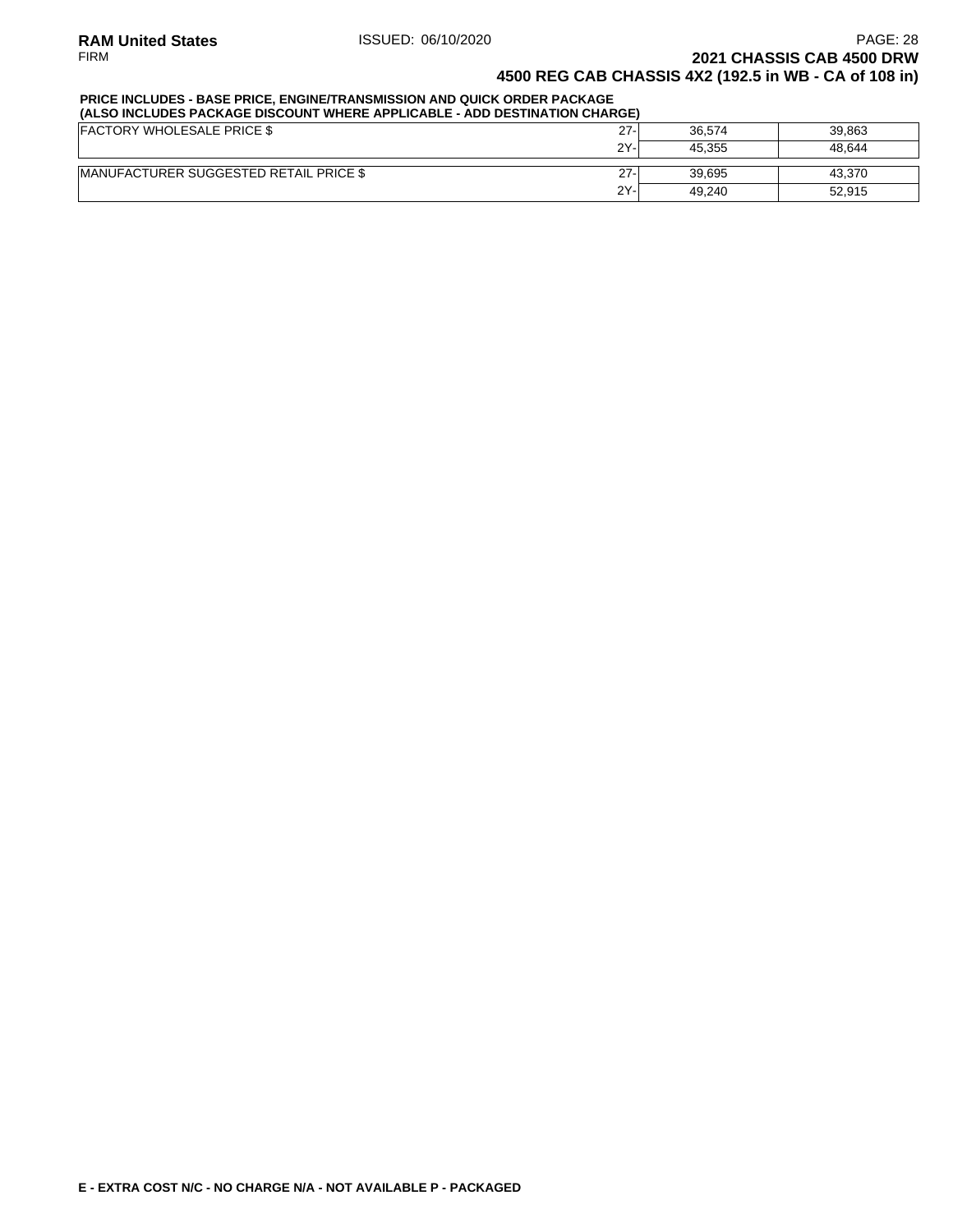**RAM United States** ISSUED: 06/10/2020
FIRM

**2021 CHASSIS CAB 4500 DRW**
**4500 REG CAB CHASSIS 4X2 (192.5 in WB - CA of 108 in)**

**PRICE INCLUDES - BASE PRICE, ENGINE/TRANSMISSION AND QUICK ORDER PACKAGE**
**(ALSO INCLUDES PACKAGE DISCOUNT WHERE APPLICABLE - ADD DESTINATION CHARGE)**

| | | | |
|---|---|---|---|
| FACTORY WHOLESALE PRICE $ | 27- | 36,574 | 39,863 |
| | 2Y- | 45,355 | 48,644 |
| MANUFACTURER SUGGESTED RETAIL PRICE $ | 27- | 39,695 | 43,370 |
| | 2Y- | 49,240 | 52,915 |

**E - EXTRA COST N/C - NO CHARGE N/A - NOT AVAILABLE P - PACKAGED**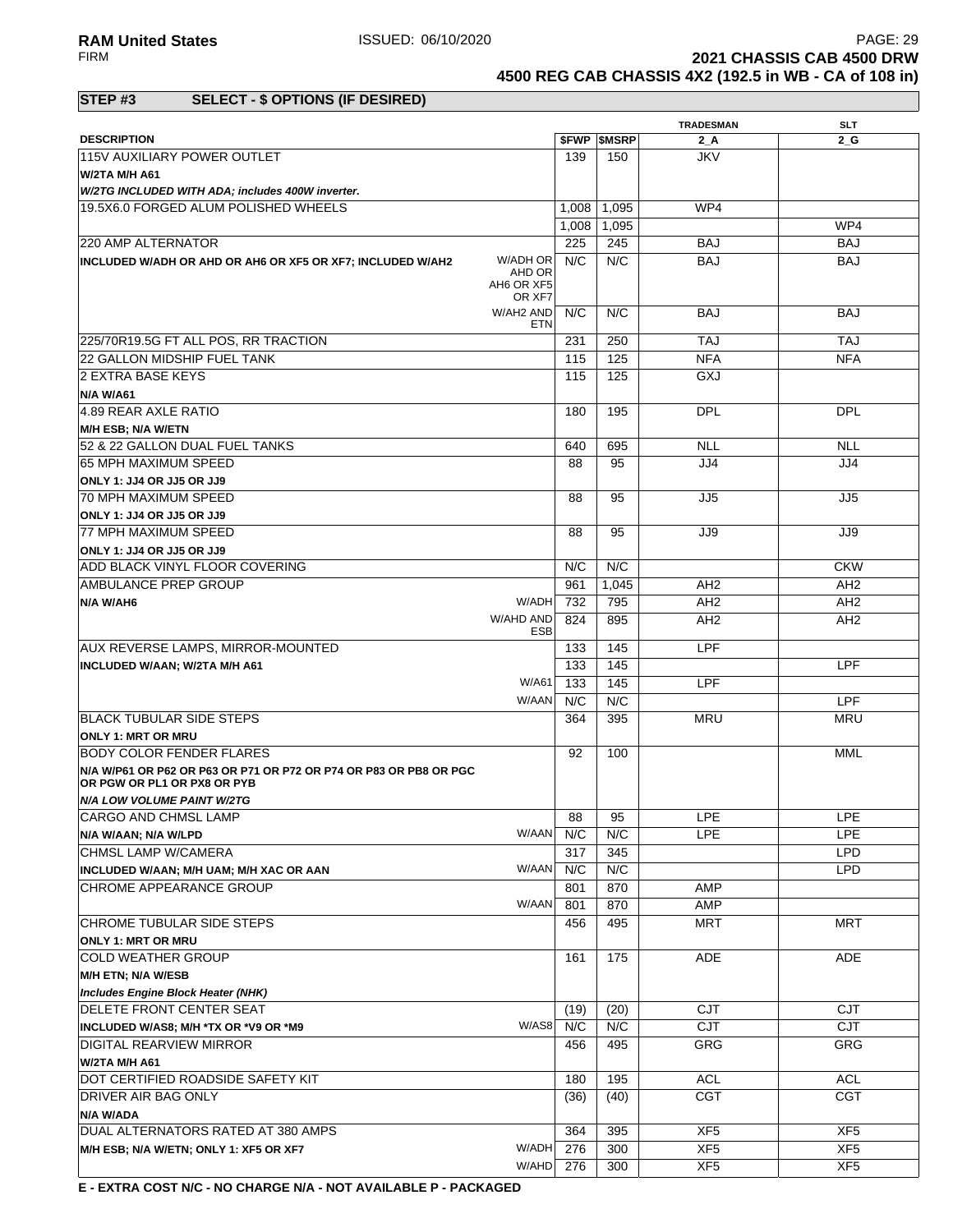**RAM United States** ISSUED: 06/10/2020

FIRM

**2021 CHASSIS CAB 4500 DRW**

**4500 REG CAB CHASSIS 4X2 (192.5 in WB - CA of 108 in)**

## STEP #3 SELECT - $ OPTIONS (IF DESIRED)

| DESCRIPTION | | $FWP | $MSRP | TRADESMAN 2_A | SLT 2_G |
|---|---|---|---|---|---|
| 115V AUXILIARY POWER OUTLET | | 139 | 150 | JKV | |
| **W/2TA M/H A61** | | | | | |
| ***W/2TG INCLUDED WITH ADA; includes 400W inverter.*** | | | | | |
| 19.5X6.0 FORGED ALUM POLISHED WHEELS | | 1,008 | 1,095 | WP4 | |
| | | 1,008 | 1,095 | | WP4 |
| 220 AMP ALTERNATOR | | 225 | 245 | BAJ | BAJ |
| **INCLUDED W/ADH OR AHD OR AH6 OR XF5 OR XF7; INCLUDED W/AH2** | W/ADH OR AHD OR AH6 OR XF5 OR XF7 | N/C | N/C | BAJ | BAJ |
| | W/AH2 AND ETN | N/C | N/C | BAJ | BAJ |
| 225/70R19.5G FT ALL POS, RR TRACTION | | 231 | 250 | TAJ | TAJ |
| 22 GALLON MIDSHIP FUEL TANK | | 115 | 125 | NFA | NFA |
| 2 EXTRA BASE KEYS | | 115 | 125 | GXJ | |
| **N/A W/A61** | | | | | |
| 4.89 REAR AXLE RATIO | | 180 | 195 | DPL | DPL |
| **M/H ESB; N/A W/ETN** | | | | | |
| 52 & 22 GALLON DUAL FUEL TANKS | | 640 | 695 | NLL | NLL |
| 65 MPH MAXIMUM SPEED | | 88 | 95 | JJ4 | JJ4 |
| **ONLY 1: JJ4 OR JJ5 OR JJ9** | | | | | |
| 70 MPH MAXIMUM SPEED | | 88 | 95 | JJ5 | JJ5 |
| **ONLY 1: JJ4 OR JJ5 OR JJ9** | | | | | |
| 77 MPH MAXIMUM SPEED | | 88 | 95 | JJ9 | JJ9 |
| **ONLY 1: JJ4 OR JJ5 OR JJ9** | | | | | |
| ADD BLACK VINYL FLOOR COVERING | | N/C | N/C | | CKW |
| AMBULANCE PREP GROUP | | 961 | 1,045 | AH2 | AH2 |
| **N/A W/AH6** | W/ADH | 732 | 795 | AH2 | AH2 |
| | W/AHD AND ESB | 824 | 895 | AH2 | AH2 |
| AUX REVERSE LAMPS, MIRROR-MOUNTED | | 133 | 145 | LPF | |
| **INCLUDED W/AAN; W/2TA M/H A61** | | 133 | 145 | | LPF |
| | W/A61 | 133 | 145 | LPF | |
| | W/AAN | N/C | N/C | | LPF |
| BLACK TUBULAR SIDE STEPS | | 364 | 395 | MRU | MRU |
| **ONLY 1: MRT OR MRU** | | | | | |
| BODY COLOR FENDER FLARES | | 92 | 100 | | MML |
| **N/A W/P61 OR P62 OR P63 OR P71 OR P72 OR P74 OR P83 OR PB8 OR PGC OR PGW OR PL1 OR PX8 OR PYB** | | | | | |
| ***N/A LOW VOLUME PAINT W/2TG*** | | | | | |
| CARGO AND CHMSL LAMP | | 88 | 95 | LPE | LPE |
| **N/A W/AAN; N/A W/LPD** | W/AAN | N/C | N/C | LPE | LPE |
| CHMSL LAMP W/CAMERA | | 317 | 345 | | LPD |
| **INCLUDED W/AAN; M/H UAM; M/H XAC OR AAN** | W/AAN | N/C | N/C | | LPD |
| CHROME APPEARANCE GROUP | | 801 | 870 | AMP | |
| | W/AAN | 801 | 870 | AMP | |
| CHROME TUBULAR SIDE STEPS | | 456 | 495 | MRT | MRT |
| **ONLY 1: MRT OR MRU** | | | | | |
| COLD WEATHER GROUP | | 161 | 175 | ADE | ADE |
| **M/H ETN; N/A W/ESB** | | | | | |
| ***Includes Engine Block Heater (NHK)*** | | | | | |
| DELETE FRONT CENTER SEAT | | (19) | (20) | CJT | CJT |
| **INCLUDED W/AS8; M/H *TX OR *V9 OR *M9** | W/AS8 | N/C | N/C | CJT | CJT |
| DIGITAL REARVIEW MIRROR | | 456 | 495 | GRG | GRG |
| **W/2TA M/H A61** | | | | | |
| DOT CERTIFIED ROADSIDE SAFETY KIT | | 180 | 195 | ACL | ACL |
| DRIVER AIR BAG ONLY | | (36) | (40) | CGT | CGT |
| **N/A W/ADA** | | | | | |
| DUAL ALTERNATORS RATED AT 380 AMPS | | 364 | 395 | XF5 | XF5 |
| **M/H ESB; N/A W/ETN; ONLY 1: XF5 OR XF7** | W/ADH | 276 | 300 | XF5 | XF5 |
| | W/AHD | 276 | 300 | XF5 | XF5 |

**E - EXTRA COST N/C - NO CHARGE N/A - NOT AVAILABLE P - PACKAGED**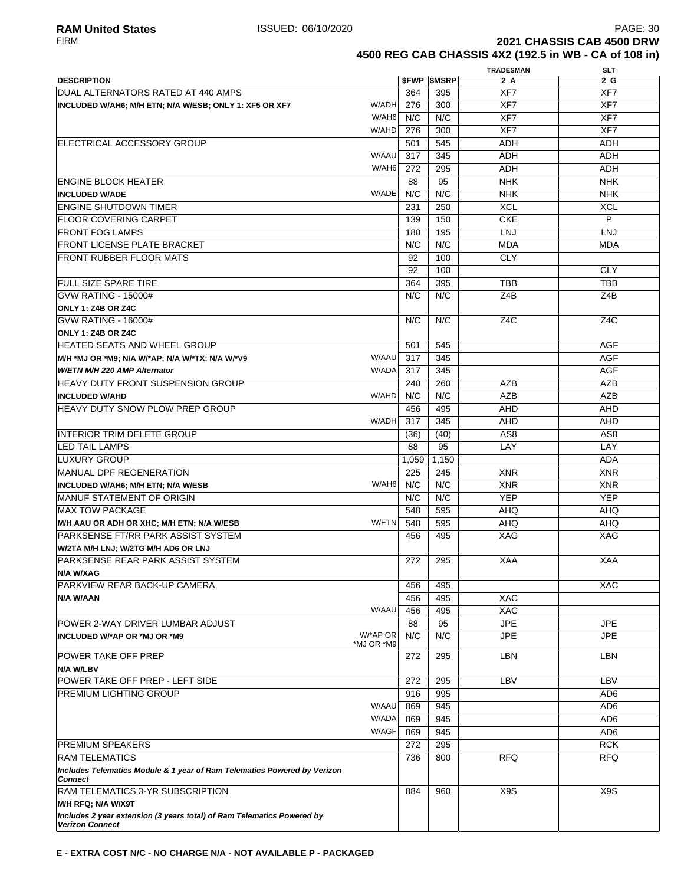# 2021 CHASSIS CAB 4500 DRW

## 4500 REG CAB CHASSIS 4X2 (192.5 in WB - CA of 108 in)

| DESCRIPTION | | $FWP | $MSRP | TRADESMAN 2_A | SLT 2_G |
|---|---|---|---|---|---|
| DUAL ALTERNATORS RATED AT 440 AMPS | | 364 | 395 | XF7 | XF7 |
| **INCLUDED W/AH6; M/H ETN; N/A W/ESB; ONLY 1: XF5 OR XF7** | W/ADH | 276 | 300 | XF7 | XF7 |
| | W/AH6 | N/C | N/C | XF7 | XF7 |
| | W/AHD | 276 | 300 | XF7 | XF7 |
| ELECTRICAL ACCESSORY GROUP | | 501 | 545 | ADH | ADH |
| | W/AAU | 317 | 345 | ADH | ADH |
| | W/AH6 | 272 | 295 | ADH | ADH |
| ENGINE BLOCK HEATER | | 88 | 95 | NHK | NHK |
| **INCLUDED W/ADE** | W/ADE | N/C | N/C | NHK | NHK |
| ENGINE SHUTDOWN TIMER | | 231 | 250 | XCL | XCL |
| FLOOR COVERING CARPET | | 139 | 150 | CKE | P |
| FRONT FOG LAMPS | | 180 | 195 | LNJ | LNJ |
| FRONT LICENSE PLATE BRACKET | | N/C | N/C | MDA | MDA |
| FRONT RUBBER FLOOR MATS | | 92 | 100 | CLY | |
| | | 92 | 100 | | CLY |
| FULL SIZE SPARE TIRE | | 364 | 395 | TBB | TBB |
| GVW RATING - 15000# | | N/C | N/C | Z4B | Z4B |
| **ONLY 1: Z4B OR Z4C** | | | | | |
| GVW RATING - 16000# | | N/C | N/C | Z4C | Z4C |
| **ONLY 1: Z4B OR Z4C** | | | | | |
| HEATED SEATS AND WHEEL GROUP | | 501 | 545 | | AGF |
| **M/H *MJ OR *M9; N/A W/*AP; N/A W/*TX; N/A W/*V9** | W/AAU | 317 | 345 | | AGF |
| ***W/ETN M/H 220 AMP Alternator*** | W/ADA | 317 | 345 | | AGF |
| HEAVY DUTY FRONT SUSPENSION GROUP | | 240 | 260 | AZB | AZB |
| **INCLUDED W/AHD** | W/AHD | N/C | N/C | AZB | AZB |
| HEAVY DUTY SNOW PLOW PREP GROUP | | 456 | 495 | AHD | AHD |
| | W/ADH | 317 | 345 | AHD | AHD |
| INTERIOR TRIM DELETE GROUP | | (36) | (40) | AS8 | AS8 |
| LED TAIL LAMPS | | 88 | 95 | LAY | LAY |
| LUXURY GROUP | | 1,059 | 1,150 | | ADA |
| MANUAL DPF REGENERATION | | 225 | 245 | XNR | XNR |
| **INCLUDED W/AH6; M/H ETN; N/A W/ESB** | W/AH6 | N/C | N/C | XNR | XNR |
| MANUF STATEMENT OF ORIGIN | | N/C | N/C | YEP | YEP |
| MAX TOW PACKAGE | | 548 | 595 | AHQ | AHQ |
| **M/H AAU OR ADH OR XHC; M/H ETN; N/A W/ESB** | W/ETN | 548 | 595 | AHQ | AHQ |
| PARKSENSE FT/RR PARK ASSIST SYSTEM | | 456 | 495 | XAG | XAG |
| **W/2TA M/H LNJ; W/2TG M/H AD6 OR LNJ** | | | | | |
| PARKSENSE REAR PARK ASSIST SYSTEM | | 272 | 295 | XAA | XAA |
| **N/A W/XAG** | | | | | |
| PARKVIEW REAR BACK-UP CAMERA | | 456 | 495 | | XAC |
| **N/A W/AAN** | | 456 | 495 | XAC | |
| | W/AAU | 456 | 495 | XAC | |
| POWER 2-WAY DRIVER LUMBAR ADJUST | | 88 | 95 | JPE | JPE |
| **INCLUDED W/*AP OR *MJ OR *M9** | W/*AP OR *MJ OR *M9 | N/C | N/C | JPE | JPE |
| POWER TAKE OFF PREP | | 272 | 295 | LBN | LBN |
| **N/A W/LBV** | | | | | |
| POWER TAKE OFF PREP - LEFT SIDE | | 272 | 295 | LBV | LBV |
| PREMIUM LIGHTING GROUP | | 916 | 995 | | AD6 |
| | W/AAU | 869 | 945 | | AD6 |
| | W/ADA | 869 | 945 | | AD6 |
| | W/AGF | 869 | 945 | | AD6 |
| PREMIUM SPEAKERS | | 272 | 295 | | RCK |
| RAM TELEMATICS | | 736 | 800 | RFQ | RFQ |
| ***Includes Telematics Module & 1 year of Ram Telematics Powered by Verizon Connect*** | | | | | |
| RAM TELEMATICS 3-YR SUBSCRIPTION | | 884 | 960 | X9S | X9S |
| **M/H RFQ; N/A W/X9T** | | | | | |
| ***Includes 2 year extension (3 years total) of Ram Telematics Powered by Verizon Connect*** | | | | | |

**E - EXTRA COST N/C - NO CHARGE N/A - NOT AVAILABLE P - PACKAGED**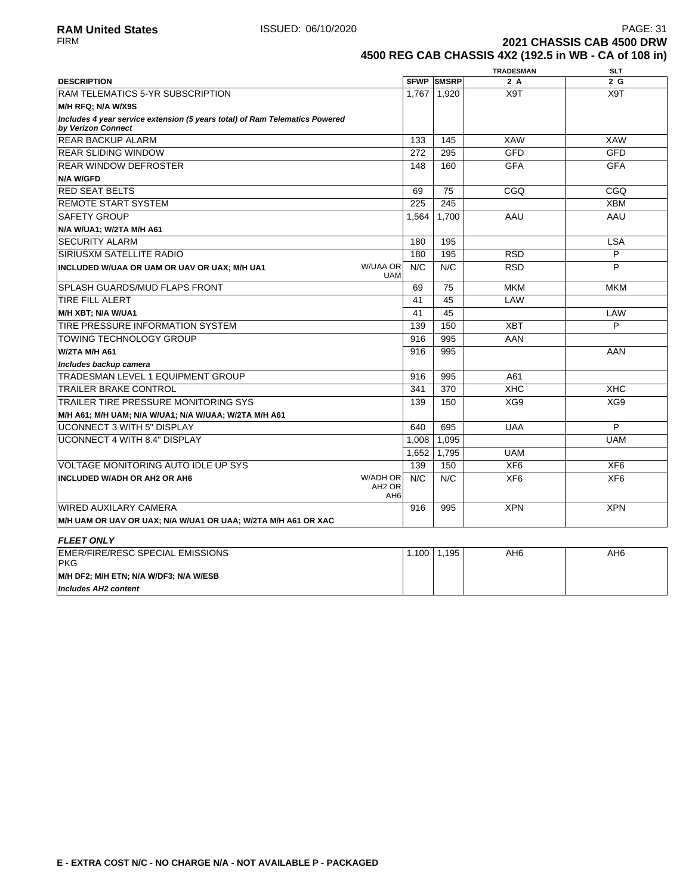**2021 CHASSIS CAB 4500 DRW**
**4500 REG CAB CHASSIS 4X2 (192.5 in WB - CA of 108 in)**

| DESCRIPTION | | $FWP | $MSRP | TRADESMAN 2_A | SLT 2_G |
|---|---|---|---|---|---|
| RAM TELEMATICS 5-YR SUBSCRIPTION | | 1,767 | 1,920 | X9T | X9T |
| **M/H RFQ; N/A W/X9S** | | | | | |
| ***Includes 4 year service extension (5 years total) of Ram Telematics Powered by Verizon Connect*** | | | | | |
| REAR BACKUP ALARM | | 133 | 145 | XAW | XAW |
| REAR SLIDING WINDOW | | 272 | 295 | GFD | GFD |
| REAR WINDOW DEFROSTER | | 148 | 160 | GFA | GFA |
| **N/A W/GFD** | | | | | |
| RED SEAT BELTS | | 69 | 75 | CGQ | CGQ |
| REMOTE START SYSTEM | | 225 | 245 | | XBM |
| SAFETY GROUP | | 1,564 | 1,700 | AAU | AAU |
| **N/A W/UA1; W/2TA M/H A61** | | | | | |
| SECURITY ALARM | | 180 | 195 | | LSA |
| SIRIUSXM SATELLITE RADIO | | 180 | 195 | RSD | P |
| **INCLUDED W/UAA OR UAM OR UAV OR UAX; M/H UA1** | W/UAA OR UAM | N/C | N/C | RSD | P |
| SPLASH GUARDS/MUD FLAPS FRONT | | 69 | 75 | MKM | MKM |
| TIRE FILL ALERT | | 41 | 45 | LAW | |
| **M/H XBT; N/A W/UA1** | | 41 | 45 | | LAW |
| TIRE PRESSURE INFORMATION SYSTEM | | 139 | 150 | XBT | P |
| TOWING TECHNOLOGY GROUP | | 916 | 995 | AAN | |
| **W/2TA M/H A61** | | 916 | 995 | | AAN |
| ***Includes backup camera*** | | | | | |
| TRADESMAN LEVEL 1 EQUIPMENT GROUP | | 916 | 995 | A61 | |
| TRAILER BRAKE CONTROL | | 341 | 370 | XHC | XHC |
| TRAILER TIRE PRESSURE MONITORING SYS | | 139 | 150 | XG9 | XG9 |
| **M/H A61; M/H UAM; N/A W/UA1; N/A W/UAA; W/2TA M/H A61** | | | | | |
| UCONNECT 3 WITH 5" DISPLAY | | 640 | 695 | UAA | P |
| UCONNECT 4 WITH 8.4" DISPLAY | | 1,008 | 1,095 | | UAM |
| | | 1,652 | 1,795 | UAM | |
| VOLTAGE MONITORING AUTO IDLE UP SYS | | 139 | 150 | XF6 | XF6 |
| **INCLUDED W/ADH OR AH2 OR AH6** | W/ADH OR AH2 OR AH6 | N/C | N/C | XF6 | XF6 |
| WIRED AUXILARY CAMERA | | 916 | 995 | XPN | XPN |
| **M/H UAM OR UAV OR UAX; N/A W/UA1 OR UAA; W/2TA M/H A61 OR XAC** | | | | | |

***FLEET ONLY***

| DESCRIPTION | | $FWP | $MSRP | TRADESMAN 2_A | SLT 2_G |
|---|---|---|---|---|---|
| EMER/FIRE/RESC SPECIAL EMISSIONS PKG | | 1,100 | 1,195 | AH6 | AH6 |
| **M/H DF2; M/H ETN; N/A W/DF3; N/A W/ESB** | | | | | |
| ***Includes AH2 content*** | | | | | |

**E - EXTRA COST N/C - NO CHARGE N/A - NOT AVAILABLE P - PACKAGED**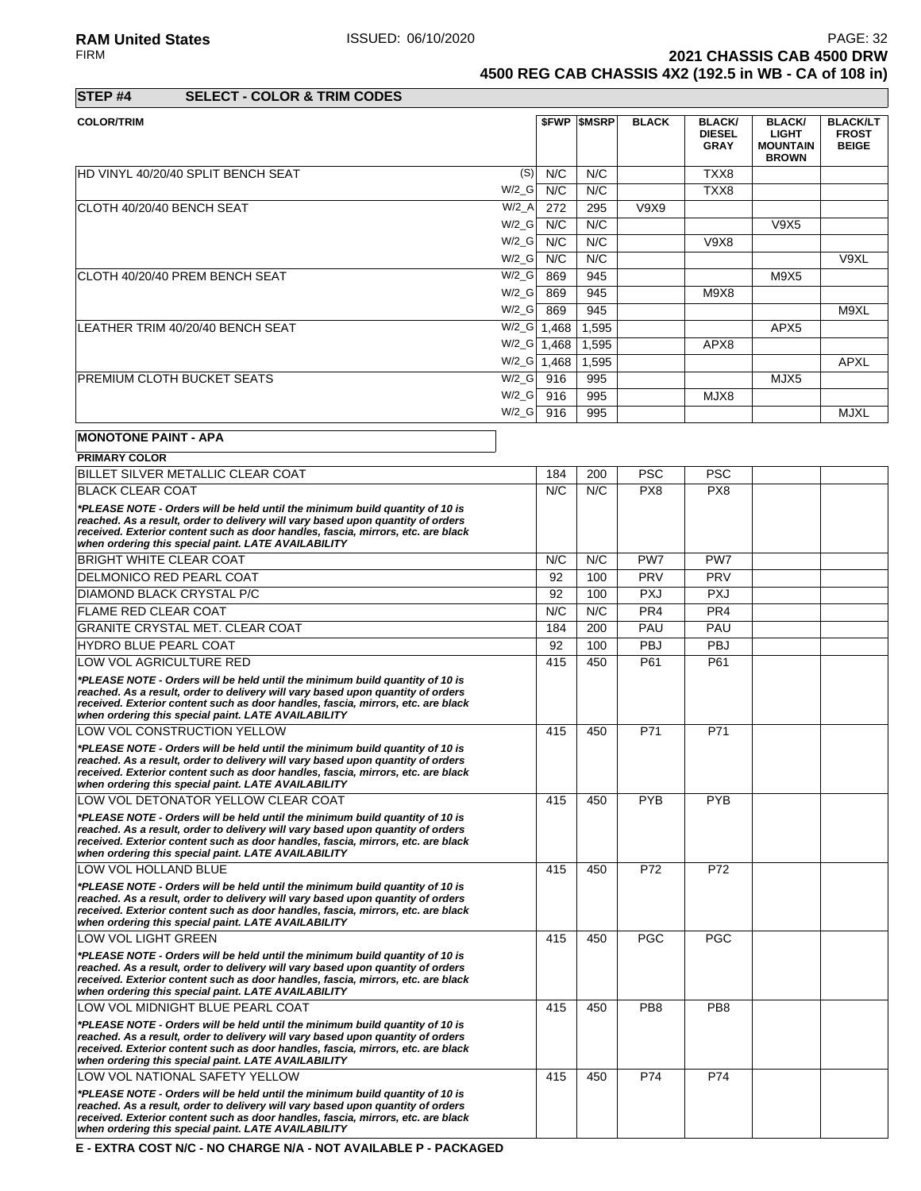## STEP #4 SELECT - COLOR & TRIM CODES

| COLOR/TRIM | | $FWP | $MSRP | BLACK | BLACK/ DIESEL GRAY | BLACK/ LIGHT MOUNTAIN BROWN | BLACK/LT FROST BEIGE |
|---|---|---|---|---|---|---|---|
| HD VINYL 40/20/40 SPLIT BENCH SEAT | (S) | N/C | N/C | | TXX8 | | |
| | W/2_G | N/C | N/C | | TXX8 | | |
| CLOTH 40/20/40 BENCH SEAT | W/2_A | 272 | 295 | V9X9 | | | |
| | W/2_G | N/C | N/C | | | V9X5 | |
| | W/2_G | N/C | N/C | | V9X8 | | |
| | W/2_G | N/C | N/C | | | | V9XL |
| CLOTH 40/20/40 PREM BENCH SEAT | W/2_G | 869 | 945 | | | M9X5 | |
| | W/2_G | 869 | 945 | | M9X8 | | |
| | W/2_G | 869 | 945 | | | | M9XL |
| LEATHER TRIM 40/20/40 BENCH SEAT | W/2_G | 1,468 | 1,595 | | | APX5 | |
| | W/2_G | 1,468 | 1,595 | | APX8 | | |
| | W/2_G | 1,468 | 1,595 | | | | APXL |
| PREMIUM CLOTH BUCKET SEATS | W/2_G | 916 | 995 | | | MJX5 | |
| | W/2_G | 916 | 995 | | MJX8 | | |
| | W/2_G | 916 | 995 | | | | MJXL |

**MONOTONE PAINT - APA**

| PRIMARY COLOR | $FWP | $MSRP | BLACK | BLACK/ DIESEL GRAY | BLACK/ LIGHT MOUNTAIN BROWN | BLACK/LT FROST BEIGE |
|---|---|---|---|---|---|---|
| BILLET SILVER METALLIC CLEAR COAT | 184 | 200 | PSC | PSC | | |
| BLACK CLEAR COAT | N/C | N/C | PX8 | PX8 | | |
| *\*PLEASE NOTE - Orders will be held until the minimum build quantity of 10 is reached. As a result, order to delivery will vary based upon quantity of orders received. Exterior content such as door handles, fascia, mirrors, etc. are black when ordering this special paint. LATE AVAILABILITY* | | | | | | |
| BRIGHT WHITE CLEAR COAT | N/C | N/C | PW7 | PW7 | | |
| DELMONICO RED PEARL COAT | 92 | 100 | PRV | PRV | | |
| DIAMOND BLACK CRYSTAL P/C | 92 | 100 | PXJ | PXJ | | |
| FLAME RED CLEAR COAT | N/C | N/C | PR4 | PR4 | | |
| GRANITE CRYSTAL MET. CLEAR COAT | 184 | 200 | PAU | PAU | | |
| HYDRO BLUE PEARL COAT | 92 | 100 | PBJ | PBJ | | |
| LOW VOL AGRICULTURE RED | 415 | 450 | P61 | P61 | | |
| *\*PLEASE NOTE - Orders will be held until the minimum build quantity of 10 is reached. As a result, order to delivery will vary based upon quantity of orders received. Exterior content such as door handles, fascia, mirrors, etc. are black when ordering this special paint. LATE AVAILABILITY* | | | | | | |
| LOW VOL CONSTRUCTION YELLOW | 415 | 450 | P71 | P71 | | |
| *\*PLEASE NOTE - Orders will be held until the minimum build quantity of 10 is reached. As a result, order to delivery will vary based upon quantity of orders received. Exterior content such as door handles, fascia, mirrors, etc. are black when ordering this special paint. LATE AVAILABILITY* | | | | | | |
| LOW VOL DETONATOR YELLOW CLEAR COAT | 415 | 450 | PYB | PYB | | |
| *\*PLEASE NOTE - Orders will be held until the minimum build quantity of 10 is reached. As a result, order to delivery will vary based upon quantity of orders received. Exterior content such as door handles, fascia, mirrors, etc. are black when ordering this special paint. LATE AVAILABILITY* | | | | | | |
| LOW VOL HOLLAND BLUE | 415 | 450 | P72 | P72 | | |
| *\*PLEASE NOTE - Orders will be held until the minimum build quantity of 10 is reached. As a result, order to delivery will vary based upon quantity of orders received. Exterior content such as door handles, fascia, mirrors, etc. are black when ordering this special paint. LATE AVAILABILITY* | | | | | | |
| LOW VOL LIGHT GREEN | 415 | 450 | PGC | PGC | | |
| *\*PLEASE NOTE - Orders will be held until the minimum build quantity of 10 is reached. As a result, order to delivery will vary based upon quantity of orders received. Exterior content such as door handles, fascia, mirrors, etc. are black when ordering this special paint. LATE AVAILABILITY* | | | | | | |
| LOW VOL MIDNIGHT BLUE PEARL COAT | 415 | 450 | PB8 | PB8 | | |
| *\*PLEASE NOTE - Orders will be held until the minimum build quantity of 10 is reached. As a result, order to delivery will vary based upon quantity of orders received. Exterior content such as door handles, fascia, mirrors, etc. are black when ordering this special paint. LATE AVAILABILITY* | | | | | | |
| LOW VOL NATIONAL SAFETY YELLOW | 415 | 450 | P74 | P74 | | |
| *\*PLEASE NOTE - Orders will be held until the minimum build quantity of 10 is reached. As a result, order to delivery will vary based upon quantity of orders received. Exterior content such as door handles, fascia, mirrors, etc. are black when ordering this special paint. LATE AVAILABILITY* | | | | | | |

**E - EXTRA COST N/C - NO CHARGE N/A - NOT AVAILABLE P - PACKAGED**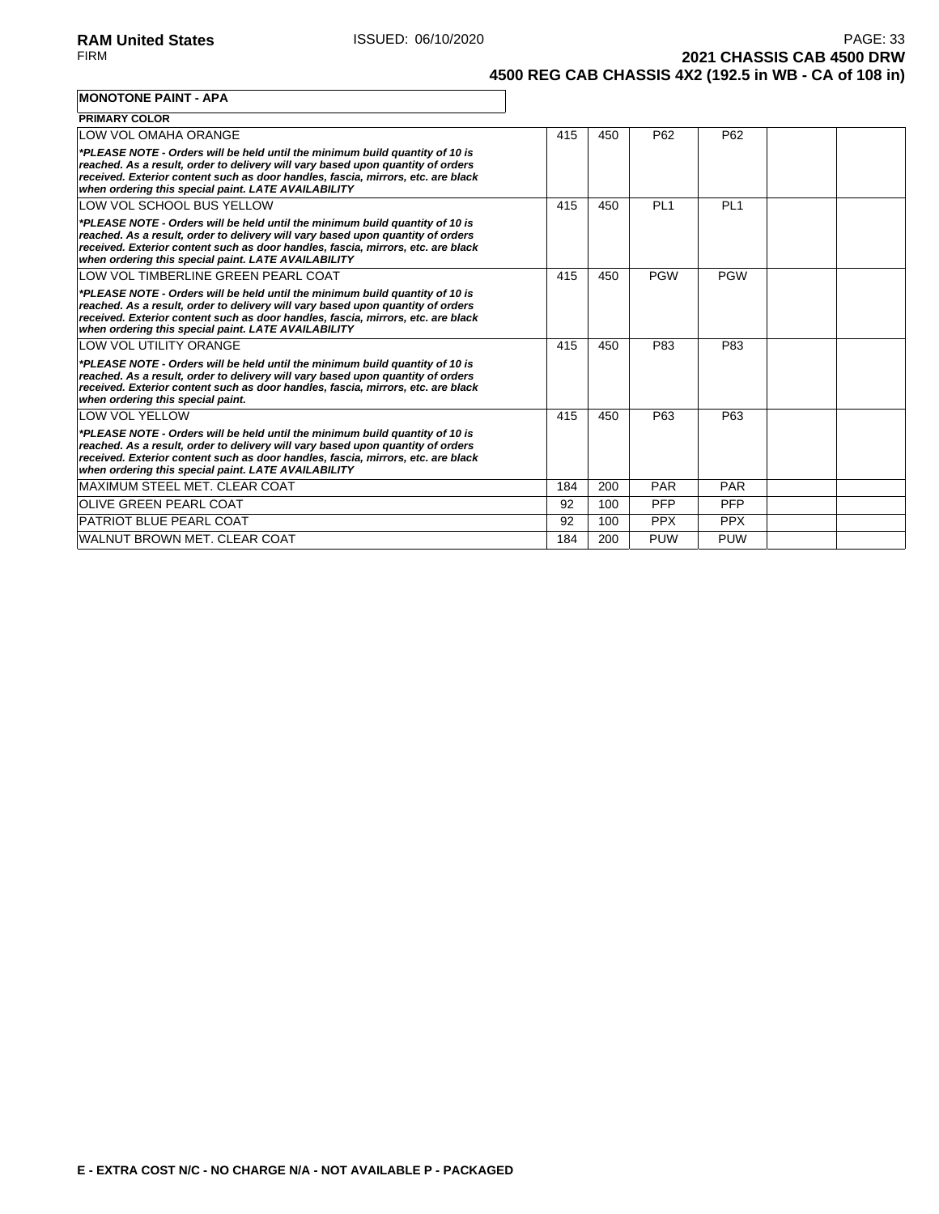**MONOTONE PAINT - APA**

| PRIMARY COLOR | | | | | | |
|---|---|---|---|---|---|---|
| LOW VOL OMAHA ORANGE<br>***PLEASE NOTE - Orders will be held until the minimum build quantity of 10 is reached. As a result, order to delivery will vary based upon quantity of orders received. Exterior content such as door handles, fascia, mirrors, etc. are black when ordering this special paint. LATE AVAILABILITY*** | 415 | 450 | P62 | P62 | | |
| LOW VOL SCHOOL BUS YELLOW<br>***PLEASE NOTE - Orders will be held until the minimum build quantity of 10 is reached. As a result, order to delivery will vary based upon quantity of orders received. Exterior content such as door handles, fascia, mirrors, etc. are black when ordering this special paint. LATE AVAILABILITY*** | 415 | 450 | PL1 | PL1 | | |
| LOW VOL TIMBERLINE GREEN PEARL COAT<br>***PLEASE NOTE - Orders will be held until the minimum build quantity of 10 is reached. As a result, order to delivery will vary based upon quantity of orders received. Exterior content such as door handles, fascia, mirrors, etc. are black when ordering this special paint. LATE AVAILABILITY*** | 415 | 450 | PGW | PGW | | |
| LOW VOL UTILITY ORANGE<br>***PLEASE NOTE - Orders will be held until the minimum build quantity of 10 is reached. As a result, order to delivery will vary based upon quantity of orders received. Exterior content such as door handles, fascia, mirrors, etc. are black when ordering this special paint.*** | 415 | 450 | P83 | P83 | | |
| LOW VOL YELLOW<br>***PLEASE NOTE - Orders will be held until the minimum build quantity of 10 is reached. As a result, order to delivery will vary based upon quantity of orders received. Exterior content such as door handles, fascia, mirrors, etc. are black when ordering this special paint. LATE AVAILABILITY*** | 415 | 450 | P63 | P63 | | |
| MAXIMUM STEEL MET. CLEAR COAT | 184 | 200 | PAR | PAR | | |
| OLIVE GREEN PEARL COAT | 92 | 100 | PFP | PFP | | |
| PATRIOT BLUE PEARL COAT | 92 | 100 | PPX | PPX | | |
| WALNUT BROWN MET. CLEAR COAT | 184 | 200 | PUW | PUW | | |

**E - EXTRA COST N/C - NO CHARGE N/A - NOT AVAILABLE P - PACKAGED**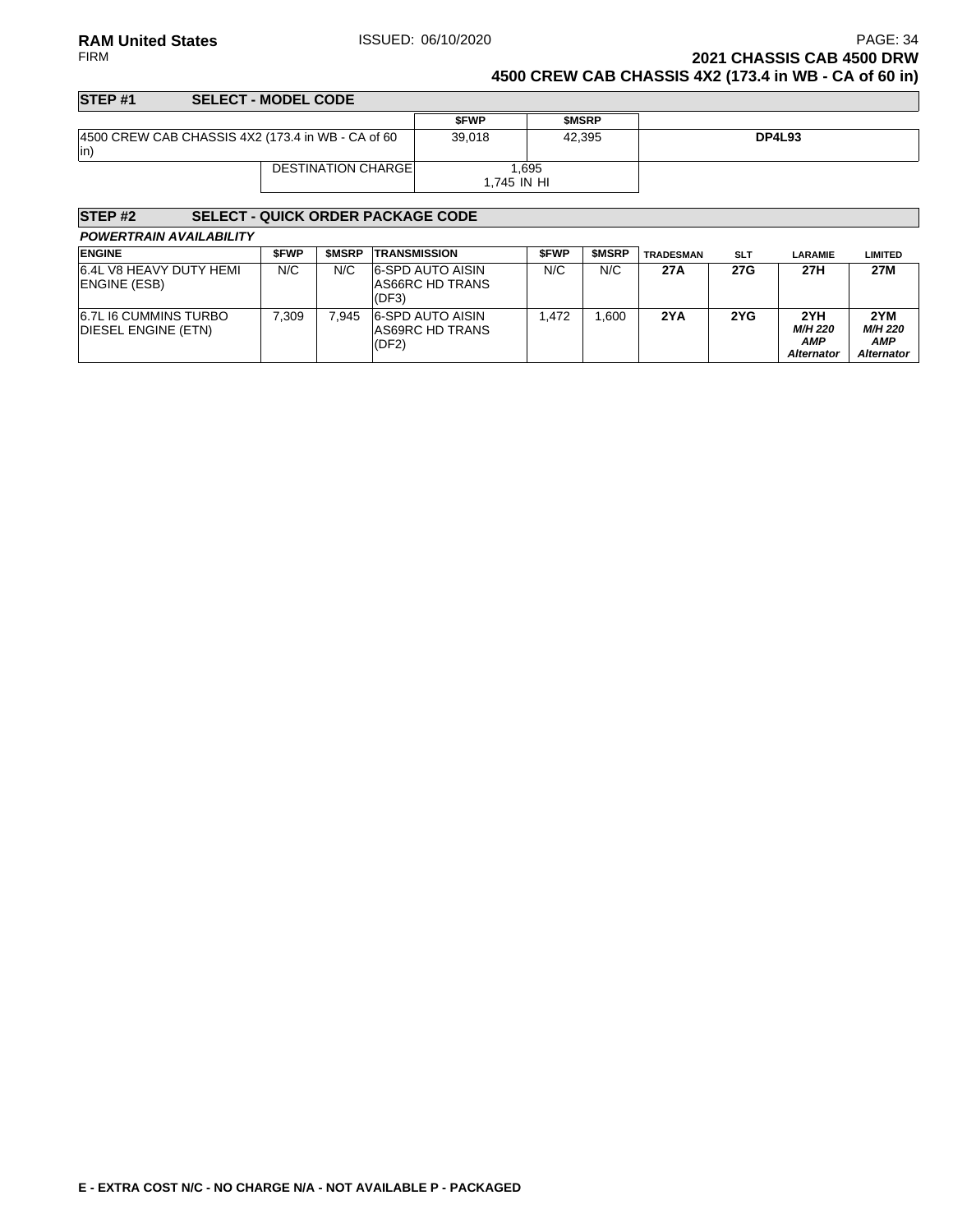## 2021 CHASSIS CAB 4500 DRW
## 4500 CREW CAB CHASSIS 4X2 (173.4 in WB - CA of 60 in)

### STEP #1 SELECT - MODEL CODE

| | $FWP | $MSRP | |
|---|---|---|---|
| 4500 CREW CAB CHASSIS 4X2 (173.4 in WB - CA of 60 in) | 39,018 | 42,395 | **DP4L93** |
| DESTINATION CHARGE | 1,695<br>1,745 IN HI | | |

### STEP #2 SELECT - QUICK ORDER PACKAGE CODE

***POWERTRAIN AVAILABILITY***

| ENGINE | $FWP | $MSRP | TRANSMISSION | $FWP | $MSRP | TRADESMAN | SLT | LARAMIE | LIMITED |
|---|---|---|---|---|---|---|---|---|---|
| 6.4L V8 HEAVY DUTY HEMI ENGINE (ESB) | N/C | N/C | 6-SPD AUTO AISIN AS66RC HD TRANS (DF3) | N/C | N/C | **27A** | **27G** | **27H** | **27M** |
| 6.7L I6 CUMMINS TURBO DIESEL ENGINE (ETN) | 7,309 | 7,945 | 6-SPD AUTO AISIN AS69RC HD TRANS (DF2) | 1,472 | 1,600 | **2YA** | **2YG** | **2YH** ***M/H 220 AMP Alternator*** | **2YM** ***M/H 220 AMP Alternator*** |

**E - EXTRA COST N/C - NO CHARGE N/A - NOT AVAILABLE P - PACKAGED**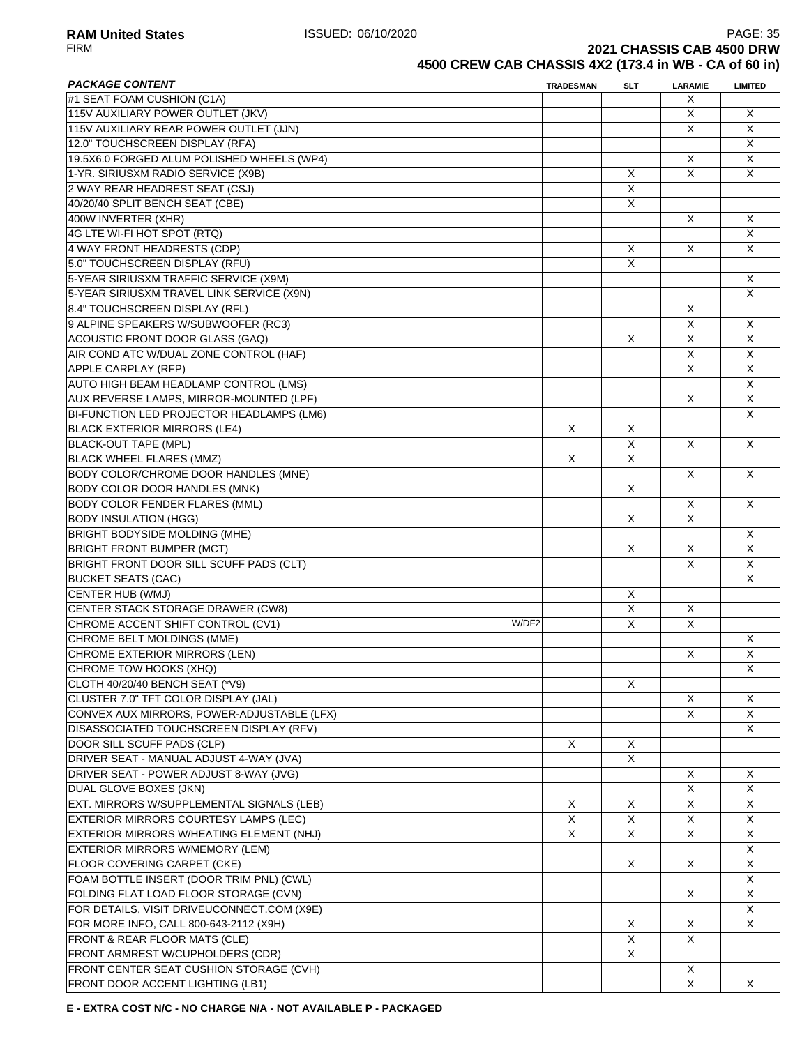# 2021 CHASSIS CAB 4500 DRW

## 4500 CREW CAB CHASSIS 4X2 (173.4 in WB - CA of 60 in)

| *PACKAGE CONTENT* | | TRADESMAN | SLT | LARAMIE | LIMITED |
|---|---|---|---|---|---|
| #1 SEAT FOAM CUSHION (C1A) | | | | X | |
| 115V AUXILIARY POWER OUTLET (JKV) | | | | X | X |
| 115V AUXILIARY REAR POWER OUTLET (JJN) | | | | X | X |
| 12.0" TOUCHSCREEN DISPLAY (RFA) | | | | | X |
| 19.5X6.0 FORGED ALUM POLISHED WHEELS (WP4) | | | | X | X |
| 1-YR. SIRIUSXM RADIO SERVICE (X9B) | | | X | X | X |
| 2 WAY REAR HEADREST SEAT (CSJ) | | | X | | |
| 40/20/40 SPLIT BENCH SEAT (CBE) | | | X | | |
| 400W INVERTER (XHR) | | | | X | X |
| 4G LTE WI-FI HOT SPOT (RTQ) | | | | | X |
| 4 WAY FRONT HEADRESTS (CDP) | | | X | X | X |
| 5.0" TOUCHSCREEN DISPLAY (RFU) | | | X | | |
| 5-YEAR SIRIUSXM TRAFFIC SERVICE (X9M) | | | | | X |
| 5-YEAR SIRIUSXM TRAVEL LINK SERVICE (X9N) | | | | | X |
| 8.4" TOUCHSCREEN DISPLAY (RFL) | | | | X | |
| 9 ALPINE SPEAKERS W/SUBWOOFER (RC3) | | | | X | X |
| ACOUSTIC FRONT DOOR GLASS (GAQ) | | | X | X | X |
| AIR COND ATC W/DUAL ZONE CONTROL (HAF) | | | | X | X |
| APPLE CARPLAY (RFP) | | | | X | X |
| AUTO HIGH BEAM HEADLAMP CONTROL (LMS) | | | | | X |
| AUX REVERSE LAMPS, MIRROR-MOUNTED (LPF) | | | | X | X |
| BI-FUNCTION LED PROJECTOR HEADLAMPS (LM6) | | | | | X |
| BLACK EXTERIOR MIRRORS (LE4) | | X | X | | |
| BLACK-OUT TAPE (MPL) | | | X | X | X |
| BLACK WHEEL FLARES (MMZ) | | X | X | | |
| BODY COLOR/CHROME DOOR HANDLES (MNE) | | | | X | X |
| BODY COLOR DOOR HANDLES (MNK) | | | X | | |
| BODY COLOR FENDER FLARES (MML) | | | | X | X |
| BODY INSULATION (HGG) | | | X | X | |
| BRIGHT BODYSIDE MOLDING (MHE) | | | | | X |
| BRIGHT FRONT BUMPER (MCT) | | | X | X | X |
| BRIGHT FRONT DOOR SILL SCUFF PADS (CLT) | | | | X | X |
| BUCKET SEATS (CAC) | | | | | X |
| CENTER HUB (WMJ) | | | X | | |
| CENTER STACK STORAGE DRAWER (CW8) | | | X | X | |
| CHROME ACCENT SHIFT CONTROL (CV1) | W/DF2 | | X | X | |
| CHROME BELT MOLDINGS (MME) | | | | | X |
| CHROME EXTERIOR MIRRORS (LEN) | | | | X | X |
| CHROME TOW HOOKS (XHQ) | | | | | X |
| CLOTH 40/20/40 BENCH SEAT (*V9) | | | X | | |
| CLUSTER 7.0" TFT COLOR DISPLAY (JAL) | | | | X | X |
| CONVEX AUX MIRRORS, POWER-ADJUSTABLE (LFX) | | | | X | X |
| DISASSOCIATED TOUCHSCREEN DISPLAY (RFV) | | | | | X |
| DOOR SILL SCUFF PADS (CLP) | | X | X | | |
| DRIVER SEAT - MANUAL ADJUST 4-WAY (JVA) | | | X | | |
| DRIVER SEAT - POWER ADJUST 8-WAY (JVG) | | | | X | X |
| DUAL GLOVE BOXES (JKN) | | | | X | X |
| EXT. MIRRORS W/SUPPLEMENTAL SIGNALS (LEB) | | X | X | X | X |
| EXTERIOR MIRRORS COURTESY LAMPS (LEC) | | X | X | X | X |
| EXTERIOR MIRRORS W/HEATING ELEMENT (NHJ) | | X | X | X | X |
| EXTERIOR MIRRORS W/MEMORY (LEM) | | | | | X |
| FLOOR COVERING CARPET (CKE) | | | X | X | X |
| FOAM BOTTLE INSERT (DOOR TRIM PNL) (CWL) | | | | | X |
| FOLDING FLAT LOAD FLOOR STORAGE (CVN) | | | | X | X |
| FOR DETAILS, VISIT DRIVEUCONNECT.COM (X9E) | | | | | X |
| FOR MORE INFO, CALL 800-643-2112 (X9H) | | | X | X | X |
| FRONT & REAR FLOOR MATS (CLE) | | | X | X | |
| FRONT ARMREST W/CUPHOLDERS (CDR) | | | X | | |
| FRONT CENTER SEAT CUSHION STORAGE (CVH) | | | | X | |
| FRONT DOOR ACCENT LIGHTING (LB1) | | | | X | X |

**E - EXTRA COST N/C - NO CHARGE N/A - NOT AVAILABLE P - PACKAGED**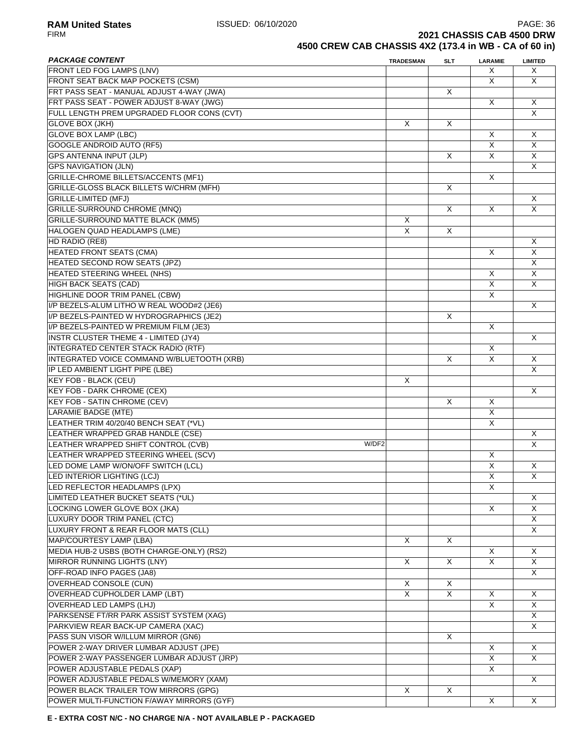**2021 CHASSIS CAB 4500 DRW**
**4500 CREW CAB CHASSIS 4X2 (173.4 in WB - CA of 60 in)**

| *PACKAGE CONTENT* | | TRADESMAN | SLT | LARAMIE | LIMITED |
|---|---|---|---|---|---|
| FRONT LED FOG LAMPS (LNV) | | | | X | X |
| FRONT SEAT BACK MAP POCKETS (CSM) | | | | X | X |
| FRT PASS SEAT - MANUAL ADJUST 4-WAY (JWA) | | | X | | |
| FRT PASS SEAT - POWER ADJUST 8-WAY (JWG) | | | | X | X |
| FULL LENGTH PREM UPGRADED FLOOR CONS (CVT) | | | | | X |
| GLOVE BOX (JKH) | | X | X | | |
| GLOVE BOX LAMP (LBC) | | | | X | X |
| GOOGLE ANDROID AUTO (RF5) | | | | X | X |
| GPS ANTENNA INPUT (JLP) | | | X | X | X |
| GPS NAVIGATION (JLN) | | | | | X |
| GRILLE-CHROME BILLETS/ACCENTS (MF1) | | | | X | |
| GRILLE-GLOSS BLACK BILLETS W/CHRM (MFH) | | | X | | |
| GRILLE-LIMITED (MFJ) | | | | | X |
| GRILLE-SURROUND CHROME (MNQ) | | | X | X | X |
| GRILLE-SURROUND MATTE BLACK (MM5) | | X | | | |
| HALOGEN QUAD HEADLAMPS (LME) | | X | X | | |
| HD RADIO (RE8) | | | | | X |
| HEATED FRONT SEATS (CMA) | | | | X | X |
| HEATED SECOND ROW SEATS (JPZ) | | | | | X |
| HEATED STEERING WHEEL (NHS) | | | | X | X |
| HIGH BACK SEATS (CAD) | | | | X | X |
| HIGHLINE DOOR TRIM PANEL (CBW) | | | | X | |
| I/P BEZELS-ALUM LITHO W REAL WOOD#2 (JE6) | | | | | X |
| I/P BEZELS-PAINTED W HYDROGRAPHICS (JE2) | | | X | | |
| I/P BEZELS-PAINTED W PREMIUM FILM (JE3) | | | | X | |
| INSTR CLUSTER THEME 4 - LIMITED (JY4) | | | | | X |
| INTEGRATED CENTER STACK RADIO (RTF) | | | | X | |
| INTEGRATED VOICE COMMAND W/BLUETOOTH (XRB) | | | X | X | X |
| IP LED AMBIENT LIGHT PIPE (LBE) | | | | | X |
| KEY FOB - BLACK (CEU) | | X | | | |
| KEY FOB - DARK CHROME (CEX) | | | | | X |
| KEY FOB - SATIN CHROME (CEV) | | | X | X | |
| LARAMIE BADGE (MTE) | | | | X | |
| LEATHER TRIM 40/20/40 BENCH SEAT (*VL) | | | | X | |
| LEATHER WRAPPED GRAB HANDLE (CSE) | | | | | X |
| LEATHER WRAPPED SHIFT CONTROL (CVB) | W/DF2 | | | | X |
| LEATHER WRAPPED STEERING WHEEL (SCV) | | | | X | |
| LED DOME LAMP W/ON/OFF SWITCH (LCL) | | | | X | X |
| LED INTERIOR LIGHTING (LCJ) | | | | X | X |
| LED REFLECTOR HEADLAMPS (LPX) | | | | X | |
| LIMITED LEATHER BUCKET SEATS (*UL) | | | | | X |
| LOCKING LOWER GLOVE BOX (JKA) | | | | X | X |
| LUXURY DOOR TRIM PANEL (CTC) | | | | | X |
| LUXURY FRONT & REAR FLOOR MATS (CLL) | | | | | X |
| MAP/COURTESY LAMP (LBA) | | X | X | | |
| MEDIA HUB-2 USBS (BOTH CHARGE-ONLY) (RS2) | | | | X | X |
| MIRROR RUNNING LIGHTS (LNY) | | X | X | X | X |
| OFF-ROAD INFO PAGES (JA8) | | | | | X |
| OVERHEAD CONSOLE (CUN) | | X | X | | |
| OVERHEAD CUPHOLDER LAMP (LBT) | | X | X | X | X |
| OVERHEAD LED LAMPS (LHJ) | | | | X | X |
| PARKSENSE FT/RR PARK ASSIST SYSTEM (XAG) | | | | | X |
| PARKVIEW REAR BACK-UP CAMERA (XAC) | | | | | X |
| PASS SUN VISOR W/ILLUM MIRROR (GN6) | | | X | | |
| POWER 2-WAY DRIVER LUMBAR ADJUST (JPE) | | | | X | X |
| POWER 2-WAY PASSENGER LUMBAR ADJUST (JRP) | | | | X | X |
| POWER ADJUSTABLE PEDALS (XAP) | | | | X | |
| POWER ADJUSTABLE PEDALS W/MEMORY (XAM) | | | | | X |
| POWER BLACK TRAILER TOW MIRRORS (GPG) | | X | X | | |
| POWER MULTI-FUNCTION F/AWAY MIRRORS (GYF) | | | | X | X |

**E - EXTRA COST N/C - NO CHARGE N/A - NOT AVAILABLE P - PACKAGED**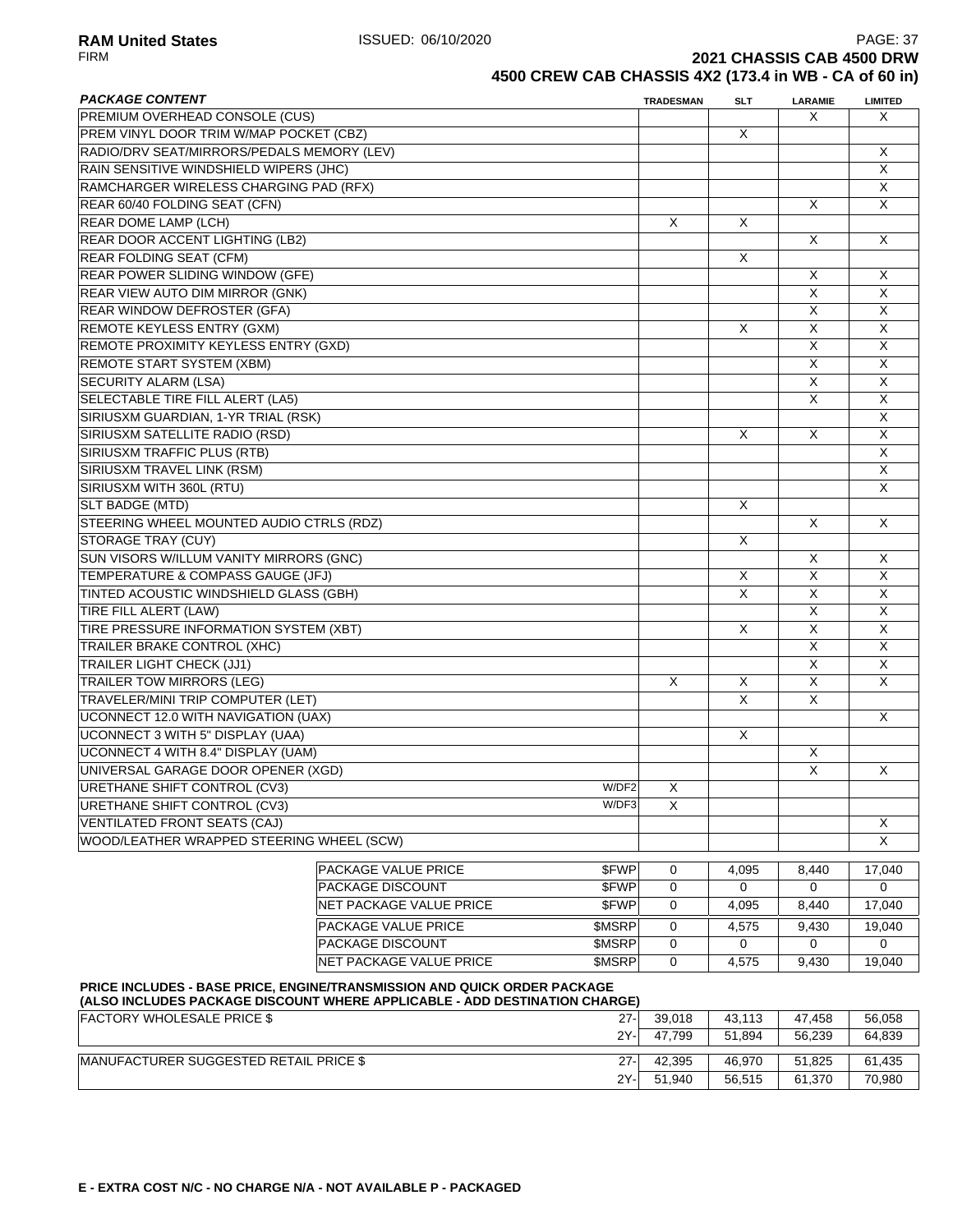**RAM United States** ISSUED: 06/10/2020
FIRM

**2021 CHASSIS CAB 4500 DRW**
**4500 CREW CAB CHASSIS 4X2 (173.4 in WB - CA of 60 in)**

| *PACKAGE CONTENT* | | TRADESMAN | SLT | LARAMIE | LIMITED |
|---|---|---|---|---|---|
| PREMIUM OVERHEAD CONSOLE (CUS) | | | | X | X |
| PREM VINYL DOOR TRIM W/MAP POCKET (CBZ) | | | X | | |
| RADIO/DRV SEAT/MIRRORS/PEDALS MEMORY (LEV) | | | | | X |
| RAIN SENSITIVE WINDSHIELD WIPERS (JHC) | | | | | X |
| RAMCHARGER WIRELESS CHARGING PAD (RFX) | | | | | X |
| REAR 60/40 FOLDING SEAT (CFN) | | | | X | X |
| REAR DOME LAMP (LCH) | | X | X | | |
| REAR DOOR ACCENT LIGHTING (LB2) | | | | X | X |
| REAR FOLDING SEAT (CFM) | | | X | | |
| REAR POWER SLIDING WINDOW (GFE) | | | | X | X |
| REAR VIEW AUTO DIM MIRROR (GNK) | | | | X | X |
| REAR WINDOW DEFROSTER (GFA) | | | | X | X |
| REMOTE KEYLESS ENTRY (GXM) | | | X | X | X |
| REMOTE PROXIMITY KEYLESS ENTRY (GXD) | | | | X | X |
| REMOTE START SYSTEM (XBM) | | | | X | X |
| SECURITY ALARM (LSA) | | | | X | X |
| SELECTABLE TIRE FILL ALERT (LA5) | | | | X | X |
| SIRIUSXM GUARDIAN, 1-YR TRIAL (RSK) | | | | | X |
| SIRIUSXM SATELLITE RADIO (RSD) | | | X | X | X |
| SIRIUSXM TRAFFIC PLUS (RTB) | | | | | X |
| SIRIUSXM TRAVEL LINK (RSM) | | | | | X |
| SIRIUSXM WITH 360L (RTU) | | | | | X |
| SLT BADGE (MTD) | | | X | | |
| STEERING WHEEL MOUNTED AUDIO CTRLS (RDZ) | | | | X | X |
| STORAGE TRAY (CUY) | | | X | | |
| SUN VISORS W/ILLUM VANITY MIRRORS (GNC) | | | | X | X |
| TEMPERATURE & COMPASS GAUGE (JFJ) | | | X | X | X |
| TINTED ACOUSTIC WINDSHIELD GLASS (GBH) | | | X | X | X |
| TIRE FILL ALERT (LAW) | | | | X | X |
| TIRE PRESSURE INFORMATION SYSTEM (XBT) | | | X | X | X |
| TRAILER BRAKE CONTROL (XHC) | | | | X | X |
| TRAILER LIGHT CHECK (JJ1) | | | | X | X |
| TRAILER TOW MIRRORS (LEG) | | X | X | X | X |
| TRAVELER/MINI TRIP COMPUTER (LET) | | | X | X | |
| UCONNECT 12.0 WITH NAVIGATION (UAX) | | | | | X |
| UCONNECT 3 WITH 5" DISPLAY (UAA) | | | X | | |
| UCONNECT 4 WITH 8.4" DISPLAY (UAM) | | | | X | |
| UNIVERSAL GARAGE DOOR OPENER (XGD) | | | | X | X |
| URETHANE SHIFT CONTROL (CV3) | W/DF2 | X | | | |
| URETHANE SHIFT CONTROL (CV3) | W/DF3 | X | | | |
| VENTILATED FRONT SEATS (CAJ) | | | | | X |
| WOOD/LEATHER WRAPPED STEERING WHEEL (SCW) | | | | | X |
| PACKAGE VALUE PRICE | $FWP | 0 | 4,095 | 8,440 | 17,040 |
| PACKAGE DISCOUNT | $FWP | 0 | 0 | 0 | 0 |
| NET PACKAGE VALUE PRICE | $FWP | 0 | 4,095 | 8,440 | 17,040 |
| PACKAGE VALUE PRICE | $MSRP | 0 | 4,575 | 9,430 | 19,040 |
| PACKAGE DISCOUNT | $MSRP | 0 | 0 | 0 | 0 |
| NET PACKAGE VALUE PRICE | $MSRP | 0 | 4,575 | 9,430 | 19,040 |

**PRICE INCLUDES - BASE PRICE, ENGINE/TRANSMISSION AND QUICK ORDER PACKAGE**
**(ALSO INCLUDES PACKAGE DISCOUNT WHERE APPLICABLE - ADD DESTINATION CHARGE)**

| | | TRADESMAN | SLT | LARAMIE | LIMITED |
|---|---|---|---|---|---|
| FACTORY WHOLESALE PRICE $ | 27- | 39,018 | 43,113 | 47,458 | 56,058 |
| | 2Y- | 47,799 | 51,894 | 56,239 | 64,839 |
| MANUFACTURER SUGGESTED RETAIL PRICE $ | 27- | 42,395 | 46,970 | 51,825 | 61,435 |
| | 2Y- | 51,940 | 56,515 | 61,370 | 70,980 |

**E - EXTRA COST N/C - NO CHARGE N/A - NOT AVAILABLE P - PACKAGED**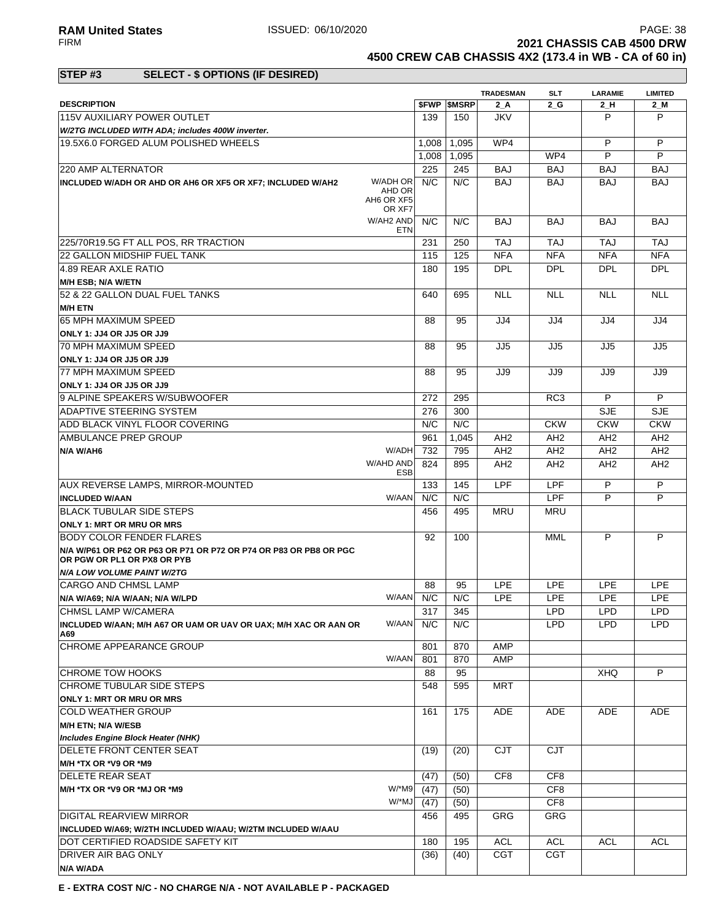# 2021 CHASSIS CAB 4500 DRW
## 4500 CREW CAB CHASSIS 4X2 (173.4 in WB - CA of 60 in)

**STEP #3 SELECT - $ OPTIONS (IF DESIRED)**

| DESCRIPTION | | $FWP | $MSRP | TRADESMAN 2_A | SLT 2_G | LARAMIE 2_H | LIMITED 2_M |
|---|---|---|---|---|---|---|---|
| 115V AUXILIARY POWER OUTLET | | 139 | 150 | JKV | | P | P |
| *W/2TG INCLUDED WITH ADA; includes 400W inverter.* | | | | | | | |
| 19.5X6.0 FORGED ALUM POLISHED WHEELS | | 1,008 | 1,095 | WP4 | | P | P |
| | | 1,008 | 1,095 | | WP4 | P | P |
| 220 AMP ALTERNATOR | | 225 | 245 | BAJ | BAJ | BAJ | BAJ |
| **INCLUDED W/ADH OR AHD OR AH6 OR XF5 OR XF7; INCLUDED W/AH2** | W/ADH OR AHD OR AH6 OR XF5 OR XF7 | N/C | N/C | BAJ | BAJ | BAJ | BAJ |
| | W/AH2 AND ETN | N/C | N/C | BAJ | BAJ | BAJ | BAJ |
| 225/70R19.5G FT ALL POS, RR TRACTION | | 231 | 250 | TAJ | TAJ | TAJ | TAJ |
| 22 GALLON MIDSHIP FUEL TANK | | 115 | 125 | NFA | NFA | NFA | NFA |
| 4.89 REAR AXLE RATIO | | 180 | 195 | DPL | DPL | DPL | DPL |
| **M/H ESB; N/A W/ETN** | | | | | | | |
| 52 & 22 GALLON DUAL FUEL TANKS | | 640 | 695 | NLL | NLL | NLL | NLL |
| **M/H ETN** | | | | | | | |
| 65 MPH MAXIMUM SPEED | | 88 | 95 | JJ4 | JJ4 | JJ4 | JJ4 |
| **ONLY 1: JJ4 OR JJ5 OR JJ9** | | | | | | | |
| 70 MPH MAXIMUM SPEED | | 88 | 95 | JJ5 | JJ5 | JJ5 | JJ5 |
| **ONLY 1: JJ4 OR JJ5 OR JJ9** | | | | | | | |
| 77 MPH MAXIMUM SPEED | | 88 | 95 | JJ9 | JJ9 | JJ9 | JJ9 |
| **ONLY 1: JJ4 OR JJ5 OR JJ9** | | | | | | | |
| 9 ALPINE SPEAKERS W/SUBWOOFER | | 272 | 295 | | RC3 | P | P |
| ADAPTIVE STEERING SYSTEM | | 276 | 300 | | | SJE | SJE |
| ADD BLACK VINYL FLOOR COVERING | | N/C | N/C | | CKW | CKW | CKW |
| AMBULANCE PREP GROUP | | 961 | 1,045 | AH2 | AH2 | AH2 | AH2 |
| **N/A W/AH6** | W/ADH | 732 | 795 | AH2 | AH2 | AH2 | AH2 |
| | W/AHD AND ESB | 824 | 895 | AH2 | AH2 | AH2 | AH2 |
| AUX REVERSE LAMPS, MIRROR-MOUNTED | | 133 | 145 | LPF | LPF | P | P |
| **INCLUDED W/AAN** | W/AAN | N/C | N/C | | LPF | P | P |
| BLACK TUBULAR SIDE STEPS | | 456 | 495 | MRU | MRU | | |
| **ONLY 1: MRT OR MRU OR MRS** | | | | | | | |
| BODY COLOR FENDER FLARES | | 92 | 100 | | MML | P | P |
| **N/A W/P61 OR P62 OR P63 OR P71 OR P72 OR P74 OR P83 OR PB8 OR PGC OR PGW OR PL1 OR PX8 OR PYB** | | | | | | | |
| ***N/A LOW VOLUME PAINT W/2TG*** | | | | | | | |
| CARGO AND CHMSL LAMP | | 88 | 95 | LPE | LPE | LPE | LPE |
| **N/A W/A69; N/A W/AAN; N/A W/LPD** | W/AAN | N/C | N/C | LPE | LPE | LPE | LPE |
| CHMSL LAMP W/CAMERA | | 317 | 345 | | LPD | LPD | LPD |
| **INCLUDED W/AAN; M/H A67 OR UAM OR UAV OR UAX; M/H XAC OR AAN OR A69** | W/AAN | N/C | N/C | | LPD | LPD | LPD |
| CHROME APPEARANCE GROUP | | 801 | 870 | AMP | | | |
| | W/AAN | 801 | 870 | AMP | | | |
| CHROME TOW HOOKS | | 88 | 95 | | | XHQ | P |
| CHROME TUBULAR SIDE STEPS | | 548 | 595 | MRT | | | |
| **ONLY 1: MRT OR MRU OR MRS** | | | | | | | |
| COLD WEATHER GROUP | | 161 | 175 | ADE | ADE | ADE | ADE |
| **M/H ETN; N/A W/ESB** | | | | | | | |
| ***Includes Engine Block Heater (NHK)*** | | | | | | | |
| DELETE FRONT CENTER SEAT | | (19) | (20) | CJT | CJT | | |
| **M/H *TX OR *V9 OR *M9** | | | | | | | |
| DELETE REAR SEAT | | (47) | (50) | CF8 | CF8 | | |
| **M/H *TX OR *V9 OR *MJ OR *M9** | W/*M9 | (47) | (50) | | CF8 | | |
| | W/*MJ | (47) | (50) | | CF8 | | |
| DIGITAL REARVIEW MIRROR | | 456 | 495 | GRG | GRG | | |
| **INCLUDED W/A69; W/2TH INCLUDED W/AAU; W/2TM INCLUDED W/AAU** | | | | | | | |
| DOT CERTIFIED ROADSIDE SAFETY KIT | | 180 | 195 | ACL | ACL | ACL | ACL |
| DRIVER AIR BAG ONLY | | (36) | (40) | CGT | CGT | | |
| **N/A W/ADA** | | | | | | | |

**E - EXTRA COST N/C - NO CHARGE N/A - NOT AVAILABLE P - PACKAGED**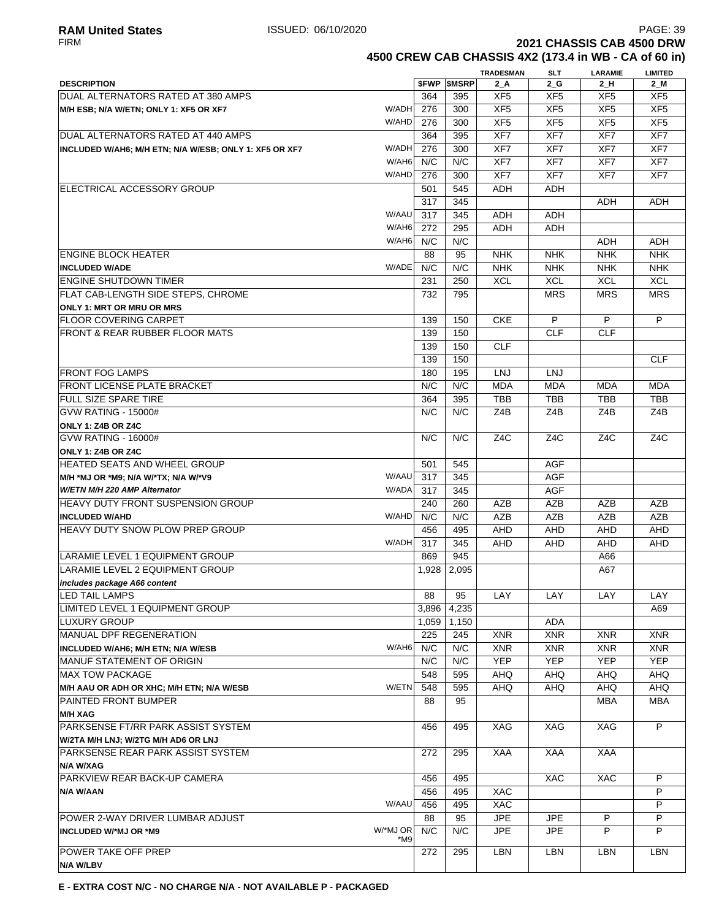# 2021 CHASSIS CAB 4500 DRW

## 4500 CREW CAB CHASSIS 4X2 (173.4 in WB - CA of 60 in)

| DESCRIPTION | | $FWP | $MSRP | TRADESMAN 2_A | SLT 2_G | LARAMIE 2_H | LIMITED 2_M |
|---|---|---|---|---|---|---|---|
| DUAL ALTERNATORS RATED AT 380 AMPS | | 364 | 395 | XF5 | XF5 | XF5 | XF5 |
| **M/H ESB; N/A W/ETN; ONLY 1: XF5 OR XF7** | W/ADH | 276 | 300 | XF5 | XF5 | XF5 | XF5 |
| | W/AHD | 276 | 300 | XF5 | XF5 | XF5 | XF5 |
| DUAL ALTERNATORS RATED AT 440 AMPS | | 364 | 395 | XF7 | XF7 | XF7 | XF7 |
| **INCLUDED W/AH6; M/H ETN; N/A W/ESB; ONLY 1: XF5 OR XF7** | W/ADH | 276 | 300 | XF7 | XF7 | XF7 | XF7 |
| | W/AH6 | N/C | N/C | XF7 | XF7 | XF7 | XF7 |
| | W/AHD | 276 | 300 | XF7 | XF7 | XF7 | XF7 |
| ELECTRICAL ACCESSORY GROUP | | 501 | 545 | ADH | ADH | | |
| | | 317 | 345 | | | ADH | ADH |
| | W/AAU | 317 | 345 | ADH | ADH | | |
| | W/AH6 | 272 | 295 | ADH | ADH | | |
| | W/AH6 | N/C | N/C | | | ADH | ADH |
| ENGINE BLOCK HEATER | | 88 | 95 | NHK | NHK | NHK | NHK |
| **INCLUDED W/ADE** | W/ADE | N/C | N/C | NHK | NHK | NHK | NHK |
| ENGINE SHUTDOWN TIMER | | 231 | 250 | XCL | XCL | XCL | XCL |
| FLAT CAB-LENGTH SIDE STEPS, CHROME | | 732 | 795 | | MRS | MRS | MRS |
| **ONLY 1: MRT OR MRU OR MRS** | | | | | | | |
| FLOOR COVERING CARPET | | 139 | 150 | CKE | P | P | P |
| FRONT & REAR RUBBER FLOOR MATS | | 139 | 150 | | CLF | CLF | |
| | | 139 | 150 | CLF | | | |
| | | 139 | 150 | | | | CLF |
| FRONT FOG LAMPS | | 180 | 195 | LNJ | LNJ | | |
| FRONT LICENSE PLATE BRACKET | | N/C | N/C | MDA | MDA | MDA | MDA |
| FULL SIZE SPARE TIRE | | 364 | 395 | TBB | TBB | TBB | TBB |
| GVW RATING - 15000# | | N/C | N/C | Z4B | Z4B | Z4B | Z4B |
| **ONLY 1: Z4B OR Z4C** | | | | | | | |
| GVW RATING - 16000# | | N/C | N/C | Z4C | Z4C | Z4C | Z4C |
| **ONLY 1: Z4B OR Z4C** | | | | | | | |
| HEATED SEATS AND WHEEL GROUP | | 501 | 545 | | AGF | | |
| **M/H *MJ OR *M9; N/A W/*TX; N/A W/*V9** | W/AAU | 317 | 345 | | AGF | | |
| ***W/ETN M/H 220 AMP Alternator*** | W/ADA | 317 | 345 | | AGF | | |
| HEAVY DUTY FRONT SUSPENSION GROUP | | 240 | 260 | AZB | AZB | AZB | AZB |
| **INCLUDED W/AHD** | W/AHD | N/C | N/C | AZB | AZB | AZB | AZB |
| HEAVY DUTY SNOW PLOW PREP GROUP | | 456 | 495 | AHD | AHD | AHD | AHD |
| | W/ADH | 317 | 345 | AHD | AHD | AHD | AHD |
| LARAMIE LEVEL 1 EQUIPMENT GROUP | | 869 | 945 | | | A66 | |
| LARAMIE LEVEL 2 EQUIPMENT GROUP | | 1,928 | 2,095 | | | A67 | |
| ***includes package A66 content*** | | | | | | | |
| LED TAIL LAMPS | | 88 | 95 | LAY | LAY | LAY | LAY |
| LIMITED LEVEL 1 EQUIPMENT GROUP | | 3,896 | 4,235 | | | | A69 |
| LUXURY GROUP | | 1,059 | 1,150 | | ADA | | |
| MANUAL DPF REGENERATION | | 225 | 245 | XNR | XNR | XNR | XNR |
| **INCLUDED W/AH6; M/H ETN; N/A W/ESB** | W/AH6 | N/C | N/C | XNR | XNR | XNR | XNR |
| MANUF STATEMENT OF ORIGIN | | N/C | N/C | YEP | YEP | YEP | YEP |
| MAX TOW PACKAGE | | 548 | 595 | AHQ | AHQ | AHQ | AHQ |
| **M/H AAU OR ADH OR XHC; M/H ETN; N/A W/ESB** | W/ETN | 548 | 595 | AHQ | AHQ | AHQ | AHQ |
| PAINTED FRONT BUMPER | | 88 | 95 | | | MBA | MBA |
| **M/H XAG** | | | | | | | |
| PARKSENSE FT/RR PARK ASSIST SYSTEM | | 456 | 495 | XAG | XAG | XAG | P |
| **W/2TA M/H LNJ; W/2TG M/H AD6 OR LNJ** | | | | | | | |
| PARKSENSE REAR PARK ASSIST SYSTEM | | 272 | 295 | XAA | XAA | XAA | |
| **N/A W/XAG** | | | | | | | |
| PARKVIEW REAR BACK-UP CAMERA | | 456 | 495 | | XAC | XAC | P |
| **N/A W/AAN** | | 456 | 495 | XAC | | | P |
| | W/AAU | 456 | 495 | XAC | | | P |
| POWER 2-WAY DRIVER LUMBAR ADJUST | | 88 | 95 | JPE | JPE | P | P |
| **INCLUDED W/*MJ OR *M9** | W/*MJ OR *M9 | N/C | N/C | JPE | JPE | P | P |
| POWER TAKE OFF PREP | | 272 | 295 | LBN | LBN | LBN | LBN |
| **N/A W/LBV** | | | | | | | |

**E - EXTRA COST N/C - NO CHARGE N/A - NOT AVAILABLE P - PACKAGED**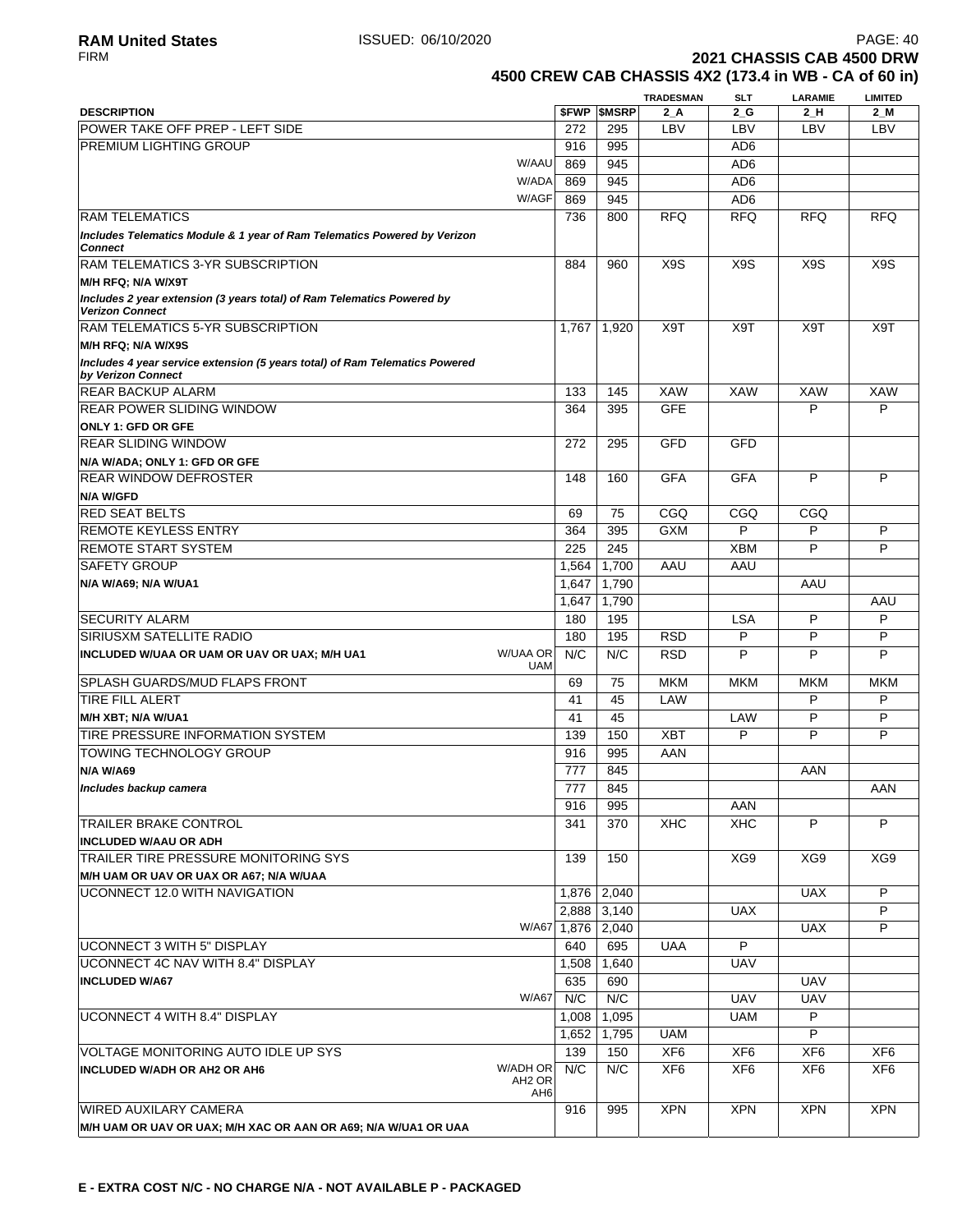# 2021 CHASSIS CAB 4500 DRW

## 4500 CREW CAB CHASSIS 4X2 (173.4 in WB - CA of 60 in)

| DESCRIPTION | | $FWP | $MSRP | TRADESMAN 2_A | SLT 2_G | LARAMIE 2_H | LIMITED 2_M |
|---|---|---|---|---|---|---|---|
| POWER TAKE OFF PREP - LEFT SIDE | | 272 | 295 | LBV | LBV | LBV | LBV |
| PREMIUM LIGHTING GROUP | | 916 | 995 | | AD6 | | |
| | W/AAU | 869 | 945 | | AD6 | | |
| | W/ADA | 869 | 945 | | AD6 | | |
| | W/AGF | 869 | 945 | | AD6 | | |
| RAM TELEMATICS | | 736 | 800 | RFQ | RFQ | RFQ | RFQ |
| ***Includes Telematics Module & 1 year of Ram Telematics Powered by Verizon Connect*** | | | | | | | |
| RAM TELEMATICS 3-YR SUBSCRIPTION | | 884 | 960 | X9S | X9S | X9S | X9S |
| **M/H RFQ; N/A W/X9T** | | | | | | | |
| ***Includes 2 year extension (3 years total) of Ram Telematics Powered by Verizon Connect*** | | | | | | | |
| RAM TELEMATICS 5-YR SUBSCRIPTION | | 1,767 | 1,920 | X9T | X9T | X9T | X9T |
| **M/H RFQ; N/A W/X9S** | | | | | | | |
| ***Includes 4 year service extension (5 years total) of Ram Telematics Powered by Verizon Connect*** | | | | | | | |
| REAR BACKUP ALARM | | 133 | 145 | XAW | XAW | XAW | XAW |
| REAR POWER SLIDING WINDOW | | 364 | 395 | GFE | | P | P |
| **ONLY 1: GFD OR GFE** | | | | | | | |
| REAR SLIDING WINDOW | | 272 | 295 | GFD | GFD | | |
| **N/A W/ADA; ONLY 1: GFD OR GFE** | | | | | | | |
| REAR WINDOW DEFROSTER | | 148 | 160 | GFA | GFA | P | P |
| **N/A W/GFD** | | | | | | | |
| RED SEAT BELTS | | 69 | 75 | CGQ | CGQ | CGQ | |
| REMOTE KEYLESS ENTRY | | 364 | 395 | GXM | P | P | P |
| REMOTE START SYSTEM | | 225 | 245 | | XBM | P | P |
| SAFETY GROUP | | 1,564 | 1,700 | AAU | AAU | | |
| **N/A W/A69; N/A W/UA1** | | 1,647 | 1,790 | | | AAU | |
| | | 1,647 | 1,790 | | | | AAU |
| SECURITY ALARM | | 180 | 195 | | LSA | P | P |
| SIRIUSXM SATELLITE RADIO | | 180 | 195 | RSD | P | P | P |
| **INCLUDED W/UAA OR UAM OR UAV OR UAX; M/H UA1** | W/UAA OR UAM | N/C | N/C | RSD | P | P | P |
| SPLASH GUARDS/MUD FLAPS FRONT | | 69 | 75 | MKM | MKM | MKM | MKM |
| TIRE FILL ALERT | | 41 | 45 | LAW | | P | P |
| **M/H XBT; N/A W/UA1** | | 41 | 45 | | LAW | P | P |
| TIRE PRESSURE INFORMATION SYSTEM | | 139 | 150 | XBT | P | P | P |
| TOWING TECHNOLOGY GROUP | | 916 | 995 | AAN | | | |
| **N/A W/A69** | | 777 | 845 | | | AAN | |
| ***Includes backup camera*** | | 777 | 845 | | | | AAN |
| | | 916 | 995 | | AAN | | |
| TRAILER BRAKE CONTROL | | 341 | 370 | XHC | XHC | P | P |
| **INCLUDED W/AAU OR ADH** | | | | | | | |
| TRAILER TIRE PRESSURE MONITORING SYS | | 139 | 150 | | XG9 | XG9 | XG9 |
| **M/H UAM OR UAV OR UAX OR A67; N/A W/UAA** | | | | | | | |
| UCONNECT 12.0 WITH NAVIGATION | | 1,876 | 2,040 | | | UAX | P |
| | | 2,888 | 3,140 | | UAX | | P |
| | W/A67 | 1,876 | 2,040 | | | UAX | P |
| UCONNECT 3 WITH 5" DISPLAY | | 640 | 695 | UAA | P | | |
| UCONNECT 4C NAV WITH 8.4" DISPLAY | | 1,508 | 1,640 | | UAV | | |
| **INCLUDED W/A67** | | 635 | 690 | | | UAV | |
| | W/A67 | N/C | N/C | | UAV | UAV | |
| UCONNECT 4 WITH 8.4" DISPLAY | | 1,008 | 1,095 | | UAM | P | |
| | | 1,652 | 1,795 | UAM | | P | |
| VOLTAGE MONITORING AUTO IDLE UP SYS | | 139 | 150 | XF6 | XF6 | XF6 | XF6 |
| **INCLUDED W/ADH OR AH2 OR AH6** | W/ADH OR AH2 OR AH6 | N/C | N/C | XF6 | XF6 | XF6 | XF6 |
| WIRED AUXILARY CAMERA | | 916 | 995 | XPN | XPN | XPN | XPN |
| **M/H UAM OR UAV OR UAX; M/H XAC OR AAN OR A69; N/A W/UA1 OR UAA** | | | | | | | |

**E - EXTRA COST N/C - NO CHARGE N/A - NOT AVAILABLE P - PACKAGED**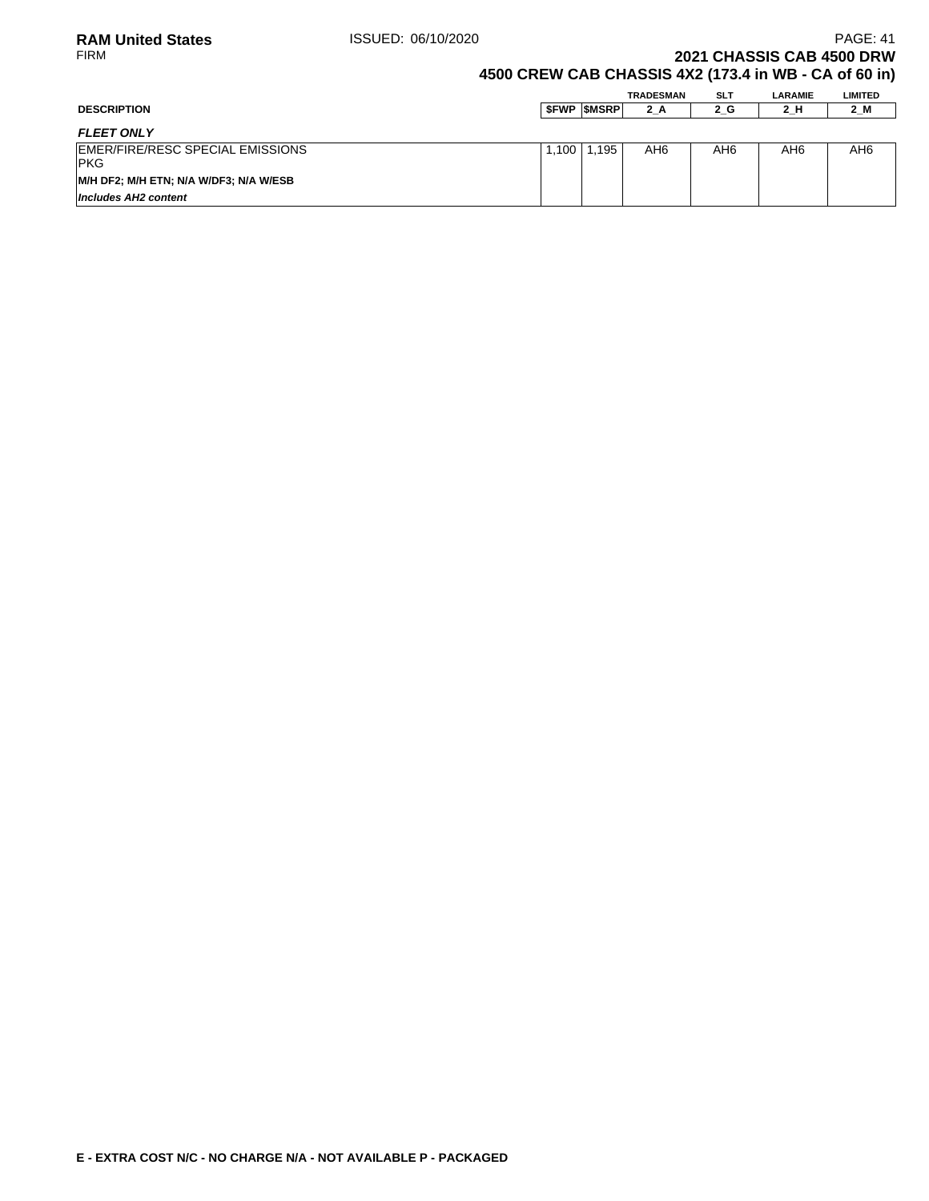## 2021 CHASSIS CAB 4500 DRW

## 4500 CREW CAB CHASSIS 4X2 (173.4 in WB - CA of 60 in)

| DESCRIPTION | $FWP | $MSRP | TRADESMAN 2_A | SLT 2_G | LARAMIE 2_H | LIMITED 2_M |
|---|---|---|---|---|---|---|
| ***FLEET ONLY*** | | | | | | |
| EMER/FIRE/RESC SPECIAL EMISSIONS PKG | 1,100 | 1,195 | AH6 | AH6 | AH6 | AH6 |
| **M/H DF2; M/H ETN; N/A W/DF3; N/A W/ESB** | | | | | | |
| ***Includes AH2 content*** | | | | | | |

**E - EXTRA COST N/C - NO CHARGE N/A - NOT AVAILABLE P - PACKAGED**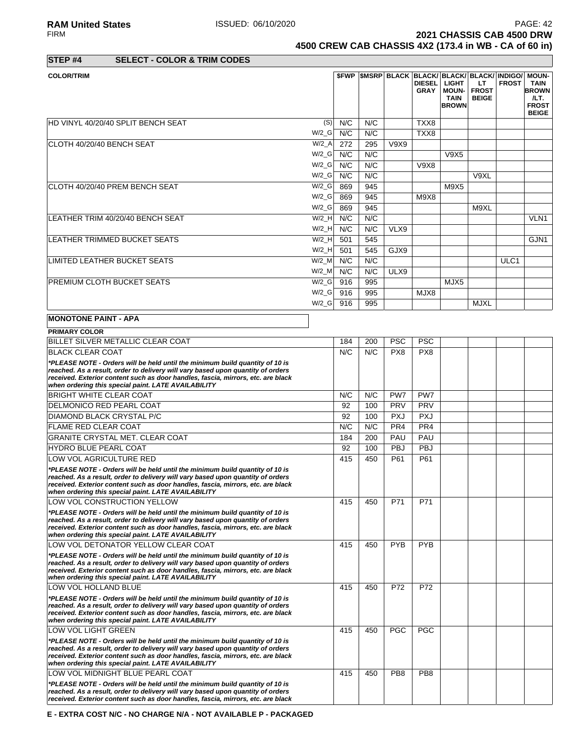**2021 CHASSIS CAB 4500 DRW**
**4500 CREW CAB CHASSIS 4X2 (173.4 in WB - CA of 60 in)**

## STEP #4 SELECT - COLOR & TRIM CODES

| COLOR/TRIM | | $FWP | $MSRP | BLACK | BLACK/ DIESEL GRAY | BLACK/ LIGHT MOUN-TAIN BROWN | BLACK/ LT FROST BEIGE | INDIGO/ FROST | MOUN-TAIN BROWN /LT. FROST BEIGE |
|---|---|---|---|---|---|---|---|---|---|
| HD VINYL 40/20/40 SPLIT BENCH SEAT | (S) | N/C | N/C | | TXX8 | | | | |
| | W/2_G | N/C | N/C | | TXX8 | | | | |
| CLOTH 40/20/40 BENCH SEAT | W/2_A | 272 | 295 | V9X9 | | | | | |
| | W/2_G | N/C | N/C | | | V9X5 | | | |
| | W/2_G | N/C | N/C | | V9X8 | | | | |
| | W/2_G | N/C | N/C | | | | V9XL | | |
| CLOTH 40/20/40 PREM BENCH SEAT | W/2_G | 869 | 945 | | | M9X5 | | | |
| | W/2_G | 869 | 945 | | M9X8 | | | | |
| | W/2_G | 869 | 945 | | | | M9XL | | |
| LEATHER TRIM 40/20/40 BENCH SEAT | W/2_H | N/C | N/C | | | | | | VLN1 |
| | W/2_H | N/C | N/C | VLX9 | | | | | |
| LEATHER TRIMMED BUCKET SEATS | W/2_H | 501 | 545 | | | | | | GJN1 |
| | W/2_H | 501 | 545 | GJX9 | | | | | |
| LIMITED LEATHER BUCKET SEATS | W/2_M | N/C | N/C | | | | | ULC1 | |
| | W/2_M | N/C | N/C | ULX9 | | | | | |
| PREMIUM CLOTH BUCKET SEATS | W/2_G | 916 | 995 | | | MJX5 | | | |
| | W/2_G | 916 | 995 | | MJX8 | | | | |
| | W/2_G | 916 | 995 | | | | MJXL | | |

**MONOTONE PAINT - APA**

| PRIMARY COLOR | $FWP | $MSRP | BLACK | BLACK/ DIESEL GRAY | BLACK/ LIGHT MOUN-TAIN BROWN | BLACK/ LT FROST BEIGE | INDIGO/ FROST | MOUN-TAIN BROWN /LT. FROST BEIGE |
|---|---|---|---|---|---|---|---|---|
| BILLET SILVER METALLIC CLEAR COAT | 184 | 200 | PSC | PSC | | | | |
| BLACK CLEAR COAT | N/C | N/C | PX8 | PX8 | | | | |
| *\*PLEASE NOTE - Orders will be held until the minimum build quantity of 10 is reached. As a result, order to delivery will vary based upon quantity of orders received. Exterior content such as door handles, fascia, mirrors, etc. are black when ordering this special paint. LATE AVAILABILITY* | | | | | | | | |
| BRIGHT WHITE CLEAR COAT | N/C | N/C | PW7 | PW7 | | | | |
| DELMONICO RED PEARL COAT | 92 | 100 | PRV | PRV | | | | |
| DIAMOND BLACK CRYSTAL P/C | 92 | 100 | PXJ | PXJ | | | | |
| FLAME RED CLEAR COAT | N/C | N/C | PR4 | PR4 | | | | |
| GRANITE CRYSTAL MET. CLEAR COAT | 184 | 200 | PAU | PAU | | | | |
| HYDRO BLUE PEARL COAT | 92 | 100 | PBJ | PBJ | | | | |
| LOW VOL AGRICULTURE RED | 415 | 450 | P61 | P61 | | | | |
| *\*PLEASE NOTE - Orders will be held until the minimum build quantity of 10 is reached. As a result, order to delivery will vary based upon quantity of orders received. Exterior content such as door handles, fascia, mirrors, etc. are black when ordering this special paint. LATE AVAILABILITY* | | | | | | | | |
| LOW VOL CONSTRUCTION YELLOW | 415 | 450 | P71 | P71 | | | | |
| *\*PLEASE NOTE - Orders will be held until the minimum build quantity of 10 is reached. As a result, order to delivery will vary based upon quantity of orders received. Exterior content such as door handles, fascia, mirrors, etc. are black when ordering this special paint. LATE AVAILABILITY* | | | | | | | | |
| LOW VOL DETONATOR YELLOW CLEAR COAT | 415 | 450 | PYB | PYB | | | | |
| *\*PLEASE NOTE - Orders will be held until the minimum build quantity of 10 is reached. As a result, order to delivery will vary based upon quantity of orders received. Exterior content such as door handles, fascia, mirrors, etc. are black when ordering this special paint. LATE AVAILABILITY* | | | | | | | | |
| LOW VOL HOLLAND BLUE | 415 | 450 | P72 | P72 | | | | |
| *\*PLEASE NOTE - Orders will be held until the minimum build quantity of 10 is reached. As a result, order to delivery will vary based upon quantity of orders received. Exterior content such as door handles, fascia, mirrors, etc. are black when ordering this special paint. LATE AVAILABILITY* | | | | | | | | |
| LOW VOL LIGHT GREEN | 415 | 450 | PGC | PGC | | | | |
| *\*PLEASE NOTE - Orders will be held until the minimum build quantity of 10 is reached. As a result, order to delivery will vary based upon quantity of orders received. Exterior content such as door handles, fascia, mirrors, etc. are black when ordering this special paint. LATE AVAILABILITY* | | | | | | | | |
| LOW VOL MIDNIGHT BLUE PEARL COAT | 415 | 450 | PB8 | PB8 | | | | |
| *\*PLEASE NOTE - Orders will be held until the minimum build quantity of 10 is reached. As a result, order to delivery will vary based upon quantity of orders received. Exterior content such as door handles, fascia, mirrors, etc. are black* | | | | | | | | |

**E - EXTRA COST N/C - NO CHARGE N/A - NOT AVAILABLE P - PACKAGED**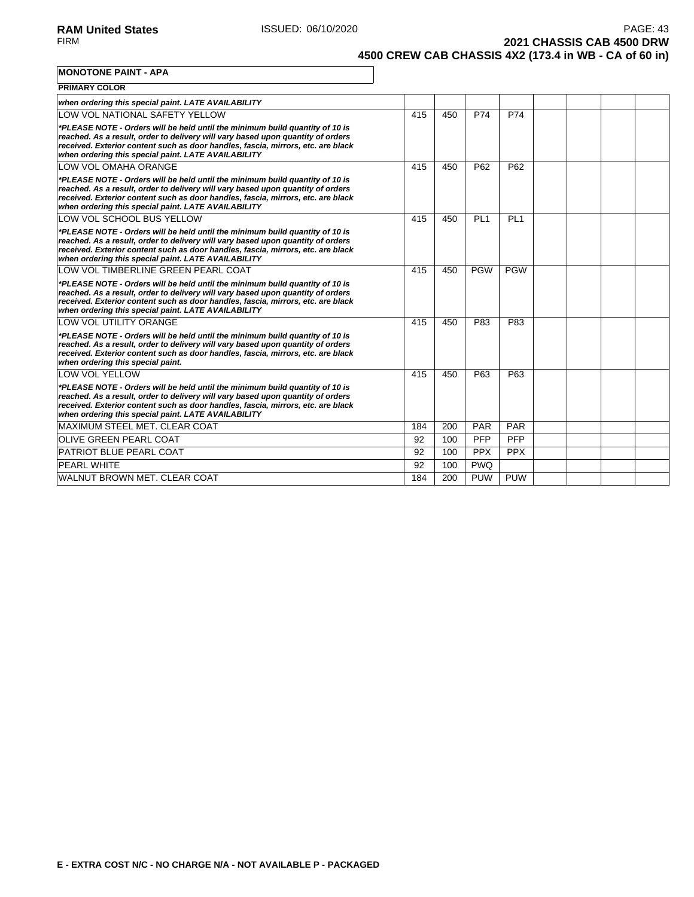**MONOTONE PAINT - APA**

**PRIMARY COLOR**

| | | | | | | | | |
|---|---|---|---|---|---|---|---|---|
| ***when ordering this special paint. LATE AVAILABILITY*** | | | | | | | | |
| LOW VOL NATIONAL SAFETY YELLOW | 415 | 450 | P74 | P74 | | | | |
| ****PLEASE NOTE - Orders will be held until the minimum build quantity of 10 is reached. As a result, order to delivery will vary based upon quantity of orders received. Exterior content such as door handles, fascia, mirrors, etc. are black when ordering this special paint. LATE AVAILABILITY*** | | | | | | | | |
| LOW VOL OMAHA ORANGE | 415 | 450 | P62 | P62 | | | | |
| ****PLEASE NOTE - Orders will be held until the minimum build quantity of 10 is reached. As a result, order to delivery will vary based upon quantity of orders received. Exterior content such as door handles, fascia, mirrors, etc. are black when ordering this special paint. LATE AVAILABILITY*** | | | | | | | | |
| LOW VOL SCHOOL BUS YELLOW | 415 | 450 | PL1 | PL1 | | | | |
| ****PLEASE NOTE - Orders will be held until the minimum build quantity of 10 is reached. As a result, order to delivery will vary based upon quantity of orders received. Exterior content such as door handles, fascia, mirrors, etc. are black when ordering this special paint. LATE AVAILABILITY*** | | | | | | | | |
| LOW VOL TIMBERLINE GREEN PEARL COAT | 415 | 450 | PGW | PGW | | | | |
| ****PLEASE NOTE - Orders will be held until the minimum build quantity of 10 is reached. As a result, order to delivery will vary based upon quantity of orders received. Exterior content such as door handles, fascia, mirrors, etc. are black when ordering this special paint. LATE AVAILABILITY*** | | | | | | | | |
| LOW VOL UTILITY ORANGE | 415 | 450 | P83 | P83 | | | | |
| ****PLEASE NOTE - Orders will be held until the minimum build quantity of 10 is reached. As a result, order to delivery will vary based upon quantity of orders received. Exterior content such as door handles, fascia, mirrors, etc. are black when ordering this special paint.*** | | | | | | | | |
| LOW VOL YELLOW | 415 | 450 | P63 | P63 | | | | |
| ****PLEASE NOTE - Orders will be held until the minimum build quantity of 10 is reached. As a result, order to delivery will vary based upon quantity of orders received. Exterior content such as door handles, fascia, mirrors, etc. are black when ordering this special paint. LATE AVAILABILITY*** | | | | | | | | |
| MAXIMUM STEEL MET. CLEAR COAT | 184 | 200 | PAR | PAR | | | | |
| OLIVE GREEN PEARL COAT | 92 | 100 | PFP | PFP | | | | |
| PATRIOT BLUE PEARL COAT | 92 | 100 | PPX | PPX | | | | |
| PEARL WHITE | 92 | 100 | PWQ | | | | | |
| WALNUT BROWN MET. CLEAR COAT | 184 | 200 | PUW | PUW | | | | |

**E - EXTRA COST N/C - NO CHARGE N/A - NOT AVAILABLE P - PACKAGED**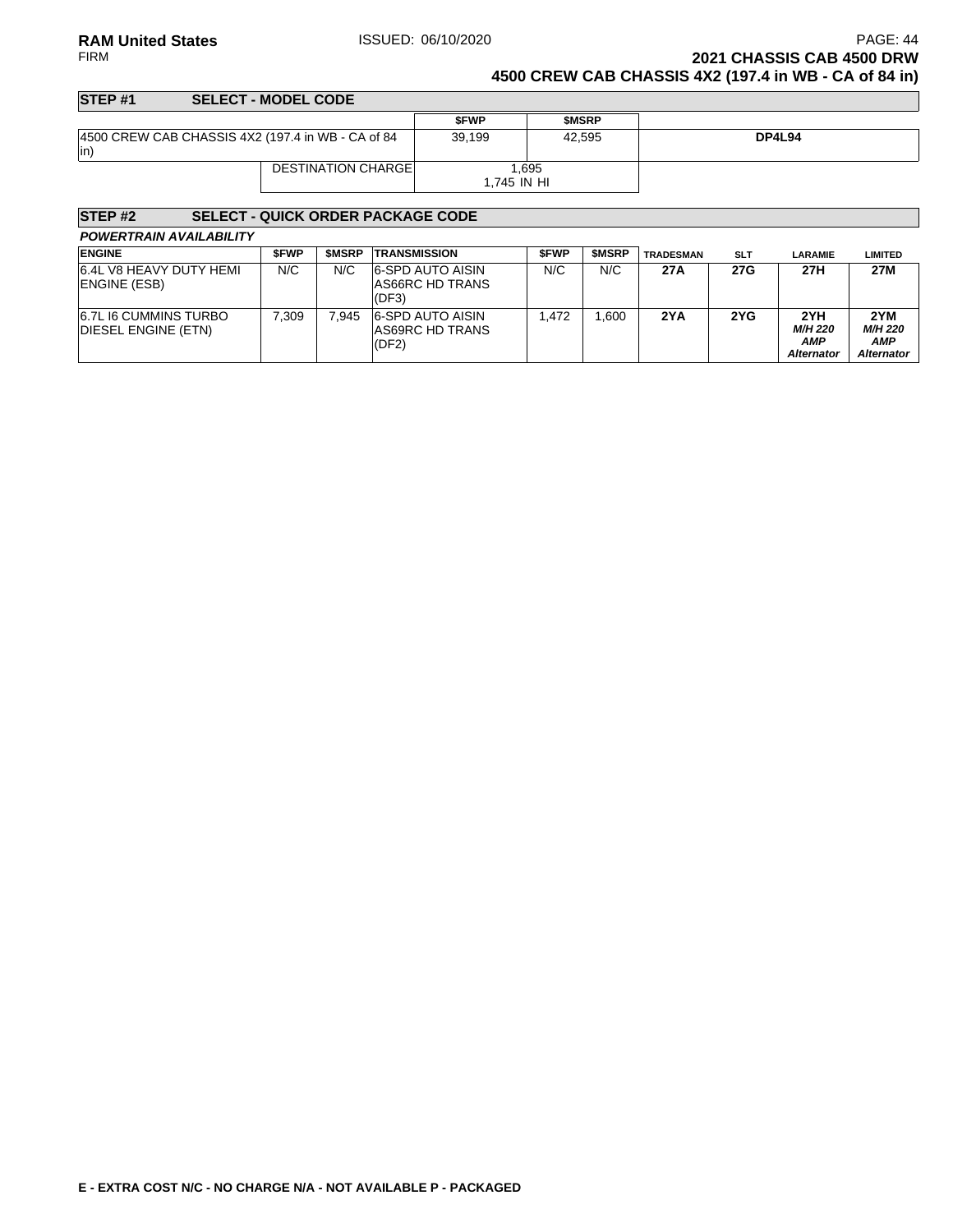**RAM United States** ISSUED: 06/10/2020
FIRM

## 2021 CHASSIS CAB 4500 DRW
## 4500 CREW CAB CHASSIS 4X2 (197.4 in WB - CA of 84 in)

### STEP #1 SELECT - MODEL CODE

| | $FWP | $MSRP | |
|---|---|---|---|
| 4500 CREW CAB CHASSIS 4X2 (197.4 in WB - CA of 84 in) | 39,199 | 42,595 | **DP4L94** |
| DESTINATION CHARGE | 1,695<br>1,745 IN HI | | |

### STEP #2 SELECT - QUICK ORDER PACKAGE CODE

***POWERTRAIN AVAILABILITY***

| ENGINE | $FWP | $MSRP | TRANSMISSION | $FWP | $MSRP | TRADESMAN | SLT | LARAMIE | LIMITED |
|---|---|---|---|---|---|---|---|---|---|
| 6.4L V8 HEAVY DUTY HEMI ENGINE (ESB) | N/C | N/C | 6-SPD AUTO AISIN AS66RC HD TRANS (DF3) | N/C | N/C | **27A** | **27G** | **27H** | **27M** |
| 6.7L I6 CUMMINS TURBO DIESEL ENGINE (ETN) | 7,309 | 7,945 | 6-SPD AUTO AISIN AS69RC HD TRANS (DF2) | 1,472 | 1,600 | **2YA** | **2YG** | **2YH** ***M/H 220 AMP Alternator*** | **2YM** ***M/H 220 AMP Alternator*** |

**E - EXTRA COST N/C - NO CHARGE N/A - NOT AVAILABLE P - PACKAGED**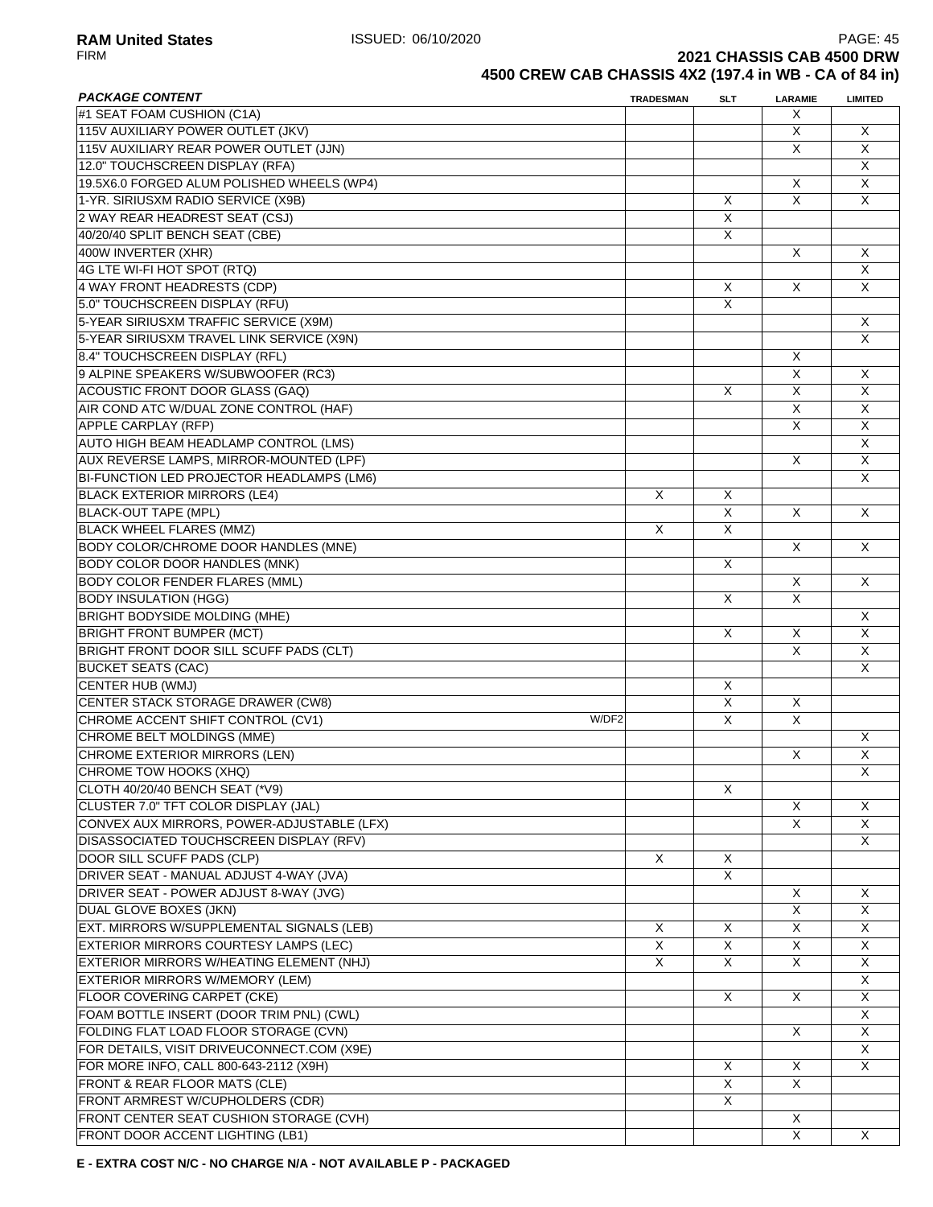## 2021 CHASSIS CAB 4500 DRW

## 4500 CREW CAB CHASSIS 4X2 (197.4 in WB - CA of 84 in)

| *PACKAGE CONTENT* | | TRADESMAN | SLT | LARAMIE | LIMITED |
|---|---|---|---|---|---|
| #1 SEAT FOAM CUSHION (C1A) | | | | X | |
| 115V AUXILIARY POWER OUTLET (JKV) | | | | X | X |
| 115V AUXILIARY REAR POWER OUTLET (JJN) | | | | X | X |
| 12.0" TOUCHSCREEN DISPLAY (RFA) | | | | | X |
| 19.5X6.0 FORGED ALUM POLISHED WHEELS (WP4) | | | | X | X |
| 1-YR. SIRIUSXM RADIO SERVICE (X9B) | | | X | X | X |
| 2 WAY REAR HEADREST SEAT (CSJ) | | | X | | |
| 40/20/40 SPLIT BENCH SEAT (CBE) | | | X | | |
| 400W INVERTER (XHR) | | | | X | X |
| 4G LTE WI-FI HOT SPOT (RTQ) | | | | | X |
| 4 WAY FRONT HEADRESTS (CDP) | | | X | X | X |
| 5.0" TOUCHSCREEN DISPLAY (RFU) | | | X | | |
| 5-YEAR SIRIUSXM TRAFFIC SERVICE (X9M) | | | | | X |
| 5-YEAR SIRIUSXM TRAVEL LINK SERVICE (X9N) | | | | | X |
| 8.4" TOUCHSCREEN DISPLAY (RFL) | | | | X | |
| 9 ALPINE SPEAKERS W/SUBWOOFER (RC3) | | | | X | X |
| ACOUSTIC FRONT DOOR GLASS (GAQ) | | | X | X | X |
| AIR COND ATC W/DUAL ZONE CONTROL (HAF) | | | | X | X |
| APPLE CARPLAY (RFP) | | | | X | X |
| AUTO HIGH BEAM HEADLAMP CONTROL (LMS) | | | | | X |
| AUX REVERSE LAMPS, MIRROR-MOUNTED (LPF) | | | | X | X |
| BI-FUNCTION LED PROJECTOR HEADLAMPS (LM6) | | | | | X |
| BLACK EXTERIOR MIRRORS (LE4) | | X | X | | |
| BLACK-OUT TAPE (MPL) | | | X | X | X |
| BLACK WHEEL FLARES (MMZ) | | X | X | | |
| BODY COLOR/CHROME DOOR HANDLES (MNE) | | | | X | X |
| BODY COLOR DOOR HANDLES (MNK) | | | X | | |
| BODY COLOR FENDER FLARES (MML) | | | | X | X |
| BODY INSULATION (HGG) | | | X | X | |
| BRIGHT BODYSIDE MOLDING (MHE) | | | | | X |
| BRIGHT FRONT BUMPER (MCT) | | | X | X | X |
| BRIGHT FRONT DOOR SILL SCUFF PADS (CLT) | | | | X | X |
| BUCKET SEATS (CAC) | | | | | X |
| CENTER HUB (WMJ) | | | X | | |
| CENTER STACK STORAGE DRAWER (CW8) | | | X | X | |
| CHROME ACCENT SHIFT CONTROL (CV1) | W/DF2 | | X | X | |
| CHROME BELT MOLDINGS (MME) | | | | | X |
| CHROME EXTERIOR MIRRORS (LEN) | | | | X | X |
| CHROME TOW HOOKS (XHQ) | | | | | X |
| CLOTH 40/20/40 BENCH SEAT (*V9) | | | X | | |
| CLUSTER 7.0" TFT COLOR DISPLAY (JAL) | | | | X | X |
| CONVEX AUX MIRRORS, POWER-ADJUSTABLE (LFX) | | | | X | X |
| DISASSOCIATED TOUCHSCREEN DISPLAY (RFV) | | | | | X |
| DOOR SILL SCUFF PADS (CLP) | | X | X | | |
| DRIVER SEAT - MANUAL ADJUST 4-WAY (JVA) | | | X | | |
| DRIVER SEAT - POWER ADJUST 8-WAY (JVG) | | | | X | X |
| DUAL GLOVE BOXES (JKN) | | | | X | X |
| EXT. MIRRORS W/SUPPLEMENTAL SIGNALS (LEB) | | X | X | X | X |
| EXTERIOR MIRRORS COURTESY LAMPS (LEC) | | X | X | X | X |
| EXTERIOR MIRRORS W/HEATING ELEMENT (NHJ) | | X | X | X | X |
| EXTERIOR MIRRORS W/MEMORY (LEM) | | | | | X |
| FLOOR COVERING CARPET (CKE) | | | X | X | X |
| FOAM BOTTLE INSERT (DOOR TRIM PNL) (CWL) | | | | | X |
| FOLDING FLAT LOAD FLOOR STORAGE (CVN) | | | | X | X |
| FOR DETAILS, VISIT DRIVEUCONNECT.COM (X9E) | | | | | X |
| FOR MORE INFO, CALL 800-643-2112 (X9H) | | | X | X | X |
| FRONT & REAR FLOOR MATS (CLE) | | | X | X | |
| FRONT ARMREST W/CUPHOLDERS (CDR) | | | X | | |
| FRONT CENTER SEAT CUSHION STORAGE (CVH) | | | | X | |
| FRONT DOOR ACCENT LIGHTING (LB1) | | | | X | X |

**E - EXTRA COST N/C - NO CHARGE N/A - NOT AVAILABLE P - PACKAGED**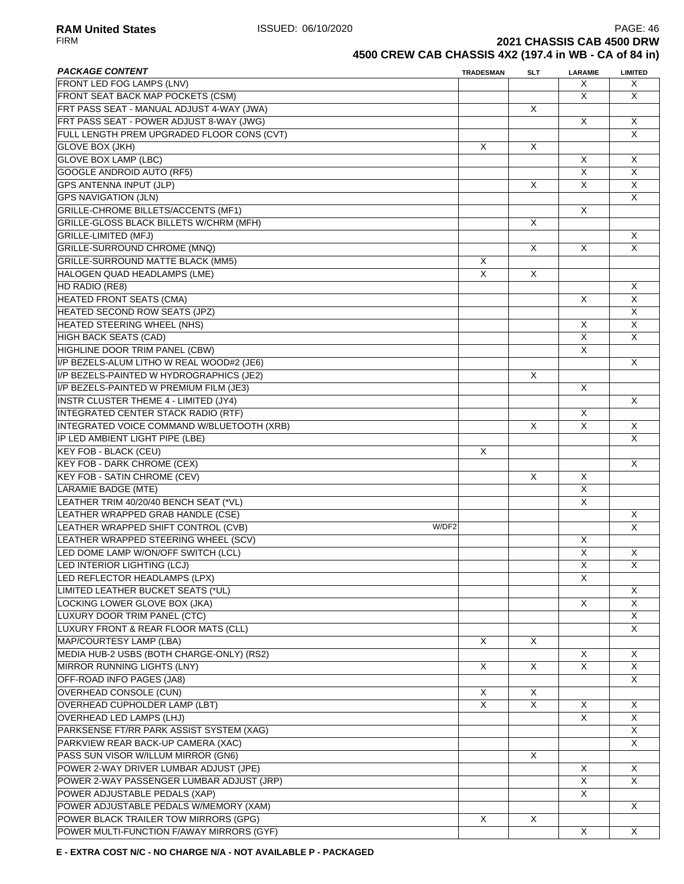**2021 CHASSIS CAB 4500 DRW**
**4500 CREW CAB CHASSIS 4X2 (197.4 in WB - CA of 84 in)**

| PACKAGE CONTENT | | TRADESMAN | SLT | LARAMIE | LIMITED |
|---|---|---|---|---|---|
| FRONT LED FOG LAMPS (LNV) | | | | X | X |
| FRONT SEAT BACK MAP POCKETS (CSM) | | | | X | X |
| FRT PASS SEAT - MANUAL ADJUST 4-WAY (JWA) | | | X | | |
| FRT PASS SEAT - POWER ADJUST 8-WAY (JWG) | | | | X | X |
| FULL LENGTH PREM UPGRADED FLOOR CONS (CVT) | | | | | X |
| GLOVE BOX (JKH) | | X | X | | |
| GLOVE BOX LAMP (LBC) | | | | X | X |
| GOOGLE ANDROID AUTO (RF5) | | | | X | X |
| GPS ANTENNA INPUT (JLP) | | | X | X | X |
| GPS NAVIGATION (JLN) | | | | | X |
| GRILLE-CHROME BILLETS/ACCENTS (MF1) | | | | X | |
| GRILLE-GLOSS BLACK BILLETS W/CHRM (MFH) | | | X | | |
| GRILLE-LIMITED (MFJ) | | | | | X |
| GRILLE-SURROUND CHROME (MNQ) | | | X | X | X |
| GRILLE-SURROUND MATTE BLACK (MM5) | | X | | | |
| HALOGEN QUAD HEADLAMPS (LME) | | X | X | | |
| HD RADIO (RE8) | | | | | X |
| HEATED FRONT SEATS (CMA) | | | | X | X |
| HEATED SECOND ROW SEATS (JPZ) | | | | | X |
| HEATED STEERING WHEEL (NHS) | | | | X | X |
| HIGH BACK SEATS (CAD) | | | | X | X |
| HIGHLINE DOOR TRIM PANEL (CBW) | | | | X | |
| I/P BEZELS-ALUM LITHO W REAL WOOD#2 (JE6) | | | | | X |
| I/P BEZELS-PAINTED W HYDROGRAPHICS (JE2) | | | X | | |
| I/P BEZELS-PAINTED W PREMIUM FILM (JE3) | | | | X | |
| INSTR CLUSTER THEME 4 - LIMITED (JY4) | | | | | X |
| INTEGRATED CENTER STACK RADIO (RTF) | | | | X | |
| INTEGRATED VOICE COMMAND W/BLUETOOTH (XRB) | | | X | X | X |
| IP LED AMBIENT LIGHT PIPE (LBE) | | | | | X |
| KEY FOB - BLACK (CEU) | | X | | | |
| KEY FOB - DARK CHROME (CEX) | | | | | X |
| KEY FOB - SATIN CHROME (CEV) | | | X | X | |
| LARAMIE BADGE (MTE) | | | | X | |
| LEATHER TRIM 40/20/40 BENCH SEAT (*VL) | | | | X | |
| LEATHER WRAPPED GRAB HANDLE (CSE) | | | | | X |
| LEATHER WRAPPED SHIFT CONTROL (CVB) | W/DF2 | | | | X |
| LEATHER WRAPPED STEERING WHEEL (SCV) | | | | X | |
| LED DOME LAMP W/ON/OFF SWITCH (LCL) | | | | X | X |
| LED INTERIOR LIGHTING (LCJ) | | | | X | X |
| LED REFLECTOR HEADLAMPS (LPX) | | | | X | |
| LIMITED LEATHER BUCKET SEATS (*UL) | | | | | X |
| LOCKING LOWER GLOVE BOX (JKA) | | | | X | X |
| LUXURY DOOR TRIM PANEL (CTC) | | | | | X |
| LUXURY FRONT & REAR FLOOR MATS (CLL) | | | | | X |
| MAP/COURTESY LAMP (LBA) | | X | X | | |
| MEDIA HUB-2 USBS (BOTH CHARGE-ONLY) (RS2) | | | | X | X |
| MIRROR RUNNING LIGHTS (LNY) | | X | X | X | X |
| OFF-ROAD INFO PAGES (JA8) | | | | | X |
| OVERHEAD CONSOLE (CUN) | | X | X | | |
| OVERHEAD CUPHOLDER LAMP (LBT) | | X | X | X | X |
| OVERHEAD LED LAMPS (LHJ) | | | | X | X |
| PARKSENSE FT/RR PARK ASSIST SYSTEM (XAG) | | | | | X |
| PARKVIEW REAR BACK-UP CAMERA (XAC) | | | | | X |
| PASS SUN VISOR W/ILLUM MIRROR (GN6) | | | X | | |
| POWER 2-WAY DRIVER LUMBAR ADJUST (JPE) | | | | X | X |
| POWER 2-WAY PASSENGER LUMBAR ADJUST (JRP) | | | | X | X |
| POWER ADJUSTABLE PEDALS (XAP) | | | | X | |
| POWER ADJUSTABLE PEDALS W/MEMORY (XAM) | | | | | X |
| POWER BLACK TRAILER TOW MIRRORS (GPG) | | X | X | | |
| POWER MULTI-FUNCTION F/AWAY MIRRORS (GYF) | | | | X | X |

**E - EXTRA COST N/C - NO CHARGE N/A - NOT AVAILABLE P - PACKAGED**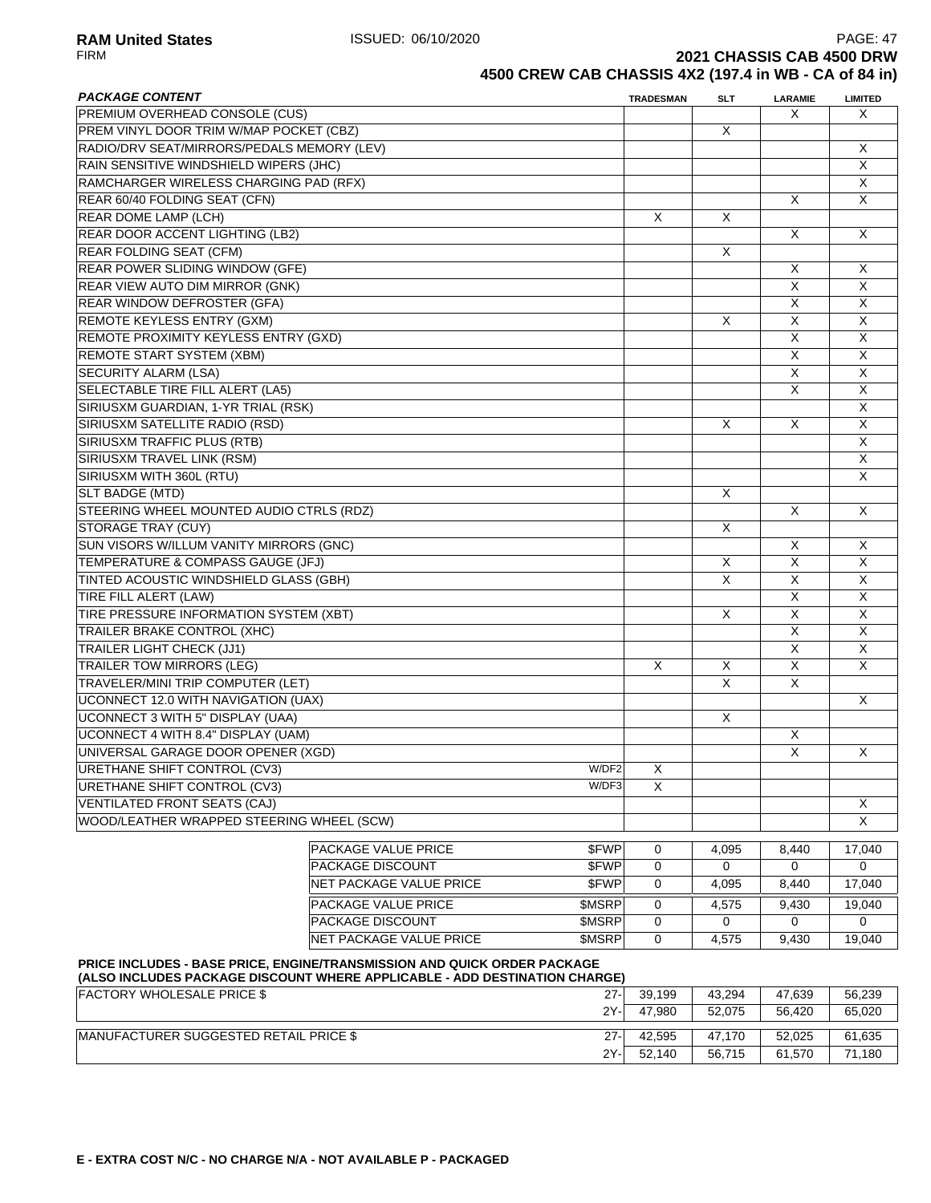**RAM United States** ISSUED: 06/10/2020
FIRM

**2021 CHASSIS CAB 4500 DRW**
**4500 CREW CAB CHASSIS 4X2 (197.4 in WB - CA of 84 in)**

| *PACKAGE CONTENT* | | TRADESMAN | SLT | LARAMIE | LIMITED |
|---|---|---|---|---|---|
| PREMIUM OVERHEAD CONSOLE (CUS) | | | | X | X |
| PREM VINYL DOOR TRIM W/MAP POCKET (CBZ) | | | X | | |
| RADIO/DRV SEAT/MIRRORS/PEDALS MEMORY (LEV) | | | | | X |
| RAIN SENSITIVE WINDSHIELD WIPERS (JHC) | | | | | X |
| RAMCHARGER WIRELESS CHARGING PAD (RFX) | | | | | X |
| REAR 60/40 FOLDING SEAT (CFN) | | | | X | X |
| REAR DOME LAMP (LCH) | | X | X | | |
| REAR DOOR ACCENT LIGHTING (LB2) | | | | X | X |
| REAR FOLDING SEAT (CFM) | | | X | | |
| REAR POWER SLIDING WINDOW (GFE) | | | | X | X |
| REAR VIEW AUTO DIM MIRROR (GNK) | | | | X | X |
| REAR WINDOW DEFROSTER (GFA) | | | | X | X |
| REMOTE KEYLESS ENTRY (GXM) | | | X | X | X |
| REMOTE PROXIMITY KEYLESS ENTRY (GXD) | | | | X | X |
| REMOTE START SYSTEM (XBM) | | | | X | X |
| SECURITY ALARM (LSA) | | | | X | X |
| SELECTABLE TIRE FILL ALERT (LA5) | | | | X | X |
| SIRIUSXM GUARDIAN, 1-YR TRIAL (RSK) | | | | | X |
| SIRIUSXM SATELLITE RADIO (RSD) | | | X | X | X |
| SIRIUSXM TRAFFIC PLUS (RTB) | | | | | X |
| SIRIUSXM TRAVEL LINK (RSM) | | | | | X |
| SIRIUSXM WITH 360L (RTU) | | | | | X |
| SLT BADGE (MTD) | | | X | | |
| STEERING WHEEL MOUNTED AUDIO CTRLS (RDZ) | | | | X | X |
| STORAGE TRAY (CUY) | | | X | | |
| SUN VISORS W/ILLUM VANITY MIRRORS (GNC) | | | | X | X |
| TEMPERATURE & COMPASS GAUGE (JFJ) | | | X | X | X |
| TINTED ACOUSTIC WINDSHIELD GLASS (GBH) | | | X | X | X |
| TIRE FILL ALERT (LAW) | | | | X | X |
| TIRE PRESSURE INFORMATION SYSTEM (XBT) | | | X | X | X |
| TRAILER BRAKE CONTROL (XHC) | | | | X | X |
| TRAILER LIGHT CHECK (JJ1) | | | | X | X |
| TRAILER TOW MIRRORS (LEG) | | X | X | X | X |
| TRAVELER/MINI TRIP COMPUTER (LET) | | | X | X | |
| UCONNECT 12.0 WITH NAVIGATION (UAX) | | | | | X |
| UCONNECT 3 WITH 5" DISPLAY (UAA) | | | X | | |
| UCONNECT 4 WITH 8.4" DISPLAY (UAM) | | | | X | |
| UNIVERSAL GARAGE DOOR OPENER (XGD) | | | | X | X |
| URETHANE SHIFT CONTROL (CV3) | W/DF2 | X | | | |
| URETHANE SHIFT CONTROL (CV3) | W/DF3 | X | | | |
| VENTILATED FRONT SEATS (CAJ) | | | | | X |
| WOOD/LEATHER WRAPPED STEERING WHEEL (SCW) | | | | | X |

| | | TRADESMAN | SLT | LARAMIE | LIMITED |
|---|---|---|---|---|---|
| PACKAGE VALUE PRICE | $FWP | 0 | 4,095 | 8,440 | 17,040 |
| PACKAGE DISCOUNT | $FWP | 0 | 0 | 0 | 0 |
| NET PACKAGE VALUE PRICE | $FWP | 0 | 4,095 | 8,440 | 17,040 |
| PACKAGE VALUE PRICE | $MSRP | 0 | 4,575 | 9,430 | 19,040 |
| PACKAGE DISCOUNT | $MSRP | 0 | 0 | 0 | 0 |
| NET PACKAGE VALUE PRICE | $MSRP | 0 | 4,575 | 9,430 | 19,040 |

**PRICE INCLUDES - BASE PRICE, ENGINE/TRANSMISSION AND QUICK ORDER PACKAGE**
**(ALSO INCLUDES PACKAGE DISCOUNT WHERE APPLICABLE - ADD DESTINATION CHARGE)**

| | | TRADESMAN | SLT | LARAMIE | LIMITED |
|---|---|---|---|---|---|
| FACTORY WHOLESALE PRICE $ | 27- | 39,199 | 43,294 | 47,639 | 56,239 |
| | 2Y- | 47,980 | 52,075 | 56,420 | 65,020 |
| MANUFACTURER SUGGESTED RETAIL PRICE $ | 27- | 42,595 | 47,170 | 52,025 | 61,635 |
| | 2Y- | 52,140 | 56,715 | 61,570 | 71,180 |

**E - EXTRA COST N/C - NO CHARGE N/A - NOT AVAILABLE P - PACKAGED**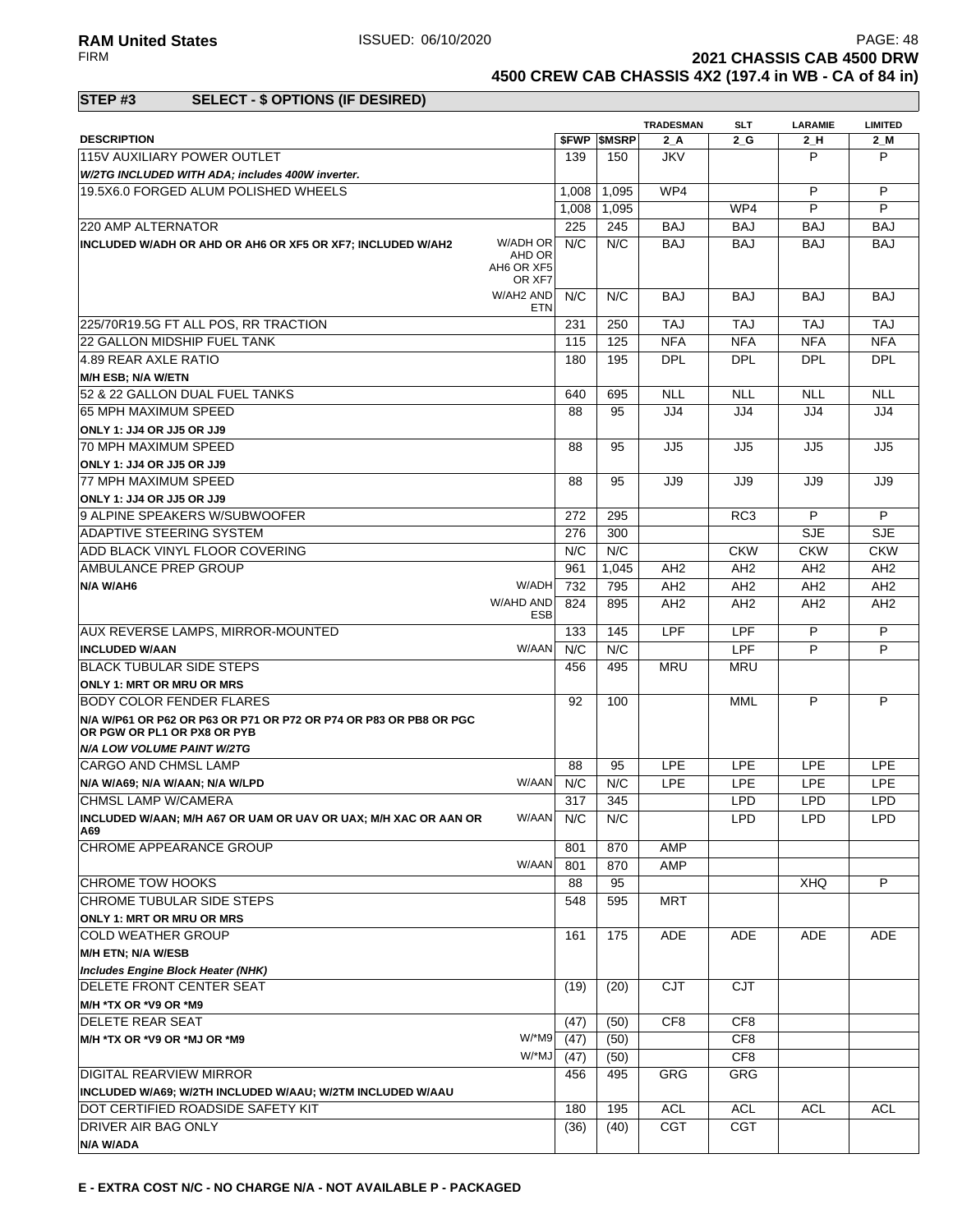# 2021 CHASSIS CAB 4500 DRW

## 4500 CREW CAB CHASSIS 4X2 (197.4 in WB - CA of 84 in)

### STEP #3 SELECT - $ OPTIONS (IF DESIRED)

| DESCRIPTION | | $FWP | $MSRP | TRADESMAN 2_A | SLT 2_G | LARAMIE 2_H | LIMITED 2_M |
|---|---|---|---|---|---|---|---|
| 115V AUXILIARY POWER OUTLET | | 139 | 150 | JKV | | P | P |
| *W/2TG INCLUDED WITH ADA; includes 400W inverter.* | | | | | | | |
| 19.5X6.0 FORGED ALUM POLISHED WHEELS | | 1,008 | 1,095 | WP4 | | P | P |
| | | 1,008 | 1,095 | | WP4 | P | P |
| 220 AMP ALTERNATOR | | 225 | 245 | BAJ | BAJ | BAJ | BAJ |
| **INCLUDED W/ADH OR AHD OR AH6 OR XF5 OR XF7; INCLUDED W/AH2** | W/ADH OR AHD OR AH6 OR XF5 OR XF7 | N/C | N/C | BAJ | BAJ | BAJ | BAJ |
| | W/AH2 AND ETN | N/C | N/C | BAJ | BAJ | BAJ | BAJ |
| 225/70R19.5G FT ALL POS, RR TRACTION | | 231 | 250 | TAJ | TAJ | TAJ | TAJ |
| 22 GALLON MIDSHIP FUEL TANK | | 115 | 125 | NFA | NFA | NFA | NFA |
| 4.89 REAR AXLE RATIO | | 180 | 195 | DPL | DPL | DPL | DPL |
| **M/H ESB; N/A W/ETN** | | | | | | | |
| 52 & 22 GALLON DUAL FUEL TANKS | | 640 | 695 | NLL | NLL | NLL | NLL |
| 65 MPH MAXIMUM SPEED | | 88 | 95 | JJ4 | JJ4 | JJ4 | JJ4 |
| **ONLY 1: JJ4 OR JJ5 OR JJ9** | | | | | | | |
| 70 MPH MAXIMUM SPEED | | 88 | 95 | JJ5 | JJ5 | JJ5 | JJ5 |
| **ONLY 1: JJ4 OR JJ5 OR JJ9** | | | | | | | |
| 77 MPH MAXIMUM SPEED | | 88 | 95 | JJ9 | JJ9 | JJ9 | JJ9 |
| **ONLY 1: JJ4 OR JJ5 OR JJ9** | | | | | | | |
| 9 ALPINE SPEAKERS W/SUBWOOFER | | 272 | 295 | | RC3 | P | P |
| ADAPTIVE STEERING SYSTEM | | 276 | 300 | | | SJE | SJE |
| ADD BLACK VINYL FLOOR COVERING | | N/C | N/C | | CKW | CKW | CKW |
| AMBULANCE PREP GROUP | | 961 | 1,045 | AH2 | AH2 | AH2 | AH2 |
| **N/A W/AH6** | W/ADH | 732 | 795 | AH2 | AH2 | AH2 | AH2 |
| | W/AHD AND ESB | 824 | 895 | AH2 | AH2 | AH2 | AH2 |
| AUX REVERSE LAMPS, MIRROR-MOUNTED | | 133 | 145 | LPF | LPF | P | P |
| **INCLUDED W/AAN** | W/AAN | N/C | N/C | | LPF | P | P |
| BLACK TUBULAR SIDE STEPS | | 456 | 495 | MRU | MRU | | |
| **ONLY 1: MRT OR MRU OR MRS** | | | | | | | |
| BODY COLOR FENDER FLARES | | 92 | 100 | | MML | P | P |
| **N/A W/P61 OR P62 OR P63 OR P71 OR P72 OR P74 OR P83 OR PB8 OR PGC OR PGW OR PL1 OR PX8 OR PYB** | | | | | | | |
| ***N/A LOW VOLUME PAINT W/2TG*** | | | | | | | |
| CARGO AND CHMSL LAMP | | 88 | 95 | LPE | LPE | LPE | LPE |
| **N/A W/A69; N/A W/AAN; N/A W/LPD** | W/AAN | N/C | N/C | LPE | LPE | LPE | LPE |
| CHMSL LAMP W/CAMERA | | 317 | 345 | | LPD | LPD | LPD |
| **INCLUDED W/AAN; M/H A67 OR UAM OR UAV OR UAX; M/H XAC OR AAN OR A69** | W/AAN | N/C | N/C | | LPD | LPD | LPD |
| CHROME APPEARANCE GROUP | | 801 | 870 | AMP | | | |
| | W/AAN | 801 | 870 | AMP | | | |
| CHROME TOW HOOKS | | 88 | 95 | | | XHQ | P |
| CHROME TUBULAR SIDE STEPS | | 548 | 595 | MRT | | | |
| **ONLY 1: MRT OR MRU OR MRS** | | | | | | | |
| COLD WEATHER GROUP | | 161 | 175 | ADE | ADE | ADE | ADE |
| **M/H ETN; N/A W/ESB** | | | | | | | |
| ***Includes Engine Block Heater (NHK)*** | | | | | | | |
| DELETE FRONT CENTER SEAT | | (19) | (20) | CJT | CJT | | |
| **M/H *TX OR *V9 OR *M9** | | | | | | | |
| DELETE REAR SEAT | | (47) | (50) | CF8 | CF8 | | |
| **M/H *TX OR *V9 OR *MJ OR *M9** | W/*M9 | (47) | (50) | | CF8 | | |
| | W/*MJ | (47) | (50) | | CF8 | | |
| DIGITAL REARVIEW MIRROR | | 456 | 495 | GRG | GRG | | |
| **INCLUDED W/A69; W/2TH INCLUDED W/AAU; W/2TM INCLUDED W/AAU** | | | | | | | |
| DOT CERTIFIED ROADSIDE SAFETY KIT | | 180 | 195 | ACL | ACL | ACL | ACL |
| DRIVER AIR BAG ONLY | | (36) | (40) | CGT | CGT | | |
| **N/A W/ADA** | | | | | | | |

**E - EXTRA COST N/C - NO CHARGE N/A - NOT AVAILABLE P - PACKAGED**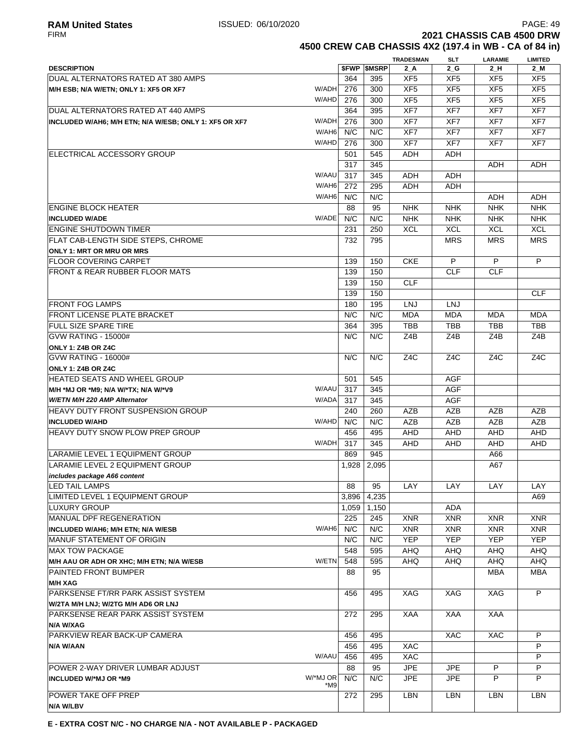# 2021 CHASSIS CAB 4500 DRW

## 4500 CREW CAB CHASSIS 4X2 (197.4 in WB - CA of 84 in)

| DESCRIPTION | | $FWP | $MSRP | TRADESMAN 2_A | SLT 2_G | LARAMIE 2_H | LIMITED 2_M |
|---|---|---|---|---|---|---|---|
| DUAL ALTERNATORS RATED AT 380 AMPS | | 364 | 395 | XF5 | XF5 | XF5 | XF5 |
| **M/H ESB; N/A W/ETN; ONLY 1: XF5 OR XF7** | W/ADH | 276 | 300 | XF5 | XF5 | XF5 | XF5 |
| | W/AHD | 276 | 300 | XF5 | XF5 | XF5 | XF5 |
| DUAL ALTERNATORS RATED AT 440 AMPS | | 364 | 395 | XF7 | XF7 | XF7 | XF7 |
| **INCLUDED W/AH6; M/H ETN; N/A W/ESB; ONLY 1: XF5 OR XF7** | W/ADH | 276 | 300 | XF7 | XF7 | XF7 | XF7 |
| | W/AH6 | N/C | N/C | XF7 | XF7 | XF7 | XF7 |
| | W/AHD | 276 | 300 | XF7 | XF7 | XF7 | XF7 |
| ELECTRICAL ACCESSORY GROUP | | 501 | 545 | ADH | ADH | | |
| | | 317 | 345 | | | ADH | ADH |
| | W/AAU | 317 | 345 | ADH | ADH | | |
| | W/AH6 | 272 | 295 | ADH | ADH | | |
| | W/AH6 | N/C | N/C | | | ADH | ADH |
| ENGINE BLOCK HEATER | | 88 | 95 | NHK | NHK | NHK | NHK |
| **INCLUDED W/ADE** | W/ADE | N/C | N/C | NHK | NHK | NHK | NHK |
| ENGINE SHUTDOWN TIMER | | 231 | 250 | XCL | XCL | XCL | XCL |
| FLAT CAB-LENGTH SIDE STEPS, CHROME | | 732 | 795 | | MRS | MRS | MRS |
| **ONLY 1: MRT OR MRU OR MRS** | | | | | | | |
| FLOOR COVERING CARPET | | 139 | 150 | CKE | P | P | P |
| FRONT & REAR RUBBER FLOOR MATS | | 139 | 150 | | CLF | CLF | |
| | | 139 | 150 | CLF | | | |
| | | 139 | 150 | | | | CLF |
| FRONT FOG LAMPS | | 180 | 195 | LNJ | LNJ | | |
| FRONT LICENSE PLATE BRACKET | | N/C | N/C | MDA | MDA | MDA | MDA |
| FULL SIZE SPARE TIRE | | 364 | 395 | TBB | TBB | TBB | TBB |
| GVW RATING - 15000# | | N/C | N/C | Z4B | Z4B | Z4B | Z4B |
| **ONLY 1: Z4B OR Z4C** | | | | | | | |
| GVW RATING - 16000# | | N/C | N/C | Z4C | Z4C | Z4C | Z4C |
| **ONLY 1: Z4B OR Z4C** | | | | | | | |
| HEATED SEATS AND WHEEL GROUP | | 501 | 545 | | AGF | | |
| **M/H *MJ OR *M9; N/A W/*TX; N/A W/*V9** | W/AAU | 317 | 345 | | AGF | | |
| ***W/ETN M/H 220 AMP Alternator*** | W/ADA | 317 | 345 | | AGF | | |
| HEAVY DUTY FRONT SUSPENSION GROUP | | 240 | 260 | AZB | AZB | AZB | AZB |
| **INCLUDED W/AHD** | W/AHD | N/C | N/C | AZB | AZB | AZB | AZB |
| HEAVY DUTY SNOW PLOW PREP GROUP | | 456 | 495 | AHD | AHD | AHD | AHD |
| | W/ADH | 317 | 345 | AHD | AHD | AHD | AHD |
| LARAMIE LEVEL 1 EQUIPMENT GROUP | | 869 | 945 | | | A66 | |
| LARAMIE LEVEL 2 EQUIPMENT GROUP | | 1,928 | 2,095 | | | A67 | |
| ***includes package A66 content*** | | | | | | | |
| LED TAIL LAMPS | | 88 | 95 | LAY | LAY | LAY | LAY |
| LIMITED LEVEL 1 EQUIPMENT GROUP | | 3,896 | 4,235 | | | | A69 |
| LUXURY GROUP | | 1,059 | 1,150 | | ADA | | |
| MANUAL DPF REGENERATION | | 225 | 245 | XNR | XNR | XNR | XNR |
| **INCLUDED W/AH6; M/H ETN; N/A W/ESB** | W/AH6 | N/C | N/C | XNR | XNR | XNR | XNR |
| MANUF STATEMENT OF ORIGIN | | N/C | N/C | YEP | YEP | YEP | YEP |
| MAX TOW PACKAGE | | 548 | 595 | AHQ | AHQ | AHQ | AHQ |
| **M/H AAU OR ADH OR XHC; M/H ETN; N/A W/ESB** | W/ETN | 548 | 595 | AHQ | AHQ | AHQ | AHQ |
| PAINTED FRONT BUMPER | | 88 | 95 | | | MBA | MBA |
| **M/H XAG** | | | | | | | |
| PARKSENSE FT/RR PARK ASSIST SYSTEM | | 456 | 495 | XAG | XAG | XAG | P |
| **W/2TA M/H LNJ; W/2TG M/H AD6 OR LNJ** | | | | | | | |
| PARKSENSE REAR PARK ASSIST SYSTEM | | 272 | 295 | XAA | XAA | XAA | |
| **N/A W/XAG** | | | | | | | |
| PARKVIEW REAR BACK-UP CAMERA | | 456 | 495 | | XAC | XAC | P |
| **N/A W/AAN** | | 456 | 495 | XAC | | | P |
| | W/AAU | 456 | 495 | XAC | | | P |
| POWER 2-WAY DRIVER LUMBAR ADJUST | | 88 | 95 | JPE | JPE | P | P |
| **INCLUDED W/*MJ OR *M9** | W/*MJ OR *M9 | N/C | N/C | JPE | JPE | P | P |
| POWER TAKE OFF PREP | | 272 | 295 | LBN | LBN | LBN | LBN |
| **N/A W/LBV** | | | | | | | |

**E - EXTRA COST N/C - NO CHARGE N/A - NOT AVAILABLE P - PACKAGED**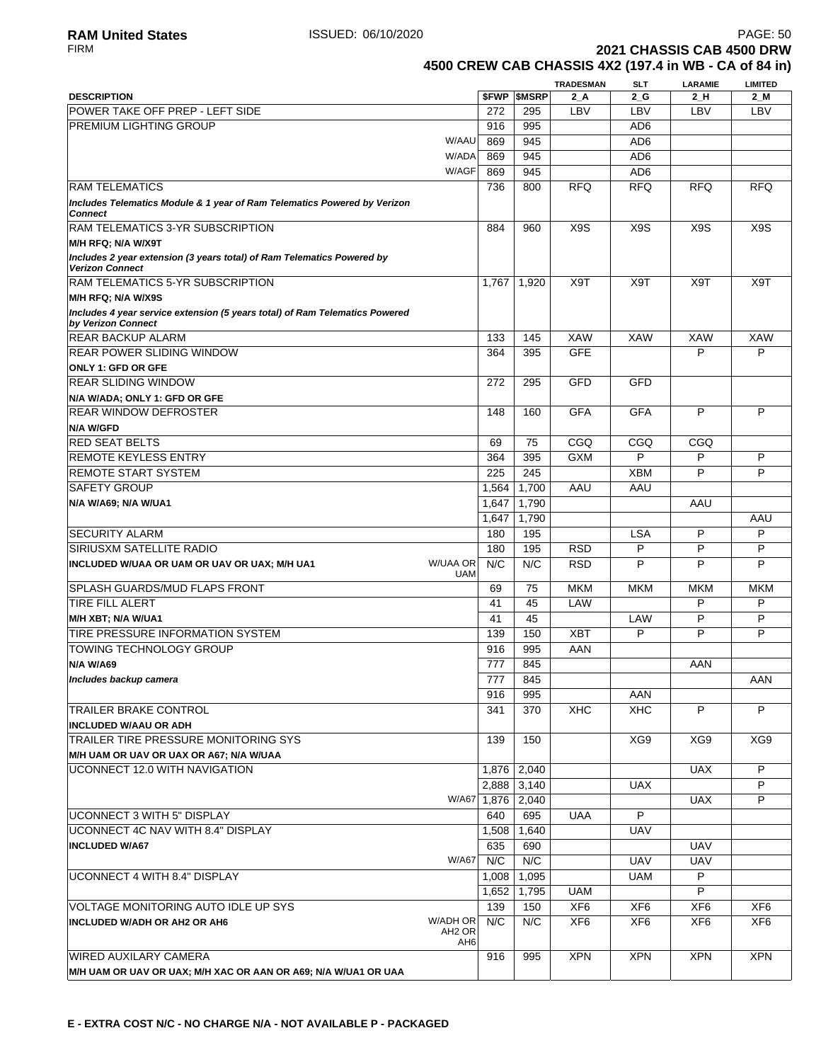# 2021 CHASSIS CAB 4500 DRW

## 4500 CREW CAB CHASSIS 4X2 (197.4 in WB - CA of 84 in)

| DESCRIPTION | | $FWP | $MSRP | TRADESMAN 2_A | SLT 2_G | LARAMIE 2_H | LIMITED 2_M |
|---|---|---|---|---|---|---|---|
| POWER TAKE OFF PREP - LEFT SIDE | | 272 | 295 | LBV | LBV | LBV | LBV |
| PREMIUM LIGHTING GROUP | | 916 | 995 | | AD6 | | |
| | W/AAU | 869 | 945 | | AD6 | | |
| | W/ADA | 869 | 945 | | AD6 | | |
| | W/AGF | 869 | 945 | | AD6 | | |
| RAM TELEMATICS | | 736 | 800 | RFQ | RFQ | RFQ | RFQ |
| ***Includes Telematics Module & 1 year of Ram Telematics Powered by Verizon Connect*** | | | | | | | |
| RAM TELEMATICS 3-YR SUBSCRIPTION | | 884 | 960 | X9S | X9S | X9S | X9S |
| **M/H RFQ; N/A W/X9T** | | | | | | | |
| ***Includes 2 year extension (3 years total) of Ram Telematics Powered by Verizon Connect*** | | | | | | | |
| RAM TELEMATICS 5-YR SUBSCRIPTION | | 1,767 | 1,920 | X9T | X9T | X9T | X9T |
| **M/H RFQ; N/A W/X9S** | | | | | | | |
| ***Includes 4 year service extension (5 years total) of Ram Telematics Powered by Verizon Connect*** | | | | | | | |
| REAR BACKUP ALARM | | 133 | 145 | XAW | XAW | XAW | XAW |
| REAR POWER SLIDING WINDOW | | 364 | 395 | GFE | | P | P |
| **ONLY 1: GFD OR GFE** | | | | | | | |
| REAR SLIDING WINDOW | | 272 | 295 | GFD | GFD | | |
| **N/A W/ADA; ONLY 1: GFD OR GFE** | | | | | | | |
| REAR WINDOW DEFROSTER | | 148 | 160 | GFA | GFA | P | P |
| **N/A W/GFD** | | | | | | | |
| RED SEAT BELTS | | 69 | 75 | CGQ | CGQ | CGQ | |
| REMOTE KEYLESS ENTRY | | 364 | 395 | GXM | P | P | P |
| REMOTE START SYSTEM | | 225 | 245 | | XBM | P | P |
| SAFETY GROUP | | 1,564 | 1,700 | AAU | AAU | | |
| **N/A W/A69; N/A W/UA1** | | 1,647 | 1,790 | | | AAU | |
| | | 1,647 | 1,790 | | | | AAU |
| SECURITY ALARM | | 180 | 195 | | LSA | P | P |
| SIRIUSXM SATELLITE RADIO | | 180 | 195 | RSD | P | P | P |
| **INCLUDED W/UAA OR UAM OR UAV OR UAX; M/H UA1** | W/UAA OR UAM | N/C | N/C | RSD | P | P | P |
| SPLASH GUARDS/MUD FLAPS FRONT | | 69 | 75 | MKM | MKM | MKM | MKM |
| TIRE FILL ALERT | | 41 | 45 | LAW | | P | P |
| **M/H XBT; N/A W/UA1** | | 41 | 45 | | LAW | P | P |
| TIRE PRESSURE INFORMATION SYSTEM | | 139 | 150 | XBT | P | P | P |
| TOWING TECHNOLOGY GROUP | | 916 | 995 | AAN | | | |
| **N/A W/A69** | | 777 | 845 | | | AAN | |
| ***Includes backup camera*** | | 777 | 845 | | | | AAN |
| | | 916 | 995 | | AAN | | |
| TRAILER BRAKE CONTROL | | 341 | 370 | XHC | XHC | P | P |
| **INCLUDED W/AAU OR ADH** | | | | | | | |
| TRAILER TIRE PRESSURE MONITORING SYS | | 139 | 150 | | XG9 | XG9 | XG9 |
| **M/H UAM OR UAV OR UAX OR A67; N/A W/UAA** | | | | | | | |
| UCONNECT 12.0 WITH NAVIGATION | | 1,876 | 2,040 | | | UAX | P |
| | | 2,888 | 3,140 | | UAX | | P |
| | W/A67 | 1,876 | 2,040 | | | UAX | P |
| UCONNECT 3 WITH 5" DISPLAY | | 640 | 695 | UAA | P | | |
| UCONNECT 4C NAV WITH 8.4" DISPLAY | | 1,508 | 1,640 | | UAV | | |
| **INCLUDED W/A67** | | 635 | 690 | | | UAV | |
| | W/A67 | N/C | N/C | | UAV | UAV | |
| UCONNECT 4 WITH 8.4" DISPLAY | | 1,008 | 1,095 | | UAM | P | |
| | | 1,652 | 1,795 | UAM | | P | |
| VOLTAGE MONITORING AUTO IDLE UP SYS | | 139 | 150 | XF6 | XF6 | XF6 | XF6 |
| **INCLUDED W/ADH OR AH2 OR AH6** | W/ADH OR AH2 OR AH6 | N/C | N/C | XF6 | XF6 | XF6 | XF6 |
| WIRED AUXILARY CAMERA | | 916 | 995 | XPN | XPN | XPN | XPN |
| **M/H UAM OR UAV OR UAX; M/H XAC OR AAN OR A69; N/A W/UA1 OR UAA** | | | | | | | |

**E - EXTRA COST N/C - NO CHARGE N/A - NOT AVAILABLE P - PACKAGED**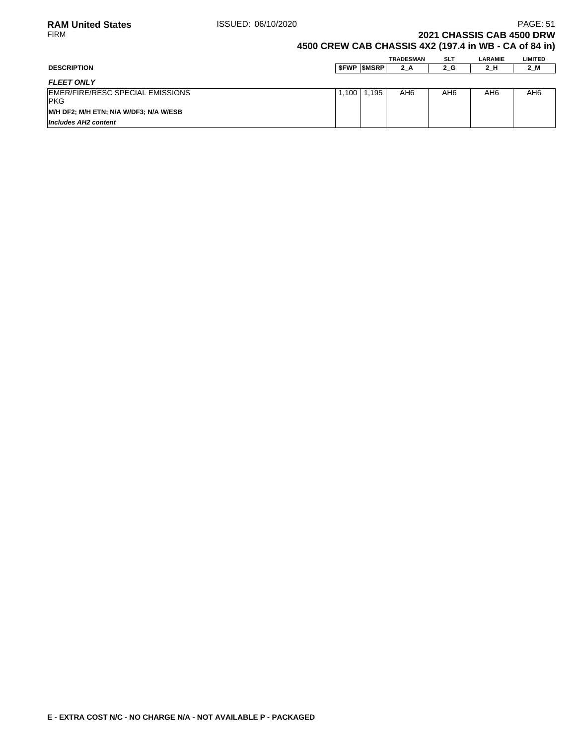# 2021 CHASSIS CAB 4500 DRW

## 4500 CREW CAB CHASSIS 4X2 (197.4 in WB - CA of 84 in)

| DESCRIPTION | $FWP | $MSRP | TRADESMAN 2_A | SLT 2_G | LARAMIE 2_H | LIMITED 2_M |
|---|---|---|---|---|---|---|
| ***FLEET ONLY*** | | | | | | |
| EMER/FIRE/RESC SPECIAL EMISSIONS PKG<br>**M/H DF2; M/H ETN; N/A W/DF3; N/A W/ESB**<br>***Includes AH2 content*** | 1,100 | 1,195 | AH6 | AH6 | AH6 | AH6 |

**E - EXTRA COST N/C - NO CHARGE N/A - NOT AVAILABLE P - PACKAGED**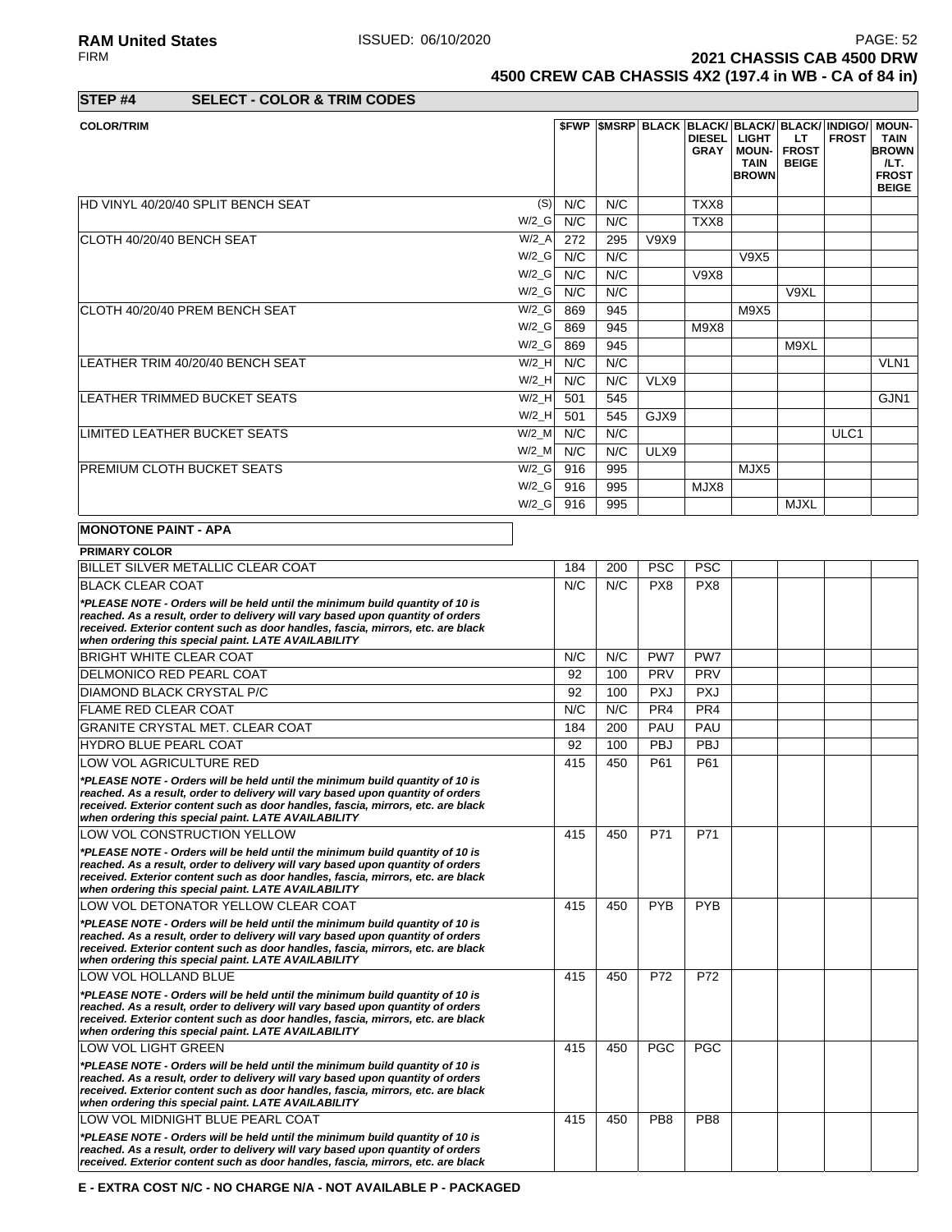**2021 CHASSIS CAB 4500 DRW**
**4500 CREW CAB CHASSIS 4X2 (197.4 in WB - CA of 84 in)**

## STEP #4 SELECT - COLOR & TRIM CODES

| COLOR/TRIM | | $FWP | $MSRP | BLACK | BLACK/ DIESEL GRAY | BLACK/ LIGHT MOUN-TAIN BROWN | BLACK/ LT FROST BEIGE | INDIGO/ FROST | MOUN-TAIN BROWN /LT. FROST BEIGE |
|---|---|---|---|---|---|---|---|---|---|
| HD VINYL 40/20/40 SPLIT BENCH SEAT | (S) | N/C | N/C | | TXX8 | | | | |
| | W/2_G | N/C | N/C | | TXX8 | | | | |
| CLOTH 40/20/40 BENCH SEAT | W/2_A | 272 | 295 | V9X9 | | | | | |
| | W/2_G | N/C | N/C | | | V9X5 | | | |
| | W/2_G | N/C | N/C | | V9X8 | | | | |
| | W/2_G | N/C | N/C | | | | V9XL | | |
| CLOTH 40/20/40 PREM BENCH SEAT | W/2_G | 869 | 945 | | | M9X5 | | | |
| | W/2_G | 869 | 945 | | M9X8 | | | | |
| | W/2_G | 869 | 945 | | | | M9XL | | |
| LEATHER TRIM 40/20/40 BENCH SEAT | W/2_H | N/C | N/C | | | | | | VLN1 |
| | W/2_H | N/C | N/C | VLX9 | | | | | |
| LEATHER TRIMMED BUCKET SEATS | W/2_H | 501 | 545 | | | | | | GJN1 |
| | W/2_H | 501 | 545 | GJX9 | | | | | |
| LIMITED LEATHER BUCKET SEATS | W/2_M | N/C | N/C | | | | | ULC1 | |
| | W/2_M | N/C | N/C | ULX9 | | | | | |
| PREMIUM CLOTH BUCKET SEATS | W/2_G | 916 | 995 | | | MJX5 | | | |
| | W/2_G | 916 | 995 | | MJX8 | | | | |
| | W/2_G | 916 | 995 | | | | MJXL | | |

**MONOTONE PAINT - APA**

| PRIMARY COLOR | $FWP | $MSRP | BLACK | BLACK/ DIESEL GRAY | BLACK/ LIGHT MOUN-TAIN BROWN | BLACK/ LT FROST BEIGE | INDIGO/ FROST | MOUN-TAIN BROWN /LT. FROST BEIGE |
|---|---|---|---|---|---|---|---|---|
| BILLET SILVER METALLIC CLEAR COAT | 184 | 200 | PSC | PSC | | | | |
| BLACK CLEAR COAT | N/C | N/C | PX8 | PX8 | | | | |
| *\*PLEASE NOTE - Orders will be held until the minimum build quantity of 10 is reached. As a result, order to delivery will vary based upon quantity of orders received. Exterior content such as door handles, fascia, mirrors, etc. are black when ordering this special paint. LATE AVAILABILITY* | | | | | | | | |
| BRIGHT WHITE CLEAR COAT | N/C | N/C | PW7 | PW7 | | | | |
| DELMONICO RED PEARL COAT | 92 | 100 | PRV | PRV | | | | |
| DIAMOND BLACK CRYSTAL P/C | 92 | 100 | PXJ | PXJ | | | | |
| FLAME RED CLEAR COAT | N/C | N/C | PR4 | PR4 | | | | |
| GRANITE CRYSTAL MET. CLEAR COAT | 184 | 200 | PAU | PAU | | | | |
| HYDRO BLUE PEARL COAT | 92 | 100 | PBJ | PBJ | | | | |
| LOW VOL AGRICULTURE RED | 415 | 450 | P61 | P61 | | | | |
| *\*PLEASE NOTE - Orders will be held until the minimum build quantity of 10 is reached. As a result, order to delivery will vary based upon quantity of orders received. Exterior content such as door handles, fascia, mirrors, etc. are black when ordering this special paint. LATE AVAILABILITY* | | | | | | | | |
| LOW VOL CONSTRUCTION YELLOW | 415 | 450 | P71 | P71 | | | | |
| *\*PLEASE NOTE - Orders will be held until the minimum build quantity of 10 is reached. As a result, order to delivery will vary based upon quantity of orders received. Exterior content such as door handles, fascia, mirrors, etc. are black when ordering this special paint. LATE AVAILABILITY* | | | | | | | | |
| LOW VOL DETONATOR YELLOW CLEAR COAT | 415 | 450 | PYB | PYB | | | | |
| *\*PLEASE NOTE - Orders will be held until the minimum build quantity of 10 is reached. As a result, order to delivery will vary based upon quantity of orders received. Exterior content such as door handles, fascia, mirrors, etc. are black when ordering this special paint. LATE AVAILABILITY* | | | | | | | | |
| LOW VOL HOLLAND BLUE | 415 | 450 | P72 | P72 | | | | |
| *\*PLEASE NOTE - Orders will be held until the minimum build quantity of 10 is reached. As a result, order to delivery will vary based upon quantity of orders received. Exterior content such as door handles, fascia, mirrors, etc. are black when ordering this special paint. LATE AVAILABILITY* | | | | | | | | |
| LOW VOL LIGHT GREEN | 415 | 450 | PGC | PGC | | | | |
| *\*PLEASE NOTE - Orders will be held until the minimum build quantity of 10 is reached. As a result, order to delivery will vary based upon quantity of orders received. Exterior content such as door handles, fascia, mirrors, etc. are black when ordering this special paint. LATE AVAILABILITY* | | | | | | | | |
| LOW VOL MIDNIGHT BLUE PEARL COAT | 415 | 450 | PB8 | PB8 | | | | |
| *\*PLEASE NOTE - Orders will be held until the minimum build quantity of 10 is reached. As a result, order to delivery will vary based upon quantity of orders received. Exterior content such as door handles, fascia, mirrors, etc. are black* | | | | | | | | |

**E - EXTRA COST N/C - NO CHARGE N/A - NOT AVAILABLE P - PACKAGED**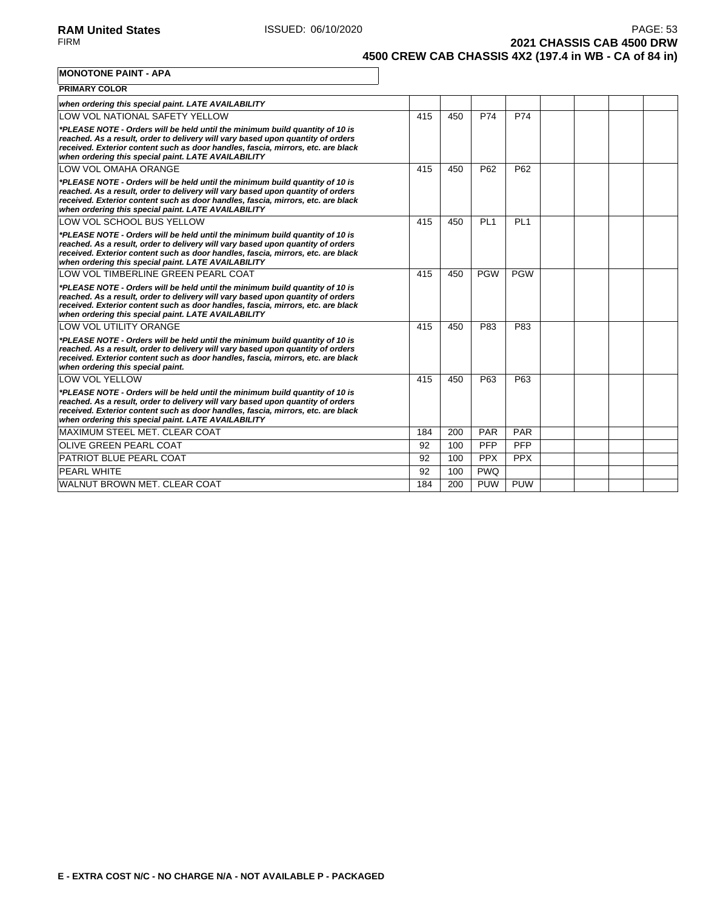**MONOTONE PAINT - APA**

**PRIMARY COLOR**

| | | | | | | | | |
|---|---|---|---|---|---|---|---|---|
| ***when ordering this special paint. LATE AVAILABILITY*** | | | | | | | | |
| LOW VOL NATIONAL SAFETY YELLOW<br>***\*PLEASE NOTE - Orders will be held until the minimum build quantity of 10 is reached. As a result, order to delivery will vary based upon quantity of orders received. Exterior content such as door handles, fascia, mirrors, etc. are black when ordering this special paint. LATE AVAILABILITY*** | 415 | 450 | P74 | P74 | | | | |
| LOW VOL OMAHA ORANGE<br>***\*PLEASE NOTE - Orders will be held until the minimum build quantity of 10 is reached. As a result, order to delivery will vary based upon quantity of orders received. Exterior content such as door handles, fascia, mirrors, etc. are black when ordering this special paint. LATE AVAILABILITY*** | 415 | 450 | P62 | P62 | | | | |
| LOW VOL SCHOOL BUS YELLOW<br>***\*PLEASE NOTE - Orders will be held until the minimum build quantity of 10 is reached. As a result, order to delivery will vary based upon quantity of orders received. Exterior content such as door handles, fascia, mirrors, etc. are black when ordering this special paint. LATE AVAILABILITY*** | 415 | 450 | PL1 | PL1 | | | | |
| LOW VOL TIMBERLINE GREEN PEARL COAT<br>***\*PLEASE NOTE - Orders will be held until the minimum build quantity of 10 is reached. As a result, order to delivery will vary based upon quantity of orders received. Exterior content such as door handles, fascia, mirrors, etc. are black when ordering this special paint. LATE AVAILABILITY*** | 415 | 450 | PGW | PGW | | | | |
| LOW VOL UTILITY ORANGE<br>***\*PLEASE NOTE - Orders will be held until the minimum build quantity of 10 is reached. As a result, order to delivery will vary based upon quantity of orders received. Exterior content such as door handles, fascia, mirrors, etc. are black when ordering this special paint.*** | 415 | 450 | P83 | P83 | | | | |
| LOW VOL YELLOW<br>***\*PLEASE NOTE - Orders will be held until the minimum build quantity of 10 is reached. As a result, order to delivery will vary based upon quantity of orders received. Exterior content such as door handles, fascia, mirrors, etc. are black when ordering this special paint. LATE AVAILABILITY*** | 415 | 450 | P63 | P63 | | | | |
| MAXIMUM STEEL MET. CLEAR COAT | 184 | 200 | PAR | PAR | | | | |
| OLIVE GREEN PEARL COAT | 92 | 100 | PFP | PFP | | | | |
| PATRIOT BLUE PEARL COAT | 92 | 100 | PPX | PPX | | | | |
| PEARL WHITE | 92 | 100 | PWQ | | | | | |
| WALNUT BROWN MET. CLEAR COAT | 184 | 200 | PUW | PUW | | | | |

**E - EXTRA COST N/C - NO CHARGE N/A - NOT AVAILABLE P - PACKAGED**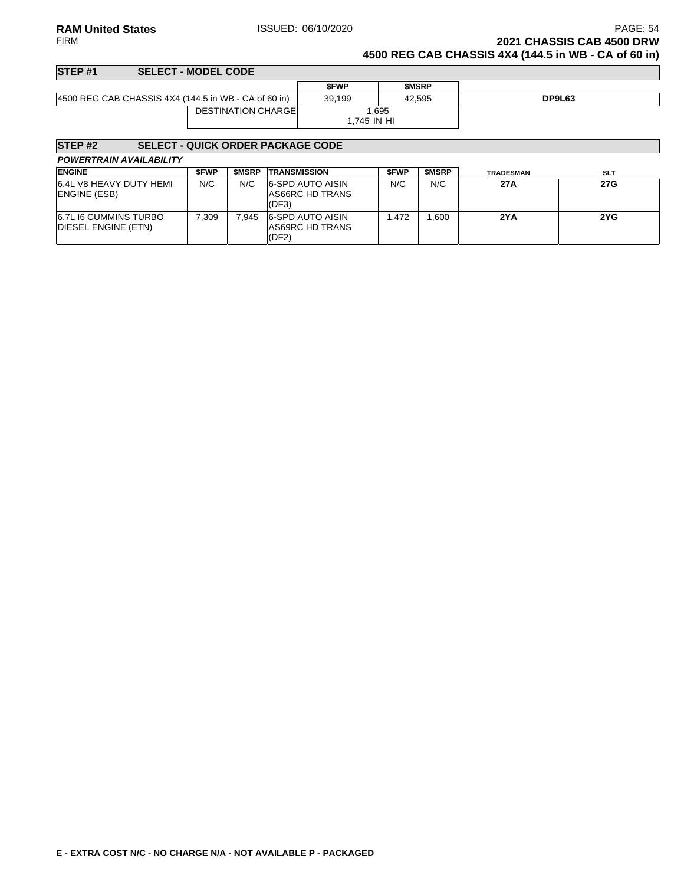## 2021 CHASSIS CAB 4500 DRW
## 4500 REG CAB CHASSIS 4X4 (144.5 in WB - CA of 60 in)

### STEP #1 SELECT - MODEL CODE

| | $FWP | $MSRP | |
|---|---|---|---|
| 4500 REG CAB CHASSIS 4X4 (144.5 in WB - CA of 60 in) | 39,199 | 42,595 | **DP9L63** |
| DESTINATION CHARGE | 1,695<br>1,745 IN HI | | |

### STEP #2 SELECT - QUICK ORDER PACKAGE CODE

***POWERTRAIN AVAILABILITY***

| ENGINE | $FWP | $MSRP | TRANSMISSION | $FWP | $MSRP | TRADESMAN | SLT |
|---|---|---|---|---|---|---|---|
| 6.4L V8 HEAVY DUTY HEMI ENGINE (ESB) | N/C | N/C | 6-SPD AUTO AISIN AS66RC HD TRANS (DF3) | N/C | N/C | **27A** | **27G** |
| 6.7L I6 CUMMINS TURBO DIESEL ENGINE (ETN) | 7,309 | 7,945 | 6-SPD AUTO AISIN AS69RC HD TRANS (DF2) | 1,472 | 1,600 | **2YA** | **2YG** |

**E - EXTRA COST N/C - NO CHARGE N/A - NOT AVAILABLE P - PACKAGED**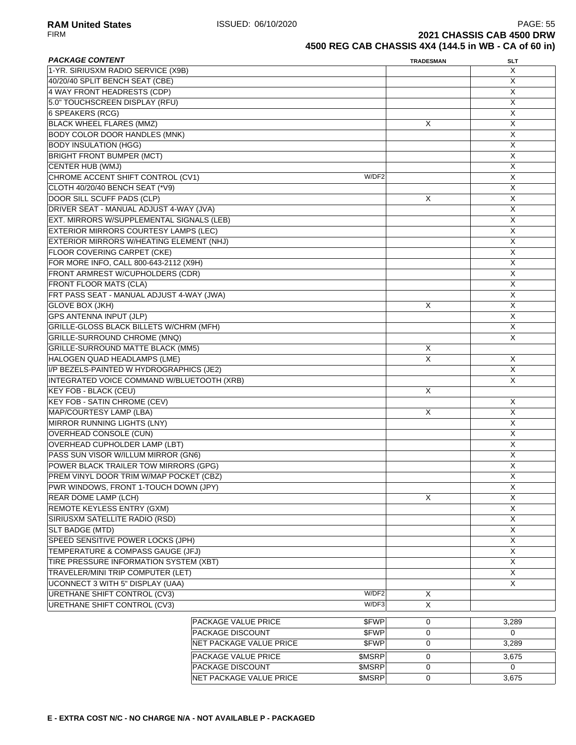**2021 CHASSIS CAB 4500 DRW**
**4500 REG CAB CHASSIS 4X4 (144.5 in WB - CA of 60 in)**

| *PACKAGE CONTENT* | | TRADESMAN | SLT |
|---|---|---|---|
| 1-YR. SIRIUSXM RADIO SERVICE (X9B) | | | X |
| 40/20/40 SPLIT BENCH SEAT (CBE) | | | X |
| 4 WAY FRONT HEADRESTS (CDP) | | | X |
| 5.0" TOUCHSCREEN DISPLAY (RFU) | | | X |
| 6 SPEAKERS (RCG) | | | X |
| BLACK WHEEL FLARES (MMZ) | | X | X |
| BODY COLOR DOOR HANDLES (MNK) | | | X |
| BODY INSULATION (HGG) | | | X |
| BRIGHT FRONT BUMPER (MCT) | | | X |
| CENTER HUB (WMJ) | | | X |
| CHROME ACCENT SHIFT CONTROL (CV1) | W/DF2 | | X |
| CLOTH 40/20/40 BENCH SEAT (*V9) | | | X |
| DOOR SILL SCUFF PADS (CLP) | | X | X |
| DRIVER SEAT - MANUAL ADJUST 4-WAY (JVA) | | | X |
| EXT. MIRRORS W/SUPPLEMENTAL SIGNALS (LEB) | | | X |
| EXTERIOR MIRRORS COURTESY LAMPS (LEC) | | | X |
| EXTERIOR MIRRORS W/HEATING ELEMENT (NHJ) | | | X |
| FLOOR COVERING CARPET (CKE) | | | X |
| FOR MORE INFO, CALL 800-643-2112 (X9H) | | | X |
| FRONT ARMREST W/CUPHOLDERS (CDR) | | | X |
| FRONT FLOOR MATS (CLA) | | | X |
| FRT PASS SEAT - MANUAL ADJUST 4-WAY (JWA) | | | X |
| GLOVE BOX (JKH) | | X | X |
| GPS ANTENNA INPUT (JLP) | | | X |
| GRILLE-GLOSS BLACK BILLETS W/CHRM (MFH) | | | X |
| GRILLE-SURROUND CHROME (MNQ) | | | X |
| GRILLE-SURROUND MATTE BLACK (MM5) | | X | |
| HALOGEN QUAD HEADLAMPS (LME) | | X | X |
| I/P BEZELS-PAINTED W HYDROGRAPHICS (JE2) | | | X |
| INTEGRATED VOICE COMMAND W/BLUETOOTH (XRB) | | | X |
| KEY FOB - BLACK (CEU) | | X | |
| KEY FOB - SATIN CHROME (CEV) | | | X |
| MAP/COURTESY LAMP (LBA) | | X | X |
| MIRROR RUNNING LIGHTS (LNY) | | | X |
| OVERHEAD CONSOLE (CUN) | | | X |
| OVERHEAD CUPHOLDER LAMP (LBT) | | | X |
| PASS SUN VISOR W/ILLUM MIRROR (GN6) | | | X |
| POWER BLACK TRAILER TOW MIRRORS (GPG) | | | X |
| PREM VINYL DOOR TRIM W/MAP POCKET (CBZ) | | | X |
| PWR WINDOWS, FRONT 1-TOUCH DOWN (JPY) | | | X |
| REAR DOME LAMP (LCH) | | X | X |
| REMOTE KEYLESS ENTRY (GXM) | | | X |
| SIRIUSXM SATELLITE RADIO (RSD) | | | X |
| SLT BADGE (MTD) | | | X |
| SPEED SENSITIVE POWER LOCKS (JPH) | | | X |
| TEMPERATURE & COMPASS GAUGE (JFJ) | | | X |
| TIRE PRESSURE INFORMATION SYSTEM (XBT) | | | X |
| TRAVELER/MINI TRIP COMPUTER (LET) | | | X |
| UCONNECT 3 WITH 5" DISPLAY (UAA) | | | X |
| URETHANE SHIFT CONTROL (CV3) | W/DF2 | X | |
| URETHANE SHIFT CONTROL (CV3) | W/DF3 | X | |
| PACKAGE VALUE PRICE | $FWP | 0 | 3,289 |
| PACKAGE DISCOUNT | $FWP | 0 | 0 |
| NET PACKAGE VALUE PRICE | $FWP | 0 | 3,289 |
| PACKAGE VALUE PRICE | $MSRP | 0 | 3,675 |
| PACKAGE DISCOUNT | $MSRP | 0 | 0 |
| NET PACKAGE VALUE PRICE | $MSRP | 0 | 3,675 |

**E - EXTRA COST N/C - NO CHARGE N/A - NOT AVAILABLE P - PACKAGED**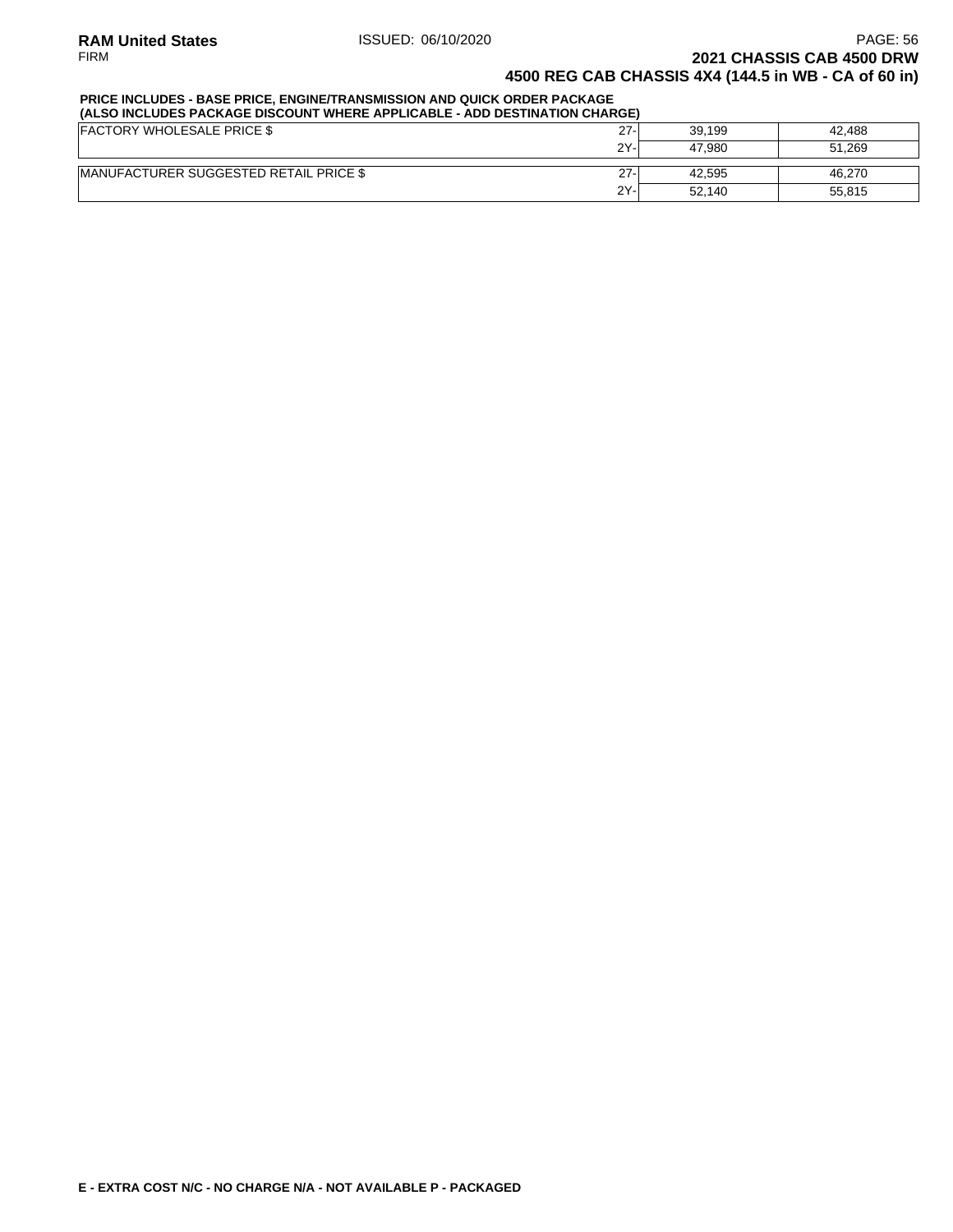## 2021 CHASSIS CAB 4500 DRW

## 4500 REG CAB CHASSIS 4X4 (144.5 in WB - CA of 60 in)

**PRICE INCLUDES - BASE PRICE, ENGINE/TRANSMISSION AND QUICK ORDER PACKAGE**
**(ALSO INCLUDES PACKAGE DISCOUNT WHERE APPLICABLE - ADD DESTINATION CHARGE)**

| | | | |
|---|---|---|---|
| FACTORY WHOLESALE PRICE $ | 27- | 39,199 | 42,488 |
| | 2Y- | 47,980 | 51,269 |
| MANUFACTURER SUGGESTED RETAIL PRICE $ | 27- | 42,595 | 46,270 |
| | 2Y- | 52,140 | 55,815 |

**E - EXTRA COST N/C - NO CHARGE N/A - NOT AVAILABLE P - PACKAGED**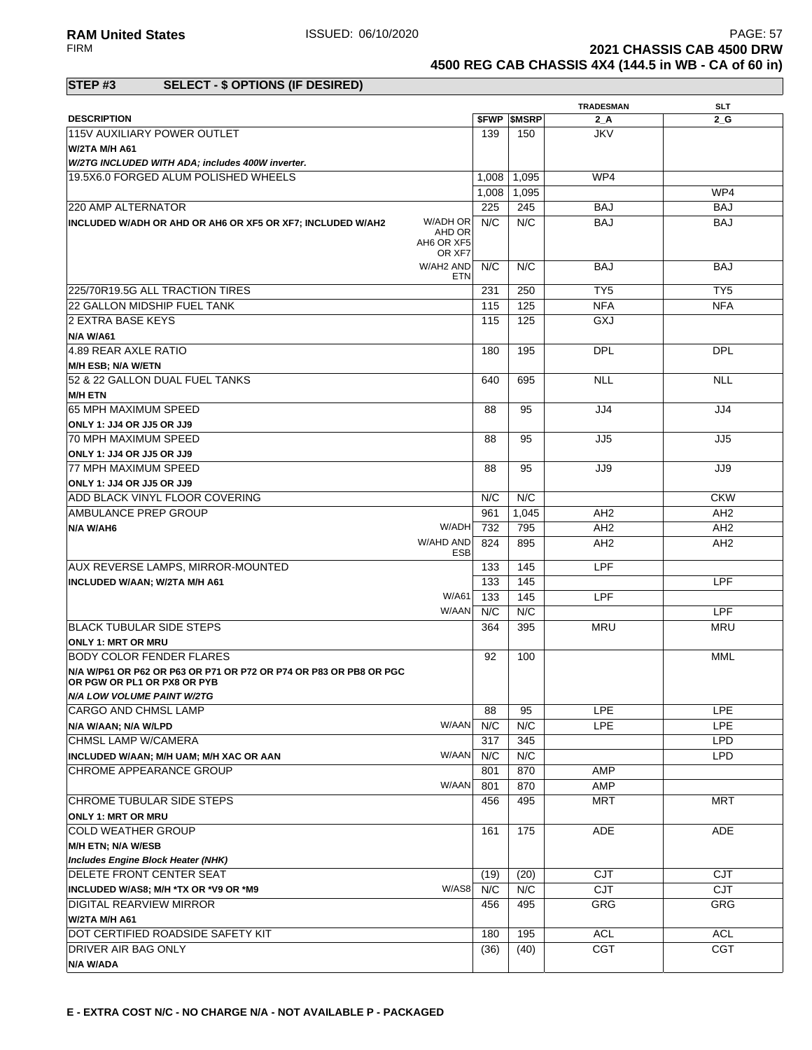**2021 CHASSIS CAB 4500 DRW**
**4500 REG CAB CHASSIS 4X4 (144.5 in WB - CA of 60 in)**

## STEP #3 SELECT - $ OPTIONS (IF DESIRED)

| DESCRIPTION | | $FWP | $MSRP | TRADESMAN 2_A | SLT 2_G |
|---|---|---|---|---|---|
| 115V AUXILIARY POWER OUTLET | | 139 | 150 | JKV | |
| **W/2TA M/H A61** | | | | | |
| ***W/2TG INCLUDED WITH ADA; includes 400W inverter.*** | | | | | |
| 19.5X6.0 FORGED ALUM POLISHED WHEELS | | 1,008 | 1,095 | WP4 | |
| | | 1,008 | 1,095 | | WP4 |
| 220 AMP ALTERNATOR | | 225 | 245 | BAJ | BAJ |
| **INCLUDED W/ADH OR AHD OR AH6 OR XF5 OR XF7; INCLUDED W/AH2** | W/ADH OR AHD OR AH6 OR XF5 OR XF7 | N/C | N/C | BAJ | BAJ |
| | W/AH2 AND ETN | N/C | N/C | BAJ | BAJ |
| 225/70R19.5G ALL TRACTION TIRES | | 231 | 250 | TY5 | TY5 |
| 22 GALLON MIDSHIP FUEL TANK | | 115 | 125 | NFA | NFA |
| 2 EXTRA BASE KEYS | | 115 | 125 | GXJ | |
| **N/A W/A61** | | | | | |
| 4.89 REAR AXLE RATIO | | 180 | 195 | DPL | DPL |
| **M/H ESB; N/A W/ETN** | | | | | |
| 52 & 22 GALLON DUAL FUEL TANKS | | 640 | 695 | NLL | NLL |
| **M/H ETN** | | | | | |
| 65 MPH MAXIMUM SPEED | | 88 | 95 | JJ4 | JJ4 |
| **ONLY 1: JJ4 OR JJ5 OR JJ9** | | | | | |
| 70 MPH MAXIMUM SPEED | | 88 | 95 | JJ5 | JJ5 |
| **ONLY 1: JJ4 OR JJ5 OR JJ9** | | | | | |
| 77 MPH MAXIMUM SPEED | | 88 | 95 | JJ9 | JJ9 |
| **ONLY 1: JJ4 OR JJ5 OR JJ9** | | | | | |
| ADD BLACK VINYL FLOOR COVERING | | N/C | N/C | | CKW |
| AMBULANCE PREP GROUP | | 961 | 1,045 | AH2 | AH2 |
| **N/A W/AH6** | W/ADH | 732 | 795 | AH2 | AH2 |
| | W/AHD AND ESB | 824 | 895 | AH2 | AH2 |
| AUX REVERSE LAMPS, MIRROR-MOUNTED | | 133 | 145 | LPF | |
| **INCLUDED W/AAN; W/2TA M/H A61** | | 133 | 145 | | LPF |
| | W/A61 | 133 | 145 | LPF | |
| | W/AAN | N/C | N/C | | LPF |
| BLACK TUBULAR SIDE STEPS | | 364 | 395 | MRU | MRU |
| **ONLY 1: MRT OR MRU** | | | | | |
| BODY COLOR FENDER FLARES | | 92 | 100 | | MML |
| **N/A W/P61 OR P62 OR P63 OR P71 OR P72 OR P74 OR P83 OR PB8 OR PGC OR PGW OR PL1 OR PX8 OR PYB** | | | | | |
| ***N/A LOW VOLUME PAINT W/2TG*** | | | | | |
| CARGO AND CHMSL LAMP | | 88 | 95 | LPE | LPE |
| **N/A W/AAN; N/A W/LPD** | W/AAN | N/C | N/C | LPE | LPE |
| CHMSL LAMP W/CAMERA | | 317 | 345 | | LPD |
| **INCLUDED W/AAN; M/H UAM; M/H XAC OR AAN** | W/AAN | N/C | N/C | | LPD |
| CHROME APPEARANCE GROUP | | 801 | 870 | AMP | |
| | W/AAN | 801 | 870 | AMP | |
| CHROME TUBULAR SIDE STEPS | | 456 | 495 | MRT | MRT |
| **ONLY 1: MRT OR MRU** | | | | | |
| COLD WEATHER GROUP | | 161 | 175 | ADE | ADE |
| **M/H ETN; N/A W/ESB** | | | | | |
| ***Includes Engine Block Heater (NHK)*** | | | | | |
| DELETE FRONT CENTER SEAT | | (19) | (20) | CJT | CJT |
| **INCLUDED W/AS8; M/H *TX OR *V9 OR *M9** | W/AS8 | N/C | N/C | CJT | CJT |
| DIGITAL REARVIEW MIRROR | | 456 | 495 | GRG | GRG |
| **W/2TA M/H A61** | | | | | |
| DOT CERTIFIED ROADSIDE SAFETY KIT | | 180 | 195 | ACL | ACL |
| DRIVER AIR BAG ONLY | | (36) | (40) | CGT | CGT |
| **N/A W/ADA** | | | | | |

**E - EXTRA COST N/C - NO CHARGE N/A - NOT AVAILABLE P - PACKAGED**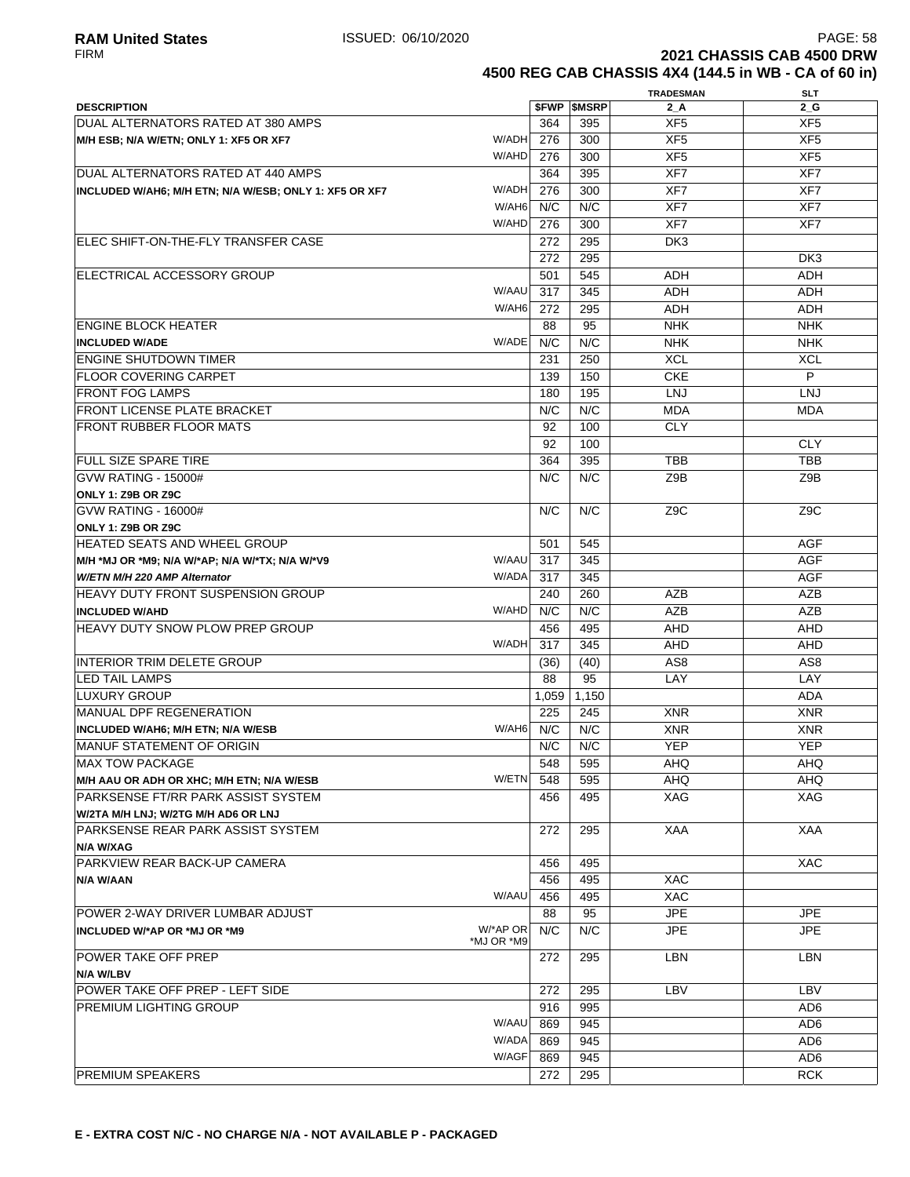**2021 CHASSIS CAB 4500 DRW**
**4500 REG CAB CHASSIS 4X4 (144.5 in WB - CA of 60 in)**

| DESCRIPTION | | $FWP | $MSRP | TRADESMAN 2_A | SLT 2_G |
|---|---|---|---|---|---|
| DUAL ALTERNATORS RATED AT 380 AMPS | | 364 | 395 | XF5 | XF5 |
| **M/H ESB; N/A W/ETN; ONLY 1: XF5 OR XF7** | W/ADH | 276 | 300 | XF5 | XF5 |
| | W/AHD | 276 | 300 | XF5 | XF5 |
| DUAL ALTERNATORS RATED AT 440 AMPS | | 364 | 395 | XF7 | XF7 |
| **INCLUDED W/AH6; M/H ETN; N/A W/ESB; ONLY 1: XF5 OR XF7** | W/ADH | 276 | 300 | XF7 | XF7 |
| | W/AH6 | N/C | N/C | XF7 | XF7 |
| | W/AHD | 276 | 300 | XF7 | XF7 |
| ELEC SHIFT-ON-THE-FLY TRANSFER CASE | | 272 | 295 | DK3 | |
| | | 272 | 295 | | DK3 |
| ELECTRICAL ACCESSORY GROUP | | 501 | 545 | ADH | ADH |
| | W/AAU | 317 | 345 | ADH | ADH |
| | W/AH6 | 272 | 295 | ADH | ADH |
| ENGINE BLOCK HEATER | | 88 | 95 | NHK | NHK |
| **INCLUDED W/ADE** | W/ADE | N/C | N/C | NHK | NHK |
| ENGINE SHUTDOWN TIMER | | 231 | 250 | XCL | XCL |
| FLOOR COVERING CARPET | | 139 | 150 | CKE | P |
| FRONT FOG LAMPS | | 180 | 195 | LNJ | LNJ |
| FRONT LICENSE PLATE BRACKET | | N/C | N/C | MDA | MDA |
| FRONT RUBBER FLOOR MATS | | 92 | 100 | CLY | |
| | | 92 | 100 | | CLY |
| FULL SIZE SPARE TIRE | | 364 | 395 | TBB | TBB |
| GVW RATING - 15000# **ONLY 1: Z9B OR Z9C** | | N/C | N/C | Z9B | Z9B |
| GVW RATING - 16000# **ONLY 1: Z9B OR Z9C** | | N/C | N/C | Z9C | Z9C |
| HEATED SEATS AND WHEEL GROUP | | 501 | 545 | | AGF |
| **M/H *MJ OR *M9; N/A W/*AP; N/A W/*TX; N/A W/*V9** | W/AAU | 317 | 345 | | AGF |
| ***W/ETN M/H 220 AMP Alternator*** | W/ADA | 317 | 345 | | AGF |
| HEAVY DUTY FRONT SUSPENSION GROUP | | 240 | 260 | AZB | AZB |
| **INCLUDED W/AHD** | W/AHD | N/C | N/C | AZB | AZB |
| HEAVY DUTY SNOW PLOW PREP GROUP | | 456 | 495 | AHD | AHD |
| | W/ADH | 317 | 345 | AHD | AHD |
| INTERIOR TRIM DELETE GROUP | | (36) | (40) | AS8 | AS8 |
| LED TAIL LAMPS | | 88 | 95 | LAY | LAY |
| LUXURY GROUP | | 1,059 | 1,150 | | ADA |
| MANUAL DPF REGENERATION | | 225 | 245 | XNR | XNR |
| **INCLUDED W/AH6; M/H ETN; N/A W/ESB** | W/AH6 | N/C | N/C | XNR | XNR |
| MANUF STATEMENT OF ORIGIN | | N/C | N/C | YEP | YEP |
| MAX TOW PACKAGE | | 548 | 595 | AHQ | AHQ |
| **M/H AAU OR ADH OR XHC; M/H ETN; N/A W/ESB** | W/ETN | 548 | 595 | AHQ | AHQ |
| PARKSENSE FT/RR PARK ASSIST SYSTEM **W/2TA M/H LNJ; W/2TG M/H AD6 OR LNJ** | | 456 | 495 | XAG | XAG |
| PARKSENSE REAR PARK ASSIST SYSTEM **N/A W/XAG** | | 272 | 295 | XAA | XAA |
| PARKVIEW REAR BACK-UP CAMERA | | 456 | 495 | | XAC |
| **N/A W/AAN** | | 456 | 495 | XAC | |
| | W/AAU | 456 | 495 | XAC | |
| POWER 2-WAY DRIVER LUMBAR ADJUST | | 88 | 95 | JPE | JPE |
| **INCLUDED W/*AP OR *MJ OR *M9** | W/*AP OR *MJ OR *M9 | N/C | N/C | JPE | JPE |
| POWER TAKE OFF PREP **N/A W/LBV** | | 272 | 295 | LBN | LBN |
| POWER TAKE OFF PREP - LEFT SIDE | | 272 | 295 | LBV | LBV |
| PREMIUM LIGHTING GROUP | | 916 | 995 | | AD6 |
| | W/AAU | 869 | 945 | | AD6 |
| | W/ADA | 869 | 945 | | AD6 |
| | W/AGF | 869 | 945 | | AD6 |
| PREMIUM SPEAKERS | | 272 | 295 | | RCK |

**E - EXTRA COST N/C - NO CHARGE N/A - NOT AVAILABLE P - PACKAGED**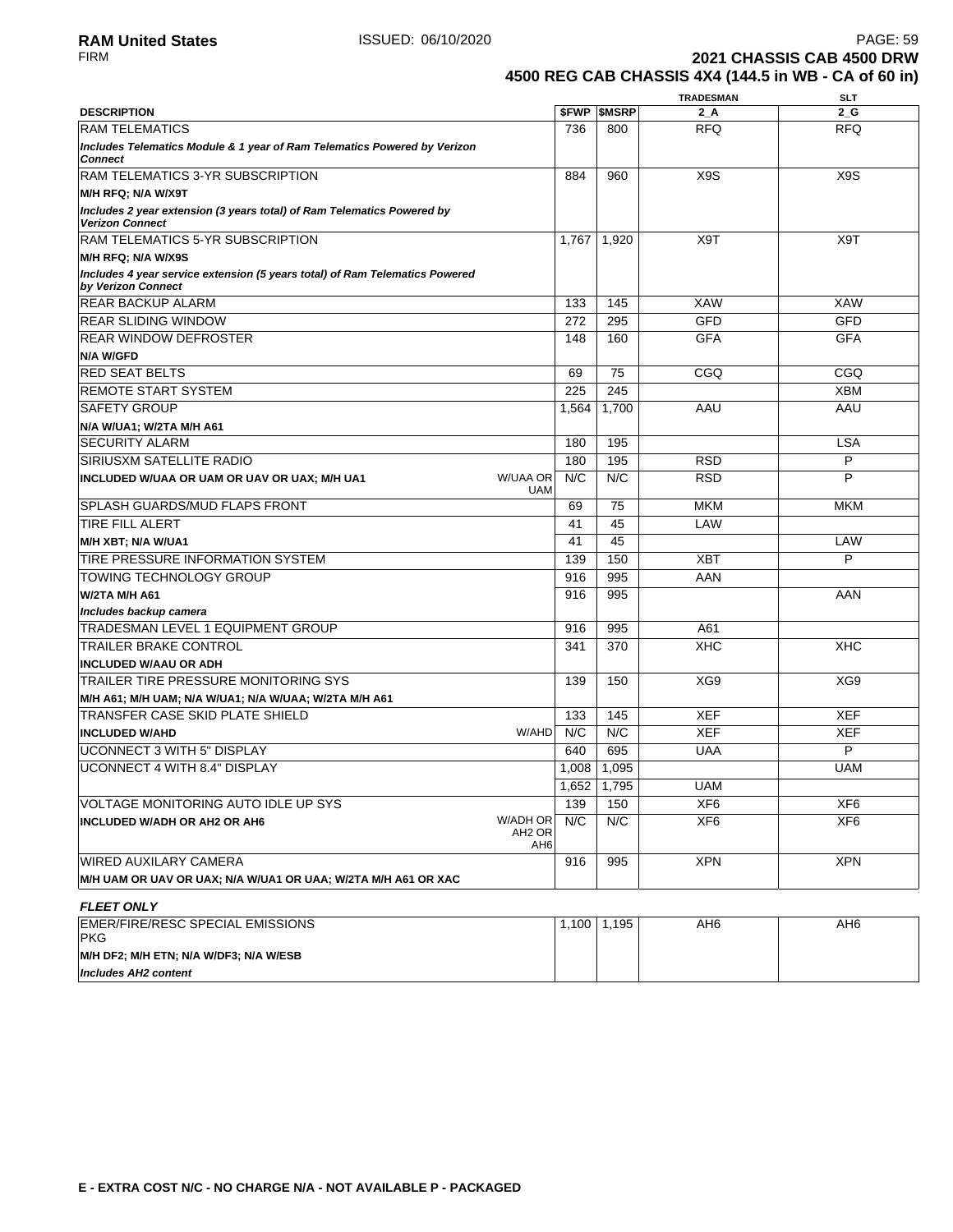**RAM United States** ISSUED: 06/10/2020
FIRM

**2021 CHASSIS CAB 4500 DRW**
**4500 REG CAB CHASSIS 4X4 (144.5 in WB - CA of 60 in)**

| DESCRIPTION | | $FWP | $MSRP | TRADESMAN 2_A | SLT 2_G |
|---|---|---|---|---|---|
| RAM TELEMATICS | | 736 | 800 | RFQ | RFQ |
| *Includes Telematics Module & 1 year of Ram Telematics Powered by Verizon Connect* | | | | | |
| RAM TELEMATICS 3-YR SUBSCRIPTION | | 884 | 960 | X9S | X9S |
| **M/H RFQ; N/A W/X9T** | | | | | |
| *Includes 2 year extension (3 years total) of Ram Telematics Powered by Verizon Connect* | | | | | |
| RAM TELEMATICS 5-YR SUBSCRIPTION | | 1,767 | 1,920 | X9T | X9T |
| **M/H RFQ; N/A W/X9S** | | | | | |
| *Includes 4 year service extension (5 years total) of Ram Telematics Powered by Verizon Connect* | | | | | |
| REAR BACKUP ALARM | | 133 | 145 | XAW | XAW |
| REAR SLIDING WINDOW | | 272 | 295 | GFD | GFD |
| REAR WINDOW DEFROSTER | | 148 | 160 | GFA | GFA |
| **N/A W/GFD** | | | | | |
| RED SEAT BELTS | | 69 | 75 | CGQ | CGQ |
| REMOTE START SYSTEM | | 225 | 245 | | XBM |
| SAFETY GROUP | | 1,564 | 1,700 | AAU | AAU |
| **N/A W/UA1; W/2TA M/H A61** | | | | | |
| SECURITY ALARM | | 180 | 195 | | LSA |
| SIRIUSXM SATELLITE RADIO | | 180 | 195 | RSD | P |
| **INCLUDED W/UAA OR UAM OR UAV OR UAX; M/H UA1** | W/UAA OR UAM | N/C | N/C | RSD | P |
| SPLASH GUARDS/MUD FLAPS FRONT | | 69 | 75 | MKM | MKM |
| TIRE FILL ALERT | | 41 | 45 | LAW | |
| **M/H XBT; N/A W/UA1** | | 41 | 45 | | LAW |
| TIRE PRESSURE INFORMATION SYSTEM | | 139 | 150 | XBT | P |
| TOWING TECHNOLOGY GROUP | | 916 | 995 | AAN | |
| **W/2TA M/H A61** | | 916 | 995 | | AAN |
| *Includes backup camera* | | | | | |
| TRADESMAN LEVEL 1 EQUIPMENT GROUP | | 916 | 995 | A61 | |
| TRAILER BRAKE CONTROL | | 341 | 370 | XHC | XHC |
| **INCLUDED W/AAU OR ADH** | | | | | |
| TRAILER TIRE PRESSURE MONITORING SYS | | 139 | 150 | XG9 | XG9 |
| **M/H A61; M/H UAM; N/A W/UA1; N/A W/UAA; W/2TA M/H A61** | | | | | |
| TRANSFER CASE SKID PLATE SHIELD | | 133 | 145 | XEF | XEF |
| **INCLUDED W/AHD** | W/AHD | N/C | N/C | XEF | XEF |
| UCONNECT 3 WITH 5" DISPLAY | | 640 | 695 | UAA | P |
| UCONNECT 4 WITH 8.4" DISPLAY | | 1,008 | 1,095 | | UAM |
| | | 1,652 | 1,795 | UAM | |
| VOLTAGE MONITORING AUTO IDLE UP SYS | | 139 | 150 | XF6 | XF6 |
| **INCLUDED W/ADH OR AH2 OR AH6** | W/ADH OR AH2 OR AH6 | N/C | N/C | XF6 | XF6 |
| WIRED AUXILARY CAMERA | | 916 | 995 | XPN | XPN |
| **M/H UAM OR UAV OR UAX; N/A W/UA1 OR UAA; W/2TA M/H A61 OR XAC** | | | | | |

***FLEET ONLY***

| DESCRIPTION | | $FWP | $MSRP | TRADESMAN 2_A | SLT 2_G |
|---|---|---|---|---|---|
| EMER/FIRE/RESC SPECIAL EMISSIONS PKG | | 1,100 | 1,195 | AH6 | AH6 |
| **M/H DF2; M/H ETN; N/A W/DF3; N/A W/ESB** | | | | | |
| *Includes AH2 content* | | | | | |

**E - EXTRA COST N/C - NO CHARGE N/A - NOT AVAILABLE P - PACKAGED**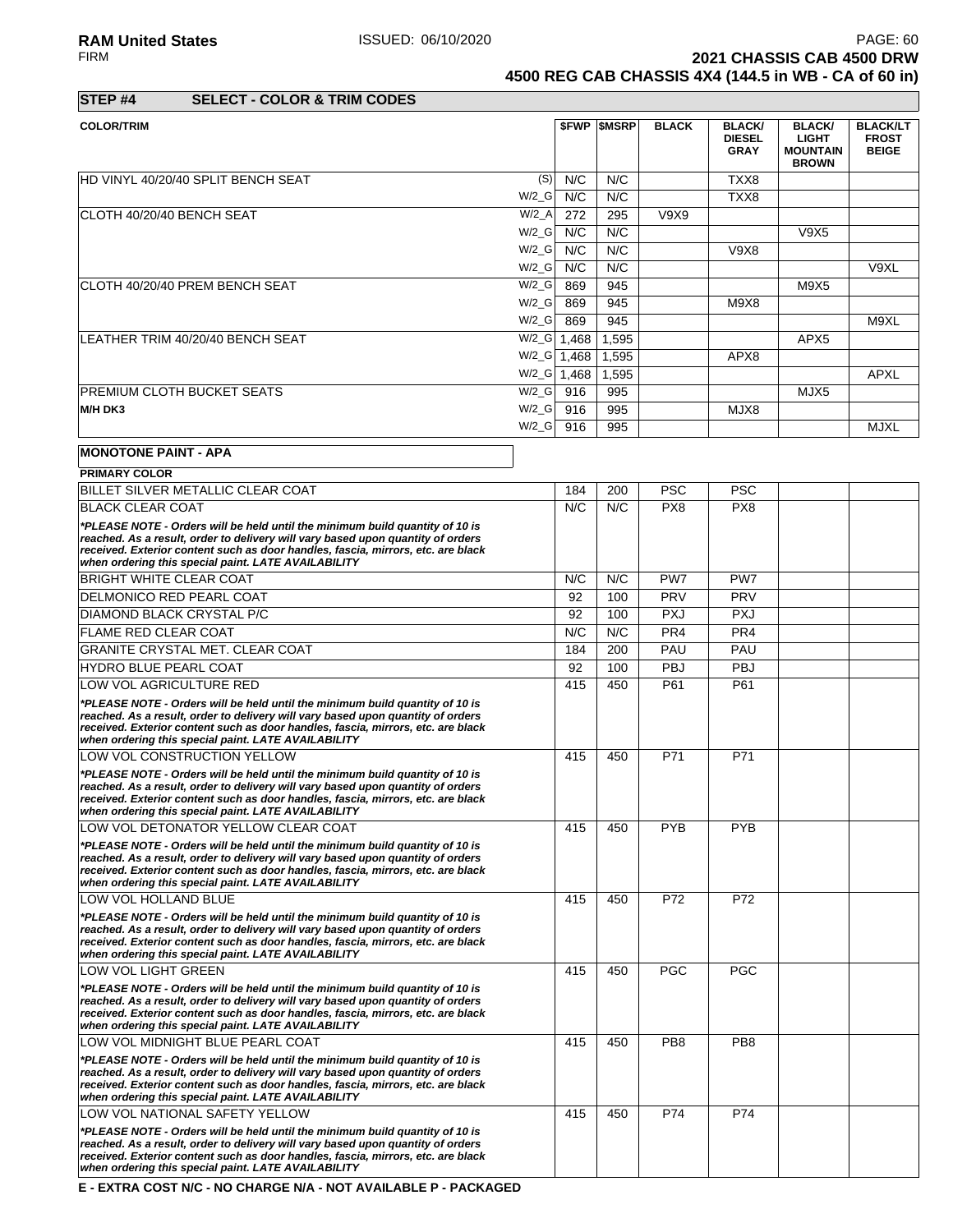**2021 CHASSIS CAB 4500 DRW**
**4500 REG CAB CHASSIS 4X4 (144.5 in WB - CA of 60 in)**

## STEP #4 SELECT - COLOR & TRIM CODES

| COLOR/TRIM | | $FWP | $MSRP | BLACK | BLACK/ DIESEL GRAY | BLACK/ LIGHT MOUNTAIN BROWN | BLACK/LT FROST BEIGE |
|---|---|---|---|---|---|---|---|
| HD VINYL 40/20/40 SPLIT BENCH SEAT | (S) | N/C | N/C | | TXX8 | | |
| | W/2_G | N/C | N/C | | TXX8 | | |
| CLOTH 40/20/40 BENCH SEAT | W/2_A | 272 | 295 | V9X9 | | | |
| | W/2_G | N/C | N/C | | | V9X5 | |
| | W/2_G | N/C | N/C | | V9X8 | | |
| | W/2_G | N/C | N/C | | | | V9XL |
| CLOTH 40/20/40 PREM BENCH SEAT | W/2_G | 869 | 945 | | | M9X5 | |
| | W/2_G | 869 | 945 | | M9X8 | | |
| | W/2_G | 869 | 945 | | | | M9XL |
| LEATHER TRIM 40/20/40 BENCH SEAT | W/2_G | 1,468 | 1,595 | | | APX5 | |
| | W/2_G | 1,468 | 1,595 | | APX8 | | |
| | W/2_G | 1,468 | 1,595 | | | | APXL |
| PREMIUM CLOTH BUCKET SEATS | W/2_G | 916 | 995 | | | MJX5 | |
| **M/H DK3** | W/2_G | 916 | 995 | | MJX8 | | |
| | W/2_G | 916 | 995 | | | | MJXL |

**MONOTONE PAINT - APA**

| PRIMARY COLOR | $FWP | $MSRP | BLACK | BLACK/ DIESEL GRAY | BLACK/ LIGHT MOUNTAIN BROWN | BLACK/LT FROST BEIGE |
|---|---|---|---|---|---|---|
| BILLET SILVER METALLIC CLEAR COAT | 184 | 200 | PSC | PSC | | |
| BLACK CLEAR COAT | N/C | N/C | PX8 | PX8 | | |
| ***PLEASE NOTE - Orders will be held until the minimum build quantity of 10 is reached. As a result, order to delivery will vary based upon quantity of orders received. Exterior content such as door handles, fascia, mirrors, etc. are black when ordering this special paint. LATE AVAILABILITY*** | | | | | | |
| BRIGHT WHITE CLEAR COAT | N/C | N/C | PW7 | PW7 | | |
| DELMONICO RED PEARL COAT | 92 | 100 | PRV | PRV | | |
| DIAMOND BLACK CRYSTAL P/C | 92 | 100 | PXJ | PXJ | | |
| FLAME RED CLEAR COAT | N/C | N/C | PR4 | PR4 | | |
| GRANITE CRYSTAL MET. CLEAR COAT | 184 | 200 | PAU | PAU | | |
| HYDRO BLUE PEARL COAT | 92 | 100 | PBJ | PBJ | | |
| LOW VOL AGRICULTURE RED | 415 | 450 | P61 | P61 | | |
| ***PLEASE NOTE - Orders will be held until the minimum build quantity of 10 is reached. As a result, order to delivery will vary based upon quantity of orders received. Exterior content such as door handles, fascia, mirrors, etc. are black when ordering this special paint. LATE AVAILABILITY*** | | | | | | |
| LOW VOL CONSTRUCTION YELLOW | 415 | 450 | P71 | P71 | | |
| ***PLEASE NOTE - Orders will be held until the minimum build quantity of 10 is reached. As a result, order to delivery will vary based upon quantity of orders received. Exterior content such as door handles, fascia, mirrors, etc. are black when ordering this special paint. LATE AVAILABILITY*** | | | | | | |
| LOW VOL DETONATOR YELLOW CLEAR COAT | 415 | 450 | PYB | PYB | | |
| ***PLEASE NOTE - Orders will be held until the minimum build quantity of 10 is reached. As a result, order to delivery will vary based upon quantity of orders received. Exterior content such as door handles, fascia, mirrors, etc. are black when ordering this special paint. LATE AVAILABILITY*** | | | | | | |
| LOW VOL HOLLAND BLUE | 415 | 450 | P72 | P72 | | |
| ***PLEASE NOTE - Orders will be held until the minimum build quantity of 10 is reached. As a result, order to delivery will vary based upon quantity of orders received. Exterior content such as door handles, fascia, mirrors, etc. are black when ordering this special paint. LATE AVAILABILITY*** | | | | | | |
| LOW VOL LIGHT GREEN | 415 | 450 | PGC | PGC | | |
| ***PLEASE NOTE - Orders will be held until the minimum build quantity of 10 is reached. As a result, order to delivery will vary based upon quantity of orders received. Exterior content such as door handles, fascia, mirrors, etc. are black when ordering this special paint. LATE AVAILABILITY*** | | | | | | |
| LOW VOL MIDNIGHT BLUE PEARL COAT | 415 | 450 | PB8 | PB8 | | |
| ***PLEASE NOTE - Orders will be held until the minimum build quantity of 10 is reached. As a result, order to delivery will vary based upon quantity of orders received. Exterior content such as door handles, fascia, mirrors, etc. are black when ordering this special paint. LATE AVAILABILITY*** | | | | | | |
| LOW VOL NATIONAL SAFETY YELLOW | 415 | 450 | P74 | P74 | | |
| ***PLEASE NOTE - Orders will be held until the minimum build quantity of 10 is reached. As a result, order to delivery will vary based upon quantity of orders received. Exterior content such as door handles, fascia, mirrors, etc. are black when ordering this special paint. LATE AVAILABILITY*** | | | | | | |

**E - EXTRA COST N/C - NO CHARGE N/A - NOT AVAILABLE P - PACKAGED**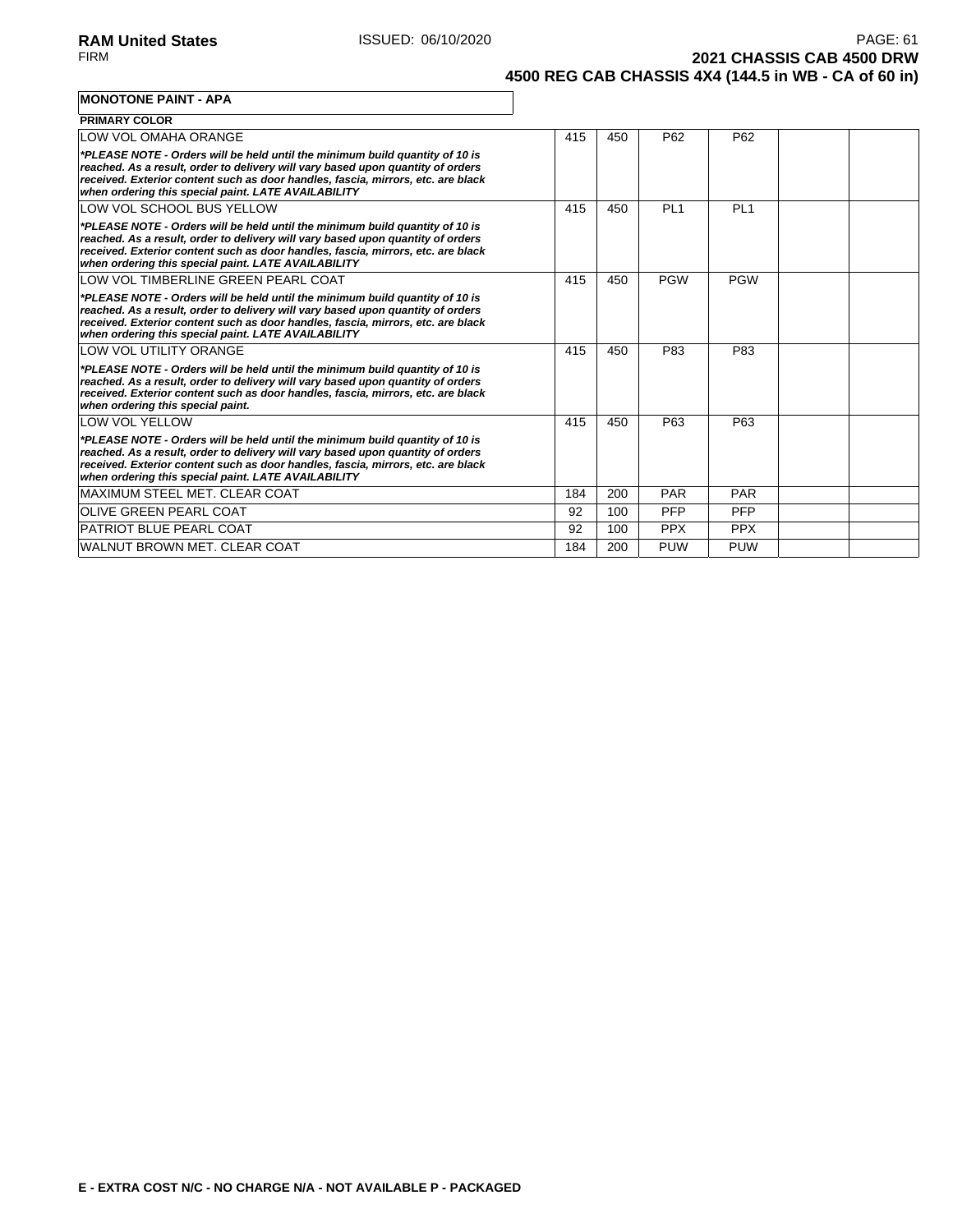**MONOTONE PAINT - APA**

| PRIMARY COLOR | | | | | | |
|---|---|---|---|---|---|---|
| LOW VOL OMAHA ORANGE<br>***PLEASE NOTE - Orders will be held until the minimum build quantity of 10 is reached. As a result, order to delivery will vary based upon quantity of orders received. Exterior content such as door handles, fascia, mirrors, etc. are black when ordering this special paint. LATE AVAILABILITY*** | 415 | 450 | P62 | P62 | | |
| LOW VOL SCHOOL BUS YELLOW<br>***PLEASE NOTE - Orders will be held until the minimum build quantity of 10 is reached. As a result, order to delivery will vary based upon quantity of orders received. Exterior content such as door handles, fascia, mirrors, etc. are black when ordering this special paint. LATE AVAILABILITY*** | 415 | 450 | PL1 | PL1 | | |
| LOW VOL TIMBERLINE GREEN PEARL COAT<br>***PLEASE NOTE - Orders will be held until the minimum build quantity of 10 is reached. As a result, order to delivery will vary based upon quantity of orders received. Exterior content such as door handles, fascia, mirrors, etc. are black when ordering this special paint. LATE AVAILABILITY*** | 415 | 450 | PGW | PGW | | |
| LOW VOL UTILITY ORANGE<br>***PLEASE NOTE - Orders will be held until the minimum build quantity of 10 is reached. As a result, order to delivery will vary based upon quantity of orders received. Exterior content such as door handles, fascia, mirrors, etc. are black when ordering this special paint.*** | 415 | 450 | P83 | P83 | | |
| LOW VOL YELLOW<br>***PLEASE NOTE - Orders will be held until the minimum build quantity of 10 is reached. As a result, order to delivery will vary based upon quantity of orders received. Exterior content such as door handles, fascia, mirrors, etc. are black when ordering this special paint. LATE AVAILABILITY*** | 415 | 450 | P63 | P63 | | |
| MAXIMUM STEEL MET. CLEAR COAT | 184 | 200 | PAR | PAR | | |
| OLIVE GREEN PEARL COAT | 92 | 100 | PFP | PFP | | |
| PATRIOT BLUE PEARL COAT | 92 | 100 | PPX | PPX | | |
| WALNUT BROWN MET. CLEAR COAT | 184 | 200 | PUW | PUW | | |

**E - EXTRA COST N/C - NO CHARGE N/A - NOT AVAILABLE P - PACKAGED**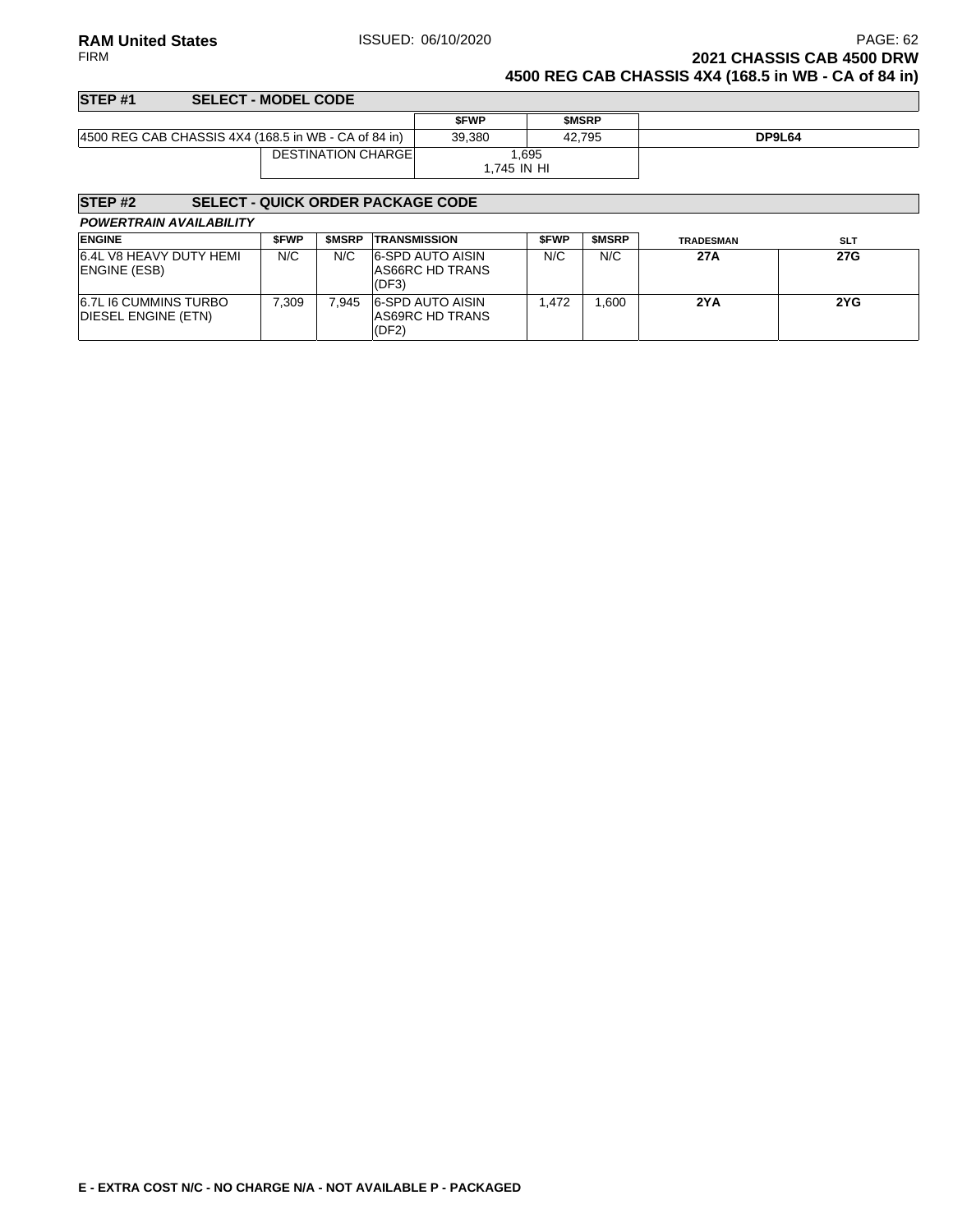## STEP #1 SELECT - MODEL CODE

| | $FWP | $MSRP | |
|---|---|---|---|
| 4500 REG CAB CHASSIS 4X4 (168.5 in WB - CA of 84 in) | 39,380 | 42,795 | **DP9L64** |
| DESTINATION CHARGE | 1,695<br>1,745 IN HI | | |

## STEP #2 SELECT - QUICK ORDER PACKAGE CODE

***POWERTRAIN AVAILABILITY***

| ENGINE | $FWP | $MSRP | TRANSMISSION | $FWP | $MSRP | TRADESMAN | SLT |
|---|---|---|---|---|---|---|---|
| 6.4L V8 HEAVY DUTY HEMI ENGINE (ESB) | N/C | N/C | 6-SPD AUTO AISIN AS66RC HD TRANS (DF3) | N/C | N/C | **27A** | **27G** |
| 6.7L I6 CUMMINS TURBO DIESEL ENGINE (ETN) | 7,309 | 7,945 | 6-SPD AUTO AISIN AS69RC HD TRANS (DF2) | 1,472 | 1,600 | **2YA** | **2YG** |

**E - EXTRA COST N/C - NO CHARGE N/A - NOT AVAILABLE P - PACKAGED**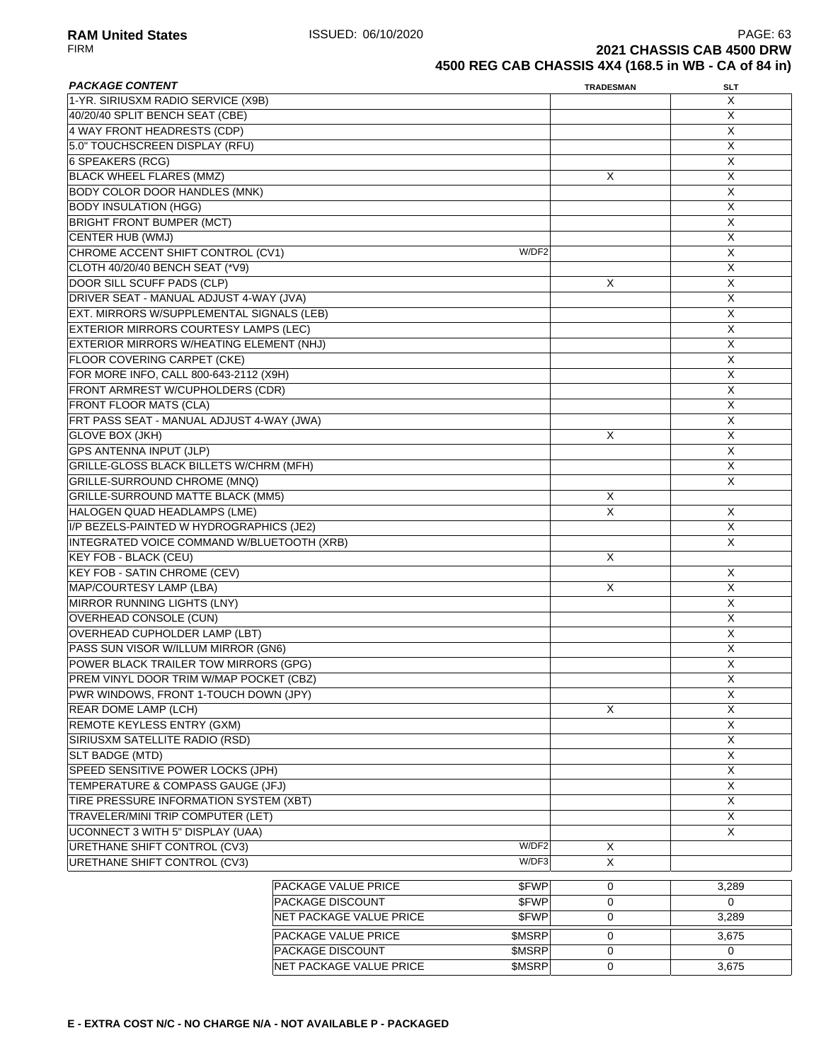**2021 CHASSIS CAB 4500 DRW**
**4500 REG CAB CHASSIS 4X4 (168.5 in WB - CA of 84 in)**

| PACKAGE CONTENT | | TRADESMAN | SLT |
|---|---|---|---|
| 1-YR. SIRIUSXM RADIO SERVICE (X9B) | | | X |
| 40/20/40 SPLIT BENCH SEAT (CBE) | | | X |
| 4 WAY FRONT HEADRESTS (CDP) | | | X |
| 5.0" TOUCHSCREEN DISPLAY (RFU) | | | X |
| 6 SPEAKERS (RCG) | | | X |
| BLACK WHEEL FLARES (MMZ) | | X | X |
| BODY COLOR DOOR HANDLES (MNK) | | | X |
| BODY INSULATION (HGG) | | | X |
| BRIGHT FRONT BUMPER (MCT) | | | X |
| CENTER HUB (WMJ) | | | X |
| CHROME ACCENT SHIFT CONTROL (CV1) | W/DF2 | | X |
| CLOTH 40/20/40 BENCH SEAT (*V9) | | | X |
| DOOR SILL SCUFF PADS (CLP) | | X | X |
| DRIVER SEAT - MANUAL ADJUST 4-WAY (JVA) | | | X |
| EXT. MIRRORS W/SUPPLEMENTAL SIGNALS (LEB) | | | X |
| EXTERIOR MIRRORS COURTESY LAMPS (LEC) | | | X |
| EXTERIOR MIRRORS W/HEATING ELEMENT (NHJ) | | | X |
| FLOOR COVERING CARPET (CKE) | | | X |
| FOR MORE INFO, CALL 800-643-2112 (X9H) | | | X |
| FRONT ARMREST W/CUPHOLDERS (CDR) | | | X |
| FRONT FLOOR MATS (CLA) | | | X |
| FRT PASS SEAT - MANUAL ADJUST 4-WAY (JWA) | | | X |
| GLOVE BOX (JKH) | | X | X |
| GPS ANTENNA INPUT (JLP) | | | X |
| GRILLE-GLOSS BLACK BILLETS W/CHRM (MFH) | | | X |
| GRILLE-SURROUND CHROME (MNQ) | | | X |
| GRILLE-SURROUND MATTE BLACK (MM5) | | X | |
| HALOGEN QUAD HEADLAMPS (LME) | | X | X |
| I/P BEZELS-PAINTED W HYDROGRAPHICS (JE2) | | | X |
| INTEGRATED VOICE COMMAND W/BLUETOOTH (XRB) | | | X |
| KEY FOB - BLACK (CEU) | | X | |
| KEY FOB - SATIN CHROME (CEV) | | | X |
| MAP/COURTESY LAMP (LBA) | | X | X |
| MIRROR RUNNING LIGHTS (LNY) | | | X |
| OVERHEAD CONSOLE (CUN) | | | X |
| OVERHEAD CUPHOLDER LAMP (LBT) | | | X |
| PASS SUN VISOR W/ILLUM MIRROR (GN6) | | | X |
| POWER BLACK TRAILER TOW MIRRORS (GPG) | | | X |
| PREM VINYL DOOR TRIM W/MAP POCKET (CBZ) | | | X |
| PWR WINDOWS, FRONT 1-TOUCH DOWN (JPY) | | | X |
| REAR DOME LAMP (LCH) | | X | X |
| REMOTE KEYLESS ENTRY (GXM) | | | X |
| SIRIUSXM SATELLITE RADIO (RSD) | | | X |
| SLT BADGE (MTD) | | | X |
| SPEED SENSITIVE POWER LOCKS (JPH) | | | X |
| TEMPERATURE & COMPASS GAUGE (JFJ) | | | X |
| TIRE PRESSURE INFORMATION SYSTEM (XBT) | | | X |
| TRAVELER/MINI TRIP COMPUTER (LET) | | | X |
| UCONNECT 3 WITH 5" DISPLAY (UAA) | | | X |
| URETHANE SHIFT CONTROL (CV3) | W/DF2 | X | |
| URETHANE SHIFT CONTROL (CV3) | W/DF3 | X | |
| PACKAGE VALUE PRICE | $FWP | 0 | 3,289 |
| PACKAGE DISCOUNT | $FWP | 0 | 0 |
| NET PACKAGE VALUE PRICE | $FWP | 0 | 3,289 |
| PACKAGE VALUE PRICE | $MSRP | 0 | 3,675 |
| PACKAGE DISCOUNT | $MSRP | 0 | 0 |
| NET PACKAGE VALUE PRICE | $MSRP | 0 | 3,675 |

**E - EXTRA COST N/C - NO CHARGE N/A - NOT AVAILABLE P - PACKAGED**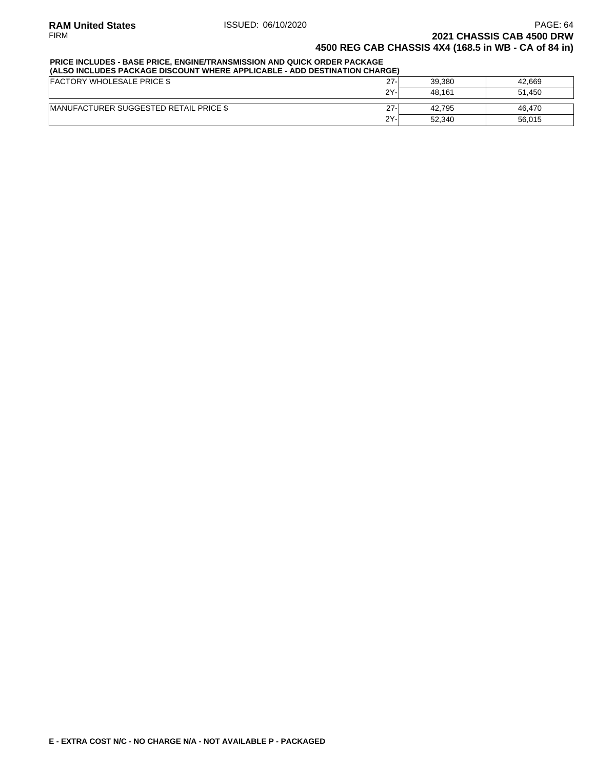## 2021 CHASSIS CAB 4500 DRW

### 4500 REG CAB CHASSIS 4X4 (168.5 in WB - CA of 84 in)

**PRICE INCLUDES - BASE PRICE, ENGINE/TRANSMISSION AND QUICK ORDER PACKAGE**
**(ALSO INCLUDES PACKAGE DISCOUNT WHERE APPLICABLE - ADD DESTINATION CHARGE)**

| | | | |
|---|---|---|---|
| FACTORY WHOLESALE PRICE $ | 27- | 39,380 | 42,669 |
| | 2Y- | 48,161 | 51,450 |
| MANUFACTURER SUGGESTED RETAIL PRICE $ | 27- | 42,795 | 46,470 |
| | 2Y- | 52,340 | 56,015 |

**E - EXTRA COST N/C - NO CHARGE N/A - NOT AVAILABLE P - PACKAGED**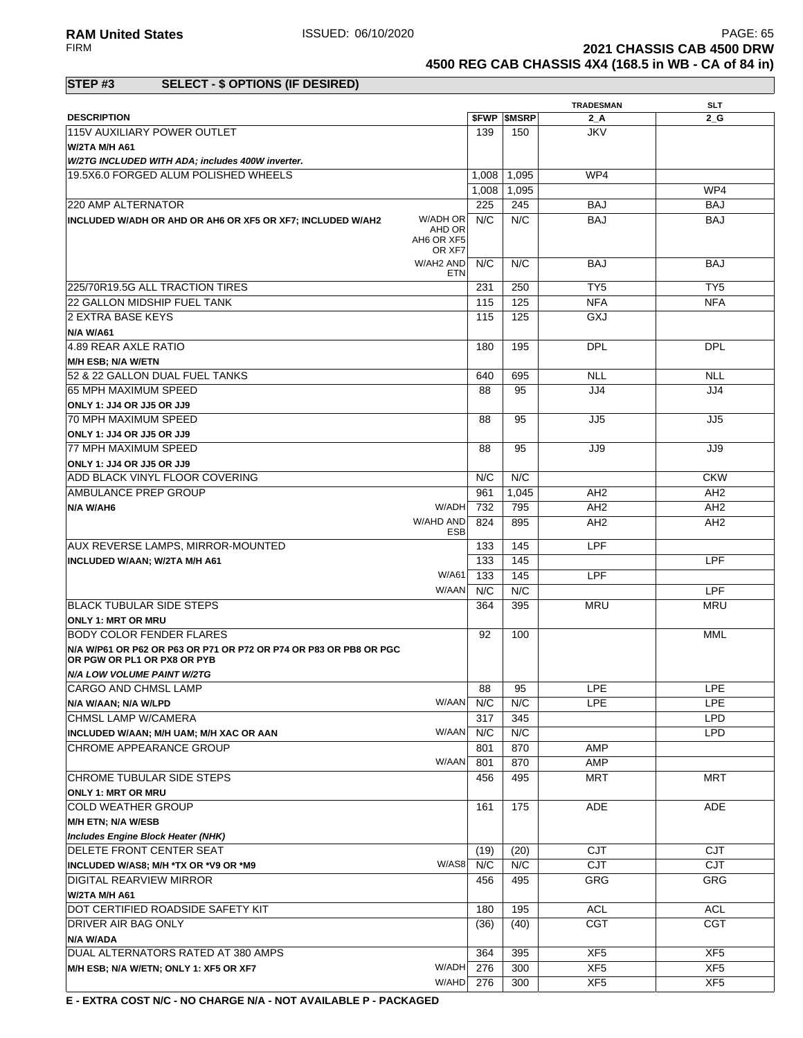**RAM United States** ISSUED: 06/10/2020
FIRM

**2021 CHASSIS CAB 4500 DRW**
**4500 REG CAB CHASSIS 4X4 (168.5 in WB - CA of 84 in)**

## STEP #3 SELECT - $ OPTIONS (IF DESIRED)

| DESCRIPTION | | $FWP | $MSRP | TRADESMAN 2_A | SLT 2_G |
|---|---|---|---|---|---|
| 115V AUXILIARY POWER OUTLET | | 139 | 150 | JKV | |
| **W/2TA M/H A61** | | | | | |
| ***W/2TG INCLUDED WITH ADA; includes 400W inverter.*** | | | | | |
| 19.5X6.0 FORGED ALUM POLISHED WHEELS | | 1,008 | 1,095 | WP4 | |
| | | 1,008 | 1,095 | | WP4 |
| 220 AMP ALTERNATOR | | 225 | 245 | BAJ | BAJ |
| **INCLUDED W/ADH OR AHD OR AH6 OR XF5 OR XF7; INCLUDED W/AH2** | W/ADH OR AHD OR AH6 OR XF5 OR XF7 | N/C | N/C | BAJ | BAJ |
| | W/AH2 AND ETN | N/C | N/C | BAJ | BAJ |
| 225/70R19.5G ALL TRACTION TIRES | | 231 | 250 | TY5 | TY5 |
| 22 GALLON MIDSHIP FUEL TANK | | 115 | 125 | NFA | NFA |
| 2 EXTRA BASE KEYS | | 115 | 125 | GXJ | |
| **N/A W/A61** | | | | | |
| 4.89 REAR AXLE RATIO | | 180 | 195 | DPL | DPL |
| **M/H ESB; N/A W/ETN** | | | | | |
| 52 & 22 GALLON DUAL FUEL TANKS | | 640 | 695 | NLL | NLL |
| 65 MPH MAXIMUM SPEED | | 88 | 95 | JJ4 | JJ4 |
| **ONLY 1: JJ4 OR JJ5 OR JJ9** | | | | | |
| 70 MPH MAXIMUM SPEED | | 88 | 95 | JJ5 | JJ5 |
| **ONLY 1: JJ4 OR JJ5 OR JJ9** | | | | | |
| 77 MPH MAXIMUM SPEED | | 88 | 95 | JJ9 | JJ9 |
| **ONLY 1: JJ4 OR JJ5 OR JJ9** | | | | | |
| ADD BLACK VINYL FLOOR COVERING | | N/C | N/C | | CKW |
| AMBULANCE PREP GROUP | | 961 | 1,045 | AH2 | AH2 |
| **N/A W/AH6** | W/ADH | 732 | 795 | AH2 | AH2 |
| | W/AHD AND ESB | 824 | 895 | AH2 | AH2 |
| AUX REVERSE LAMPS, MIRROR-MOUNTED | | 133 | 145 | LPF | |
| **INCLUDED W/AAN; W/2TA M/H A61** | | 133 | 145 | | LPF |
| | W/A61 | 133 | 145 | LPF | |
| | W/AAN | N/C | N/C | | LPF |
| BLACK TUBULAR SIDE STEPS | | 364 | 395 | MRU | MRU |
| **ONLY 1: MRT OR MRU** | | | | | |
| BODY COLOR FENDER FLARES | | 92 | 100 | | MML |
| **N/A W/P61 OR P62 OR P63 OR P71 OR P72 OR P74 OR P83 OR PB8 OR PGC OR PGW OR PL1 OR PX8 OR PYB** | | | | | |
| ***N/A LOW VOLUME PAINT W/2TG*** | | | | | |
| CARGO AND CHMSL LAMP | | 88 | 95 | LPE | LPE |
| **N/A W/AAN; N/A W/LPD** | W/AAN | N/C | N/C | LPE | LPE |
| CHMSL LAMP W/CAMERA | | 317 | 345 | | LPD |
| **INCLUDED W/AAN; M/H UAM; M/H XAC OR AAN** | W/AAN | N/C | N/C | | LPD |
| CHROME APPEARANCE GROUP | | 801 | 870 | AMP | |
| | W/AAN | 801 | 870 | AMP | |
| CHROME TUBULAR SIDE STEPS | | 456 | 495 | MRT | MRT |
| **ONLY 1: MRT OR MRU** | | | | | |
| COLD WEATHER GROUP | | 161 | 175 | ADE | ADE |
| **M/H ETN; N/A W/ESB** | | | | | |
| ***Includes Engine Block Heater (NHK)*** | | | | | |
| DELETE FRONT CENTER SEAT | | (19) | (20) | CJT | CJT |
| **INCLUDED W/AS8; M/H *TX OR *V9 OR *M9** | W/AS8 | N/C | N/C | CJT | CJT |
| DIGITAL REARVIEW MIRROR | | 456 | 495 | GRG | GRG |
| **W/2TA M/H A61** | | | | | |
| DOT CERTIFIED ROADSIDE SAFETY KIT | | 180 | 195 | ACL | ACL |
| DRIVER AIR BAG ONLY | | (36) | (40) | CGT | CGT |
| **N/A W/ADA** | | | | | |
| DUAL ALTERNATORS RATED AT 380 AMPS | | 364 | 395 | XF5 | XF5 |
| **M/H ESB; N/A W/ETN; ONLY 1: XF5 OR XF7** | W/ADH | 276 | 300 | XF5 | XF5 |
| | W/AHD | 276 | 300 | XF5 | XF5 |

**E - EXTRA COST N/C - NO CHARGE N/A - NOT AVAILABLE P - PACKAGED**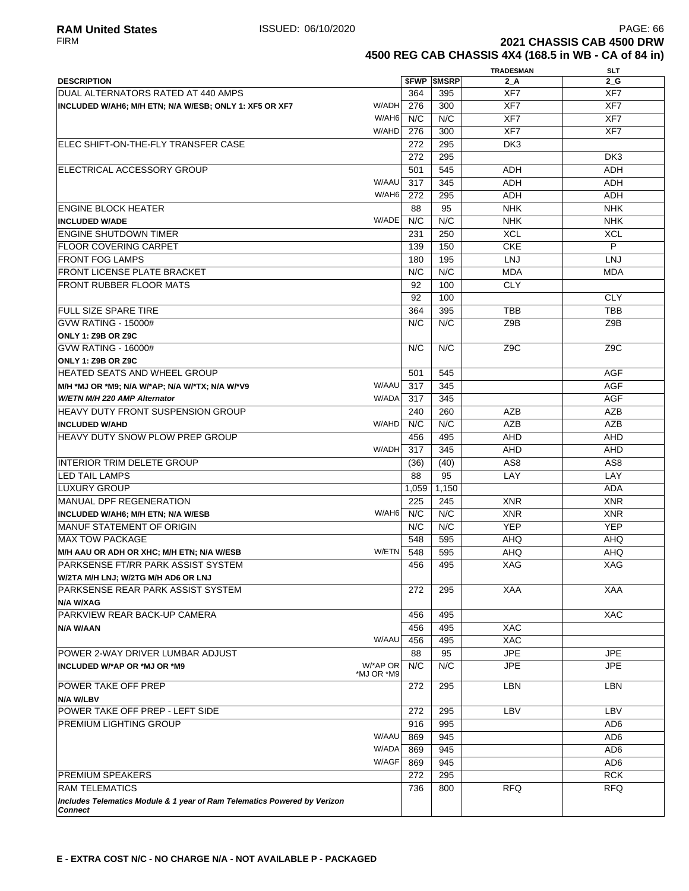**2021 CHASSIS CAB 4500 DRW**
**4500 REG CAB CHASSIS 4X4 (168.5 in WB - CA of 84 in)**

| DESCRIPTION | | $FWP | $MSRP | TRADESMAN 2_A | SLT 2_G |
|---|---|---|---|---|---|
| DUAL ALTERNATORS RATED AT 440 AMPS | | 364 | 395 | XF7 | XF7 |
| **INCLUDED W/AH6; M/H ETN; N/A W/ESB; ONLY 1: XF5 OR XF7** | W/ADH | 276 | 300 | XF7 | XF7 |
| | W/AH6 | N/C | N/C | XF7 | XF7 |
| | W/AHD | 276 | 300 | XF7 | XF7 |
| ELEC SHIFT-ON-THE-FLY TRANSFER CASE | | 272 | 295 | DK3 | |
| | | 272 | 295 | | DK3 |
| ELECTRICAL ACCESSORY GROUP | | 501 | 545 | ADH | ADH |
| | W/AAU | 317 | 345 | ADH | ADH |
| | W/AH6 | 272 | 295 | ADH | ADH |
| ENGINE BLOCK HEATER | | 88 | 95 | NHK | NHK |
| **INCLUDED W/ADE** | W/ADE | N/C | N/C | NHK | NHK |
| ENGINE SHUTDOWN TIMER | | 231 | 250 | XCL | XCL |
| FLOOR COVERING CARPET | | 139 | 150 | CKE | P |
| FRONT FOG LAMPS | | 180 | 195 | LNJ | LNJ |
| FRONT LICENSE PLATE BRACKET | | N/C | N/C | MDA | MDA |
| FRONT RUBBER FLOOR MATS | | 92 | 100 | CLY | |
| | | 92 | 100 | | CLY |
| FULL SIZE SPARE TIRE | | 364 | 395 | TBB | TBB |
| GVW RATING - 15000# **ONLY 1: Z9B OR Z9C** | | N/C | N/C | Z9B | Z9B |
| GVW RATING - 16000# **ONLY 1: Z9B OR Z9C** | | N/C | N/C | Z9C | Z9C |
| HEATED SEATS AND WHEEL GROUP | | 501 | 545 | | AGF |
| **M/H *MJ OR *M9; N/A W/*AP; N/A W/*TX; N/A W/*V9** | W/AAU | 317 | 345 | | AGF |
| ***W/ETN M/H 220 AMP Alternator*** | W/ADA | 317 | 345 | | AGF |
| HEAVY DUTY FRONT SUSPENSION GROUP | | 240 | 260 | AZB | AZB |
| **INCLUDED W/AHD** | W/AHD | N/C | N/C | AZB | AZB |
| HEAVY DUTY SNOW PLOW PREP GROUP | | 456 | 495 | AHD | AHD |
| | W/ADH | 317 | 345 | AHD | AHD |
| INTERIOR TRIM DELETE GROUP | | (36) | (40) | AS8 | AS8 |
| LED TAIL LAMPS | | 88 | 95 | LAY | LAY |
| LUXURY GROUP | | 1,059 | 1,150 | | ADA |
| MANUAL DPF REGENERATION | | 225 | 245 | XNR | XNR |
| **INCLUDED W/AH6; M/H ETN; N/A W/ESB** | W/AH6 | N/C | N/C | XNR | XNR |
| MANUF STATEMENT OF ORIGIN | | N/C | N/C | YEP | YEP |
| MAX TOW PACKAGE | | 548 | 595 | AHQ | AHQ |
| **M/H AAU OR ADH OR XHC; M/H ETN; N/A W/ESB** | W/ETN | 548 | 595 | AHQ | AHQ |
| PARKSENSE FT/RR PARK ASSIST SYSTEM **W/2TA M/H LNJ; W/2TG M/H AD6 OR LNJ** | | 456 | 495 | XAG | XAG |
| PARKSENSE REAR PARK ASSIST SYSTEM **N/A W/XAG** | | 272 | 295 | XAA | XAA |
| PARKVIEW REAR BACK-UP CAMERA | | 456 | 495 | | XAC |
| **N/A W/AAN** | | 456 | 495 | XAC | |
| | W/AAU | 456 | 495 | XAC | |
| POWER 2-WAY DRIVER LUMBAR ADJUST | | 88 | 95 | JPE | JPE |
| **INCLUDED W/*AP OR *MJ OR *M9** | W/*AP OR *MJ OR *M9 | N/C | N/C | JPE | JPE |
| POWER TAKE OFF PREP **N/A W/LBV** | | 272 | 295 | LBN | LBN |
| POWER TAKE OFF PREP - LEFT SIDE | | 272 | 295 | LBV | LBV |
| PREMIUM LIGHTING GROUP | | 916 | 995 | | AD6 |
| | W/AAU | 869 | 945 | | AD6 |
| | W/ADA | 869 | 945 | | AD6 |
| | W/AGF | 869 | 945 | | AD6 |
| PREMIUM SPEAKERS | | 272 | 295 | | RCK |
| RAM TELEMATICS ***Includes Telematics Module & 1 year of Ram Telematics Powered by Verizon Connect*** | | 736 | 800 | RFQ | RFQ |

**E - EXTRA COST N/C - NO CHARGE N/A - NOT AVAILABLE P - PACKAGED**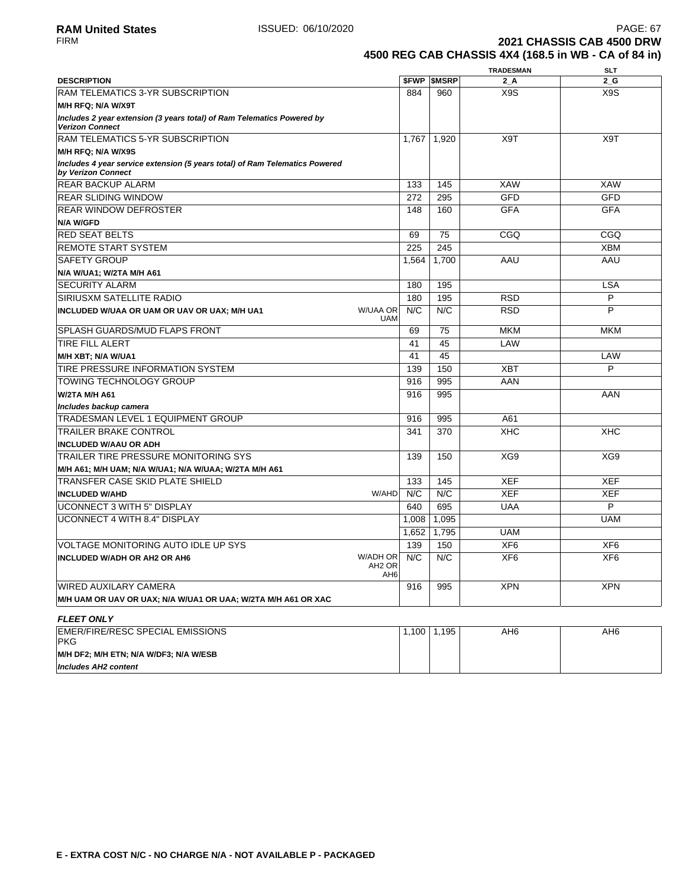**RAM United States** ISSUED: 06/10/2020

FIRM

**2021 CHASSIS CAB 4500 DRW**

**4500 REG CAB CHASSIS 4X4 (168.5 in WB - CA of 84 in)**

| DESCRIPTION | | $FWP | $MSRP | TRADESMAN 2_A | SLT 2_G |
|---|---|---|---|---|---|
| RAM TELEMATICS 3-YR SUBSCRIPTION | | 884 | 960 | X9S | X9S |
| **M/H RFQ; N/A W/X9T** | | | | | |
| ***Includes 2 year extension (3 years total) of Ram Telematics Powered by Verizon Connect*** | | | | | |
| RAM TELEMATICS 5-YR SUBSCRIPTION | | 1,767 | 1,920 | X9T | X9T |
| **M/H RFQ; N/A W/X9S** | | | | | |
| ***Includes 4 year service extension (5 years total) of Ram Telematics Powered by Verizon Connect*** | | | | | |
| REAR BACKUP ALARM | | 133 | 145 | XAW | XAW |
| REAR SLIDING WINDOW | | 272 | 295 | GFD | GFD |
| REAR WINDOW DEFROSTER | | 148 | 160 | GFA | GFA |
| **N/A W/GFD** | | | | | |
| RED SEAT BELTS | | 69 | 75 | CGQ | CGQ |
| REMOTE START SYSTEM | | 225 | 245 | | XBM |
| SAFETY GROUP | | 1,564 | 1,700 | AAU | AAU |
| **N/A W/UA1; W/2TA M/H A61** | | | | | |
| SECURITY ALARM | | 180 | 195 | | LSA |
| SIRIUSXM SATELLITE RADIO | | 180 | 195 | RSD | P |
| **INCLUDED W/UAA OR UAM OR UAV OR UAX; M/H UA1** | W/UAA OR UAM | N/C | N/C | RSD | P |
| SPLASH GUARDS/MUD FLAPS FRONT | | 69 | 75 | MKM | MKM |
| TIRE FILL ALERT | | 41 | 45 | LAW | |
| **M/H XBT; N/A W/UA1** | | 41 | 45 | | LAW |
| TIRE PRESSURE INFORMATION SYSTEM | | 139 | 150 | XBT | P |
| TOWING TECHNOLOGY GROUP | | 916 | 995 | AAN | |
| **W/2TA M/H A61** | | 916 | 995 | | AAN |
| ***Includes backup camera*** | | | | | |
| TRADESMAN LEVEL 1 EQUIPMENT GROUP | | 916 | 995 | A61 | |
| TRAILER BRAKE CONTROL | | 341 | 370 | XHC | XHC |
| **INCLUDED W/AAU OR ADH** | | | | | |
| TRAILER TIRE PRESSURE MONITORING SYS | | 139 | 150 | XG9 | XG9 |
| **M/H A61; M/H UAM; N/A W/UA1; N/A W/UAA; W/2TA M/H A61** | | | | | |
| TRANSFER CASE SKID PLATE SHIELD | | 133 | 145 | XEF | XEF |
| **INCLUDED W/AHD** | W/AHD | N/C | N/C | XEF | XEF |
| UCONNECT 3 WITH 5" DISPLAY | | 640 | 695 | UAA | P |
| UCONNECT 4 WITH 8.4" DISPLAY | | 1,008 | 1,095 | | UAM |
| | | 1,652 | 1,795 | UAM | |
| VOLTAGE MONITORING AUTO IDLE UP SYS | | 139 | 150 | XF6 | XF6 |
| **INCLUDED W/ADH OR AH2 OR AH6** | W/ADH OR AH2 OR AH6 | N/C | N/C | XF6 | XF6 |
| WIRED AUXILARY CAMERA | | 916 | 995 | XPN | XPN |
| **M/H UAM OR UAV OR UAX; N/A W/UA1 OR UAA; W/2TA M/H A61 OR XAC** | | | | | |

***FLEET ONLY***

| DESCRIPTION | $FWP | $MSRP | TRADESMAN 2_A | SLT 2_G |
|---|---|---|---|---|
| EMER/FIRE/RESC SPECIAL EMISSIONS PKG | 1,100 | 1,195 | AH6 | AH6 |
| **M/H DF2; M/H ETN; N/A W/DF3; N/A W/ESB** | | | | |
| ***Includes AH2 content*** | | | | |

**E - EXTRA COST N/C - NO CHARGE N/A - NOT AVAILABLE P - PACKAGED**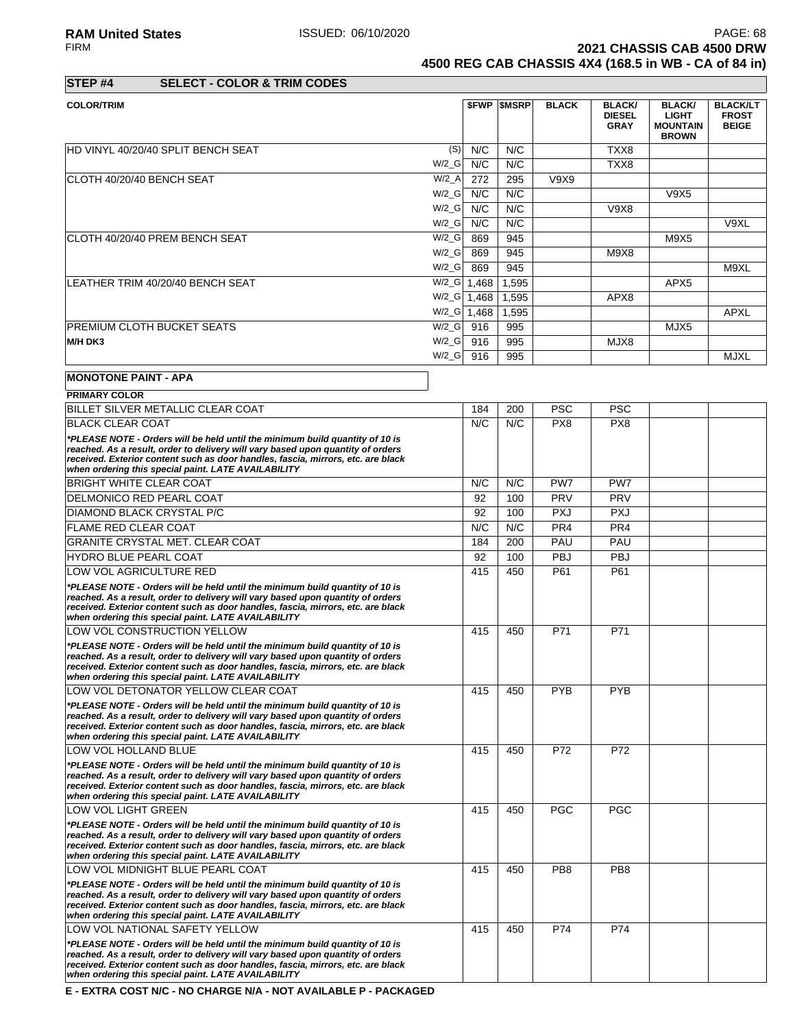**STEP #4 SELECT - COLOR & TRIM CODES**

| COLOR/TRIM | | $FWP | $MSRP | BLACK | BLACK/ DIESEL GRAY | BLACK/ LIGHT MOUNTAIN BROWN | BLACK/LT FROST BEIGE |
|---|---|---|---|---|---|---|---|
| HD VINYL 40/20/40 SPLIT BENCH SEAT | (S) | N/C | N/C | | TXX8 | | |
| | W/2_G | N/C | N/C | | TXX8 | | |
| CLOTH 40/20/40 BENCH SEAT | W/2_A | 272 | 295 | V9X9 | | | |
| | W/2_G | N/C | N/C | | | V9X5 | |
| | W/2_G | N/C | N/C | | V9X8 | | |
| | W/2_G | N/C | N/C | | | | V9XL |
| CLOTH 40/20/40 PREM BENCH SEAT | W/2_G | 869 | 945 | | | M9X5 | |
| | W/2_G | 869 | 945 | | M9X8 | | |
| | W/2_G | 869 | 945 | | | | M9XL |
| LEATHER TRIM 40/20/40 BENCH SEAT | W/2_G | 1,468 | 1,595 | | | APX5 | |
| | W/2_G | 1,468 | 1,595 | | APX8 | | |
| | W/2_G | 1,468 | 1,595 | | | | APXL |
| PREMIUM CLOTH BUCKET SEATS | W/2_G | 916 | 995 | | | MJX5 | |
| **M/H DK3** | W/2_G | 916 | 995 | | MJX8 | | |
| | W/2_G | 916 | 995 | | | | MJXL |

**MONOTONE PAINT - APA**

| PRIMARY COLOR | $FWP | $MSRP | BLACK | BLACK/ DIESEL GRAY | BLACK/ LIGHT MOUNTAIN BROWN | BLACK/LT FROST BEIGE |
|---|---|---|---|---|---|---|
| BILLET SILVER METALLIC CLEAR COAT | 184 | 200 | PSC | PSC | | |
| BLACK CLEAR COAT | N/C | N/C | PX8 | PX8 | | |
| ***PLEASE NOTE - Orders will be held until the minimum build quantity of 10 is reached. As a result, order to delivery will vary based upon quantity of orders received. Exterior content such as door handles, fascia, mirrors, etc. are black when ordering this special paint. LATE AVAILABILITY*** | | | | | | |
| BRIGHT WHITE CLEAR COAT | N/C | N/C | PW7 | PW7 | | |
| DELMONICO RED PEARL COAT | 92 | 100 | PRV | PRV | | |
| DIAMOND BLACK CRYSTAL P/C | 92 | 100 | PXJ | PXJ | | |
| FLAME RED CLEAR COAT | N/C | N/C | PR4 | PR4 | | |
| GRANITE CRYSTAL MET. CLEAR COAT | 184 | 200 | PAU | PAU | | |
| HYDRO BLUE PEARL COAT | 92 | 100 | PBJ | PBJ | | |
| LOW VOL AGRICULTURE RED | 415 | 450 | P61 | P61 | | |
| ***PLEASE NOTE - Orders will be held until the minimum build quantity of 10 is reached. As a result, order to delivery will vary based upon quantity of orders received. Exterior content such as door handles, fascia, mirrors, etc. are black when ordering this special paint. LATE AVAILABILITY*** | | | | | | |
| LOW VOL CONSTRUCTION YELLOW | 415 | 450 | P71 | P71 | | |
| ***PLEASE NOTE - Orders will be held until the minimum build quantity of 10 is reached. As a result, order to delivery will vary based upon quantity of orders received. Exterior content such as door handles, fascia, mirrors, etc. are black when ordering this special paint. LATE AVAILABILITY*** | | | | | | |
| LOW VOL DETONATOR YELLOW CLEAR COAT | 415 | 450 | PYB | PYB | | |
| ***PLEASE NOTE - Orders will be held until the minimum build quantity of 10 is reached. As a result, order to delivery will vary based upon quantity of orders received. Exterior content such as door handles, fascia, mirrors, etc. are black when ordering this special paint. LATE AVAILABILITY*** | | | | | | |
| LOW VOL HOLLAND BLUE | 415 | 450 | P72 | P72 | | |
| ***PLEASE NOTE - Orders will be held until the minimum build quantity of 10 is reached. As a result, order to delivery will vary based upon quantity of orders received. Exterior content such as door handles, fascia, mirrors, etc. are black when ordering this special paint. LATE AVAILABILITY*** | | | | | | |
| LOW VOL LIGHT GREEN | 415 | 450 | PGC | PGC | | |
| ***PLEASE NOTE - Orders will be held until the minimum build quantity of 10 is reached. As a result, order to delivery will vary based upon quantity of orders received. Exterior content such as door handles, fascia, mirrors, etc. are black when ordering this special paint. LATE AVAILABILITY*** | | | | | | |
| LOW VOL MIDNIGHT BLUE PEARL COAT | 415 | 450 | PB8 | PB8 | | |
| ***PLEASE NOTE - Orders will be held until the minimum build quantity of 10 is reached. As a result, order to delivery will vary based upon quantity of orders received. Exterior content such as door handles, fascia, mirrors, etc. are black when ordering this special paint. LATE AVAILABILITY*** | | | | | | |
| LOW VOL NATIONAL SAFETY YELLOW | 415 | 450 | P74 | P74 | | |
| ***PLEASE NOTE - Orders will be held until the minimum build quantity of 10 is reached. As a result, order to delivery will vary based upon quantity of orders received. Exterior content such as door handles, fascia, mirrors, etc. are black when ordering this special paint. LATE AVAILABILITY*** | | | | | | |

**E - EXTRA COST N/C - NO CHARGE N/A - NOT AVAILABLE P - PACKAGED**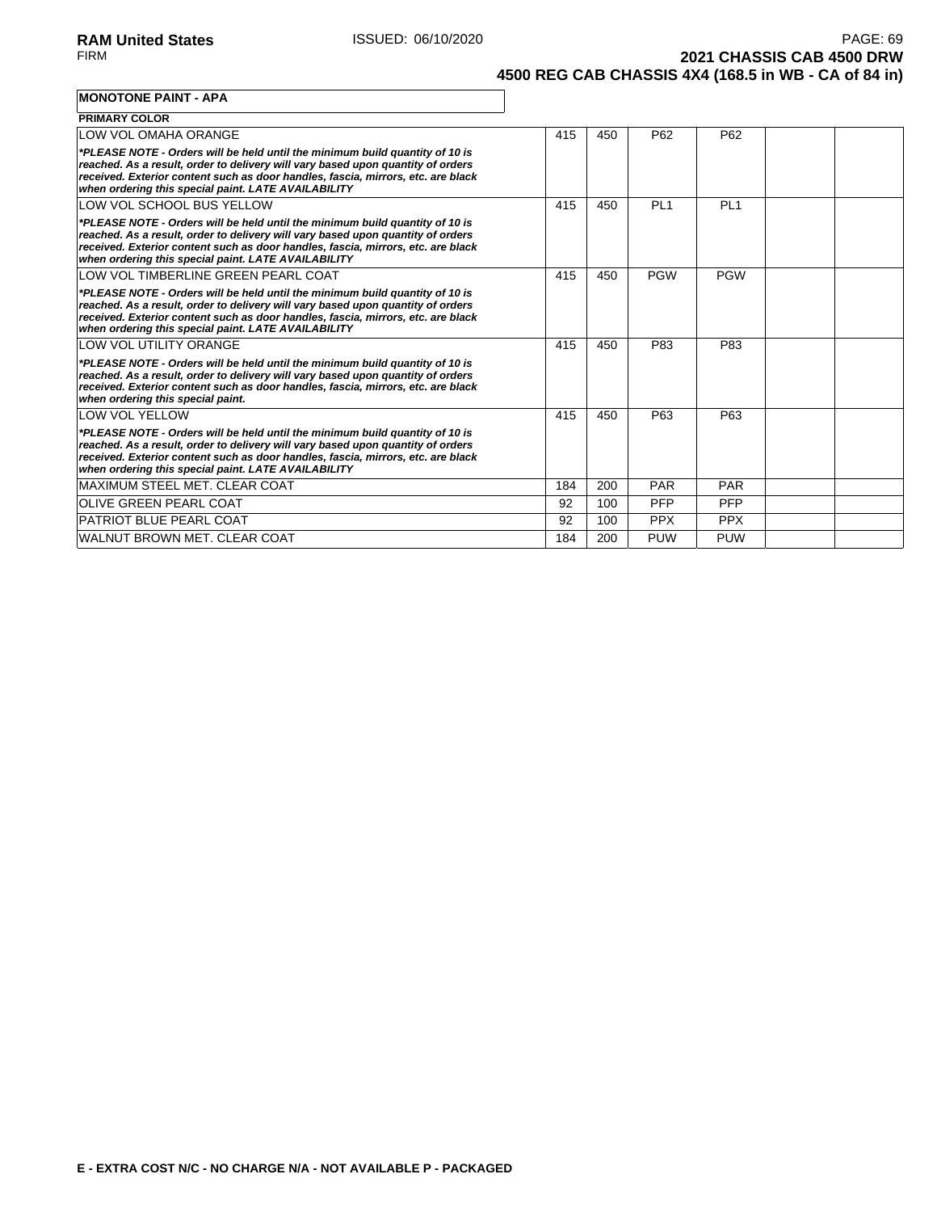**MONOTONE PAINT - APA**

| PRIMARY COLOR | | | | | | |
|---|---|---|---|---|---|---|
| LOW VOL OMAHA ORANGE<br>***PLEASE NOTE - Orders will be held until the minimum build quantity of 10 is reached. As a result, order to delivery will vary based upon quantity of orders received. Exterior content such as door handles, fascia, mirrors, etc. are black when ordering this special paint. LATE AVAILABILITY*** | 415 | 450 | P62 | P62 | | |
| LOW VOL SCHOOL BUS YELLOW<br>***PLEASE NOTE - Orders will be held until the minimum build quantity of 10 is reached. As a result, order to delivery will vary based upon quantity of orders received. Exterior content such as door handles, fascia, mirrors, etc. are black when ordering this special paint. LATE AVAILABILITY*** | 415 | 450 | PL1 | PL1 | | |
| LOW VOL TIMBERLINE GREEN PEARL COAT<br>***PLEASE NOTE - Orders will be held until the minimum build quantity of 10 is reached. As a result, order to delivery will vary based upon quantity of orders received. Exterior content such as door handles, fascia, mirrors, etc. are black when ordering this special paint. LATE AVAILABILITY*** | 415 | 450 | PGW | PGW | | |
| LOW VOL UTILITY ORANGE<br>***PLEASE NOTE - Orders will be held until the minimum build quantity of 10 is reached. As a result, order to delivery will vary based upon quantity of orders received. Exterior content such as door handles, fascia, mirrors, etc. are black when ordering this special paint.*** | 415 | 450 | P83 | P83 | | |
| LOW VOL YELLOW<br>***PLEASE NOTE - Orders will be held until the minimum build quantity of 10 is reached. As a result, order to delivery will vary based upon quantity of orders received. Exterior content such as door handles, fascia, mirrors, etc. are black when ordering this special paint. LATE AVAILABILITY*** | 415 | 450 | P63 | P63 | | |
| MAXIMUM STEEL MET. CLEAR COAT | 184 | 200 | PAR | PAR | | |
| OLIVE GREEN PEARL COAT | 92 | 100 | PFP | PFP | | |
| PATRIOT BLUE PEARL COAT | 92 | 100 | PPX | PPX | | |
| WALNUT BROWN MET. CLEAR COAT | 184 | 200 | PUW | PUW | | |

**E - EXTRA COST N/C - NO CHARGE N/A - NOT AVAILABLE P - PACKAGED**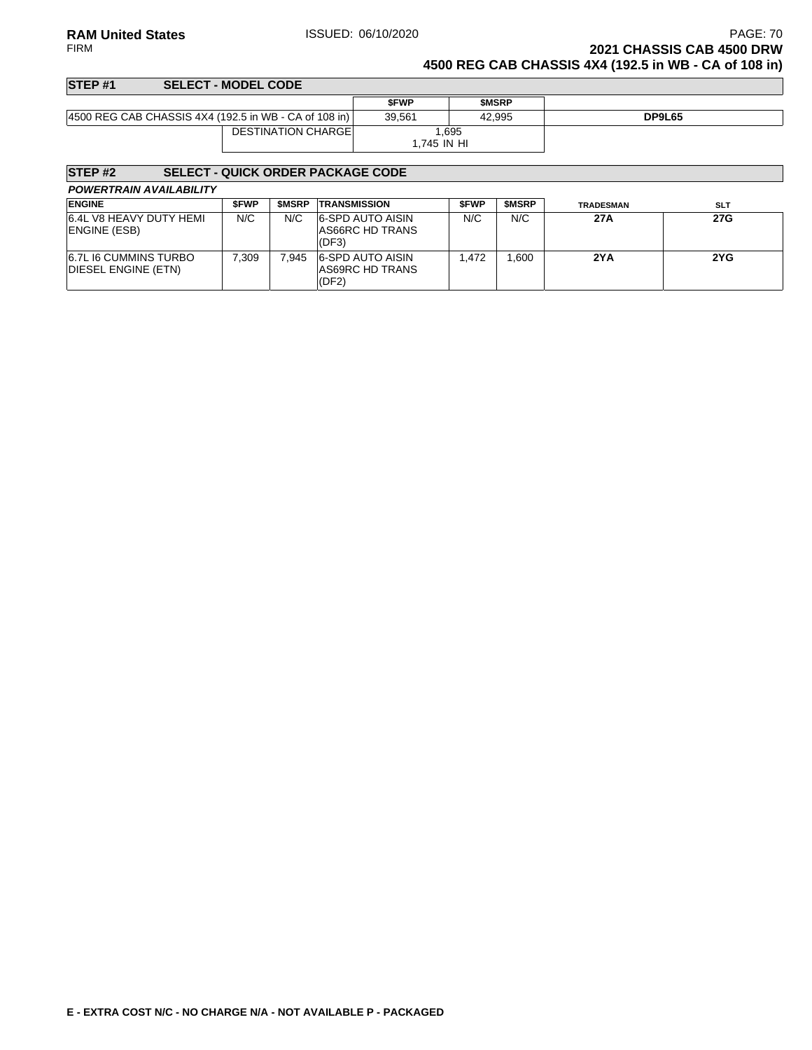## 2021 CHASSIS CAB 4500 DRW
## 4500 REG CAB CHASSIS 4X4 (192.5 in WB - CA of 108 in)

### STEP #1 SELECT - MODEL CODE

| | $FWP | $MSRP | |
|---|---|---|---|
| 4500 REG CAB CHASSIS 4X4 (192.5 in WB - CA of 108 in) | 39,561 | 42,995 | DP9L65 |
| DESTINATION CHARGE | 1,695<br>1,745 IN HI | | |

### STEP #2 SELECT - QUICK ORDER PACKAGE CODE

***POWERTRAIN AVAILABILITY***

| ENGINE | $FWP | $MSRP | TRANSMISSION | $FWP | $MSRP | TRADESMAN | SLT |
|---|---|---|---|---|---|---|---|
| 6.4L V8 HEAVY DUTY HEMI ENGINE (ESB) | N/C | N/C | 6-SPD AUTO AISIN AS66RC HD TRANS (DF3) | N/C | N/C | 27A | 27G |
| 6.7L I6 CUMMINS TURBO DIESEL ENGINE (ETN) | 7,309 | 7,945 | 6-SPD AUTO AISIN AS69RC HD TRANS (DF2) | 1,472 | 1,600 | 2YA | 2YG |

**E - EXTRA COST N/C - NO CHARGE N/A - NOT AVAILABLE P - PACKAGED**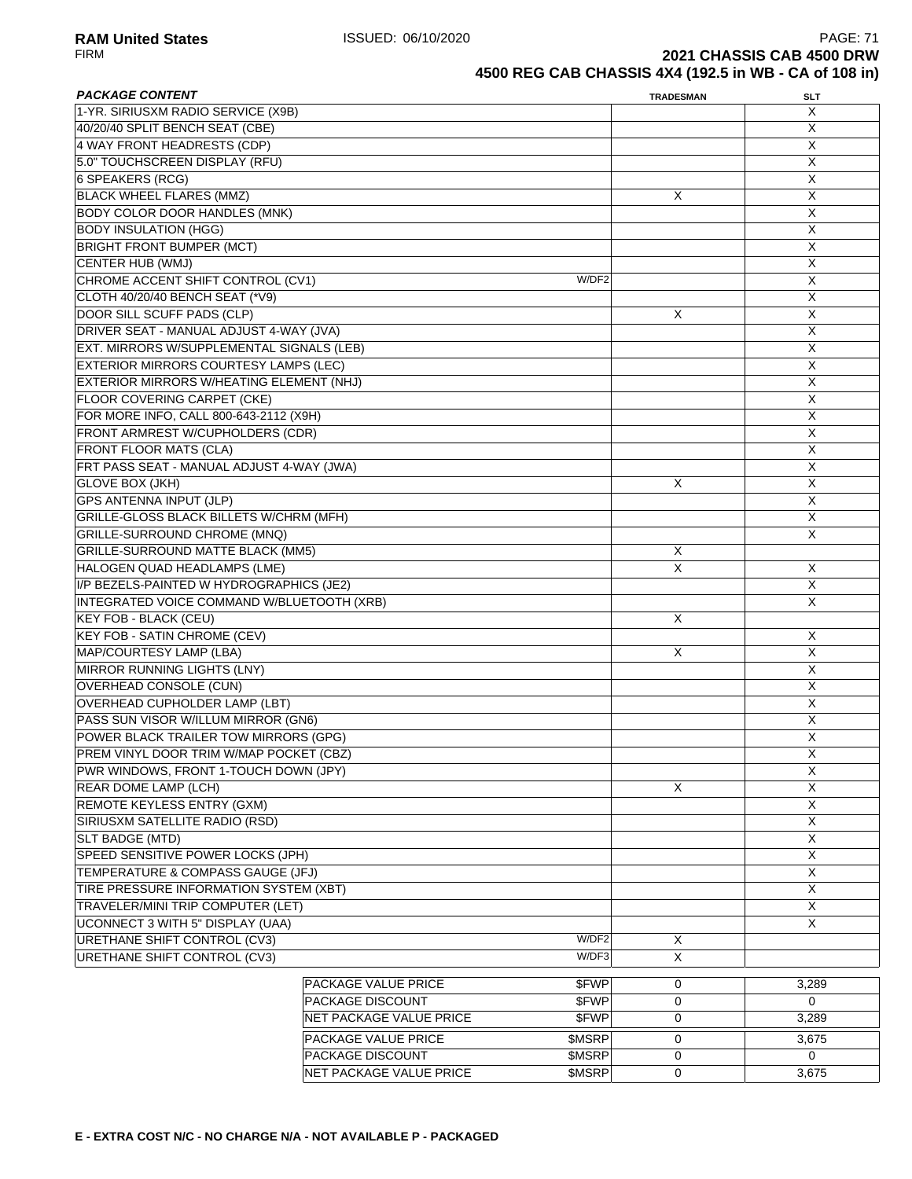**RAM United States** ISSUED: 06/10/2020

FIRM

**2021 CHASSIS CAB 4500 DRW**

**4500 REG CAB CHASSIS 4X4 (192.5 in WB - CA of 108 in)**

| *PACKAGE CONTENT* | | TRADESMAN | SLT |
|---|---|---|---|
| 1-YR. SIRIUSXM RADIO SERVICE (X9B) | | | X |
| 40/20/40 SPLIT BENCH SEAT (CBE) | | | X |
| 4 WAY FRONT HEADRESTS (CDP) | | | X |
| 5.0" TOUCHSCREEN DISPLAY (RFU) | | | X |
| 6 SPEAKERS (RCG) | | | X |
| BLACK WHEEL FLARES (MMZ) | | X | X |
| BODY COLOR DOOR HANDLES (MNK) | | | X |
| BODY INSULATION (HGG) | | | X |
| BRIGHT FRONT BUMPER (MCT) | | | X |
| CENTER HUB (WMJ) | | | X |
| CHROME ACCENT SHIFT CONTROL (CV1) | W/DF2 | | X |
| CLOTH 40/20/40 BENCH SEAT (*V9) | | | X |
| DOOR SILL SCUFF PADS (CLP) | | X | X |
| DRIVER SEAT - MANUAL ADJUST 4-WAY (JVA) | | | X |
| EXT. MIRRORS W/SUPPLEMENTAL SIGNALS (LEB) | | | X |
| EXTERIOR MIRRORS COURTESY LAMPS (LEC) | | | X |
| EXTERIOR MIRRORS W/HEATING ELEMENT (NHJ) | | | X |
| FLOOR COVERING CARPET (CKE) | | | X |
| FOR MORE INFO, CALL 800-643-2112 (X9H) | | | X |
| FRONT ARMREST W/CUPHOLDERS (CDR) | | | X |
| FRONT FLOOR MATS (CLA) | | | X |
| FRT PASS SEAT - MANUAL ADJUST 4-WAY (JWA) | | | X |
| GLOVE BOX (JKH) | | X | X |
| GPS ANTENNA INPUT (JLP) | | | X |
| GRILLE-GLOSS BLACK BILLETS W/CHRM (MFH) | | | X |
| GRILLE-SURROUND CHROME (MNQ) | | | X |
| GRILLE-SURROUND MATTE BLACK (MM5) | | X | |
| HALOGEN QUAD HEADLAMPS (LME) | | X | X |
| I/P BEZELS-PAINTED W HYDROGRAPHICS (JE2) | | | X |
| INTEGRATED VOICE COMMAND W/BLUETOOTH (XRB) | | | X |
| KEY FOB - BLACK (CEU) | | X | |
| KEY FOB - SATIN CHROME (CEV) | | | X |
| MAP/COURTESY LAMP (LBA) | | X | X |
| MIRROR RUNNING LIGHTS (LNY) | | | X |
| OVERHEAD CONSOLE (CUN) | | | X |
| OVERHEAD CUPHOLDER LAMP (LBT) | | | X |
| PASS SUN VISOR W/ILLUM MIRROR (GN6) | | | X |
| POWER BLACK TRAILER TOW MIRRORS (GPG) | | | X |
| PREM VINYL DOOR TRIM W/MAP POCKET (CBZ) | | | X |
| PWR WINDOWS, FRONT 1-TOUCH DOWN (JPY) | | | X |
| REAR DOME LAMP (LCH) | | X | X |
| REMOTE KEYLESS ENTRY (GXM) | | | X |
| SIRIUSXM SATELLITE RADIO (RSD) | | | X |
| SLT BADGE (MTD) | | | X |
| SPEED SENSITIVE POWER LOCKS (JPH) | | | X |
| TEMPERATURE & COMPASS GAUGE (JFJ) | | | X |
| TIRE PRESSURE INFORMATION SYSTEM (XBT) | | | X |
| TRAVELER/MINI TRIP COMPUTER (LET) | | | X |
| UCONNECT 3 WITH 5" DISPLAY (UAA) | | | X |
| URETHANE SHIFT CONTROL (CV3) | W/DF2 | X | |
| URETHANE SHIFT CONTROL (CV3) | W/DF3 | X | |

| | | TRADESMAN | SLT |
|---|---|---|---|
| PACKAGE VALUE PRICE | $FWP | 0 | 3,289 |
| PACKAGE DISCOUNT | $FWP | 0 | 0 |
| NET PACKAGE VALUE PRICE | $FWP | 0 | 3,289 |
| PACKAGE VALUE PRICE | $MSRP | 0 | 3,675 |
| PACKAGE DISCOUNT | $MSRP | 0 | 0 |
| NET PACKAGE VALUE PRICE | $MSRP | 0 | 3,675 |

**E - EXTRA COST N/C - NO CHARGE N/A - NOT AVAILABLE P - PACKAGED**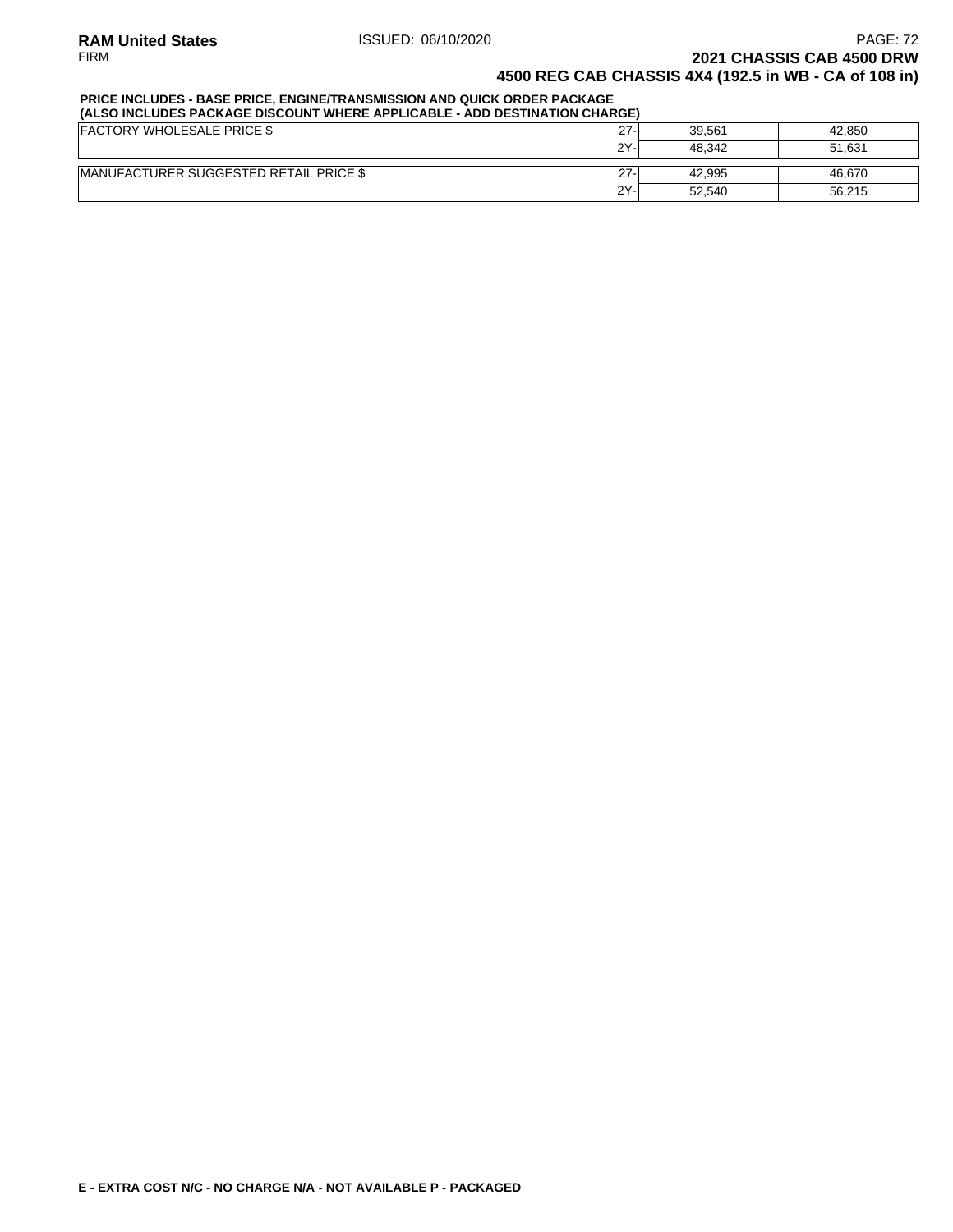**PRICE INCLUDES - BASE PRICE, ENGINE/TRANSMISSION AND QUICK ORDER PACKAGE**
**(ALSO INCLUDES PACKAGE DISCOUNT WHERE APPLICABLE - ADD DESTINATION CHARGE)**

| | | | |
|---|---|---|---|
| FACTORY WHOLESALE PRICE $ | 27- | 39,561 | 42,850 |
| | 2Y- | 48,342 | 51,631 |
| MANUFACTURER SUGGESTED RETAIL PRICE $ | 27- | 42,995 | 46,670 |
| | 2Y- | 52,540 | 56,215 |

**E - EXTRA COST N/C - NO CHARGE N/A - NOT AVAILABLE P - PACKAGED**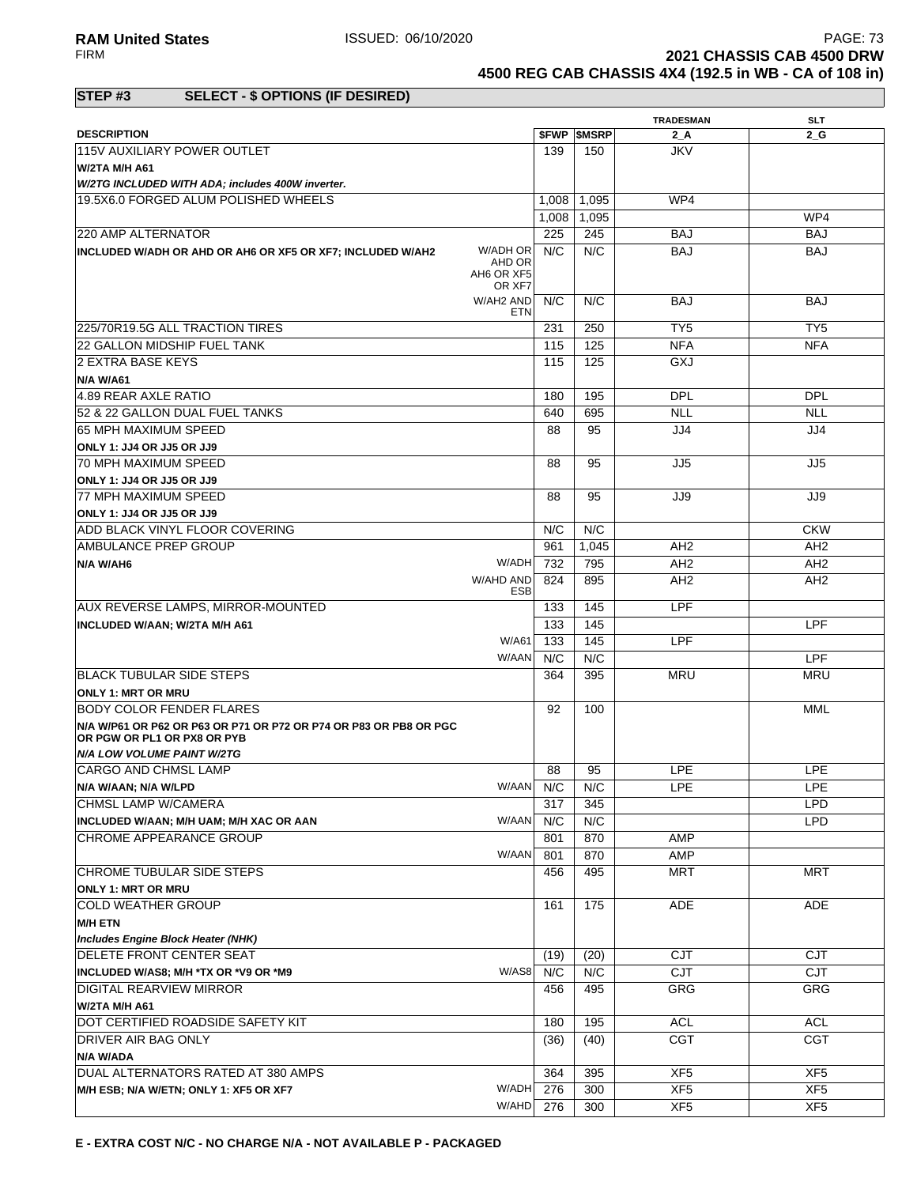**RAM United States** ISSUED: 06/10/2020
FIRM

**2021 CHASSIS CAB 4500 DRW**
**4500 REG CAB CHASSIS 4X4 (192.5 in WB - CA of 108 in)**

## STEP #3 SELECT - $ OPTIONS (IF DESIRED)

| DESCRIPTION | | $FWP | $MSRP | TRADESMAN 2_A | SLT 2_G |
|---|---|---|---|---|---|
| 115V AUXILIARY POWER OUTLET | | 139 | 150 | JKV | |
| **W/2TA M/H A61** | | | | | |
| ***W/2TG INCLUDED WITH ADA; includes 400W inverter.*** | | | | | |
| 19.5X6.0 FORGED ALUM POLISHED WHEELS | | 1,008 | 1,095 | WP4 | |
| | | 1,008 | 1,095 | | WP4 |
| 220 AMP ALTERNATOR | | 225 | 245 | BAJ | BAJ |
| **INCLUDED W/ADH OR AHD OR AH6 OR XF5 OR XF7; INCLUDED W/AH2** | W/ADH OR AHD OR AH6 OR XF5 OR XF7 | N/C | N/C | BAJ | BAJ |
| | W/AH2 AND ETN | N/C | N/C | BAJ | BAJ |
| 225/70R19.5G ALL TRACTION TIRES | | 231 | 250 | TY5 | TY5 |
| 22 GALLON MIDSHIP FUEL TANK | | 115 | 125 | NFA | NFA |
| 2 EXTRA BASE KEYS | | 115 | 125 | GXJ | |
| **N/A W/A61** | | | | | |
| 4.89 REAR AXLE RATIO | | 180 | 195 | DPL | DPL |
| 52 & 22 GALLON DUAL FUEL TANKS | | 640 | 695 | NLL | NLL |
| 65 MPH MAXIMUM SPEED | | 88 | 95 | JJ4 | JJ4 |
| **ONLY 1: JJ4 OR JJ5 OR JJ9** | | | | | |
| 70 MPH MAXIMUM SPEED | | 88 | 95 | JJ5 | JJ5 |
| **ONLY 1: JJ4 OR JJ5 OR JJ9** | | | | | |
| 77 MPH MAXIMUM SPEED | | 88 | 95 | JJ9 | JJ9 |
| **ONLY 1: JJ4 OR JJ5 OR JJ9** | | | | | |
| ADD BLACK VINYL FLOOR COVERING | | N/C | N/C | | CKW |
| AMBULANCE PREP GROUP | | 961 | 1,045 | AH2 | AH2 |
| **N/A W/AH6** | W/ADH | 732 | 795 | AH2 | AH2 |
| | W/AHD AND ESB | 824 | 895 | AH2 | AH2 |
| AUX REVERSE LAMPS, MIRROR-MOUNTED | | 133 | 145 | LPF | |
| **INCLUDED W/AAN; W/2TA M/H A61** | | 133 | 145 | | LPF |
| | W/A61 | 133 | 145 | LPF | |
| | W/AAN | N/C | N/C | | LPF |
| BLACK TUBULAR SIDE STEPS | | 364 | 395 | MRU | MRU |
| **ONLY 1: MRT OR MRU** | | | | | |
| BODY COLOR FENDER FLARES | | 92 | 100 | | MML |
| **N/A W/P61 OR P62 OR P63 OR P71 OR P72 OR P74 OR P83 OR PB8 OR PGC OR PGW OR PL1 OR PX8 OR PYB** | | | | | |
| ***N/A LOW VOLUME PAINT W/2TG*** | | | | | |
| CARGO AND CHMSL LAMP | | 88 | 95 | LPE | LPE |
| **N/A W/AAN; N/A W/LPD** | W/AAN | N/C | N/C | LPE | LPE |
| CHMSL LAMP W/CAMERA | | 317 | 345 | | LPD |
| **INCLUDED W/AAN; M/H UAM; M/H XAC OR AAN** | W/AAN | N/C | N/C | | LPD |
| CHROME APPEARANCE GROUP | | 801 | 870 | AMP | |
| | W/AAN | 801 | 870 | AMP | |
| CHROME TUBULAR SIDE STEPS | | 456 | 495 | MRT | MRT |
| **ONLY 1: MRT OR MRU** | | | | | |
| COLD WEATHER GROUP | | 161 | 175 | ADE | ADE |
| **M/H ETN** | | | | | |
| ***Includes Engine Block Heater (NHK)*** | | | | | |
| DELETE FRONT CENTER SEAT | | (19) | (20) | CJT | CJT |
| **INCLUDED W/AS8; M/H *TX OR *V9 OR *M9** | W/AS8 | N/C | N/C | CJT | CJT |
| DIGITAL REARVIEW MIRROR | | 456 | 495 | GRG | GRG |
| **W/2TA M/H A61** | | | | | |
| DOT CERTIFIED ROADSIDE SAFETY KIT | | 180 | 195 | ACL | ACL |
| DRIVER AIR BAG ONLY | | (36) | (40) | CGT | CGT |
| **N/A W/ADA** | | | | | |
| DUAL ALTERNATORS RATED AT 380 AMPS | | 364 | 395 | XF5 | XF5 |
| **M/H ESB; N/A W/ETN; ONLY 1: XF5 OR XF7** | W/ADH | 276 | 300 | XF5 | XF5 |
| | W/AHD | 276 | 300 | XF5 | XF5 |

**E - EXTRA COST N/C - NO CHARGE N/A - NOT AVAILABLE P - PACKAGED**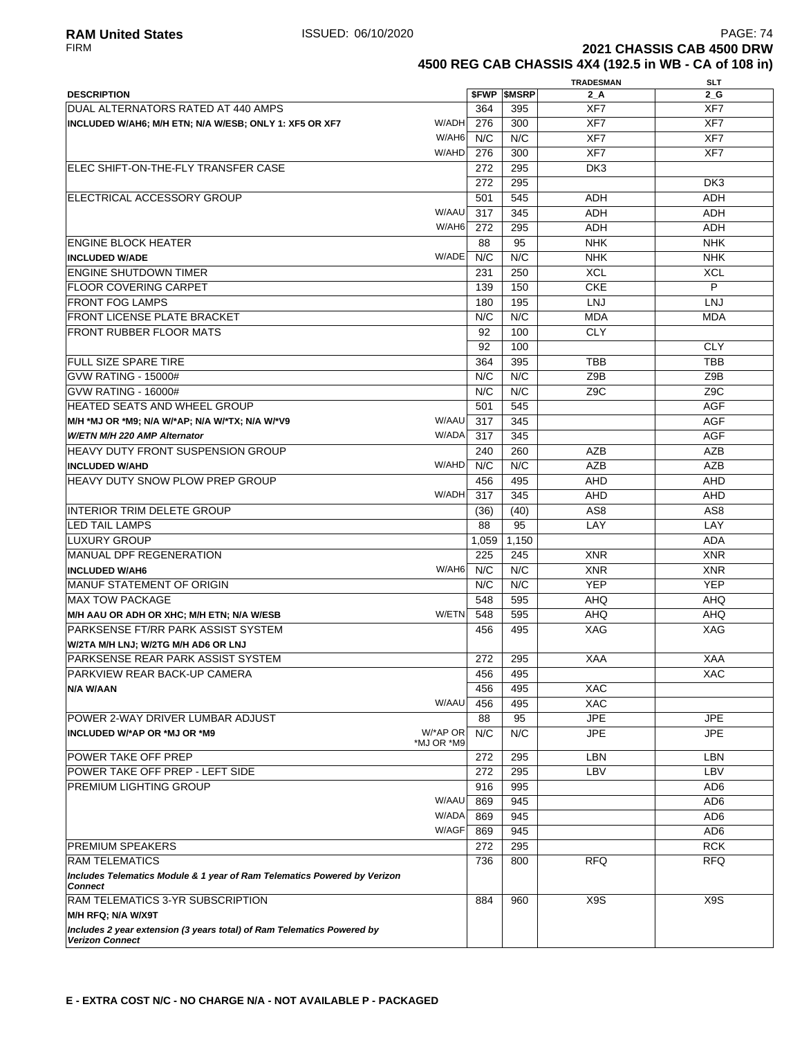# 2021 CHASSIS CAB 4500 DRW

## 4500 REG CAB CHASSIS 4X4 (192.5 in WB - CA of 108 in)

| DESCRIPTION | | $FWP | $MSRP | TRADESMAN 2_A | SLT 2_G |
|---|---|---|---|---|---|
| DUAL ALTERNATORS RATED AT 440 AMPS | | 364 | 395 | XF7 | XF7 |
| **INCLUDED W/AH6; M/H ETN; N/A W/ESB; ONLY 1: XF5 OR XF7** | W/ADH | 276 | 300 | XF7 | XF7 |
| | W/AH6 | N/C | N/C | XF7 | XF7 |
| | W/AHD | 276 | 300 | XF7 | XF7 |
| ELEC SHIFT-ON-THE-FLY TRANSFER CASE | | 272 | 295 | DK3 | |
| | | 272 | 295 | | DK3 |
| ELECTRICAL ACCESSORY GROUP | | 501 | 545 | ADH | ADH |
| | W/AAU | 317 | 345 | ADH | ADH |
| | W/AH6 | 272 | 295 | ADH | ADH |
| ENGINE BLOCK HEATER | | 88 | 95 | NHK | NHK |
| **INCLUDED W/ADE** | W/ADE | N/C | N/C | NHK | NHK |
| ENGINE SHUTDOWN TIMER | | 231 | 250 | XCL | XCL |
| FLOOR COVERING CARPET | | 139 | 150 | CKE | P |
| FRONT FOG LAMPS | | 180 | 195 | LNJ | LNJ |
| FRONT LICENSE PLATE BRACKET | | N/C | N/C | MDA | MDA |
| FRONT RUBBER FLOOR MATS | | 92 | 100 | CLY | |
| | | 92 | 100 | | CLY |
| FULL SIZE SPARE TIRE | | 364 | 395 | TBB | TBB |
| GVW RATING - 15000# | | N/C | N/C | Z9B | Z9B |
| GVW RATING - 16000# | | N/C | N/C | Z9C | Z9C |
| HEATED SEATS AND WHEEL GROUP | | 501 | 545 | | AGF |
| **M/H *MJ OR *M9; N/A W/*AP; N/A W/*TX; N/A W/*V9** | W/AAU | 317 | 345 | | AGF |
| ***W/ETN M/H 220 AMP Alternator*** | W/ADA | 317 | 345 | | AGF |
| HEAVY DUTY FRONT SUSPENSION GROUP | | 240 | 260 | AZB | AZB |
| **INCLUDED W/AHD** | W/AHD | N/C | N/C | AZB | AZB |
| HEAVY DUTY SNOW PLOW PREP GROUP | | 456 | 495 | AHD | AHD |
| | W/ADH | 317 | 345 | AHD | AHD |
| INTERIOR TRIM DELETE GROUP | | (36) | (40) | AS8 | AS8 |
| LED TAIL LAMPS | | 88 | 95 | LAY | LAY |
| LUXURY GROUP | | 1,059 | 1,150 | | ADA |
| MANUAL DPF REGENERATION | | 225 | 245 | XNR | XNR |
| **INCLUDED W/AH6** | W/AH6 | N/C | N/C | XNR | XNR |
| MANUF STATEMENT OF ORIGIN | | N/C | N/C | YEP | YEP |
| MAX TOW PACKAGE | | 548 | 595 | AHQ | AHQ |
| **M/H AAU OR ADH OR XHC; M/H ETN; N/A W/ESB** | W/ETN | 548 | 595 | AHQ | AHQ |
| PARKSENSE FT/RR PARK ASSIST SYSTEM | | 456 | 495 | XAG | XAG |
| **W/2TA M/H LNJ; W/2TG M/H AD6 OR LNJ** | | | | | |
| PARKSENSE REAR PARK ASSIST SYSTEM | | 272 | 295 | XAA | XAA |
| PARKVIEW REAR BACK-UP CAMERA | | 456 | 495 | | XAC |
| **N/A W/AAN** | | 456 | 495 | XAC | |
| | W/AAU | 456 | 495 | XAC | |
| POWER 2-WAY DRIVER LUMBAR ADJUST | | 88 | 95 | JPE | JPE |
| **INCLUDED W/*AP OR *MJ OR *M9** | W/*AP OR *MJ OR *M9 | N/C | N/C | JPE | JPE |
| POWER TAKE OFF PREP | | 272 | 295 | LBN | LBN |
| POWER TAKE OFF PREP - LEFT SIDE | | 272 | 295 | LBV | LBV |
| PREMIUM LIGHTING GROUP | | 916 | 995 | | AD6 |
| | W/AAU | 869 | 945 | | AD6 |
| | W/ADA | 869 | 945 | | AD6 |
| | W/AGF | 869 | 945 | | AD6 |
| PREMIUM SPEAKERS | | 272 | 295 | | RCK |
| RAM TELEMATICS | | 736 | 800 | RFQ | RFQ |
| ***Includes Telematics Module & 1 year of Ram Telematics Powered by Verizon Connect*** | | | | | |
| RAM TELEMATICS 3-YR SUBSCRIPTION | | 884 | 960 | X9S | X9S |
| **M/H RFQ; N/A W/X9T** | | | | | |
| ***Includes 2 year extension (3 years total) of Ram Telematics Powered by Verizon Connect*** | | | | | |

**E - EXTRA COST N/C - NO CHARGE N/A - NOT AVAILABLE P - PACKAGED**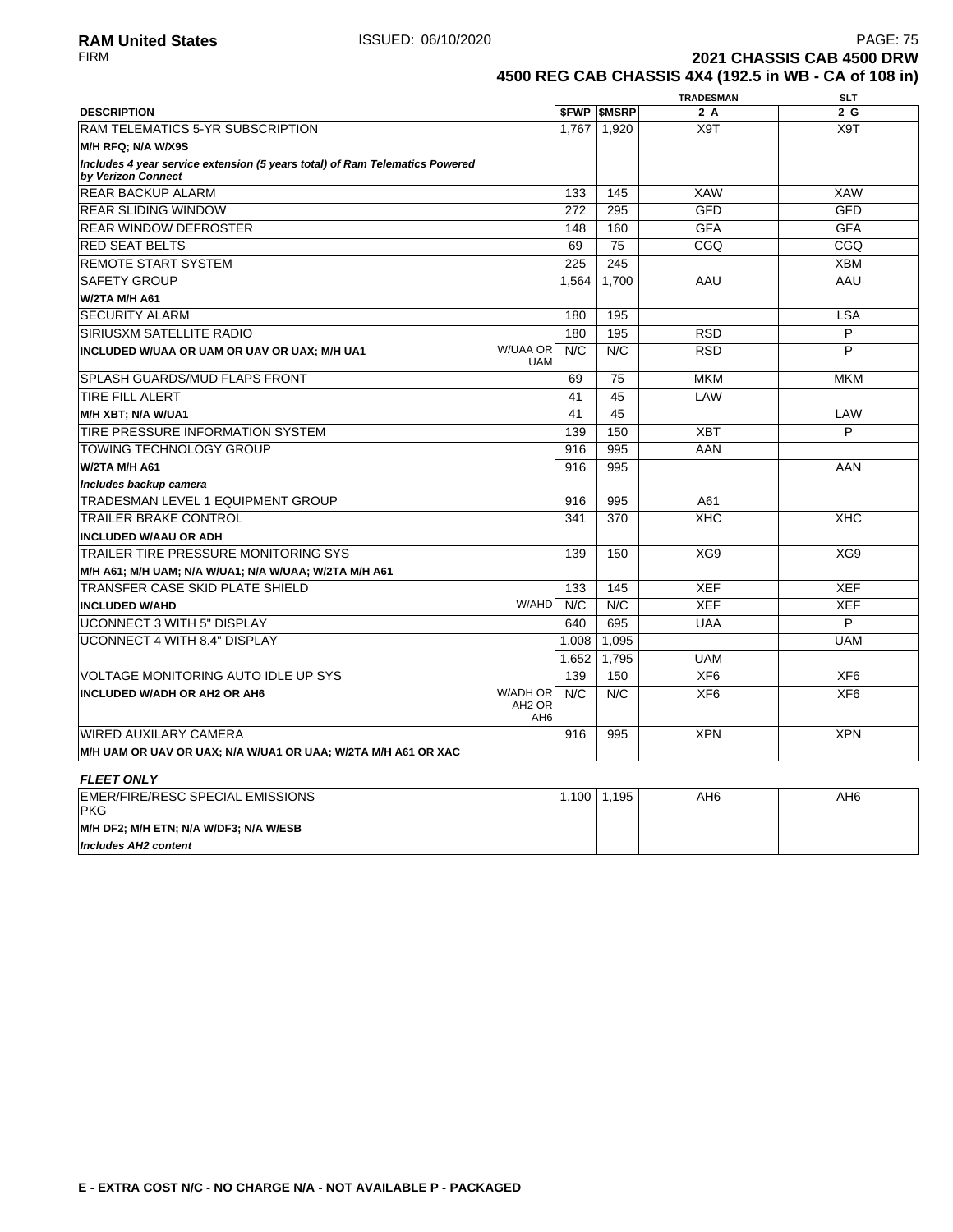# 2021 CHASSIS CAB 4500 DRW

## 4500 REG CAB CHASSIS 4X4 (192.5 in WB - CA of 108 in)

| DESCRIPTION | | $FWP | $MSRP | TRADESMAN 2_A | SLT 2_G |
|---|---|---|---|---|---|
| RAM TELEMATICS 5-YR SUBSCRIPTION | | 1,767 | 1,920 | X9T | X9T |
| **M/H RFQ; N/A W/X9S** | | | | | |
| ***Includes 4 year service extension (5 years total) of Ram Telematics Powered by Verizon Connect*** | | | | | |
| REAR BACKUP ALARM | | 133 | 145 | XAW | XAW |
| REAR SLIDING WINDOW | | 272 | 295 | GFD | GFD |
| REAR WINDOW DEFROSTER | | 148 | 160 | GFA | GFA |
| RED SEAT BELTS | | 69 | 75 | CGQ | CGQ |
| REMOTE START SYSTEM | | 225 | 245 | | XBM |
| SAFETY GROUP | | 1,564 | 1,700 | AAU | AAU |
| **W/2TA M/H A61** | | | | | |
| SECURITY ALARM | | 180 | 195 | | LSA |
| SIRIUSXM SATELLITE RADIO | | 180 | 195 | RSD | P |
| **INCLUDED W/UAA OR UAM OR UAV OR UAX; M/H UA1** | W/UAA OR UAM | N/C | N/C | RSD | P |
| SPLASH GUARDS/MUD FLAPS FRONT | | 69 | 75 | MKM | MKM |
| TIRE FILL ALERT | | 41 | 45 | LAW | |
| **M/H XBT; N/A W/UA1** | | 41 | 45 | | LAW |
| TIRE PRESSURE INFORMATION SYSTEM | | 139 | 150 | XBT | P |
| TOWING TECHNOLOGY GROUP | | 916 | 995 | AAN | |
| **W/2TA M/H A61** | | 916 | 995 | | AAN |
| ***Includes backup camera*** | | | | | |
| TRADESMAN LEVEL 1 EQUIPMENT GROUP | | 916 | 995 | A61 | |
| TRAILER BRAKE CONTROL | | 341 | 370 | XHC | XHC |
| **INCLUDED W/AAU OR ADH** | | | | | |
| TRAILER TIRE PRESSURE MONITORING SYS | | 139 | 150 | XG9 | XG9 |
| **M/H A61; M/H UAM; N/A W/UA1; N/A W/UAA; W/2TA M/H A61** | | | | | |
| TRANSFER CASE SKID PLATE SHIELD | | 133 | 145 | XEF | XEF |
| **INCLUDED W/AHD** | W/AHD | N/C | N/C | XEF | XEF |
| UCONNECT 3 WITH 5" DISPLAY | | 640 | 695 | UAA | P |
| UCONNECT 4 WITH 8.4" DISPLAY | | 1,008 | 1,095 | | UAM |
| | | 1,652 | 1,795 | UAM | |
| VOLTAGE MONITORING AUTO IDLE UP SYS | | 139 | 150 | XF6 | XF6 |
| **INCLUDED W/ADH OR AH2 OR AH6** | W/ADH OR AH2 OR AH6 | N/C | N/C | XF6 | XF6 |
| WIRED AUXILARY CAMERA | | 916 | 995 | XPN | XPN |
| **M/H UAM OR UAV OR UAX; N/A W/UA1 OR UAA; W/2TA M/H A61 OR XAC** | | | | | |

***FLEET ONLY***

| DESCRIPTION | | $FWP | $MSRP | TRADESMAN 2_A | SLT 2_G |
|---|---|---|---|---|---|
| EMER/FIRE/RESC SPECIAL EMISSIONS PKG | | 1,100 | 1,195 | AH6 | AH6 |
| **M/H DF2; M/H ETN; N/A W/DF3; N/A W/ESB** | | | | | |
| ***Includes AH2 content*** | | | | | |

**E - EXTRA COST N/C - NO CHARGE N/A - NOT AVAILABLE P - PACKAGED**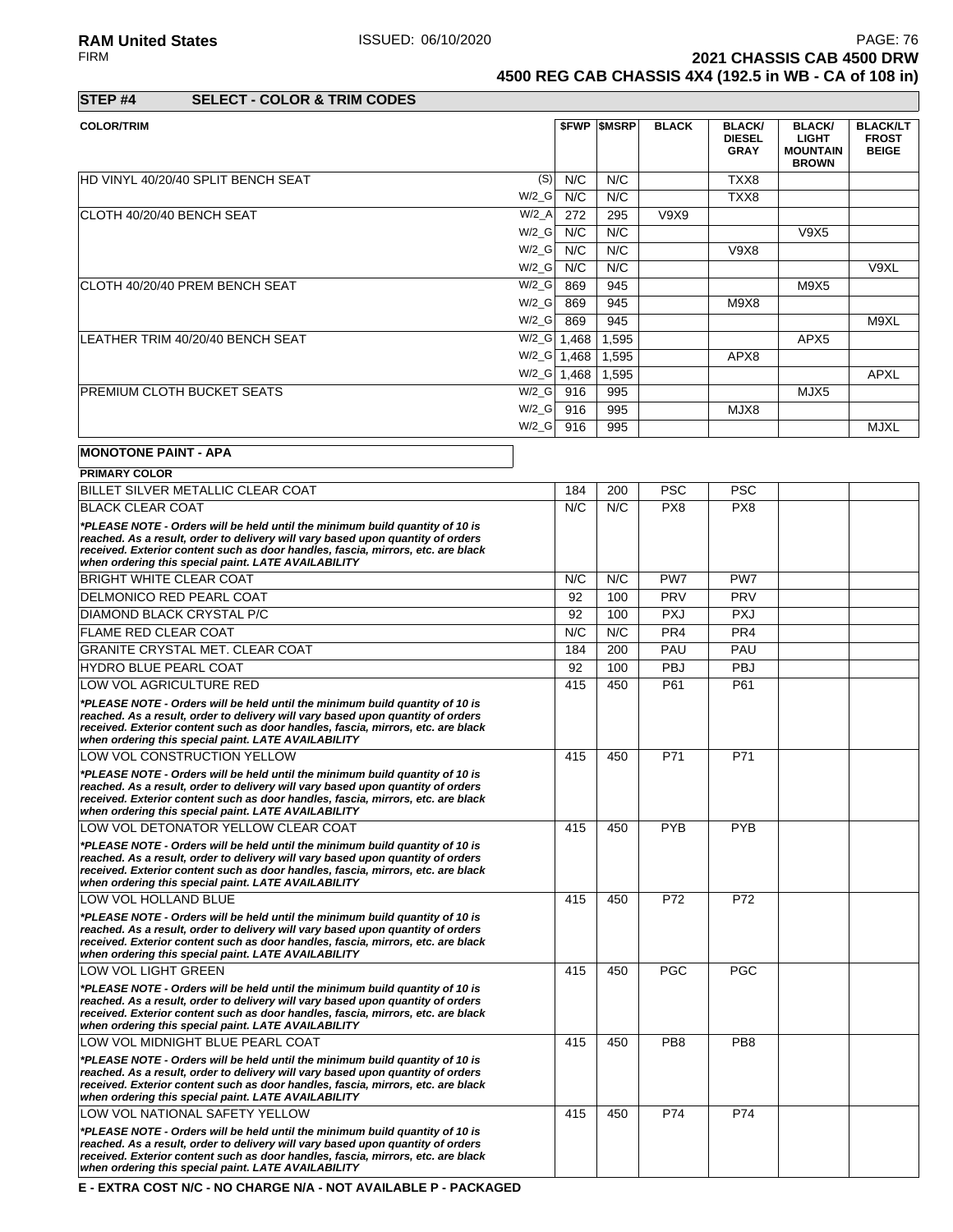**2021 CHASSIS CAB 4500 DRW**
**4500 REG CAB CHASSIS 4X4 (192.5 in WB - CA of 108 in)**

## STEP #4 SELECT - COLOR & TRIM CODES

| COLOR/TRIM | | $FWP | $MSRP | BLACK | BLACK/ DIESEL GRAY | BLACK/ LIGHT MOUNTAIN BROWN | BLACK/LT FROST BEIGE |
|---|---|---|---|---|---|---|---|
| HD VINYL 40/20/40 SPLIT BENCH SEAT | (S) | N/C | N/C | | TXX8 | | |
| | W/2_G | N/C | N/C | | TXX8 | | |
| CLOTH 40/20/40 BENCH SEAT | W/2_A | 272 | 295 | V9X9 | | | |
| | W/2_G | N/C | N/C | | | V9X5 | |
| | W/2_G | N/C | N/C | | V9X8 | | |
| | W/2_G | N/C | N/C | | | | V9XL |
| CLOTH 40/20/40 PREM BENCH SEAT | W/2_G | 869 | 945 | | | M9X5 | |
| | W/2_G | 869 | 945 | | M9X8 | | |
| | W/2_G | 869 | 945 | | | | M9XL |
| LEATHER TRIM 40/20/40 BENCH SEAT | W/2_G | 1,468 | 1,595 | | | APX5 | |
| | W/2_G | 1,468 | 1,595 | | APX8 | | |
| | W/2_G | 1,468 | 1,595 | | | | APXL |
| PREMIUM CLOTH BUCKET SEATS | W/2_G | 916 | 995 | | | MJX5 | |
| | W/2_G | 916 | 995 | | MJX8 | | |
| | W/2_G | 916 | 995 | | | | MJXL |

### MONOTONE PAINT - APA

| PRIMARY COLOR | $FWP | $MSRP | BLACK | BLACK/ DIESEL GRAY | BLACK/ LIGHT MOUNTAIN BROWN | BLACK/LT FROST BEIGE |
|---|---|---|---|---|---|---|
| BILLET SILVER METALLIC CLEAR COAT | 184 | 200 | PSC | PSC | | |
| BLACK CLEAR COAT | N/C | N/C | PX8 | PX8 | | |
| *\*PLEASE NOTE - Orders will be held until the minimum build quantity of 10 is reached. As a result, order to delivery will vary based upon quantity of orders received. Exterior content such as door handles, fascia, mirrors, etc. are black when ordering this special paint. LATE AVAILABILITY* | | | | | | |
| BRIGHT WHITE CLEAR COAT | N/C | N/C | PW7 | PW7 | | |
| DELMONICO RED PEARL COAT | 92 | 100 | PRV | PRV | | |
| DIAMOND BLACK CRYSTAL P/C | 92 | 100 | PXJ | PXJ | | |
| FLAME RED CLEAR COAT | N/C | N/C | PR4 | PR4 | | |
| GRANITE CRYSTAL MET. CLEAR COAT | 184 | 200 | PAU | PAU | | |
| HYDRO BLUE PEARL COAT | 92 | 100 | PBJ | PBJ | | |
| LOW VOL AGRICULTURE RED | 415 | 450 | P61 | P61 | | |
| *\*PLEASE NOTE - Orders will be held until the minimum build quantity of 10 is reached. As a result, order to delivery will vary based upon quantity of orders received. Exterior content such as door handles, fascia, mirrors, etc. are black when ordering this special paint. LATE AVAILABILITY* | | | | | | |
| LOW VOL CONSTRUCTION YELLOW | 415 | 450 | P71 | P71 | | |
| *\*PLEASE NOTE - Orders will be held until the minimum build quantity of 10 is reached. As a result, order to delivery will vary based upon quantity of orders received. Exterior content such as door handles, fascia, mirrors, etc. are black when ordering this special paint. LATE AVAILABILITY* | | | | | | |
| LOW VOL DETONATOR YELLOW CLEAR COAT | 415 | 450 | PYB | PYB | | |
| *\*PLEASE NOTE - Orders will be held until the minimum build quantity of 10 is reached. As a result, order to delivery will vary based upon quantity of orders received. Exterior content such as door handles, fascia, mirrors, etc. are black when ordering this special paint. LATE AVAILABILITY* | | | | | | |
| LOW VOL HOLLAND BLUE | 415 | 450 | P72 | P72 | | |
| *\*PLEASE NOTE - Orders will be held until the minimum build quantity of 10 is reached. As a result, order to delivery will vary based upon quantity of orders received. Exterior content such as door handles, fascia, mirrors, etc. are black when ordering this special paint. LATE AVAILABILITY* | | | | | | |
| LOW VOL LIGHT GREEN | 415 | 450 | PGC | PGC | | |
| *\*PLEASE NOTE - Orders will be held until the minimum build quantity of 10 is reached. As a result, order to delivery will vary based upon quantity of orders received. Exterior content such as door handles, fascia, mirrors, etc. are black when ordering this special paint. LATE AVAILABILITY* | | | | | | |
| LOW VOL MIDNIGHT BLUE PEARL COAT | 415 | 450 | PB8 | PB8 | | |
| *\*PLEASE NOTE - Orders will be held until the minimum build quantity of 10 is reached. As a result, order to delivery will vary based upon quantity of orders received. Exterior content such as door handles, fascia, mirrors, etc. are black when ordering this special paint. LATE AVAILABILITY* | | | | | | |
| LOW VOL NATIONAL SAFETY YELLOW | 415 | 450 | P74 | P74 | | |
| *\*PLEASE NOTE - Orders will be held until the minimum build quantity of 10 is reached. As a result, order to delivery will vary based upon quantity of orders received. Exterior content such as door handles, fascia, mirrors, etc. are black when ordering this special paint. LATE AVAILABILITY* | | | | | | |

**E - EXTRA COST N/C - NO CHARGE N/A - NOT AVAILABLE P - PACKAGED**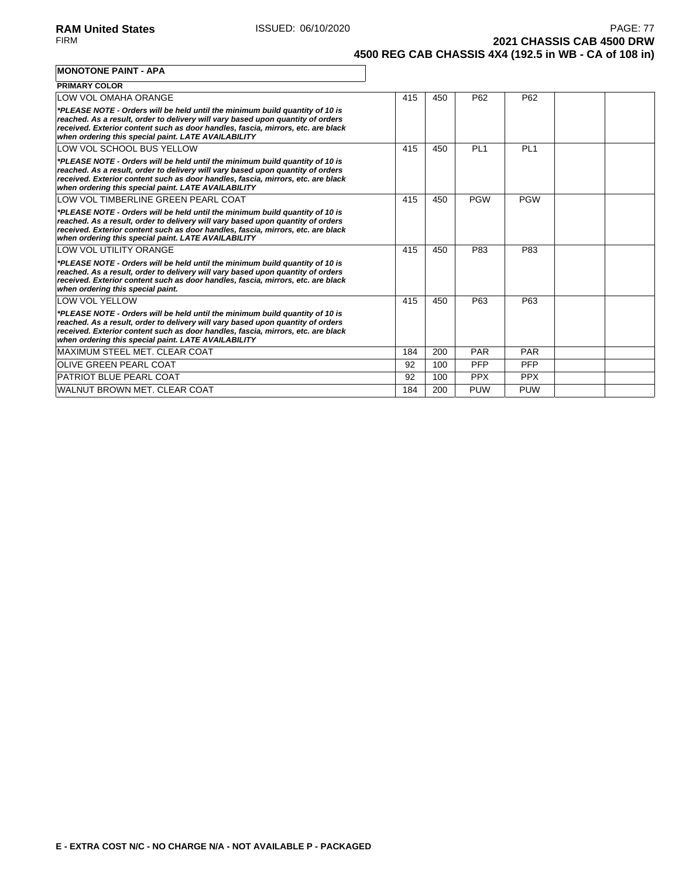## MONOTONE PAINT - APA

| PRIMARY COLOR | | | | | | |
|---|---|---|---|---|---|---|
| LOW VOL OMAHA ORANGE<br>***PLEASE NOTE - Orders will be held until the minimum build quantity of 10 is reached. As a result, order to delivery will vary based upon quantity of orders received. Exterior content such as door handles, fascia, mirrors, etc. are black when ordering this special paint. LATE AVAILABILITY*** | 415 | 450 | P62 | P62 | | |
| LOW VOL SCHOOL BUS YELLOW<br>***PLEASE NOTE - Orders will be held until the minimum build quantity of 10 is reached. As a result, order to delivery will vary based upon quantity of orders received. Exterior content such as door handles, fascia, mirrors, etc. are black when ordering this special paint. LATE AVAILABILITY*** | 415 | 450 | PL1 | PL1 | | |
| LOW VOL TIMBERLINE GREEN PEARL COAT<br>***PLEASE NOTE - Orders will be held until the minimum build quantity of 10 is reached. As a result, order to delivery will vary based upon quantity of orders received. Exterior content such as door handles, fascia, mirrors, etc. are black when ordering this special paint. LATE AVAILABILITY*** | 415 | 450 | PGW | PGW | | |
| LOW VOL UTILITY ORANGE<br>***PLEASE NOTE - Orders will be held until the minimum build quantity of 10 is reached. As a result, order to delivery will vary based upon quantity of orders received. Exterior content such as door handles, fascia, mirrors, etc. are black when ordering this special paint.*** | 415 | 450 | P83 | P83 | | |
| LOW VOL YELLOW<br>***PLEASE NOTE - Orders will be held until the minimum build quantity of 10 is reached. As a result, order to delivery will vary based upon quantity of orders received. Exterior content such as door handles, fascia, mirrors, etc. are black when ordering this special paint. LATE AVAILABILITY*** | 415 | 450 | P63 | P63 | | |
| MAXIMUM STEEL MET. CLEAR COAT | 184 | 200 | PAR | PAR | | |
| OLIVE GREEN PEARL COAT | 92 | 100 | PFP | PFP | | |
| PATRIOT BLUE PEARL COAT | 92 | 100 | PPX | PPX | | |
| WALNUT BROWN MET. CLEAR COAT | 184 | 200 | PUW | PUW | | |

**E - EXTRA COST N/C - NO CHARGE N/A - NOT AVAILABLE P - PACKAGED**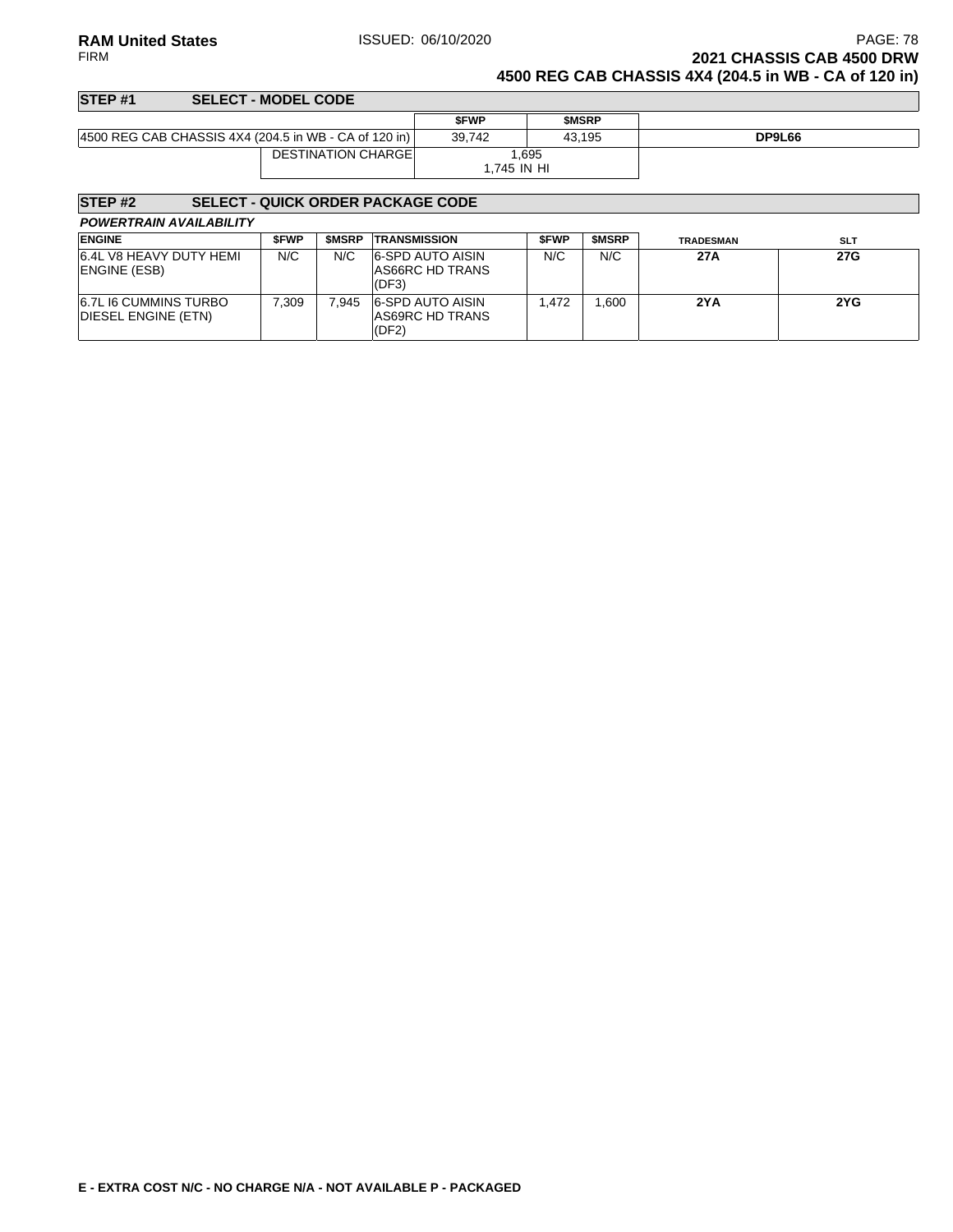## STEP #1 SELECT - MODEL CODE

| | $FWP | $MSRP | |
|---|---|---|---|
| 4500 REG CAB CHASSIS 4X4 (204.5 in WB - CA of 120 in) | 39,742 | 43,195 | **DP9L66** |
| DESTINATION CHARGE | 1,695<br>1,745 IN HI | | |

## STEP #2 SELECT - QUICK ORDER PACKAGE CODE

***POWERTRAIN AVAILABILITY***

| ENGINE | $FWP | $MSRP | TRANSMISSION | $FWP | $MSRP | TRADESMAN | SLT |
|---|---|---|---|---|---|---|---|
| 6.4L V8 HEAVY DUTY HEMI ENGINE (ESB) | N/C | N/C | 6-SPD AUTO AISIN AS66RC HD TRANS (DF3) | N/C | N/C | **27A** | **27G** |
| 6.7L I6 CUMMINS TURBO DIESEL ENGINE (ETN) | 7,309 | 7,945 | 6-SPD AUTO AISIN AS69RC HD TRANS (DF2) | 1,472 | 1,600 | **2YA** | **2YG** |

**E - EXTRA COST N/C - NO CHARGE N/A - NOT AVAILABLE P - PACKAGED**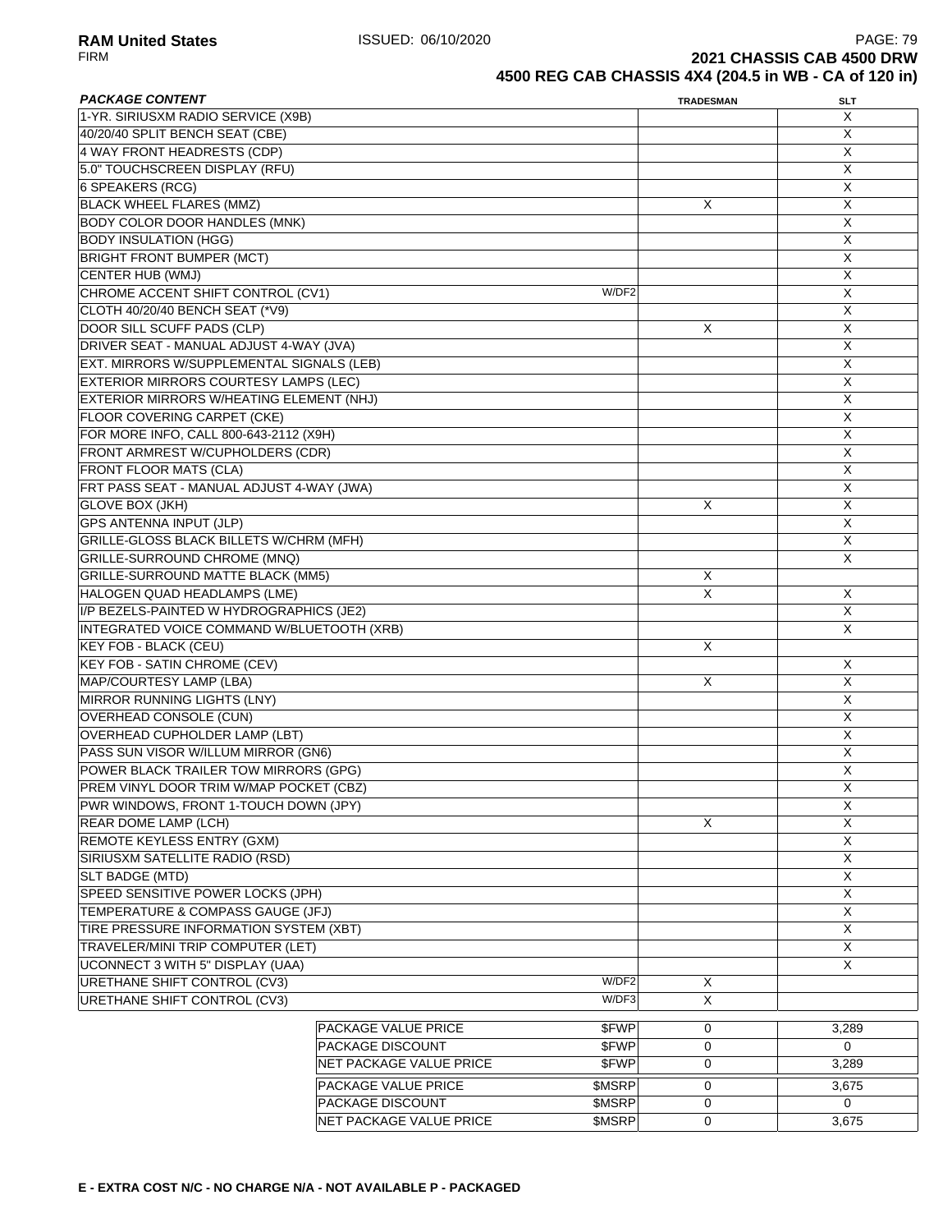**RAM United States** ISSUED: 06/10/2020
FIRM

**2021 CHASSIS CAB 4500 DRW**
**4500 REG CAB CHASSIS 4X4 (204.5 in WB - CA of 120 in)**

| ***PACKAGE CONTENT*** | | **TRADESMAN** | **SLT** |
|---|---|---|---|
| 1-YR. SIRIUSXM RADIO SERVICE (X9B) | | | X |
| 40/20/40 SPLIT BENCH SEAT (CBE) | | | X |
| 4 WAY FRONT HEADRESTS (CDP) | | | X |
| 5.0" TOUCHSCREEN DISPLAY (RFU) | | | X |
| 6 SPEAKERS (RCG) | | | X |
| BLACK WHEEL FLARES (MMZ) | | X | X |
| BODY COLOR DOOR HANDLES (MNK) | | | X |
| BODY INSULATION (HGG) | | | X |
| BRIGHT FRONT BUMPER (MCT) | | | X |
| CENTER HUB (WMJ) | | | X |
| CHROME ACCENT SHIFT CONTROL (CV1) | W/DF2 | | X |
| CLOTH 40/20/40 BENCH SEAT (*V9) | | | X |
| DOOR SILL SCUFF PADS (CLP) | | X | X |
| DRIVER SEAT - MANUAL ADJUST 4-WAY (JVA) | | | X |
| EXT. MIRRORS W/SUPPLEMENTAL SIGNALS (LEB) | | | X |
| EXTERIOR MIRRORS COURTESY LAMPS (LEC) | | | X |
| EXTERIOR MIRRORS W/HEATING ELEMENT (NHJ) | | | X |
| FLOOR COVERING CARPET (CKE) | | | X |
| FOR MORE INFO, CALL 800-643-2112 (X9H) | | | X |
| FRONT ARMREST W/CUPHOLDERS (CDR) | | | X |
| FRONT FLOOR MATS (CLA) | | | X |
| FRT PASS SEAT - MANUAL ADJUST 4-WAY (JWA) | | | X |
| GLOVE BOX (JKH) | | X | X |
| GPS ANTENNA INPUT (JLP) | | | X |
| GRILLE-GLOSS BLACK BILLETS W/CHRM (MFH) | | | X |
| GRILLE-SURROUND CHROME (MNQ) | | | X |
| GRILLE-SURROUND MATTE BLACK (MM5) | | X | |
| HALOGEN QUAD HEADLAMPS (LME) | | X | X |
| I/P BEZELS-PAINTED W HYDROGRAPHICS (JE2) | | | X |
| INTEGRATED VOICE COMMAND W/BLUETOOTH (XRB) | | | X |
| KEY FOB - BLACK (CEU) | | X | |
| KEY FOB - SATIN CHROME (CEV) | | | X |
| MAP/COURTESY LAMP (LBA) | | X | X |
| MIRROR RUNNING LIGHTS (LNY) | | | X |
| OVERHEAD CONSOLE (CUN) | | | X |
| OVERHEAD CUPHOLDER LAMP (LBT) | | | X |
| PASS SUN VISOR W/ILLUM MIRROR (GN6) | | | X |
| POWER BLACK TRAILER TOW MIRRORS (GPG) | | | X |
| PREM VINYL DOOR TRIM W/MAP POCKET (CBZ) | | | X |
| PWR WINDOWS, FRONT 1-TOUCH DOWN (JPY) | | | X |
| REAR DOME LAMP (LCH) | | X | X |
| REMOTE KEYLESS ENTRY (GXM) | | | X |
| SIRIUSXM SATELLITE RADIO (RSD) | | | X |
| SLT BADGE (MTD) | | | X |
| SPEED SENSITIVE POWER LOCKS (JPH) | | | X |
| TEMPERATURE & COMPASS GAUGE (JFJ) | | | X |
| TIRE PRESSURE INFORMATION SYSTEM (XBT) | | | X |
| TRAVELER/MINI TRIP COMPUTER (LET) | | | X |
| UCONNECT 3 WITH 5" DISPLAY (UAA) | | | X |
| URETHANE SHIFT CONTROL (CV3) | W/DF2 | X | |
| URETHANE SHIFT CONTROL (CV3) | W/DF3 | X | |
| PACKAGE VALUE PRICE | $FWP | 0 | 3,289 |
| PACKAGE DISCOUNT | $FWP | 0 | 0 |
| NET PACKAGE VALUE PRICE | $FWP | 0 | 3,289 |
| PACKAGE VALUE PRICE | $MSRP | 0 | 3,675 |
| PACKAGE DISCOUNT | $MSRP | 0 | 0 |
| NET PACKAGE VALUE PRICE | $MSRP | 0 | 3,675 |

**E - EXTRA COST N/C - NO CHARGE N/A - NOT AVAILABLE P - PACKAGED**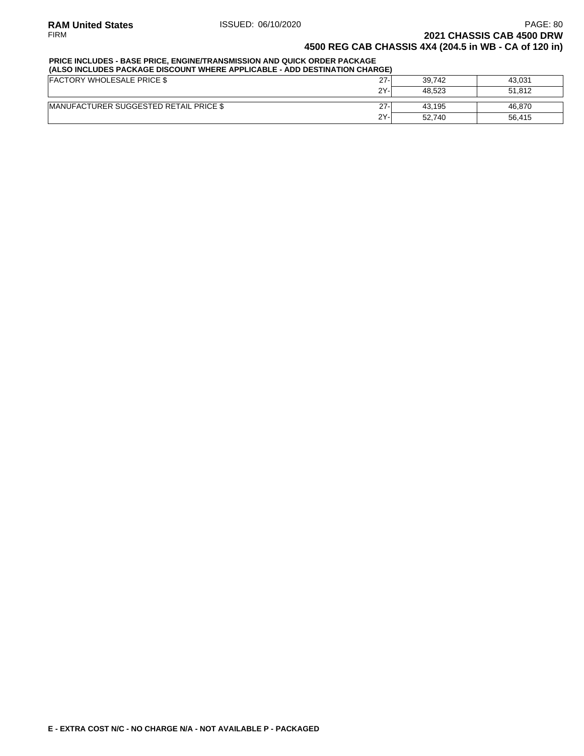**PRICE INCLUDES - BASE PRICE, ENGINE/TRANSMISSION AND QUICK ORDER PACKAGE**
**(ALSO INCLUDES PACKAGE DISCOUNT WHERE APPLICABLE - ADD DESTINATION CHARGE)**

| | | | |
|---|---|---|---|
| FACTORY WHOLESALE PRICE $ | 27- | 39,742 | 43,031 |
| | 2Y- | 48,523 | 51,812 |
| MANUFACTURER SUGGESTED RETAIL PRICE $ | 27- | 43,195 | 46,870 |
| | 2Y- | 52,740 | 56,415 |

**E - EXTRA COST N/C - NO CHARGE N/A - NOT AVAILABLE P - PACKAGED**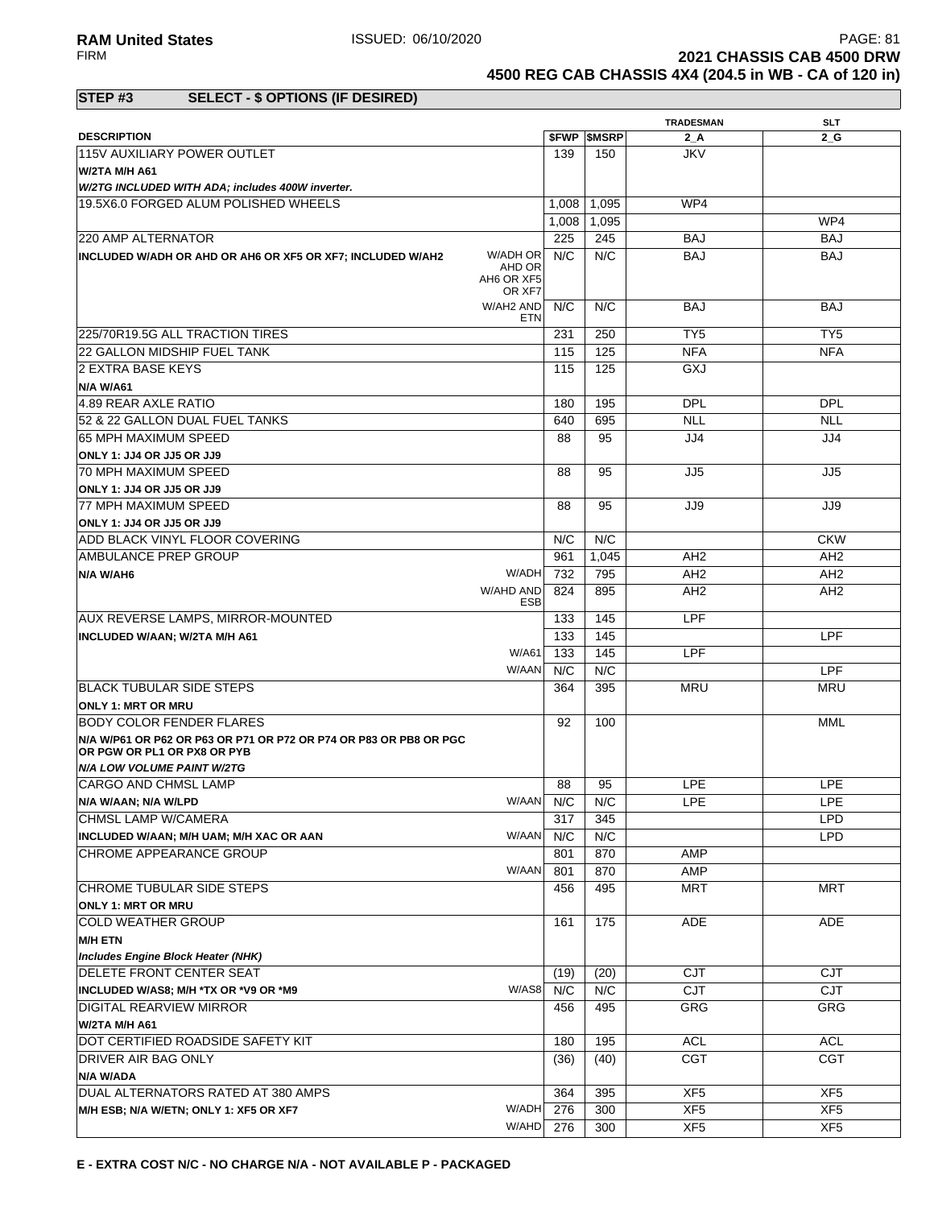**RAM United States** ISSUED: 06/10/2020

FIRM

**2021 CHASSIS CAB 4500 DRW**

**4500 REG CAB CHASSIS 4X4 (204.5 in WB - CA of 120 in)**

## STEP #3 SELECT - $ OPTIONS (IF DESIRED)

| DESCRIPTION | | $FWP | $MSRP | TRADESMAN 2_A | SLT 2_G |
|---|---|---|---|---|---|
| 115V AUXILIARY POWER OUTLET | | 139 | 150 | JKV | |
| **W/2TA M/H A61** | | | | | |
| ***W/2TG INCLUDED WITH ADA; includes 400W inverter.*** | | | | | |
| 19.5X6.0 FORGED ALUM POLISHED WHEELS | | 1,008 | 1,095 | WP4 | |
| | | 1,008 | 1,095 | | WP4 |
| 220 AMP ALTERNATOR | | 225 | 245 | BAJ | BAJ |
| **INCLUDED W/ADH OR AHD OR AH6 OR XF5 OR XF7; INCLUDED W/AH2** | W/ADH OR AHD OR AH6 OR XF5 OR XF7 | N/C | N/C | BAJ | BAJ |
| | W/AH2 AND ETN | N/C | N/C | BAJ | BAJ |
| 225/70R19.5G ALL TRACTION TIRES | | 231 | 250 | TY5 | TY5 |
| 22 GALLON MIDSHIP FUEL TANK | | 115 | 125 | NFA | NFA |
| 2 EXTRA BASE KEYS | | 115 | 125 | GXJ | |
| **N/A W/A61** | | | | | |
| 4.89 REAR AXLE RATIO | | 180 | 195 | DPL | DPL |
| 52 & 22 GALLON DUAL FUEL TANKS | | 640 | 695 | NLL | NLL |
| 65 MPH MAXIMUM SPEED | | 88 | 95 | JJ4 | JJ4 |
| **ONLY 1: JJ4 OR JJ5 OR JJ9** | | | | | |
| 70 MPH MAXIMUM SPEED | | 88 | 95 | JJ5 | JJ5 |
| **ONLY 1: JJ4 OR JJ5 OR JJ9** | | | | | |
| 77 MPH MAXIMUM SPEED | | 88 | 95 | JJ9 | JJ9 |
| **ONLY 1: JJ4 OR JJ5 OR JJ9** | | | | | |
| ADD BLACK VINYL FLOOR COVERING | | N/C | N/C | | CKW |
| AMBULANCE PREP GROUP | | 961 | 1,045 | AH2 | AH2 |
| **N/A W/AH6** | W/ADH | 732 | 795 | AH2 | AH2 |
| | W/AHD AND ESB | 824 | 895 | AH2 | AH2 |
| AUX REVERSE LAMPS, MIRROR-MOUNTED | | 133 | 145 | LPF | |
| **INCLUDED W/AAN; W/2TA M/H A61** | | 133 | 145 | | LPF |
| | W/A61 | 133 | 145 | LPF | |
| | W/AAN | N/C | N/C | | LPF |
| BLACK TUBULAR SIDE STEPS | | 364 | 395 | MRU | MRU |
| **ONLY 1: MRT OR MRU** | | | | | |
| BODY COLOR FENDER FLARES | | 92 | 100 | | MML |
| **N/A W/P61 OR P62 OR P63 OR P71 OR P72 OR P74 OR P83 OR PB8 OR PGC OR PGW OR PL1 OR PX8 OR PYB** | | | | | |
| ***N/A LOW VOLUME PAINT W/2TG*** | | | | | |
| CARGO AND CHMSL LAMP | | 88 | 95 | LPE | LPE |
| **N/A W/AAN; N/A W/LPD** | W/AAN | N/C | N/C | LPE | LPE |
| CHMSL LAMP W/CAMERA | | 317 | 345 | | LPD |
| **INCLUDED W/AAN; M/H UAM; M/H XAC OR AAN** | W/AAN | N/C | N/C | | LPD |
| CHROME APPEARANCE GROUP | | 801 | 870 | AMP | |
| | W/AAN | 801 | 870 | AMP | |
| CHROME TUBULAR SIDE STEPS | | 456 | 495 | MRT | MRT |
| **ONLY 1: MRT OR MRU** | | | | | |
| COLD WEATHER GROUP | | 161 | 175 | ADE | ADE |
| **M/H ETN** | | | | | |
| ***Includes Engine Block Heater (NHK)*** | | | | | |
| DELETE FRONT CENTER SEAT | | (19) | (20) | CJT | CJT |
| **INCLUDED W/AS8; M/H *TX OR *V9 OR *M9** | W/AS8 | N/C | N/C | CJT | CJT |
| DIGITAL REARVIEW MIRROR | | 456 | 495 | GRG | GRG |
| **W/2TA M/H A61** | | | | | |
| DOT CERTIFIED ROADSIDE SAFETY KIT | | 180 | 195 | ACL | ACL |
| DRIVER AIR BAG ONLY | | (36) | (40) | CGT | CGT |
| **N/A W/ADA** | | | | | |
| DUAL ALTERNATORS RATED AT 380 AMPS | | 364 | 395 | XF5 | XF5 |
| **M/H ESB; N/A W/ETN; ONLY 1: XF5 OR XF7** | W/ADH | 276 | 300 | XF5 | XF5 |
| | W/AHD | 276 | 300 | XF5 | XF5 |

**E - EXTRA COST N/C - NO CHARGE N/A - NOT AVAILABLE P - PACKAGED**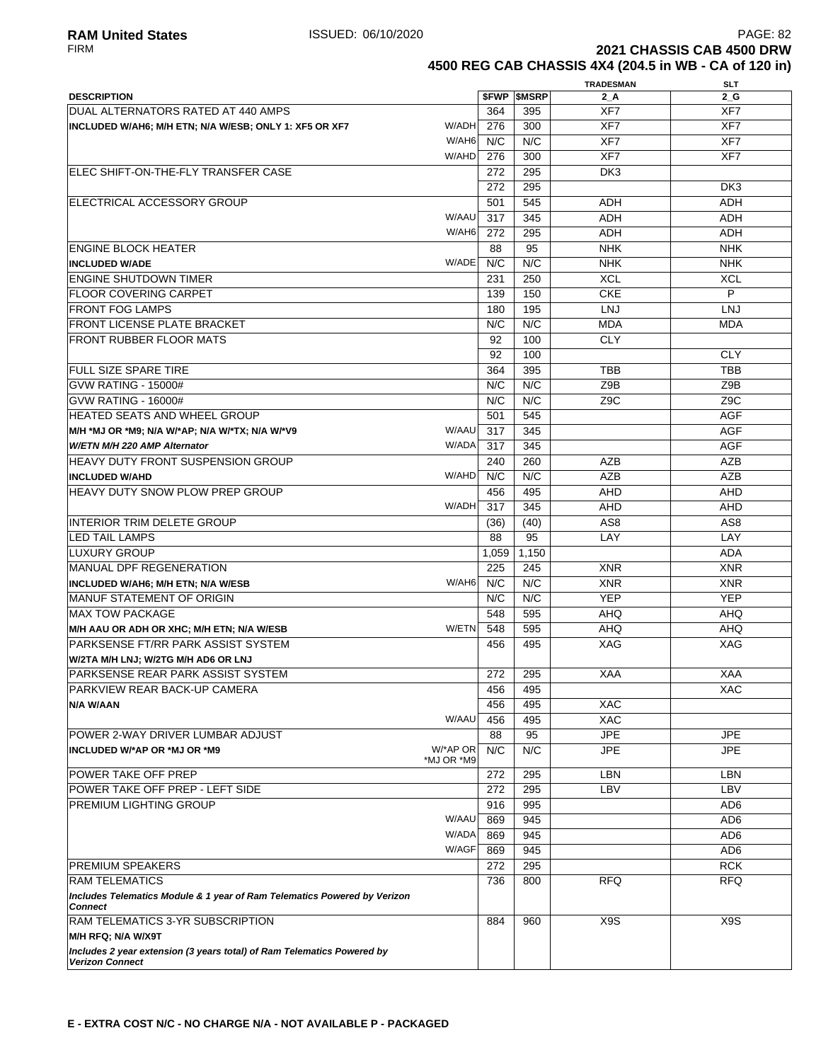**RAM United States** ISSUED: 06/10/2020

FIRM

**2021 CHASSIS CAB 4500 DRW**
**4500 REG CAB CHASSIS 4X4 (204.5 in WB - CA of 120 in)**

| DESCRIPTION | | $FWP | $MSRP | TRADESMAN 2_A | SLT 2_G |
|---|---|---|---|---|---|
| DUAL ALTERNATORS RATED AT 440 AMPS | | 364 | 395 | XF7 | XF7 |
| **INCLUDED W/AH6; M/H ETN; N/A W/ESB; ONLY 1: XF5 OR XF7** | W/ADH | 276 | 300 | XF7 | XF7 |
| | W/AH6 | N/C | N/C | XF7 | XF7 |
| | W/AHD | 276 | 300 | XF7 | XF7 |
| ELEC SHIFT-ON-THE-FLY TRANSFER CASE | | 272 | 295 | DK3 | |
| | | 272 | 295 | | DK3 |
| ELECTRICAL ACCESSORY GROUP | | 501 | 545 | ADH | ADH |
| | W/AAU | 317 | 345 | ADH | ADH |
| | W/AH6 | 272 | 295 | ADH | ADH |
| ENGINE BLOCK HEATER | | 88 | 95 | NHK | NHK |
| **INCLUDED W/ADE** | W/ADE | N/C | N/C | NHK | NHK |
| ENGINE SHUTDOWN TIMER | | 231 | 250 | XCL | XCL |
| FLOOR COVERING CARPET | | 139 | 150 | CKE | P |
| FRONT FOG LAMPS | | 180 | 195 | LNJ | LNJ |
| FRONT LICENSE PLATE BRACKET | | N/C | N/C | MDA | MDA |
| FRONT RUBBER FLOOR MATS | | 92 | 100 | CLY | |
| | | 92 | 100 | | CLY |
| FULL SIZE SPARE TIRE | | 364 | 395 | TBB | TBB |
| GVW RATING - 15000# | | N/C | N/C | Z9B | Z9B |
| GVW RATING - 16000# | | N/C | N/C | Z9C | Z9C |
| HEATED SEATS AND WHEEL GROUP | | 501 | 545 | | AGF |
| **M/H *MJ OR *M9; N/A W/*AP; N/A W/*TX; N/A W/*V9** | W/AAU | 317 | 345 | | AGF |
| ***W/ETN M/H 220 AMP Alternator*** | W/ADA | 317 | 345 | | AGF |
| HEAVY DUTY FRONT SUSPENSION GROUP | | 240 | 260 | AZB | AZB |
| **INCLUDED W/AHD** | W/AHD | N/C | N/C | AZB | AZB |
| HEAVY DUTY SNOW PLOW PREP GROUP | | 456 | 495 | AHD | AHD |
| | W/ADH | 317 | 345 | AHD | AHD |
| INTERIOR TRIM DELETE GROUP | | (36) | (40) | AS8 | AS8 |
| LED TAIL LAMPS | | 88 | 95 | LAY | LAY |
| LUXURY GROUP | | 1,059 | 1,150 | | ADA |
| MANUAL DPF REGENERATION | | 225 | 245 | XNR | XNR |
| **INCLUDED W/AH6; M/H ETN; N/A W/ESB** | W/AH6 | N/C | N/C | XNR | XNR |
| MANUF STATEMENT OF ORIGIN | | N/C | N/C | YEP | YEP |
| MAX TOW PACKAGE | | 548 | 595 | AHQ | AHQ |
| **M/H AAU OR ADH OR XHC; M/H ETN; N/A W/ESB** | W/ETN | 548 | 595 | AHQ | AHQ |
| PARKSENSE FT/RR PARK ASSIST SYSTEM | | 456 | 495 | XAG | XAG |
| **W/2TA M/H LNJ; W/2TG M/H AD6 OR LNJ** | | | | | |
| PARKSENSE REAR PARK ASSIST SYSTEM | | 272 | 295 | XAA | XAA |
| PARKVIEW REAR BACK-UP CAMERA | | 456 | 495 | | XAC |
| **N/A W/AAN** | | 456 | 495 | XAC | |
| | W/AAU | 456 | 495 | XAC | |
| POWER 2-WAY DRIVER LUMBAR ADJUST | | 88 | 95 | JPE | JPE |
| **INCLUDED W/*AP OR *MJ OR *M9** | W/*AP OR *MJ OR *M9 | N/C | N/C | JPE | JPE |
| POWER TAKE OFF PREP | | 272 | 295 | LBN | LBN |
| POWER TAKE OFF PREP - LEFT SIDE | | 272 | 295 | LBV | LBV |
| PREMIUM LIGHTING GROUP | | 916 | 995 | | AD6 |
| | W/AAU | 869 | 945 | | AD6 |
| | W/ADA | 869 | 945 | | AD6 |
| | W/AGF | 869 | 945 | | AD6 |
| PREMIUM SPEAKERS | | 272 | 295 | | RCK |
| RAM TELEMATICS | | 736 | 800 | RFQ | RFQ |
| ***Includes Telematics Module & 1 year of Ram Telematics Powered by Verizon Connect*** | | | | | |
| RAM TELEMATICS 3-YR SUBSCRIPTION | | 884 | 960 | X9S | X9S |
| **M/H RFQ; N/A W/X9T** | | | | | |
| ***Includes 2 year extension (3 years total) of Ram Telematics Powered by Verizon Connect*** | | | | | |

**E - EXTRA COST N/C - NO CHARGE N/A - NOT AVAILABLE P - PACKAGED**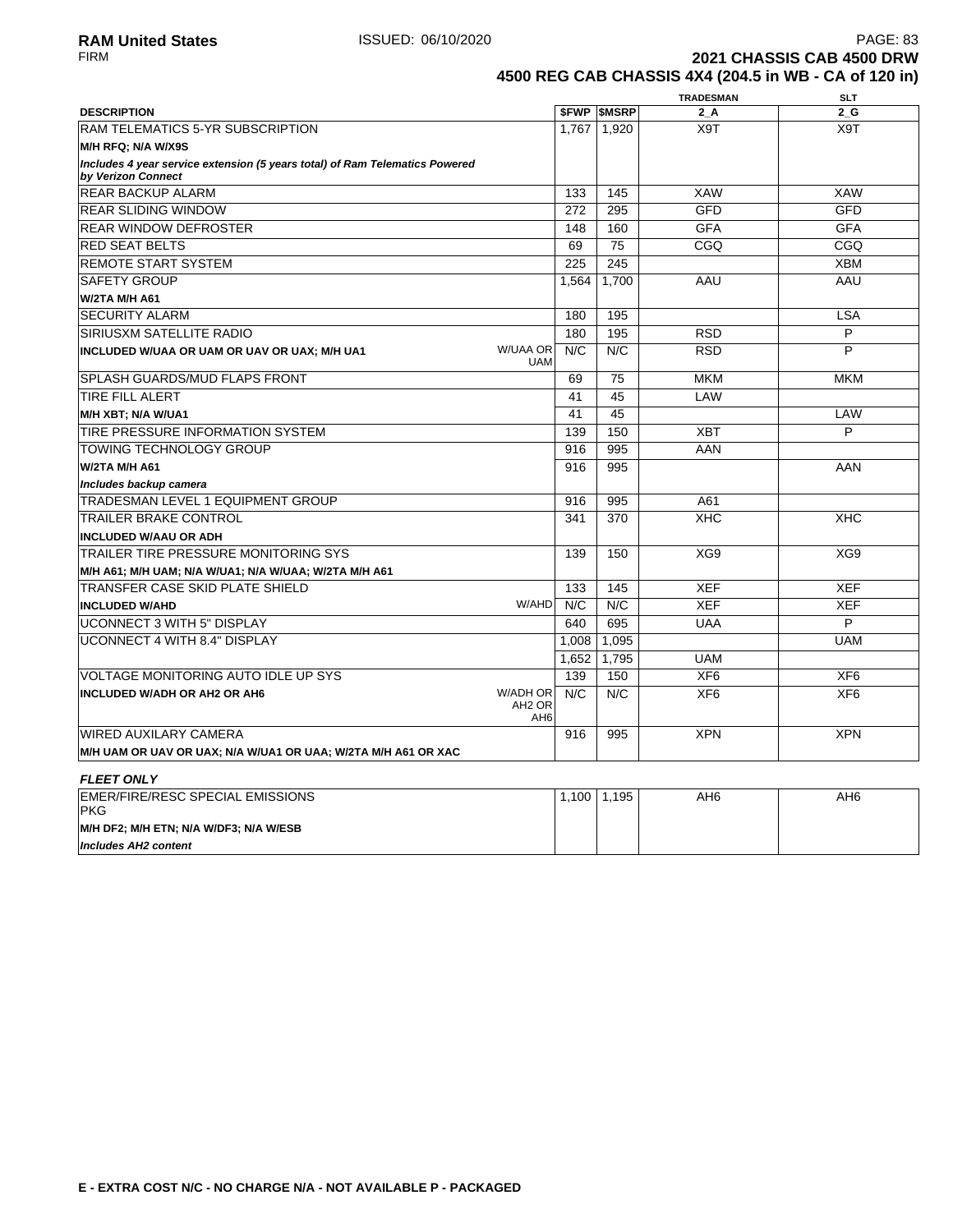**RAM United States** ISSUED: 06/10/2020

FIRM

**2021 CHASSIS CAB 4500 DRW**

**4500 REG CAB CHASSIS 4X4 (204.5 in WB - CA of 120 in)**

| DESCRIPTION | | $FWP | $MSRP | TRADESMAN 2_A | SLT 2_G |
|---|---|---|---|---|---|
| RAM TELEMATICS 5-YR SUBSCRIPTION | | 1,767 | 1,920 | X9T | X9T |
| **M/H RFQ; N/A W/X9S** | | | | | |
| ***Includes 4 year service extension (5 years total) of Ram Telematics Powered by Verizon Connect*** | | | | | |
| REAR BACKUP ALARM | | 133 | 145 | XAW | XAW |
| REAR SLIDING WINDOW | | 272 | 295 | GFD | GFD |
| REAR WINDOW DEFROSTER | | 148 | 160 | GFA | GFA |
| RED SEAT BELTS | | 69 | 75 | CGQ | CGQ |
| REMOTE START SYSTEM | | 225 | 245 | | XBM |
| SAFETY GROUP | | 1,564 | 1,700 | AAU | AAU |
| **W/2TA M/H A61** | | | | | |
| SECURITY ALARM | | 180 | 195 | | LSA |
| SIRIUSXM SATELLITE RADIO | | 180 | 195 | RSD | P |
| **INCLUDED W/UAA OR UAM OR UAV OR UAX; M/H UA1** | W/UAA OR UAM | N/C | N/C | RSD | P |
| SPLASH GUARDS/MUD FLAPS FRONT | | 69 | 75 | MKM | MKM |
| TIRE FILL ALERT | | 41 | 45 | LAW | |
| **M/H XBT; N/A W/UA1** | | 41 | 45 | | LAW |
| TIRE PRESSURE INFORMATION SYSTEM | | 139 | 150 | XBT | P |
| TOWING TECHNOLOGY GROUP | | 916 | 995 | AAN | |
| **W/2TA M/H A61** | | 916 | 995 | | AAN |
| ***Includes backup camera*** | | | | | |
| TRADESMAN LEVEL 1 EQUIPMENT GROUP | | 916 | 995 | A61 | |
| TRAILER BRAKE CONTROL | | 341 | 370 | XHC | XHC |
| **INCLUDED W/AAU OR ADH** | | | | | |
| TRAILER TIRE PRESSURE MONITORING SYS | | 139 | 150 | XG9 | XG9 |
| **M/H A61; M/H UAM; N/A W/UA1; N/A W/UAA; W/2TA M/H A61** | | | | | |
| TRANSFER CASE SKID PLATE SHIELD | | 133 | 145 | XEF | XEF |
| **INCLUDED W/AHD** | W/AHD | N/C | N/C | XEF | XEF |
| UCONNECT 3 WITH 5" DISPLAY | | 640 | 695 | UAA | P |
| UCONNECT 4 WITH 8.4" DISPLAY | | 1,008 | 1,095 | | UAM |
| | | 1,652 | 1,795 | UAM | |
| VOLTAGE MONITORING AUTO IDLE UP SYS | | 139 | 150 | XF6 | XF6 |
| **INCLUDED W/ADH OR AH2 OR AH6** | W/ADH OR AH2 OR AH6 | N/C | N/C | XF6 | XF6 |
| WIRED AUXILARY CAMERA | | 916 | 995 | XPN | XPN |
| **M/H UAM OR UAV OR UAX; N/A W/UA1 OR UAA; W/2TA M/H A61 OR XAC** | | | | | |

***FLEET ONLY***

| DESCRIPTION | | $FWP | $MSRP | TRADESMAN 2_A | SLT 2_G |
|---|---|---|---|---|---|
| EMER/FIRE/RESC SPECIAL EMISSIONS PKG | | 1,100 | 1,195 | AH6 | AH6 |
| **M/H DF2; M/H ETN; N/A W/DF3; N/A W/ESB** | | | | | |
| ***Includes AH2 content*** | | | | | |

**E - EXTRA COST N/C - NO CHARGE N/A - NOT AVAILABLE P - PACKAGED**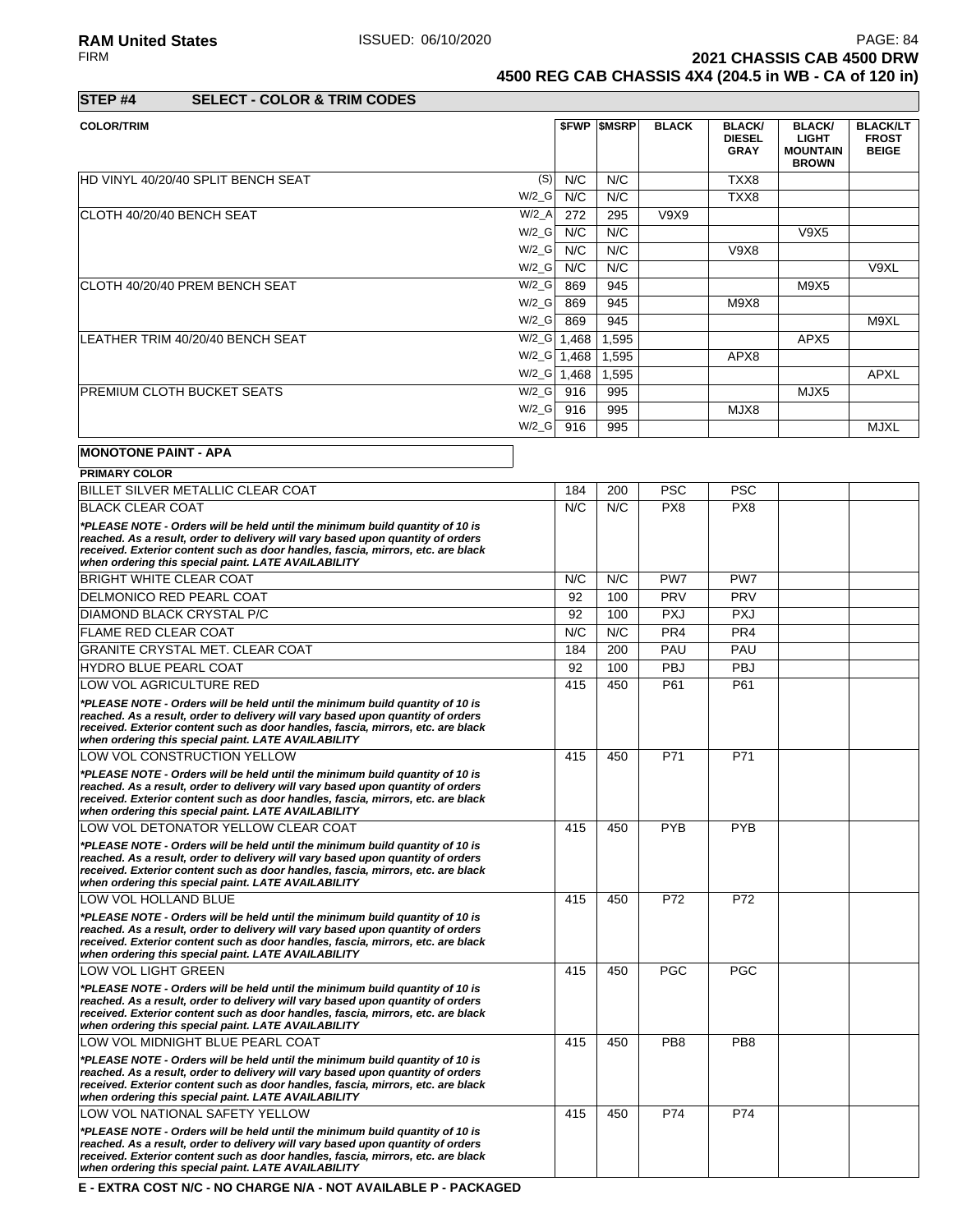**RAM United States** ISSUED: 06/10/2020
FIRM

**2021 CHASSIS CAB 4500 DRW**
**4500 REG CAB CHASSIS 4X4 (204.5 in WB - CA of 120 in)**

## STEP #4 SELECT - COLOR & TRIM CODES

| COLOR/TRIM | | $FWP | $MSRP | BLACK | BLACK/ DIESEL GRAY | BLACK/ LIGHT MOUNTAIN BROWN | BLACK/LT FROST BEIGE |
|---|---|---|---|---|---|---|---|
| HD VINYL 40/20/40 SPLIT BENCH SEAT | (S) | N/C | N/C | | TXX8 | | |
| | W/2_G | N/C | N/C | | TXX8 | | |
| CLOTH 40/20/40 BENCH SEAT | W/2_A | 272 | 295 | V9X9 | | | |
| | W/2_G | N/C | N/C | | | V9X5 | |
| | W/2_G | N/C | N/C | | V9X8 | | |
| | W/2_G | N/C | N/C | | | | V9XL |
| CLOTH 40/20/40 PREM BENCH SEAT | W/2_G | 869 | 945 | | | M9X5 | |
| | W/2_G | 869 | 945 | | M9X8 | | |
| | W/2_G | 869 | 945 | | | | M9XL |
| LEATHER TRIM 40/20/40 BENCH SEAT | W/2_G | 1,468 | 1,595 | | | APX5 | |
| | W/2_G | 1,468 | 1,595 | | APX8 | | |
| | W/2_G | 1,468 | 1,595 | | | | APXL |
| PREMIUM CLOTH BUCKET SEATS | W/2_G | 916 | 995 | | | MJX5 | |
| | W/2_G | 916 | 995 | | MJX8 | | |
| | W/2_G | 916 | 995 | | | | MJXL |

**MONOTONE PAINT - APA**

| PRIMARY COLOR | $FWP | $MSRP | BLACK | BLACK/ DIESEL GRAY | BLACK/ LIGHT MOUNTAIN BROWN | BLACK/LT FROST BEIGE |
|---|---|---|---|---|---|---|
| BILLET SILVER METALLIC CLEAR COAT | 184 | 200 | PSC | PSC | | |
| BLACK CLEAR COAT | N/C | N/C | PX8 | PX8 | | |
| *\*PLEASE NOTE - Orders will be held until the minimum build quantity of 10 is reached. As a result, order to delivery will vary based upon quantity of orders received. Exterior content such as door handles, fascia, mirrors, etc. are black when ordering this special paint. LATE AVAILABILITY* | | | | | | |
| BRIGHT WHITE CLEAR COAT | N/C | N/C | PW7 | PW7 | | |
| DELMONICO RED PEARL COAT | 92 | 100 | PRV | PRV | | |
| DIAMOND BLACK CRYSTAL P/C | 92 | 100 | PXJ | PXJ | | |
| FLAME RED CLEAR COAT | N/C | N/C | PR4 | PR4 | | |
| GRANITE CRYSTAL MET. CLEAR COAT | 184 | 200 | PAU | PAU | | |
| HYDRO BLUE PEARL COAT | 92 | 100 | PBJ | PBJ | | |
| LOW VOL AGRICULTURE RED | 415 | 450 | P61 | P61 | | |
| *\*PLEASE NOTE - Orders will be held until the minimum build quantity of 10 is reached. As a result, order to delivery will vary based upon quantity of orders received. Exterior content such as door handles, fascia, mirrors, etc. are black when ordering this special paint. LATE AVAILABILITY* | | | | | | |
| LOW VOL CONSTRUCTION YELLOW | 415 | 450 | P71 | P71 | | |
| *\*PLEASE NOTE - Orders will be held until the minimum build quantity of 10 is reached. As a result, order to delivery will vary based upon quantity of orders received. Exterior content such as door handles, fascia, mirrors, etc. are black when ordering this special paint. LATE AVAILABILITY* | | | | | | |
| LOW VOL DETONATOR YELLOW CLEAR COAT | 415 | 450 | PYB | PYB | | |
| *\*PLEASE NOTE - Orders will be held until the minimum build quantity of 10 is reached. As a result, order to delivery will vary based upon quantity of orders received. Exterior content such as door handles, fascia, mirrors, etc. are black when ordering this special paint. LATE AVAILABILITY* | | | | | | |
| LOW VOL HOLLAND BLUE | 415 | 450 | P72 | P72 | | |
| *\*PLEASE NOTE - Orders will be held until the minimum build quantity of 10 is reached. As a result, order to delivery will vary based upon quantity of orders received. Exterior content such as door handles, fascia, mirrors, etc. are black when ordering this special paint. LATE AVAILABILITY* | | | | | | |
| LOW VOL LIGHT GREEN | 415 | 450 | PGC | PGC | | |
| *\*PLEASE NOTE - Orders will be held until the minimum build quantity of 10 is reached. As a result, order to delivery will vary based upon quantity of orders received. Exterior content such as door handles, fascia, mirrors, etc. are black when ordering this special paint. LATE AVAILABILITY* | | | | | | |
| LOW VOL MIDNIGHT BLUE PEARL COAT | 415 | 450 | PB8 | PB8 | | |
| *\*PLEASE NOTE - Orders will be held until the minimum build quantity of 10 is reached. As a result, order to delivery will vary based upon quantity of orders received. Exterior content such as door handles, fascia, mirrors, etc. are black when ordering this special paint. LATE AVAILABILITY* | | | | | | |
| LOW VOL NATIONAL SAFETY YELLOW | 415 | 450 | P74 | P74 | | |
| *\*PLEASE NOTE - Orders will be held until the minimum build quantity of 10 is reached. As a result, order to delivery will vary based upon quantity of orders received. Exterior content such as door handles, fascia, mirrors, etc. are black when ordering this special paint. LATE AVAILABILITY* | | | | | | |

**E - EXTRA COST N/C - NO CHARGE N/A - NOT AVAILABLE P - PACKAGED**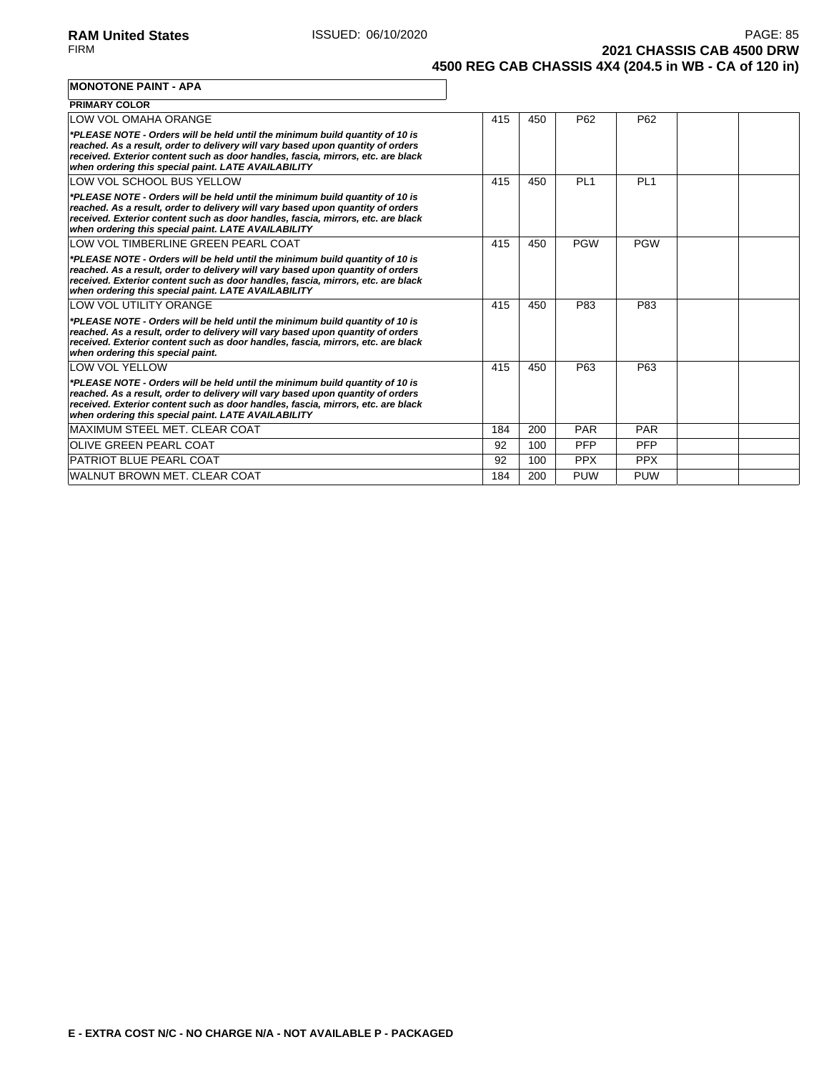**MONOTONE PAINT - APA**

| PRIMARY COLOR | | | | | | |
|---|---|---|---|---|---|---|
| LOW VOL OMAHA ORANGE<br>***PLEASE NOTE - Orders will be held until the minimum build quantity of 10 is reached. As a result, order to delivery will vary based upon quantity of orders received. Exterior content such as door handles, fascia, mirrors, etc. are black when ordering this special paint. LATE AVAILABILITY*** | 415 | 450 | P62 | P62 | | |
| LOW VOL SCHOOL BUS YELLOW<br>***PLEASE NOTE - Orders will be held until the minimum build quantity of 10 is reached. As a result, order to delivery will vary based upon quantity of orders received. Exterior content such as door handles, fascia, mirrors, etc. are black when ordering this special paint. LATE AVAILABILITY*** | 415 | 450 | PL1 | PL1 | | |
| LOW VOL TIMBERLINE GREEN PEARL COAT<br>***PLEASE NOTE - Orders will be held until the minimum build quantity of 10 is reached. As a result, order to delivery will vary based upon quantity of orders received. Exterior content such as door handles, fascia, mirrors, etc. are black when ordering this special paint. LATE AVAILABILITY*** | 415 | 450 | PGW | PGW | | |
| LOW VOL UTILITY ORANGE<br>***PLEASE NOTE - Orders will be held until the minimum build quantity of 10 is reached. As a result, order to delivery will vary based upon quantity of orders received. Exterior content such as door handles, fascia, mirrors, etc. are black when ordering this special paint.*** | 415 | 450 | P83 | P83 | | |
| LOW VOL YELLOW<br>***PLEASE NOTE - Orders will be held until the minimum build quantity of 10 is reached. As a result, order to delivery will vary based upon quantity of orders received. Exterior content such as door handles, fascia, mirrors, etc. are black when ordering this special paint. LATE AVAILABILITY*** | 415 | 450 | P63 | P63 | | |
| MAXIMUM STEEL MET. CLEAR COAT | 184 | 200 | PAR | PAR | | |
| OLIVE GREEN PEARL COAT | 92 | 100 | PFP | PFP | | |
| PATRIOT BLUE PEARL COAT | 92 | 100 | PPX | PPX | | |
| WALNUT BROWN MET. CLEAR COAT | 184 | 200 | PUW | PUW | | |

**E - EXTRA COST N/C - NO CHARGE N/A - NOT AVAILABLE P - PACKAGED**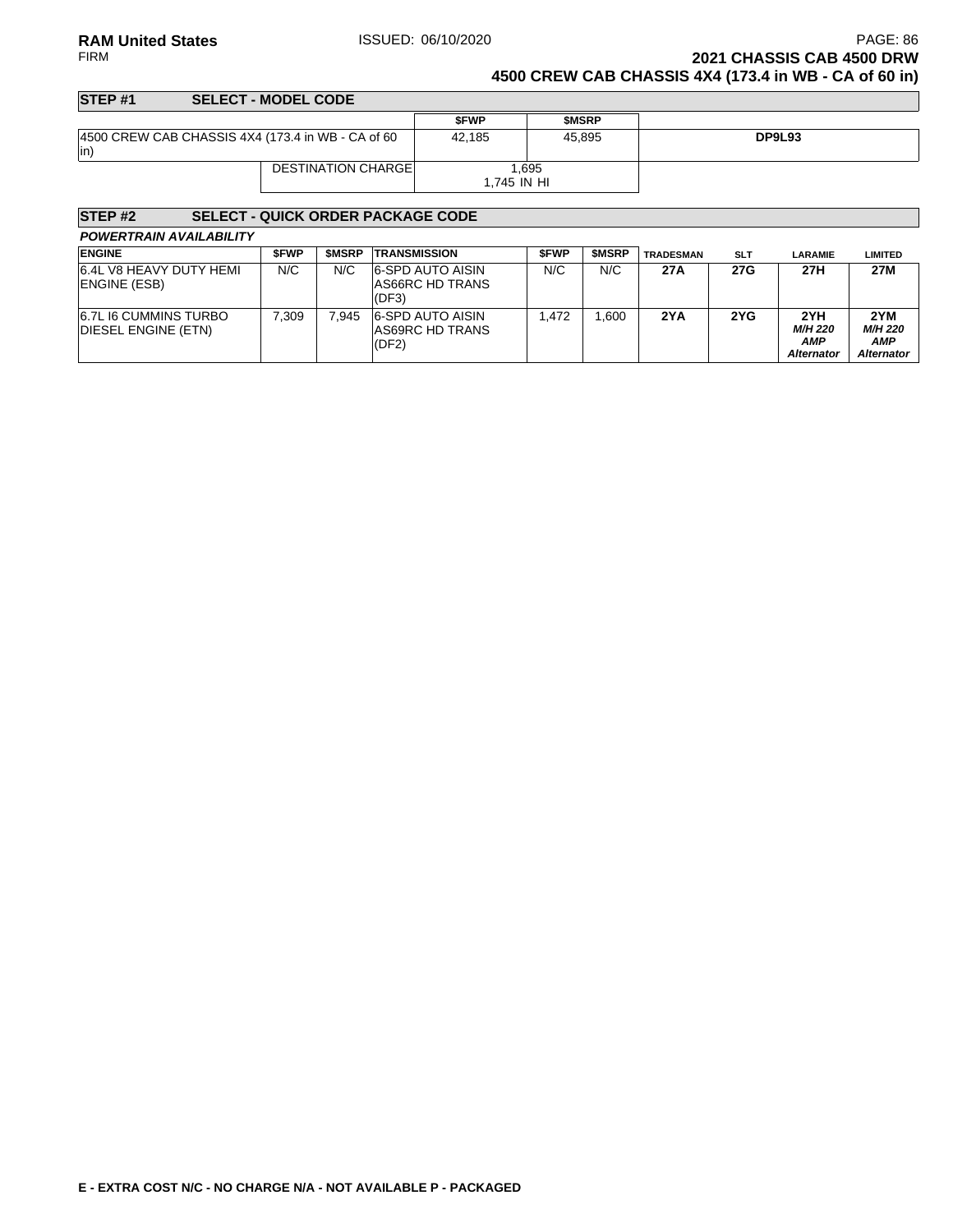# 2021 CHASSIS CAB 4500 DRW

## 4500 CREW CAB CHASSIS 4X4 (173.4 in WB - CA of 60 in)

### STEP #1 SELECT - MODEL CODE

| | | $FWP | $MSRP | |
|---|---|---|---|---|
| 4500 CREW CAB CHASSIS 4X4 (173.4 in WB - CA of 60 in) | | 42,185 | 45,895 | DP9L93 |
| | DESTINATION CHARGE | 1,695<br>1,745 IN HI | | |

### STEP #2 SELECT - QUICK ORDER PACKAGE CODE

***POWERTRAIN AVAILABILITY***

| ENGINE | $FWP | $MSRP | TRANSMISSION | $FWP | $MSRP | TRADESMAN | SLT | LARAMIE | LIMITED |
|---|---|---|---|---|---|---|---|---|---|
| 6.4L V8 HEAVY DUTY HEMI ENGINE (ESB) | N/C | N/C | 6-SPD AUTO AISIN AS66RC HD TRANS (DF3) | N/C | N/C | **27A** | **27G** | **27H** | **27M** |
| 6.7L I6 CUMMINS TURBO DIESEL ENGINE (ETN) | 7,309 | 7,945 | 6-SPD AUTO AISIN AS69RC HD TRANS (DF2) | 1,472 | 1,600 | **2YA** | **2YG** | **2YH** ***M/H 220 AMP Alternator*** | **2YM** ***M/H 220 AMP Alternator*** |

**E - EXTRA COST N/C - NO CHARGE N/A - NOT AVAILABLE P - PACKAGED**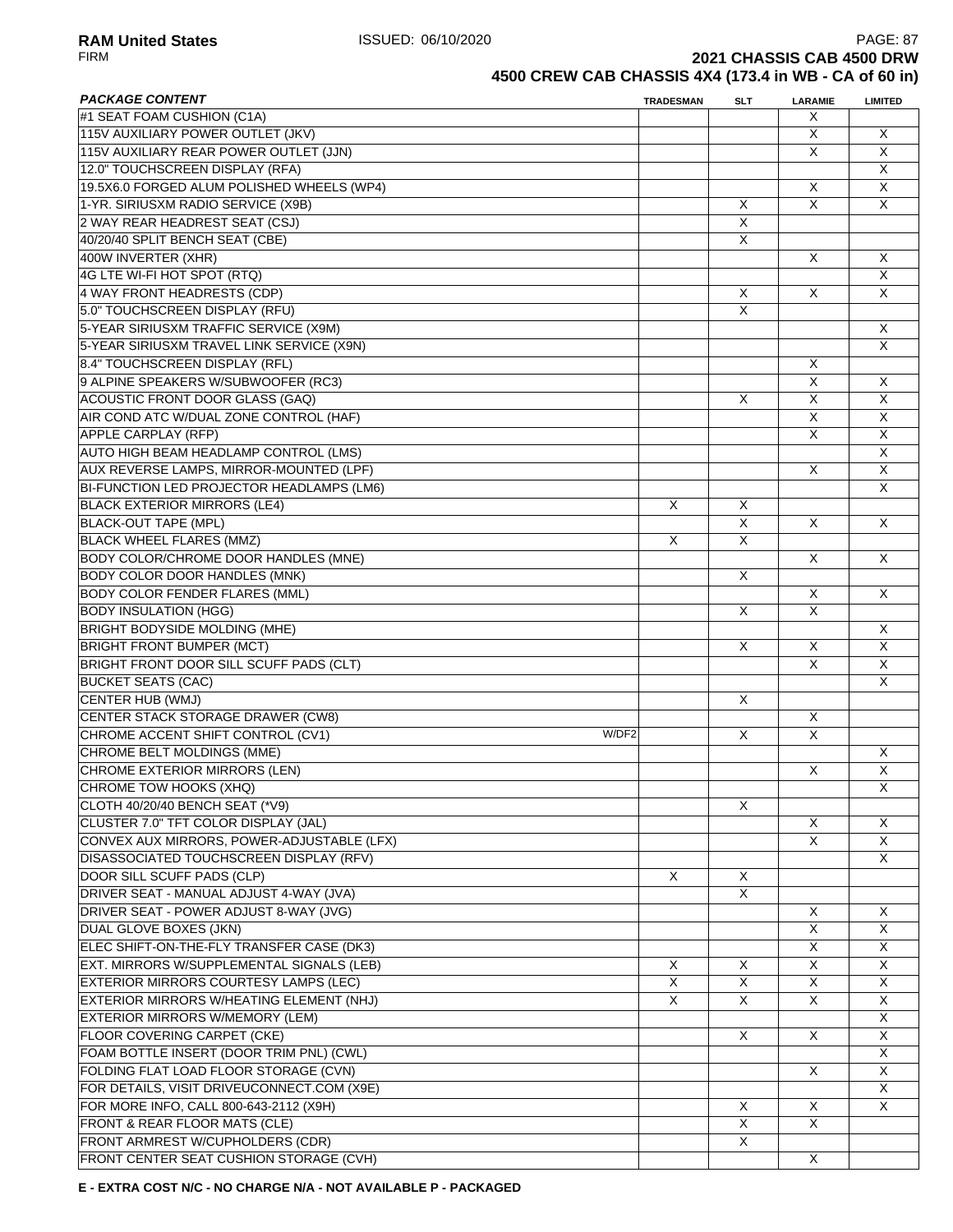**2021 CHASSIS CAB 4500 DRW**

**4500 CREW CAB CHASSIS 4X4 (173.4 in WB - CA of 60 in)**

| *PACKAGE CONTENT* | | TRADESMAN | SLT | LARAMIE | LIMITED |
|---|---|---|---|---|---|
| #1 SEAT FOAM CUSHION (C1A) | | | | X | |
| 115V AUXILIARY POWER OUTLET (JKV) | | | | X | X |
| 115V AUXILIARY REAR POWER OUTLET (JJN) | | | | X | X |
| 12.0" TOUCHSCREEN DISPLAY (RFA) | | | | | X |
| 19.5X6.0 FORGED ALUM POLISHED WHEELS (WP4) | | | | X | X |
| 1-YR. SIRIUSXM RADIO SERVICE (X9B) | | | X | X | X |
| 2 WAY REAR HEADREST SEAT (CSJ) | | | X | | |
| 40/20/40 SPLIT BENCH SEAT (CBE) | | | X | | |
| 400W INVERTER (XHR) | | | | X | X |
| 4G LTE WI-FI HOT SPOT (RTQ) | | | | | X |
| 4 WAY FRONT HEADRESTS (CDP) | | | X | X | X |
| 5.0" TOUCHSCREEN DISPLAY (RFU) | | | X | | |
| 5-YEAR SIRIUSXM TRAFFIC SERVICE (X9M) | | | | | X |
| 5-YEAR SIRIUSXM TRAVEL LINK SERVICE (X9N) | | | | | X |
| 8.4" TOUCHSCREEN DISPLAY (RFL) | | | | X | |
| 9 ALPINE SPEAKERS W/SUBWOOFER (RC3) | | | | X | X |
| ACOUSTIC FRONT DOOR GLASS (GAQ) | | | X | X | X |
| AIR COND ATC W/DUAL ZONE CONTROL (HAF) | | | | X | X |
| APPLE CARPLAY (RFP) | | | | X | X |
| AUTO HIGH BEAM HEADLAMP CONTROL (LMS) | | | | | X |
| AUX REVERSE LAMPS, MIRROR-MOUNTED (LPF) | | | | X | X |
| BI-FUNCTION LED PROJECTOR HEADLAMPS (LM6) | | | | | X |
| BLACK EXTERIOR MIRRORS (LE4) | | X | X | | |
| BLACK-OUT TAPE (MPL) | | | X | X | X |
| BLACK WHEEL FLARES (MMZ) | | X | X | | |
| BODY COLOR/CHROME DOOR HANDLES (MNE) | | | | X | X |
| BODY COLOR DOOR HANDLES (MNK) | | | X | | |
| BODY COLOR FENDER FLARES (MML) | | | | X | X |
| BODY INSULATION (HGG) | | | X | X | |
| BRIGHT BODYSIDE MOLDING (MHE) | | | | | X |
| BRIGHT FRONT BUMPER (MCT) | | | X | X | X |
| BRIGHT FRONT DOOR SILL SCUFF PADS (CLT) | | | | X | X |
| BUCKET SEATS (CAC) | | | | | X |
| CENTER HUB (WMJ) | | | X | | |
| CENTER STACK STORAGE DRAWER (CW8) | | | | X | |
| CHROME ACCENT SHIFT CONTROL (CV1) | W/DF2 | | X | X | |
| CHROME BELT MOLDINGS (MME) | | | | | X |
| CHROME EXTERIOR MIRRORS (LEN) | | | | X | X |
| CHROME TOW HOOKS (XHQ) | | | | | X |
| CLOTH 40/20/40 BENCH SEAT (*V9) | | | X | | |
| CLUSTER 7.0" TFT COLOR DISPLAY (JAL) | | | | X | X |
| CONVEX AUX MIRRORS, POWER-ADJUSTABLE (LFX) | | | | X | X |
| DISASSOCIATED TOUCHSCREEN DISPLAY (RFV) | | | | | X |
| DOOR SILL SCUFF PADS (CLP) | | X | X | | |
| DRIVER SEAT - MANUAL ADJUST 4-WAY (JVA) | | | X | | |
| DRIVER SEAT - POWER ADJUST 8-WAY (JVG) | | | | X | X |
| DUAL GLOVE BOXES (JKN) | | | | X | X |
| ELEC SHIFT-ON-THE-FLY TRANSFER CASE (DK3) | | | | X | X |
| EXT. MIRRORS W/SUPPLEMENTAL SIGNALS (LEB) | | X | X | X | X |
| EXTERIOR MIRRORS COURTESY LAMPS (LEC) | | X | X | X | X |
| EXTERIOR MIRRORS W/HEATING ELEMENT (NHJ) | | X | X | X | X |
| EXTERIOR MIRRORS W/MEMORY (LEM) | | | | | X |
| FLOOR COVERING CARPET (CKE) | | | X | X | X |
| FOAM BOTTLE INSERT (DOOR TRIM PNL) (CWL) | | | | | X |
| FOLDING FLAT LOAD FLOOR STORAGE (CVN) | | | | X | X |
| FOR DETAILS, VISIT DRIVEUCONNECT.COM (X9E) | | | | | X |
| FOR MORE INFO, CALL 800-643-2112 (X9H) | | | X | X | X |
| FRONT & REAR FLOOR MATS (CLE) | | | X | X | |
| FRONT ARMREST W/CUPHOLDERS (CDR) | | | X | | |
| FRONT CENTER SEAT CUSHION STORAGE (CVH) | | | | X | |

**E - EXTRA COST N/C - NO CHARGE N/A - NOT AVAILABLE P - PACKAGED**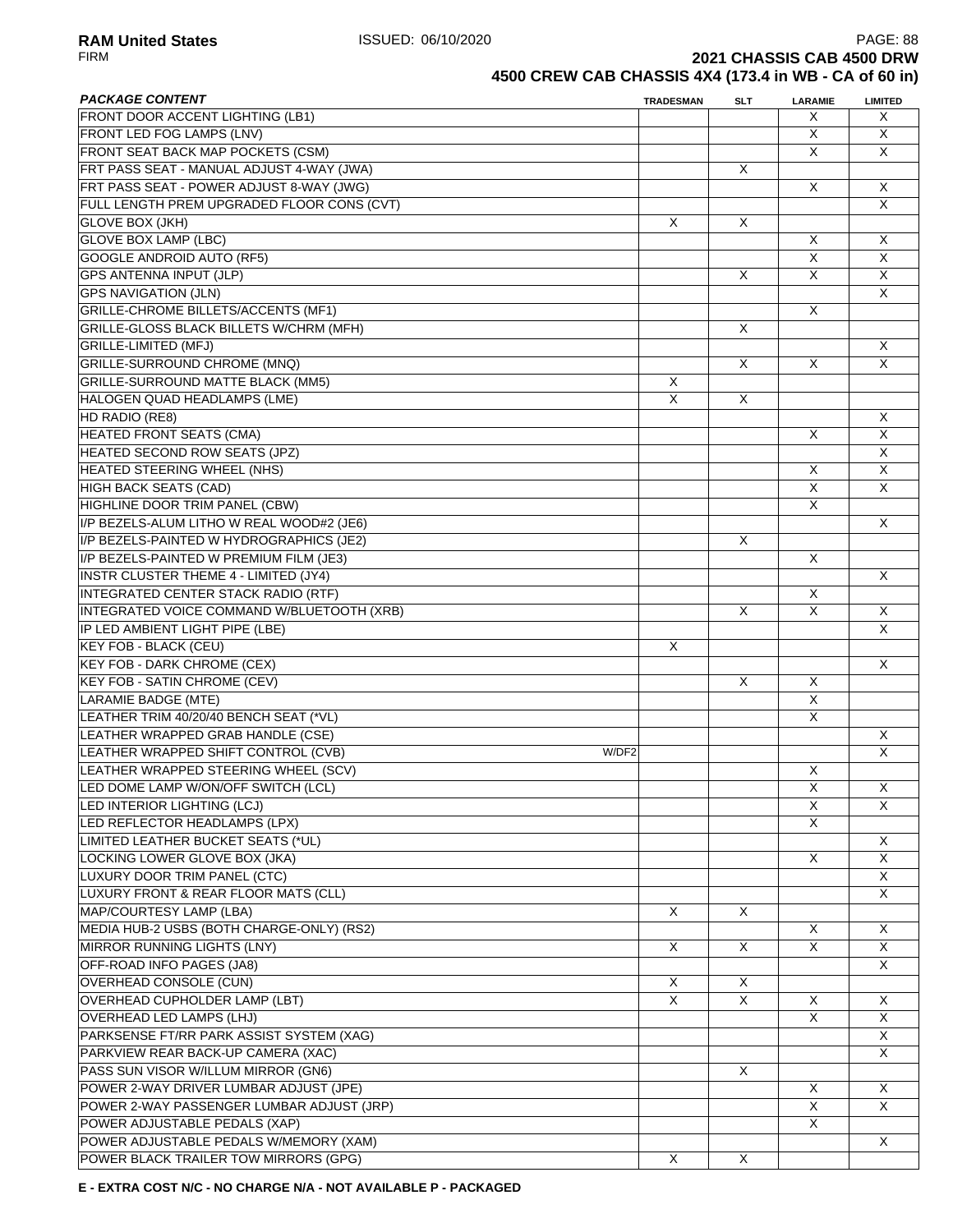**2021 CHASSIS CAB 4500 DRW**

**4500 CREW CAB CHASSIS 4X4 (173.4 in WB - CA of 60 in)**

| *PACKAGE CONTENT* | | TRADESMAN | SLT | LARAMIE | LIMITED |
|---|---|---|---|---|---|
| FRONT DOOR ACCENT LIGHTING (LB1) | | | | X | X |
| FRONT LED FOG LAMPS (LNV) | | | | X | X |
| FRONT SEAT BACK MAP POCKETS (CSM) | | | | X | X |
| FRT PASS SEAT - MANUAL ADJUST 4-WAY (JWA) | | | X | | |
| FRT PASS SEAT - POWER ADJUST 8-WAY (JWG) | | | | X | X |
| FULL LENGTH PREM UPGRADED FLOOR CONS (CVT) | | | | | X |
| GLOVE BOX (JKH) | | X | X | | |
| GLOVE BOX LAMP (LBC) | | | | X | X |
| GOOGLE ANDROID AUTO (RF5) | | | | X | X |
| GPS ANTENNA INPUT (JLP) | | | X | X | X |
| GPS NAVIGATION (JLN) | | | | | X |
| GRILLE-CHROME BILLETS/ACCENTS (MF1) | | | | X | |
| GRILLE-GLOSS BLACK BILLETS W/CHRM (MFH) | | | X | | |
| GRILLE-LIMITED (MFJ) | | | | | X |
| GRILLE-SURROUND CHROME (MNQ) | | | X | X | X |
| GRILLE-SURROUND MATTE BLACK (MM5) | | X | | | |
| HALOGEN QUAD HEADLAMPS (LME) | | X | X | | |
| HD RADIO (RE8) | | | | | X |
| HEATED FRONT SEATS (CMA) | | | | X | X |
| HEATED SECOND ROW SEATS (JPZ) | | | | | X |
| HEATED STEERING WHEEL (NHS) | | | | X | X |
| HIGH BACK SEATS (CAD) | | | | X | X |
| HIGHLINE DOOR TRIM PANEL (CBW) | | | | X | |
| I/P BEZELS-ALUM LITHO W REAL WOOD#2 (JE6) | | | | | X |
| I/P BEZELS-PAINTED W HYDROGRAPHICS (JE2) | | | X | | |
| I/P BEZELS-PAINTED W PREMIUM FILM (JE3) | | | | X | |
| INSTR CLUSTER THEME 4 - LIMITED (JY4) | | | | | X |
| INTEGRATED CENTER STACK RADIO (RTF) | | | | X | |
| INTEGRATED VOICE COMMAND W/BLUETOOTH (XRB) | | | X | X | X |
| IP LED AMBIENT LIGHT PIPE (LBE) | | | | | X |
| KEY FOB - BLACK (CEU) | | X | | | |
| KEY FOB - DARK CHROME (CEX) | | | | | X |
| KEY FOB - SATIN CHROME (CEV) | | | X | X | |
| LARAMIE BADGE (MTE) | | | | X | |
| LEATHER TRIM 40/20/40 BENCH SEAT (*VL) | | | | X | |
| LEATHER WRAPPED GRAB HANDLE (CSE) | | | | | X |
| LEATHER WRAPPED SHIFT CONTROL (CVB) | W/DF2 | | | | X |
| LEATHER WRAPPED STEERING WHEEL (SCV) | | | | X | |
| LED DOME LAMP W/ON/OFF SWITCH (LCL) | | | | X | X |
| LED INTERIOR LIGHTING (LCJ) | | | | X | X |
| LED REFLECTOR HEADLAMPS (LPX) | | | | X | |
| LIMITED LEATHER BUCKET SEATS (*UL) | | | | | X |
| LOCKING LOWER GLOVE BOX (JKA) | | | | X | X |
| LUXURY DOOR TRIM PANEL (CTC) | | | | | X |
| LUXURY FRONT & REAR FLOOR MATS (CLL) | | | | | X |
| MAP/COURTESY LAMP (LBA) | | X | X | | |
| MEDIA HUB-2 USBS (BOTH CHARGE-ONLY) (RS2) | | | | X | X |
| MIRROR RUNNING LIGHTS (LNY) | | X | X | X | X |
| OFF-ROAD INFO PAGES (JA8) | | | | | X |
| OVERHEAD CONSOLE (CUN) | | X | X | | |
| OVERHEAD CUPHOLDER LAMP (LBT) | | X | X | X | X |
| OVERHEAD LED LAMPS (LHJ) | | | | X | X |
| PARKSENSE FT/RR PARK ASSIST SYSTEM (XAG) | | | | | X |
| PARKVIEW REAR BACK-UP CAMERA (XAC) | | | | | X |
| PASS SUN VISOR W/ILLUM MIRROR (GN6) | | | X | | |
| POWER 2-WAY DRIVER LUMBAR ADJUST (JPE) | | | | X | X |
| POWER 2-WAY PASSENGER LUMBAR ADJUST (JRP) | | | | X | X |
| POWER ADJUSTABLE PEDALS (XAP) | | | | X | |
| POWER ADJUSTABLE PEDALS W/MEMORY (XAM) | | | | | X |
| POWER BLACK TRAILER TOW MIRRORS (GPG) | | X | X | | |

**E - EXTRA COST N/C - NO CHARGE N/A - NOT AVAILABLE P - PACKAGED**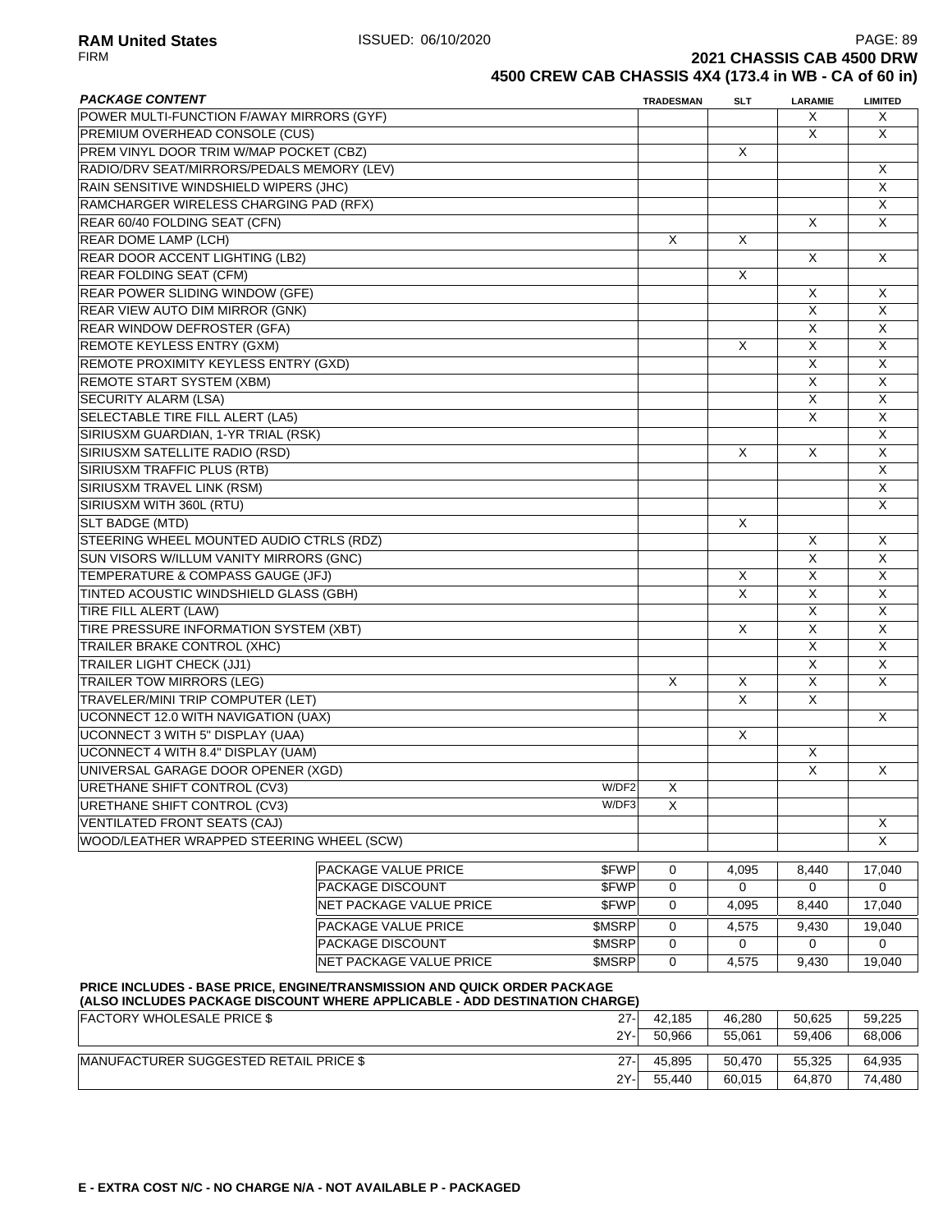**2021 CHASSIS CAB 4500 DRW**

**4500 CREW CAB CHASSIS 4X4 (173.4 in WB - CA of 60 in)**

| ***PACKAGE CONTENT*** | | TRADESMAN | SLT | LARAMIE | LIMITED |
|---|---|---|---|---|---|
| POWER MULTI-FUNCTION F/AWAY MIRRORS (GYF) | | | | X | X |
| PREMIUM OVERHEAD CONSOLE (CUS) | | | | X | X |
| PREM VINYL DOOR TRIM W/MAP POCKET (CBZ) | | | X | | |
| RADIO/DRV SEAT/MIRRORS/PEDALS MEMORY (LEV) | | | | | X |
| RAIN SENSITIVE WINDSHIELD WIPERS (JHC) | | | | | X |
| RAMCHARGER WIRELESS CHARGING PAD (RFX) | | | | | X |
| REAR 60/40 FOLDING SEAT (CFN) | | | | X | X |
| REAR DOME LAMP (LCH) | | X | X | | |
| REAR DOOR ACCENT LIGHTING (LB2) | | | | X | X |
| REAR FOLDING SEAT (CFM) | | | X | | |
| REAR POWER SLIDING WINDOW (GFE) | | | | X | X |
| REAR VIEW AUTO DIM MIRROR (GNK) | | | | X | X |
| REAR WINDOW DEFROSTER (GFA) | | | | X | X |
| REMOTE KEYLESS ENTRY (GXM) | | | X | X | X |
| REMOTE PROXIMITY KEYLESS ENTRY (GXD) | | | | X | X |
| REMOTE START SYSTEM (XBM) | | | | X | X |
| SECURITY ALARM (LSA) | | | | X | X |
| SELECTABLE TIRE FILL ALERT (LA5) | | | | X | X |
| SIRIUSXM GUARDIAN, 1-YR TRIAL (RSK) | | | | | X |
| SIRIUSXM SATELLITE RADIO (RSD) | | | X | X | X |
| SIRIUSXM TRAFFIC PLUS (RTB) | | | | | X |
| SIRIUSXM TRAVEL LINK (RSM) | | | | | X |
| SIRIUSXM WITH 360L (RTU) | | | | | X |
| SLT BADGE (MTD) | | | X | | |
| STEERING WHEEL MOUNTED AUDIO CTRLS (RDZ) | | | | X | X |
| SUN VISORS W/ILLUM VANITY MIRRORS (GNC) | | | | X | X |
| TEMPERATURE & COMPASS GAUGE (JFJ) | | | X | X | X |
| TINTED ACOUSTIC WINDSHIELD GLASS (GBH) | | | X | X | X |
| TIRE FILL ALERT (LAW) | | | | X | X |
| TIRE PRESSURE INFORMATION SYSTEM (XBT) | | | X | X | X |
| TRAILER BRAKE CONTROL (XHC) | | | | X | X |
| TRAILER LIGHT CHECK (JJ1) | | | | X | X |
| TRAILER TOW MIRRORS (LEG) | | X | X | X | X |
| TRAVELER/MINI TRIP COMPUTER (LET) | | | X | X | |
| UCONNECT 12.0 WITH NAVIGATION (UAX) | | | | | X |
| UCONNECT 3 WITH 5" DISPLAY (UAA) | | | X | | |
| UCONNECT 4 WITH 8.4" DISPLAY (UAM) | | | | X | |
| UNIVERSAL GARAGE DOOR OPENER (XGD) | | | | X | X |
| URETHANE SHIFT CONTROL (CV3) | W/DF2 | X | | | |
| URETHANE SHIFT CONTROL (CV3) | W/DF3 | X | | | |
| VENTILATED FRONT SEATS (CAJ) | | | | | X |
| WOOD/LEATHER WRAPPED STEERING WHEEL (SCW) | | | | | X |

| | | TRADESMAN | SLT | LARAMIE | LIMITED |
|---|---|---|---|---|---|
| PACKAGE VALUE PRICE | $FWP | 0 | 4,095 | 8,440 | 17,040 |
| PACKAGE DISCOUNT | $FWP | 0 | 0 | 0 | 0 |
| NET PACKAGE VALUE PRICE | $FWP | 0 | 4,095 | 8,440 | 17,040 |
| PACKAGE VALUE PRICE | $MSRP | 0 | 4,575 | 9,430 | 19,040 |
| PACKAGE DISCOUNT | $MSRP | 0 | 0 | 0 | 0 |
| NET PACKAGE VALUE PRICE | $MSRP | 0 | 4,575 | 9,430 | 19,040 |

**PRICE INCLUDES - BASE PRICE, ENGINE/TRANSMISSION AND QUICK ORDER PACKAGE (ALSO INCLUDES PACKAGE DISCOUNT WHERE APPLICABLE - ADD DESTINATION CHARGE)**

| | | TRADESMAN | SLT | LARAMIE | LIMITED |
|---|---|---|---|---|---|
| FACTORY WHOLESALE PRICE $ | 27- | 42,185 | 46,280 | 50,625 | 59,225 |
| | 2Y- | 50,966 | 55,061 | 59,406 | 68,006 |
| MANUFACTURER SUGGESTED RETAIL PRICE $ | 27- | 45,895 | 50,470 | 55,325 | 64,935 |
| | 2Y- | 55,440 | 60,015 | 64,870 | 74,480 |

**E - EXTRA COST N/C - NO CHARGE N/A - NOT AVAILABLE P - PACKAGED**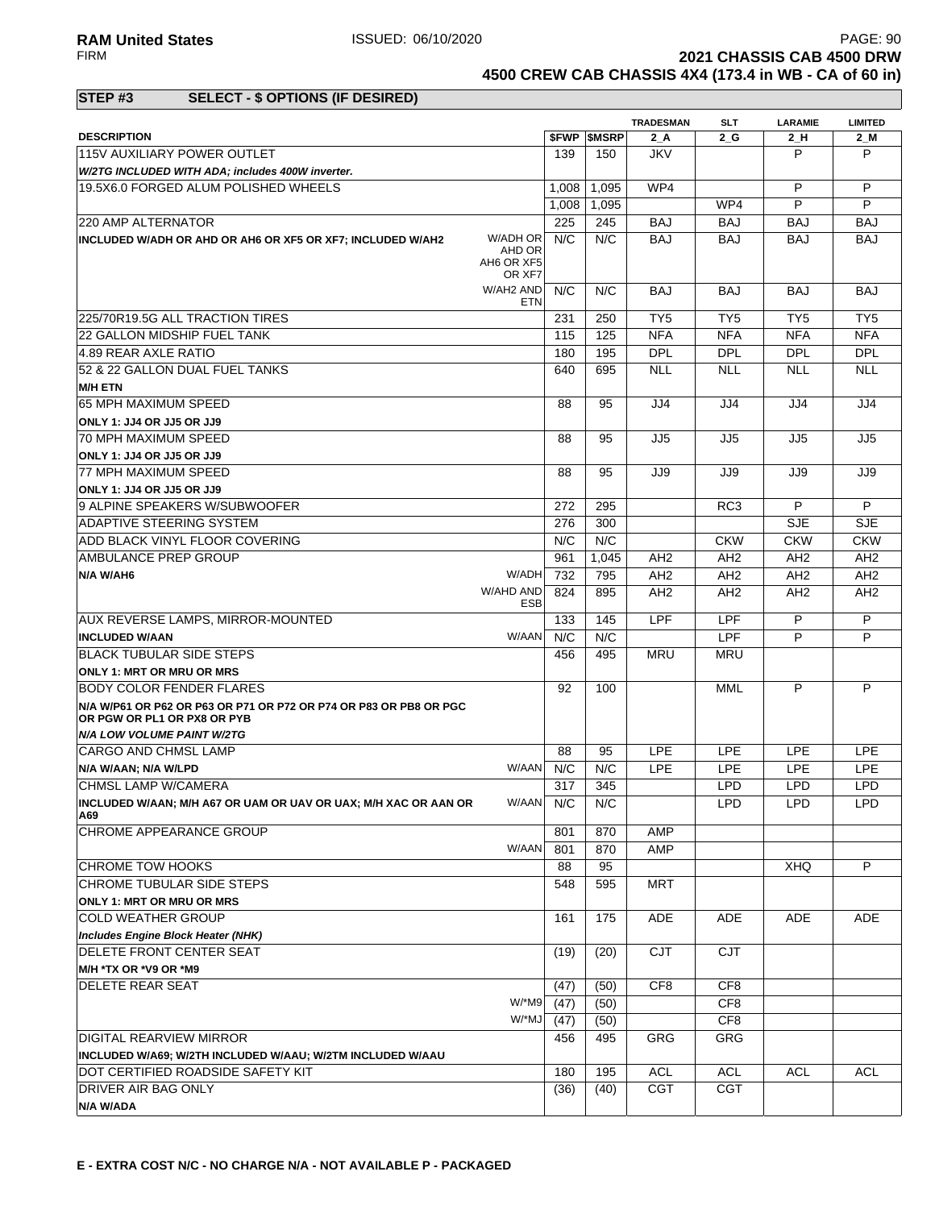**RAM United States** ISSUED: 06/10/2020
FIRM

**2021 CHASSIS CAB 4500 DRW**
**4500 CREW CAB CHASSIS 4X4 (173.4 in WB - CA of 60 in)**

## STEP #3 SELECT - $ OPTIONS (IF DESIRED)

| DESCRIPTION | | $FWP | $MSRP | TRADESMAN 2_A | SLT 2_G | LARAMIE 2_H | LIMITED 2_M |
|---|---|---|---|---|---|---|---|
| 115V AUXILIARY POWER OUTLET | | 139 | 150 | JKV | | P | P |
| *W/2TG INCLUDED WITH ADA; includes 400W inverter.* | | | | | | | |
| 19.5X6.0 FORGED ALUM POLISHED WHEELS | | 1,008 | 1,095 | WP4 | | P | P |
| | | 1,008 | 1,095 | | WP4 | P | P |
| 220 AMP ALTERNATOR | | 225 | 245 | BAJ | BAJ | BAJ | BAJ |
| **INCLUDED W/ADH OR AHD OR AH6 OR XF5 OR XF7; INCLUDED W/AH2** | W/ADH OR AHD OR AH6 OR XF5 OR XF7 | N/C | N/C | BAJ | BAJ | BAJ | BAJ |
| | W/AH2 AND ETN | N/C | N/C | BAJ | BAJ | BAJ | BAJ |
| 225/70R19.5G ALL TRACTION TIRES | | 231 | 250 | TY5 | TY5 | TY5 | TY5 |
| 22 GALLON MIDSHIP FUEL TANK | | 115 | 125 | NFA | NFA | NFA | NFA |
| 4.89 REAR AXLE RATIO | | 180 | 195 | DPL | DPL | DPL | DPL |
| 52 & 22 GALLON DUAL FUEL TANKS | | 640 | 695 | NLL | NLL | NLL | NLL |
| **M/H ETN** | | | | | | | |
| 65 MPH MAXIMUM SPEED | | 88 | 95 | JJ4 | JJ4 | JJ4 | JJ4 |
| **ONLY 1: JJ4 OR JJ5 OR JJ9** | | | | | | | |
| 70 MPH MAXIMUM SPEED | | 88 | 95 | JJ5 | JJ5 | JJ5 | JJ5 |
| **ONLY 1: JJ4 OR JJ5 OR JJ9** | | | | | | | |
| 77 MPH MAXIMUM SPEED | | 88 | 95 | JJ9 | JJ9 | JJ9 | JJ9 |
| **ONLY 1: JJ4 OR JJ5 OR JJ9** | | | | | | | |
| 9 ALPINE SPEAKERS W/SUBWOOFER | | 272 | 295 | | RC3 | P | P |
| ADAPTIVE STEERING SYSTEM | | 276 | 300 | | | SJE | SJE |
| ADD BLACK VINYL FLOOR COVERING | | N/C | N/C | | CKW | CKW | CKW |
| AMBULANCE PREP GROUP | | 961 | 1,045 | AH2 | AH2 | AH2 | AH2 |
| **N/A W/AH6** | W/ADH | 732 | 795 | AH2 | AH2 | AH2 | AH2 |
| | W/AHD AND ESB | 824 | 895 | AH2 | AH2 | AH2 | AH2 |
| AUX REVERSE LAMPS, MIRROR-MOUNTED | | 133 | 145 | LPF | LPF | P | P |
| **INCLUDED W/AAN** | W/AAN | N/C | N/C | | LPF | P | P |
| BLACK TUBULAR SIDE STEPS | | 456 | 495 | MRU | MRU | | |
| **ONLY 1: MRT OR MRU OR MRS** | | | | | | | |
| BODY COLOR FENDER FLARES | | 92 | 100 | | MML | P | P |
| **N/A W/P61 OR P62 OR P63 OR P71 OR P72 OR P74 OR P83 OR PB8 OR PGC OR PGW OR PL1 OR PX8 OR PYB** | | | | | | | |
| ***N/A LOW VOLUME PAINT W/2TG*** | | | | | | | |
| CARGO AND CHMSL LAMP | | 88 | 95 | LPE | LPE | LPE | LPE |
| **N/A W/AAN; N/A W/LPD** | W/AAN | N/C | N/C | LPE | LPE | LPE | LPE |
| CHMSL LAMP W/CAMERA | | 317 | 345 | | LPD | LPD | LPD |
| **INCLUDED W/AAN; M/H A67 OR UAM OR UAV OR UAX; M/H XAC OR AAN OR A69** | W/AAN | N/C | N/C | | LPD | LPD | LPD |
| CHROME APPEARANCE GROUP | | 801 | 870 | AMP | | | |
| | W/AAN | 801 | 870 | AMP | | | |
| CHROME TOW HOOKS | | 88 | 95 | | | XHQ | P |
| CHROME TUBULAR SIDE STEPS | | 548 | 595 | MRT | | | |
| **ONLY 1: MRT OR MRU OR MRS** | | | | | | | |
| COLD WEATHER GROUP | | 161 | 175 | ADE | ADE | ADE | ADE |
| ***Includes Engine Block Heater (NHK)*** | | | | | | | |
| DELETE FRONT CENTER SEAT | | (19) | (20) | CJT | CJT | | |
| **M/H *TX OR *V9 OR *M9** | | | | | | | |
| DELETE REAR SEAT | | (47) | (50) | CF8 | CF8 | | |
| | W/*M9 | (47) | (50) | | CF8 | | |
| | W/*MJ | (47) | (50) | | CF8 | | |
| DIGITAL REARVIEW MIRROR | | 456 | 495 | GRG | GRG | | |
| **INCLUDED W/A69; W/2TH INCLUDED W/AAU; W/2TM INCLUDED W/AAU** | | | | | | | |
| DOT CERTIFIED ROADSIDE SAFETY KIT | | 180 | 195 | ACL | ACL | ACL | ACL |
| DRIVER AIR BAG ONLY | | (36) | (40) | CGT | CGT | | |
| **N/A W/ADA** | | | | | | | |

**E - EXTRA COST N/C - NO CHARGE N/A - NOT AVAILABLE P - PACKAGED**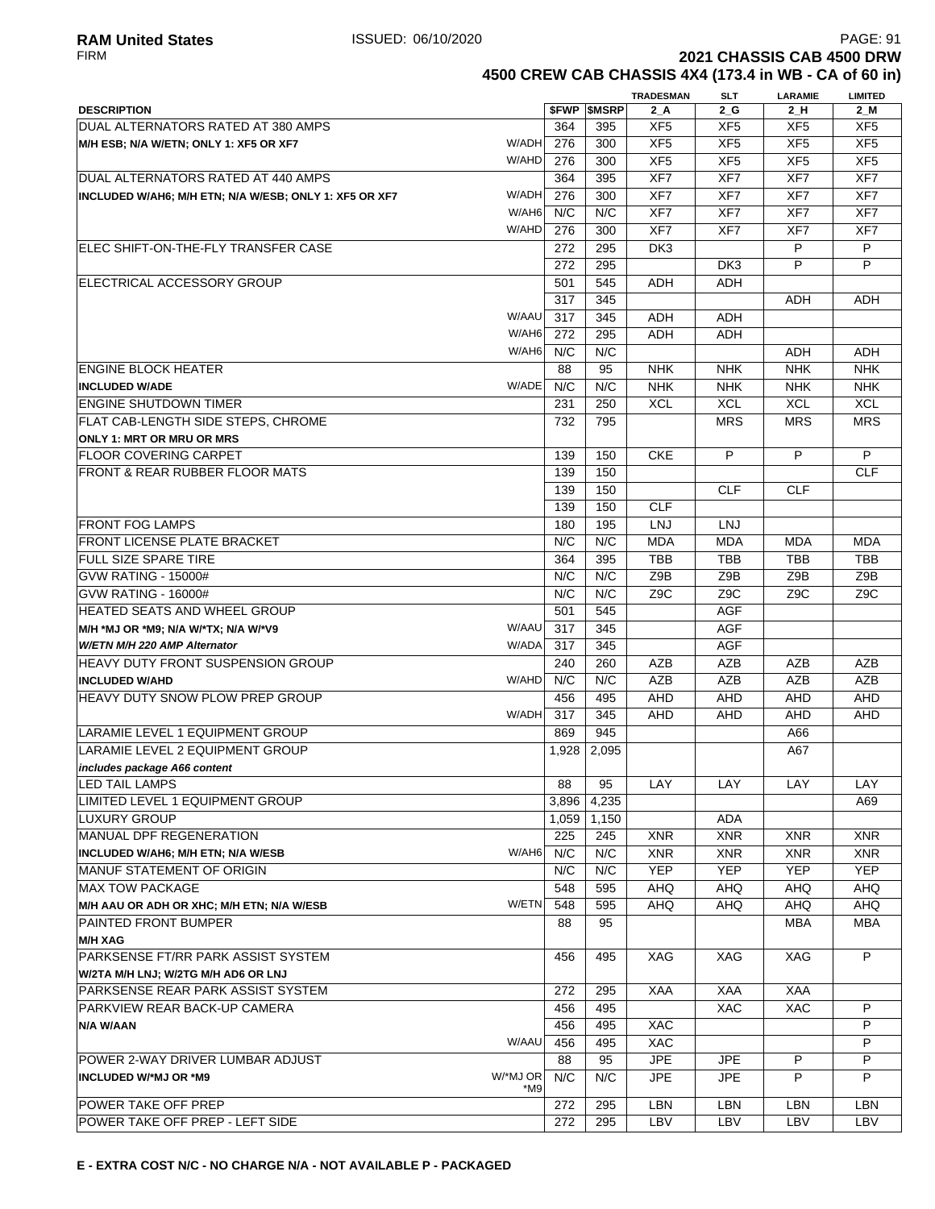# 2021 CHASSIS CAB 4500 DRW

## 4500 CREW CAB CHASSIS 4X4 (173.4 in WB - CA of 60 in)

| DESCRIPTION | | $FWP | $MSRP | TRADESMAN 2_A | SLT 2_G | LARAMIE 2_H | LIMITED 2_M |
|---|---|---|---|---|---|---|---|
| DUAL ALTERNATORS RATED AT 380 AMPS | | 364 | 395 | XF5 | XF5 | XF5 | XF5 |
| **M/H ESB; N/A W/ETN; ONLY 1: XF5 OR XF7** | W/ADH | 276 | 300 | XF5 | XF5 | XF5 | XF5 |
| | W/AHD | 276 | 300 | XF5 | XF5 | XF5 | XF5 |
| DUAL ALTERNATORS RATED AT 440 AMPS | | 364 | 395 | XF7 | XF7 | XF7 | XF7 |
| **INCLUDED W/AH6; M/H ETN; N/A W/ESB; ONLY 1: XF5 OR XF7** | W/ADH | 276 | 300 | XF7 | XF7 | XF7 | XF7 |
| | W/AH6 | N/C | N/C | XF7 | XF7 | XF7 | XF7 |
| | W/AHD | 276 | 300 | XF7 | XF7 | XF7 | XF7 |
| ELEC SHIFT-ON-THE-FLY TRANSFER CASE | | 272 | 295 | DK3 | | P | P |
| | | 272 | 295 | | DK3 | P | P |
| ELECTRICAL ACCESSORY GROUP | | 501 | 545 | ADH | ADH | | |
| | | 317 | 345 | | | ADH | ADH |
| | W/AAU | 317 | 345 | ADH | ADH | | |
| | W/AH6 | 272 | 295 | ADH | ADH | | |
| | W/AH6 | N/C | N/C | | | ADH | ADH |
| ENGINE BLOCK HEATER | | 88 | 95 | NHK | NHK | NHK | NHK |
| **INCLUDED W/ADE** | W/ADE | N/C | N/C | NHK | NHK | NHK | NHK |
| ENGINE SHUTDOWN TIMER | | 231 | 250 | XCL | XCL | XCL | XCL |
| FLAT CAB-LENGTH SIDE STEPS, CHROME | | 732 | 795 | | MRS | MRS | MRS |
| **ONLY 1: MRT OR MRU OR MRS** | | | | | | | |
| FLOOR COVERING CARPET | | 139 | 150 | CKE | P | P | P |
| FRONT & REAR RUBBER FLOOR MATS | | 139 | 150 | | | | CLF |
| | | 139 | 150 | | CLF | CLF | |
| | | 139 | 150 | CLF | | | |
| FRONT FOG LAMPS | | 180 | 195 | LNJ | LNJ | | |
| FRONT LICENSE PLATE BRACKET | | N/C | N/C | MDA | MDA | MDA | MDA |
| FULL SIZE SPARE TIRE | | 364 | 395 | TBB | TBB | TBB | TBB |
| GVW RATING - 15000# | | N/C | N/C | Z9B | Z9B | Z9B | Z9B |
| GVW RATING - 16000# | | N/C | N/C | Z9C | Z9C | Z9C | Z9C |
| HEATED SEATS AND WHEEL GROUP | | 501 | 545 | | AGF | | |
| **M/H *MJ OR *M9; N/A W/*TX; N/A W/*V9** | W/AAU | 317 | 345 | | AGF | | |
| ***W/ETN M/H 220 AMP Alternator*** | W/ADA | 317 | 345 | | AGF | | |
| HEAVY DUTY FRONT SUSPENSION GROUP | | 240 | 260 | AZB | AZB | AZB | AZB |
| **INCLUDED W/AHD** | W/AHD | N/C | N/C | AZB | AZB | AZB | AZB |
| HEAVY DUTY SNOW PLOW PREP GROUP | | 456 | 495 | AHD | AHD | AHD | AHD |
| | W/ADH | 317 | 345 | AHD | AHD | AHD | AHD |
| LARAMIE LEVEL 1 EQUIPMENT GROUP | | 869 | 945 | | | A66 | |
| LARAMIE LEVEL 2 EQUIPMENT GROUP | | 1,928 | 2,095 | | | A67 | |
| ***includes package A66 content*** | | | | | | | |
| LED TAIL LAMPS | | 88 | 95 | LAY | LAY | LAY | LAY |
| LIMITED LEVEL 1 EQUIPMENT GROUP | | 3,896 | 4,235 | | | | A69 |
| LUXURY GROUP | | 1,059 | 1,150 | | ADA | | |
| MANUAL DPF REGENERATION | | 225 | 245 | XNR | XNR | XNR | XNR |
| **INCLUDED W/AH6; M/H ETN; N/A W/ESB** | W/AH6 | N/C | N/C | XNR | XNR | XNR | XNR |
| MANUF STATEMENT OF ORIGIN | | N/C | N/C | YEP | YEP | YEP | YEP |
| MAX TOW PACKAGE | | 548 | 595 | AHQ | AHQ | AHQ | AHQ |
| **M/H AAU OR ADH OR XHC; M/H ETN; N/A W/ESB** | W/ETN | 548 | 595 | AHQ | AHQ | AHQ | AHQ |
| PAINTED FRONT BUMPER | | 88 | 95 | | | MBA | MBA |
| **M/H XAG** | | | | | | | |
| PARKSENSE FT/RR PARK ASSIST SYSTEM | | 456 | 495 | XAG | XAG | XAG | P |
| **W/2TA M/H LNJ; W/2TG M/H AD6 OR LNJ** | | | | | | | |
| PARKSENSE REAR PARK ASSIST SYSTEM | | 272 | 295 | XAA | XAA | XAA | |
| PARKVIEW REAR BACK-UP CAMERA | | 456 | 495 | | XAC | XAC | P |
| **N/A W/AAN** | | 456 | 495 | XAC | | | P |
| | W/AAU | 456 | 495 | XAC | | | P |
| POWER 2-WAY DRIVER LUMBAR ADJUST | | 88 | 95 | JPE | JPE | P | P |
| **INCLUDED W/*MJ OR *M9** | W/*MJ OR *M9 | N/C | N/C | JPE | JPE | P | P |
| POWER TAKE OFF PREP | | 272 | 295 | LBN | LBN | LBN | LBN |
| POWER TAKE OFF PREP - LEFT SIDE | | 272 | 295 | LBV | LBV | LBV | LBV |

**E - EXTRA COST N/C - NO CHARGE N/A - NOT AVAILABLE P - PACKAGED**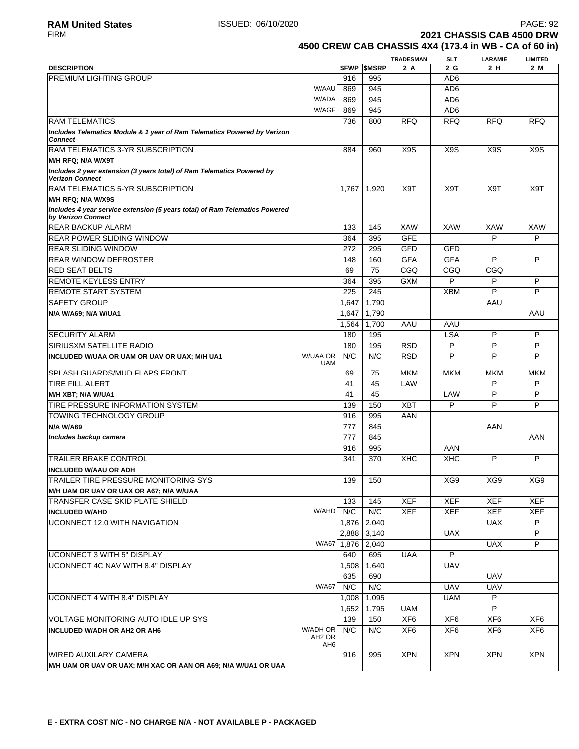**RAM United States** ISSUED: 06/10/2020
FIRM

**2021 CHASSIS CAB 4500 DRW**
**4500 CREW CAB CHASSIS 4X4 (173.4 in WB - CA of 60 in)**

| DESCRIPTION | | $FWP | $MSRP | TRADESMAN 2_A | SLT 2_G | LARAMIE 2_H | LIMITED 2_M |
|---|---|---|---|---|---|---|---|
| PREMIUM LIGHTING GROUP | | 916 | 995 | | AD6 | | |
| | W/AAU | 869 | 945 | | AD6 | | |
| | W/ADA | 869 | 945 | | AD6 | | |
| | W/AGF | 869 | 945 | | AD6 | | |
| RAM TELEMATICS | | 736 | 800 | RFQ | RFQ | RFQ | RFQ |
| *Includes Telematics Module & 1 year of Ram Telematics Powered by Verizon Connect* | | | | | | | |
| RAM TELEMATICS 3-YR SUBSCRIPTION | | 884 | 960 | X9S | X9S | X9S | X9S |
| **M/H RFQ; N/A W/X9T** | | | | | | | |
| *Includes 2 year extension (3 years total) of Ram Telematics Powered by Verizon Connect* | | | | | | | |
| RAM TELEMATICS 5-YR SUBSCRIPTION | | 1,767 | 1,920 | X9T | X9T | X9T | X9T |
| **M/H RFQ; N/A W/X9S** | | | | | | | |
| *Includes 4 year service extension (5 years total) of Ram Telematics Powered by Verizon Connect* | | | | | | | |
| REAR BACKUP ALARM | | 133 | 145 | XAW | XAW | XAW | XAW |
| REAR POWER SLIDING WINDOW | | 364 | 395 | GFE | | P | P |
| REAR SLIDING WINDOW | | 272 | 295 | GFD | GFD | | |
| REAR WINDOW DEFROSTER | | 148 | 160 | GFA | GFA | P | P |
| RED SEAT BELTS | | 69 | 75 | CGQ | CGQ | CGQ | |
| REMOTE KEYLESS ENTRY | | 364 | 395 | GXM | P | P | P |
| REMOTE START SYSTEM | | 225 | 245 | | XBM | P | P |
| SAFETY GROUP | | 1,647 | 1,790 | | | AAU | |
| **N/A W/A69; N/A W/UA1** | | 1,647 | 1,790 | | | | AAU |
| | | 1,564 | 1,700 | AAU | AAU | | |
| SECURITY ALARM | | 180 | 195 | | LSA | P | P |
| SIRIUSXM SATELLITE RADIO | | 180 | 195 | RSD | P | P | P |
| **INCLUDED W/UAA OR UAM OR UAV OR UAX; M/H UA1** | W/UAA OR UAM | N/C | N/C | RSD | P | P | P |
| SPLASH GUARDS/MUD FLAPS FRONT | | 69 | 75 | MKM | MKM | MKM | MKM |
| TIRE FILL ALERT | | 41 | 45 | LAW | | P | P |
| **M/H XBT; N/A W/UA1** | | 41 | 45 | | LAW | P | P |
| TIRE PRESSURE INFORMATION SYSTEM | | 139 | 150 | XBT | P | P | P |
| TOWING TECHNOLOGY GROUP | | 916 | 995 | AAN | | | |
| **N/A W/A69** | | 777 | 845 | | | AAN | |
| *Includes backup camera* | | 777 | 845 | | | | AAN |
| | | 916 | 995 | | AAN | | |
| TRAILER BRAKE CONTROL | | 341 | 370 | XHC | XHC | P | P |
| **INCLUDED W/AAU OR ADH** | | | | | | | |
| TRAILER TIRE PRESSURE MONITORING SYS | | 139 | 150 | | XG9 | XG9 | XG9 |
| **M/H UAM OR UAV OR UAX OR A67; N/A W/UAA** | | | | | | | |
| TRANSFER CASE SKID PLATE SHIELD | | 133 | 145 | XEF | XEF | XEF | XEF |
| **INCLUDED W/AHD** | W/AHD | N/C | N/C | XEF | XEF | XEF | XEF |
| UCONNECT 12.0 WITH NAVIGATION | | 1,876 | 2,040 | | | UAX | P |
| | | 2,888 | 3,140 | | UAX | | P |
| | W/A67 | 1,876 | 2,040 | | | UAX | P |
| UCONNECT 3 WITH 5" DISPLAY | | 640 | 695 | UAA | P | | |
| UCONNECT 4C NAV WITH 8.4" DISPLAY | | 1,508 | 1,640 | | UAV | | |
| | | 635 | 690 | | | UAV | |
| | W/A67 | N/C | N/C | | UAV | UAV | |
| UCONNECT 4 WITH 8.4" DISPLAY | | 1,008 | 1,095 | | UAM | P | |
| | | 1,652 | 1,795 | UAM | | P | |
| VOLTAGE MONITORING AUTO IDLE UP SYS | | 139 | 150 | XF6 | XF6 | XF6 | XF6 |
| **INCLUDED W/ADH OR AH2 OR AH6** | W/ADH OR AH2 OR AH6 | N/C | N/C | XF6 | XF6 | XF6 | XF6 |
| WIRED AUXILARY CAMERA | | 916 | 995 | XPN | XPN | XPN | XPN |
| **M/H UAM OR UAV OR UAX; M/H XAC OR AAN OR A69; N/A W/UA1 OR UAA** | | | | | | | |

**E - EXTRA COST N/C - NO CHARGE N/A - NOT AVAILABLE P - PACKAGED**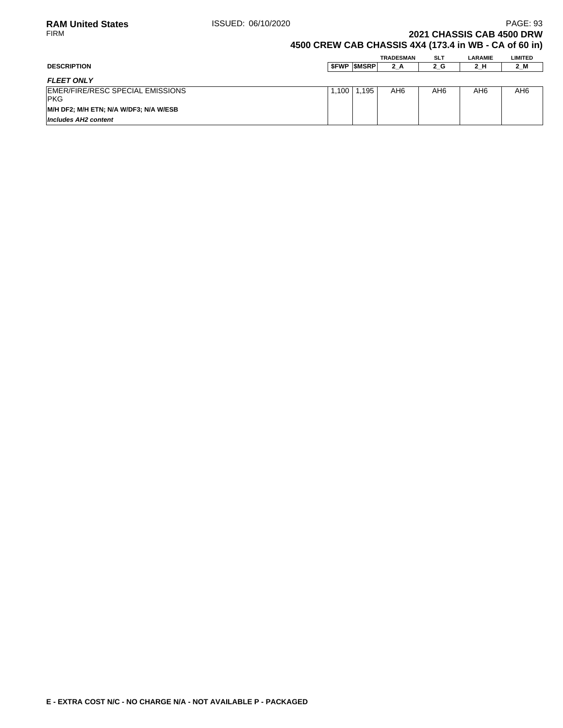**2021 CHASSIS CAB 4500 DRW**
**4500 CREW CAB CHASSIS 4X4 (173.4 in WB - CA of 60 in)**

| DESCRIPTION | $FWP | $MSRP | TRADESMAN 2_A | SLT 2_G | LARAMIE 2_H | LIMITED 2_M |
|---|---|---|---|---|---|---|
| ***FLEET ONLY*** | | | | | | |
| EMER/FIRE/RESC SPECIAL EMISSIONS PKG | 1,100 | 1,195 | AH6 | AH6 | AH6 | AH6 |
| **M/H DF2; M/H ETN; N/A W/DF3; N/A W/ESB** | | | | | | |
| ***Includes AH2 content*** | | | | | | |

**E - EXTRA COST N/C - NO CHARGE N/A - NOT AVAILABLE P - PACKAGED**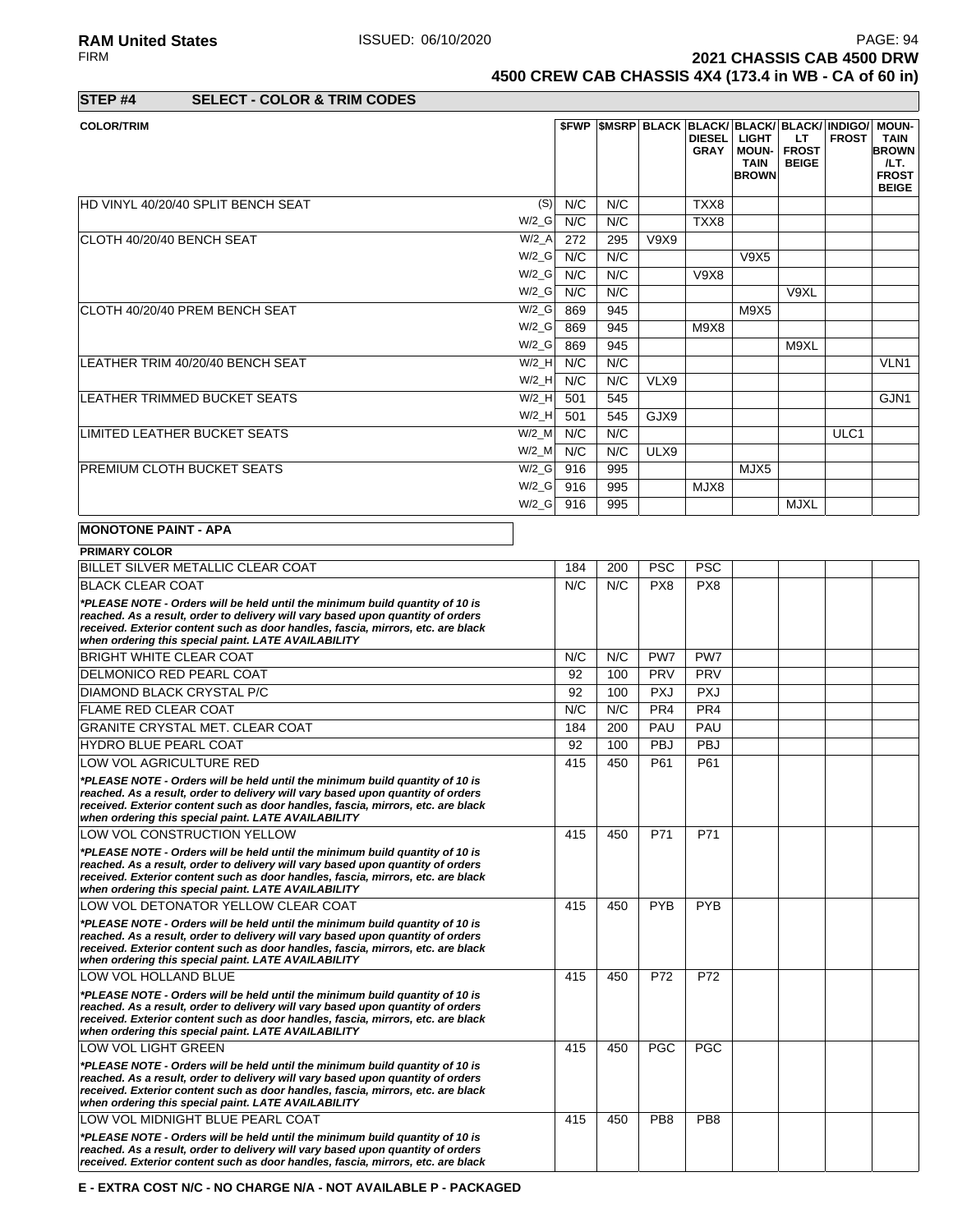## STEP #4 SELECT - COLOR & TRIM CODES

| COLOR/TRIM | | $FWP | $MSRP | BLACK | BLACK/ DIESEL GRAY | BLACK/ LIGHT MOUN- TAIN BROWN | BLACK/ LT FROST BEIGE | INDIGO/ FROST | MOUN- TAIN BROWN /LT. FROST BEIGE |
|---|---|---|---|---|---|---|---|---|---|
| HD VINYL 40/20/40 SPLIT BENCH SEAT | (S) | N/C | N/C | | TXX8 | | | | |
| | W/2_G | N/C | N/C | | TXX8 | | | | |
| CLOTH 40/20/40 BENCH SEAT | W/2_A | 272 | 295 | V9X9 | | | | | |
| | W/2_G | N/C | N/C | | | V9X5 | | | |
| | W/2_G | N/C | N/C | | V9X8 | | | | |
| | W/2_G | N/C | N/C | | | | V9XL | | |
| CLOTH 40/20/40 PREM BENCH SEAT | W/2_G | 869 | 945 | | | M9X5 | | | |
| | W/2_G | 869 | 945 | | M9X8 | | | | |
| | W/2_G | 869 | 945 | | | | M9XL | | |
| LEATHER TRIM 40/20/40 BENCH SEAT | W/2_H | N/C | N/C | | | | | | VLN1 |
| | W/2_H | N/C | N/C | VLX9 | | | | | |
| LEATHER TRIMMED BUCKET SEATS | W/2_H | 501 | 545 | | | | | | GJN1 |
| | W/2_H | 501 | 545 | GJX9 | | | | | |
| LIMITED LEATHER BUCKET SEATS | W/2_M | N/C | N/C | | | | | ULC1 | |
| | W/2_M | N/C | N/C | ULX9 | | | | | |
| PREMIUM CLOTH BUCKET SEATS | W/2_G | 916 | 995 | | | MJX5 | | | |
| | W/2_G | 916 | 995 | | MJX8 | | | | |
| | W/2_G | 916 | 995 | | | | MJXL | | |

**MONOTONE PAINT - APA**

| PRIMARY COLOR | $FWP | $MSRP | BLACK | BLACK/ DIESEL GRAY | BLACK/ LIGHT MOUN- TAIN BROWN | BLACK/ LT FROST BEIGE | INDIGO/ FROST | MOUN- TAIN BROWN /LT. FROST BEIGE |
|---|---|---|---|---|---|---|---|---|
| BILLET SILVER METALLIC CLEAR COAT | 184 | 200 | PSC | PSC | | | | |
| BLACK CLEAR COAT | N/C | N/C | PX8 | PX8 | | | | |
| *\*PLEASE NOTE - Orders will be held until the minimum build quantity of 10 is reached. As a result, order to delivery will vary based upon quantity of orders received. Exterior content such as door handles, fascia, mirrors, etc. are black when ordering this special paint. LATE AVAILABILITY* | | | | | | | | |
| BRIGHT WHITE CLEAR COAT | N/C | N/C | PW7 | PW7 | | | | |
| DELMONICO RED PEARL COAT | 92 | 100 | PRV | PRV | | | | |
| DIAMOND BLACK CRYSTAL P/C | 92 | 100 | PXJ | PXJ | | | | |
| FLAME RED CLEAR COAT | N/C | N/C | PR4 | PR4 | | | | |
| GRANITE CRYSTAL MET. CLEAR COAT | 184 | 200 | PAU | PAU | | | | |
| HYDRO BLUE PEARL COAT | 92 | 100 | PBJ | PBJ | | | | |
| LOW VOL AGRICULTURE RED | 415 | 450 | P61 | P61 | | | | |
| *\*PLEASE NOTE - Orders will be held until the minimum build quantity of 10 is reached. As a result, order to delivery will vary based upon quantity of orders received. Exterior content such as door handles, fascia, mirrors, etc. are black when ordering this special paint. LATE AVAILABILITY* | | | | | | | | |
| LOW VOL CONSTRUCTION YELLOW | 415 | 450 | P71 | P71 | | | | |
| *\*PLEASE NOTE - Orders will be held until the minimum build quantity of 10 is reached. As a result, order to delivery will vary based upon quantity of orders received. Exterior content such as door handles, fascia, mirrors, etc. are black when ordering this special paint. LATE AVAILABILITY* | | | | | | | | |
| LOW VOL DETONATOR YELLOW CLEAR COAT | 415 | 450 | PYB | PYB | | | | |
| *\*PLEASE NOTE - Orders will be held until the minimum build quantity of 10 is reached. As a result, order to delivery will vary based upon quantity of orders received. Exterior content such as door handles, fascia, mirrors, etc. are black when ordering this special paint. LATE AVAILABILITY* | | | | | | | | |
| LOW VOL HOLLAND BLUE | 415 | 450 | P72 | P72 | | | | |
| *\*PLEASE NOTE - Orders will be held until the minimum build quantity of 10 is reached. As a result, order to delivery will vary based upon quantity of orders received. Exterior content such as door handles, fascia, mirrors, etc. are black when ordering this special paint. LATE AVAILABILITY* | | | | | | | | |
| LOW VOL LIGHT GREEN | 415 | 450 | PGC | PGC | | | | |
| *\*PLEASE NOTE - Orders will be held until the minimum build quantity of 10 is reached. As a result, order to delivery will vary based upon quantity of orders received. Exterior content such as door handles, fascia, mirrors, etc. are black when ordering this special paint. LATE AVAILABILITY* | | | | | | | | |
| LOW VOL MIDNIGHT BLUE PEARL COAT | 415 | 450 | PB8 | PB8 | | | | |
| *\*PLEASE NOTE - Orders will be held until the minimum build quantity of 10 is reached. As a result, order to delivery will vary based upon quantity of orders received. Exterior content such as door handles, fascia, mirrors, etc. are black* | | | | | | | | |

**E - EXTRA COST N/C - NO CHARGE N/A - NOT AVAILABLE P - PACKAGED**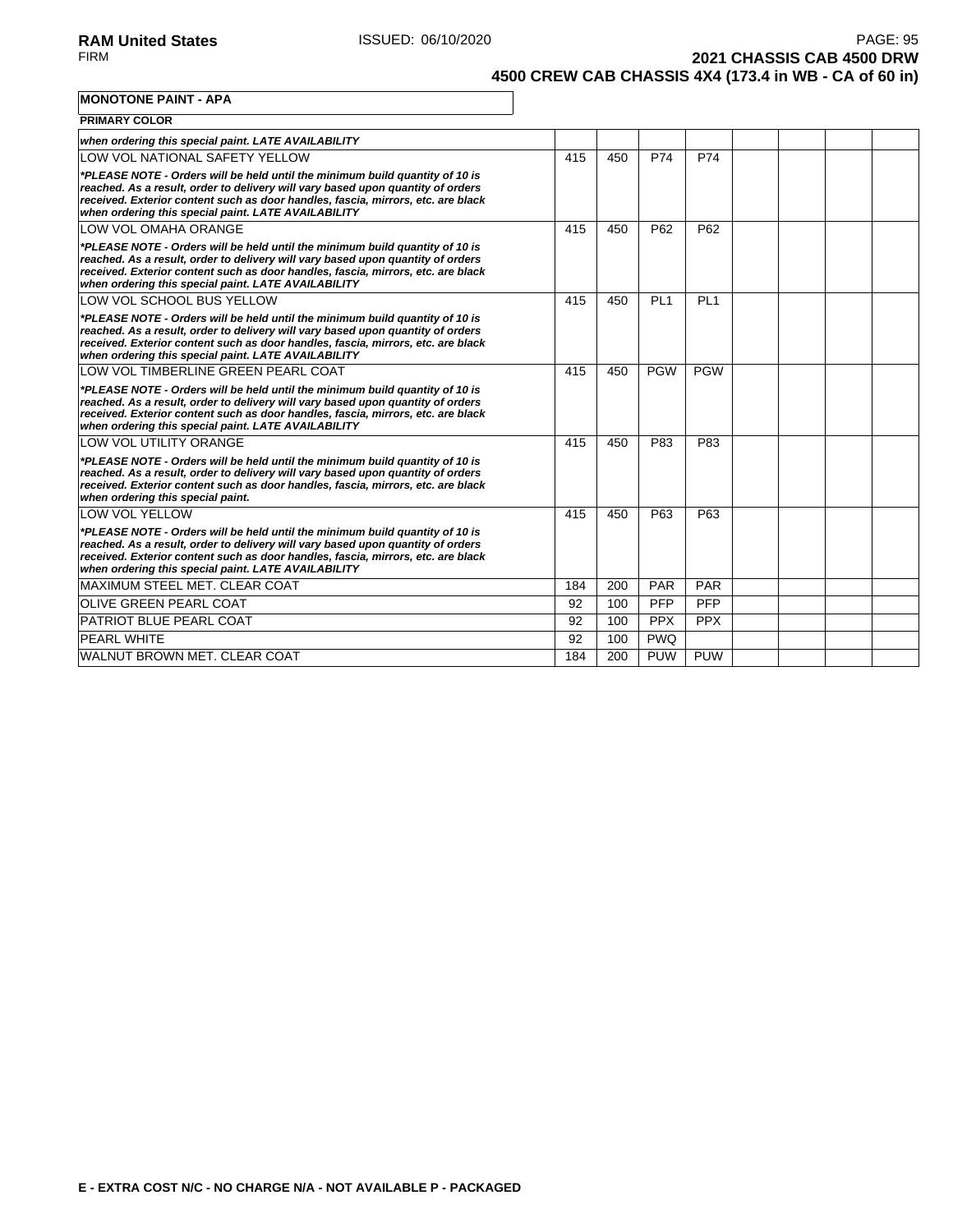**MONOTONE PAINT - APA**

**PRIMARY COLOR**

| | | | | | | | | |
|---|---|---|---|---|---|---|---|---|
| ***when ordering this special paint. LATE AVAILABILITY*** | | | | | | | | |
| LOW VOL NATIONAL SAFETY YELLOW<br>***\*PLEASE NOTE - Orders will be held until the minimum build quantity of 10 is reached. As a result, order to delivery will vary based upon quantity of orders received. Exterior content such as door handles, fascia, mirrors, etc. are black when ordering this special paint. LATE AVAILABILITY*** | 415 | 450 | P74 | P74 | | | | |
| LOW VOL OMAHA ORANGE<br>***\*PLEASE NOTE - Orders will be held until the minimum build quantity of 10 is reached. As a result, order to delivery will vary based upon quantity of orders received. Exterior content such as door handles, fascia, mirrors, etc. are black when ordering this special paint. LATE AVAILABILITY*** | 415 | 450 | P62 | P62 | | | | |
| LOW VOL SCHOOL BUS YELLOW<br>***\*PLEASE NOTE - Orders will be held until the minimum build quantity of 10 is reached. As a result, order to delivery will vary based upon quantity of orders received. Exterior content such as door handles, fascia, mirrors, etc. are black when ordering this special paint. LATE AVAILABILITY*** | 415 | 450 | PL1 | PL1 | | | | |
| LOW VOL TIMBERLINE GREEN PEARL COAT<br>***\*PLEASE NOTE - Orders will be held until the minimum build quantity of 10 is reached. As a result, order to delivery will vary based upon quantity of orders received. Exterior content such as door handles, fascia, mirrors, etc. are black when ordering this special paint. LATE AVAILABILITY*** | 415 | 450 | PGW | PGW | | | | |
| LOW VOL UTILITY ORANGE<br>***\*PLEASE NOTE - Orders will be held until the minimum build quantity of 10 is reached. As a result, order to delivery will vary based upon quantity of orders received. Exterior content such as door handles, fascia, mirrors, etc. are black when ordering this special paint.*** | 415 | 450 | P83 | P83 | | | | |
| LOW VOL YELLOW<br>***\*PLEASE NOTE - Orders will be held until the minimum build quantity of 10 is reached. As a result, order to delivery will vary based upon quantity of orders received. Exterior content such as door handles, fascia, mirrors, etc. are black when ordering this special paint. LATE AVAILABILITY*** | 415 | 450 | P63 | P63 | | | | |
| MAXIMUM STEEL MET. CLEAR COAT | 184 | 200 | PAR | PAR | | | | |
| OLIVE GREEN PEARL COAT | 92 | 100 | PFP | PFP | | | | |
| PATRIOT BLUE PEARL COAT | 92 | 100 | PPX | PPX | | | | |
| PEARL WHITE | 92 | 100 | PWQ | | | | | |
| WALNUT BROWN MET. CLEAR COAT | 184 | 200 | PUW | PUW | | | | |

**E - EXTRA COST N/C - NO CHARGE N/A - NOT AVAILABLE P - PACKAGED**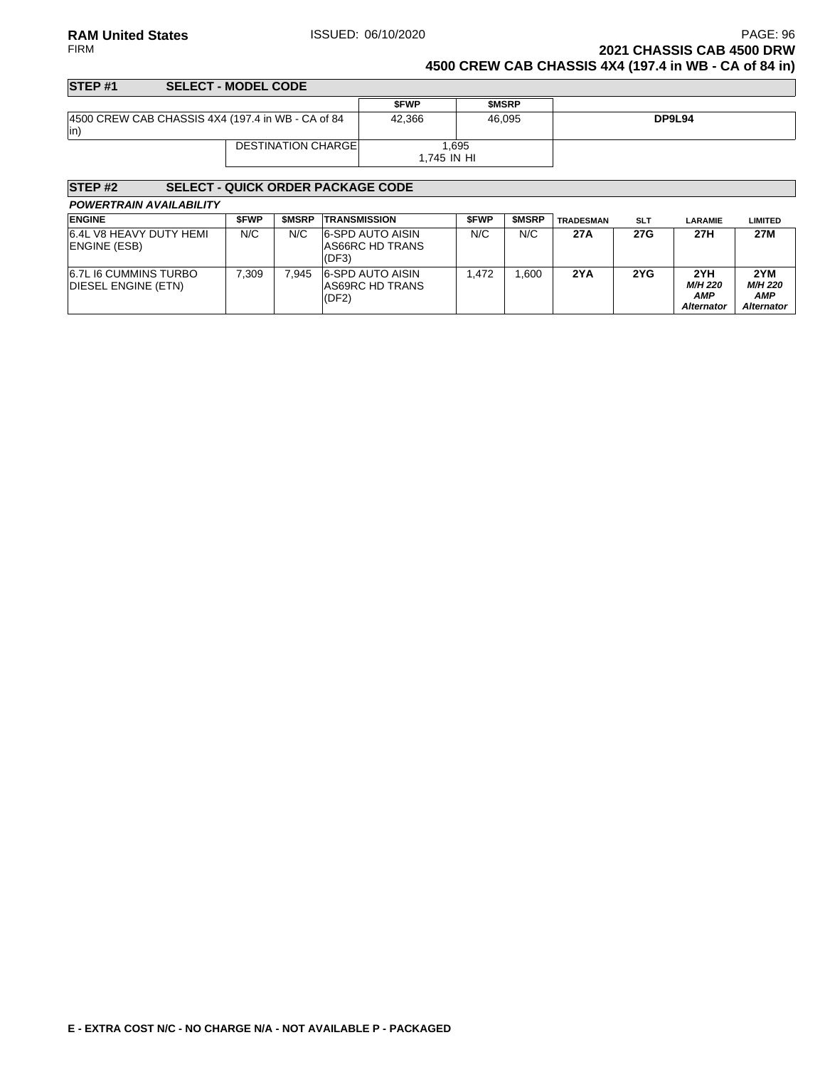## 2021 CHASSIS CAB 4500 DRW

## 4500 CREW CAB CHASSIS 4X4 (197.4 in WB - CA of 84 in)

### STEP #1 SELECT - MODEL CODE

| | | $FWP | $MSRP | |
|---|---|---|---|---|
| 4500 CREW CAB CHASSIS 4X4 (197.4 in WB - CA of 84 in) | | 42,366 | 46,095 | **DP9L94** |
| | DESTINATION CHARGE | 1,695<br>1,745 IN HI | | |

### STEP #2 SELECT - QUICK ORDER PACKAGE CODE

***POWERTRAIN AVAILABILITY***

| ENGINE | $FWP | $MSRP | TRANSMISSION | $FWP | $MSRP | TRADESMAN | SLT | LARAMIE | LIMITED |
|---|---|---|---|---|---|---|---|---|---|
| 6.4L V8 HEAVY DUTY HEMI ENGINE (ESB) | N/C | N/C | 6-SPD AUTO AISIN AS66RC HD TRANS (DF3) | N/C | N/C | **27A** | **27G** | **27H** | **27M** |
| 6.7L I6 CUMMINS TURBO DIESEL ENGINE (ETN) | 7,309 | 7,945 | 6-SPD AUTO AISIN AS69RC HD TRANS (DF2) | 1,472 | 1,600 | **2YA** | **2YG** | **2YH** ***M/H 220 AMP Alternator*** | **2YM** ***M/H 220 AMP Alternator*** |

**E - EXTRA COST N/C - NO CHARGE N/A - NOT AVAILABLE P - PACKAGED**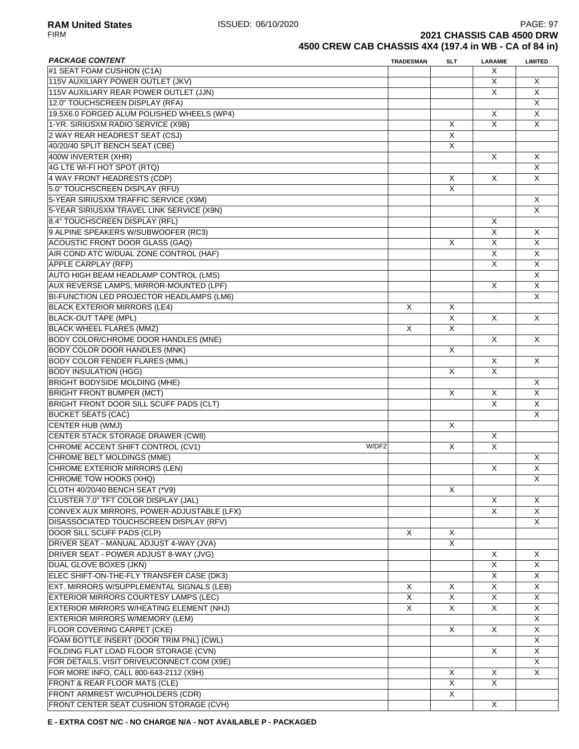# 2021 CHASSIS CAB 4500 DRW

## 4500 CREW CAB CHASSIS 4X4 (197.4 in WB - CA of 84 in)

| *PACKAGE CONTENT* | | TRADESMAN | SLT | LARAMIE | LIMITED |
|---|---|---|---|---|---|
| #1 SEAT FOAM CUSHION (C1A) | | | | X | |
| 115V AUXILIARY POWER OUTLET (JKV) | | | | X | X |
| 115V AUXILIARY REAR POWER OUTLET (JJN) | | | | X | X |
| 12.0" TOUCHSCREEN DISPLAY (RFA) | | | | | X |
| 19.5X6.0 FORGED ALUM POLISHED WHEELS (WP4) | | | | X | X |
| 1-YR. SIRIUSXM RADIO SERVICE (X9B) | | | X | X | X |
| 2 WAY REAR HEADREST SEAT (CSJ) | | | X | | |
| 40/20/40 SPLIT BENCH SEAT (CBE) | | | X | | |
| 400W INVERTER (XHR) | | | | X | X |
| 4G LTE WI-FI HOT SPOT (RTQ) | | | | | X |
| 4 WAY FRONT HEADRESTS (CDP) | | | X | X | X |
| 5.0" TOUCHSCREEN DISPLAY (RFU) | | | X | | |
| 5-YEAR SIRIUSXM TRAFFIC SERVICE (X9M) | | | | | X |
| 5-YEAR SIRIUSXM TRAVEL LINK SERVICE (X9N) | | | | | X |
| 8.4" TOUCHSCREEN DISPLAY (RFL) | | | | X | |
| 9 ALPINE SPEAKERS W/SUBWOOFER (RC3) | | | | X | X |
| ACOUSTIC FRONT DOOR GLASS (GAQ) | | | X | X | X |
| AIR COND ATC W/DUAL ZONE CONTROL (HAF) | | | | X | X |
| APPLE CARPLAY (RFP) | | | | X | X |
| AUTO HIGH BEAM HEADLAMP CONTROL (LMS) | | | | | X |
| AUX REVERSE LAMPS, MIRROR-MOUNTED (LPF) | | | | X | X |
| BI-FUNCTION LED PROJECTOR HEADLAMPS (LM6) | | | | | X |
| BLACK EXTERIOR MIRRORS (LE4) | | X | X | | |
| BLACK-OUT TAPE (MPL) | | | X | X | X |
| BLACK WHEEL FLARES (MMZ) | | X | X | | |
| BODY COLOR/CHROME DOOR HANDLES (MNE) | | | | X | X |
| BODY COLOR DOOR HANDLES (MNK) | | | X | | |
| BODY COLOR FENDER FLARES (MML) | | | | X | X |
| BODY INSULATION (HGG) | | | X | X | |
| BRIGHT BODYSIDE MOLDING (MHE) | | | | | X |
| BRIGHT FRONT BUMPER (MCT) | | | X | X | X |
| BRIGHT FRONT DOOR SILL SCUFF PADS (CLT) | | | | X | X |
| BUCKET SEATS (CAC) | | | | | X |
| CENTER HUB (WMJ) | | | X | | |
| CENTER STACK STORAGE DRAWER (CW8) | | | | X | |
| CHROME ACCENT SHIFT CONTROL (CV1) | W/DF2 | | X | X | |
| CHROME BELT MOLDINGS (MME) | | | | | X |
| CHROME EXTERIOR MIRRORS (LEN) | | | | X | X |
| CHROME TOW HOOKS (XHQ) | | | | | X |
| CLOTH 40/20/40 BENCH SEAT (*V9) | | | X | | |
| CLUSTER 7.0" TFT COLOR DISPLAY (JAL) | | | | X | X |
| CONVEX AUX MIRRORS, POWER-ADJUSTABLE (LFX) | | | | X | X |
| DISASSOCIATED TOUCHSCREEN DISPLAY (RFV) | | | | | X |
| DOOR SILL SCUFF PADS (CLP) | | X | X | | |
| DRIVER SEAT - MANUAL ADJUST 4-WAY (JVA) | | | X | | |
| DRIVER SEAT - POWER ADJUST 8-WAY (JVG) | | | | X | X |
| DUAL GLOVE BOXES (JKN) | | | | X | X |
| ELEC SHIFT-ON-THE-FLY TRANSFER CASE (DK3) | | | | X | X |
| EXT. MIRRORS W/SUPPLEMENTAL SIGNALS (LEB) | | X | X | X | X |
| EXTERIOR MIRRORS COURTESY LAMPS (LEC) | | X | X | X | X |
| EXTERIOR MIRRORS W/HEATING ELEMENT (NHJ) | | X | X | X | X |
| EXTERIOR MIRRORS W/MEMORY (LEM) | | | | | X |
| FLOOR COVERING CARPET (CKE) | | | X | X | X |
| FOAM BOTTLE INSERT (DOOR TRIM PNL) (CWL) | | | | | X |
| FOLDING FLAT LOAD FLOOR STORAGE (CVN) | | | | X | X |
| FOR DETAILS, VISIT DRIVEUCONNECT.COM (X9E) | | | | | X |
| FOR MORE INFO, CALL 800-643-2112 (X9H) | | | X | X | X |
| FRONT & REAR FLOOR MATS (CLE) | | | X | X | |
| FRONT ARMREST W/CUPHOLDERS (CDR) | | | X | | |
| FRONT CENTER SEAT CUSHION STORAGE (CVH) | | | | X | |

**E - EXTRA COST N/C - NO CHARGE N/A - NOT AVAILABLE P - PACKAGED**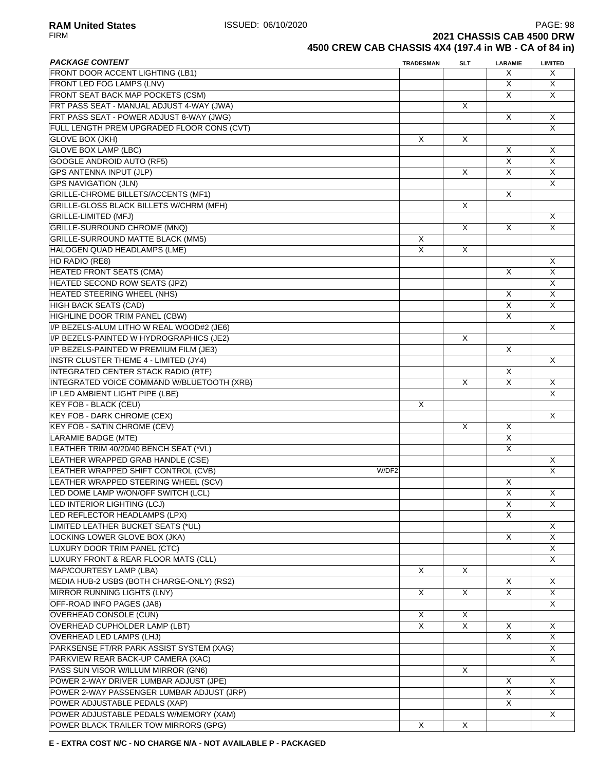**RAM United States** ISSUED: 06/10/2020

FIRM

**2021 CHASSIS CAB 4500 DRW**

**4500 CREW CAB CHASSIS 4X4 (197.4 in WB - CA of 84 in)**

| *PACKAGE CONTENT* | | TRADESMAN | SLT | LARAMIE | LIMITED |
|---|---|---|---|---|---|
| FRONT DOOR ACCENT LIGHTING (LB1) | | | | X | X |
| FRONT LED FOG LAMPS (LNV) | | | | X | X |
| FRONT SEAT BACK MAP POCKETS (CSM) | | | | X | X |
| FRT PASS SEAT - MANUAL ADJUST 4-WAY (JWA) | | | X | | |
| FRT PASS SEAT - POWER ADJUST 8-WAY (JWG) | | | | X | X |
| FULL LENGTH PREM UPGRADED FLOOR CONS (CVT) | | | | | X |
| GLOVE BOX (JKH) | | X | X | | |
| GLOVE BOX LAMP (LBC) | | | | X | X |
| GOOGLE ANDROID AUTO (RF5) | | | | X | X |
| GPS ANTENNA INPUT (JLP) | | | X | X | X |
| GPS NAVIGATION (JLN) | | | | | X |
| GRILLE-CHROME BILLETS/ACCENTS (MF1) | | | | X | |
| GRILLE-GLOSS BLACK BILLETS W/CHRM (MFH) | | | X | | |
| GRILLE-LIMITED (MFJ) | | | | | X |
| GRILLE-SURROUND CHROME (MNQ) | | | X | X | X |
| GRILLE-SURROUND MATTE BLACK (MM5) | | X | | | |
| HALOGEN QUAD HEADLAMPS (LME) | | X | X | | |
| HD RADIO (RE8) | | | | | X |
| HEATED FRONT SEATS (CMA) | | | | X | X |
| HEATED SECOND ROW SEATS (JPZ) | | | | | X |
| HEATED STEERING WHEEL (NHS) | | | | X | X |
| HIGH BACK SEATS (CAD) | | | | X | X |
| HIGHLINE DOOR TRIM PANEL (CBW) | | | | X | |
| I/P BEZELS-ALUM LITHO W REAL WOOD#2 (JE6) | | | | | X |
| I/P BEZELS-PAINTED W HYDROGRAPHICS (JE2) | | | X | | |
| I/P BEZELS-PAINTED W PREMIUM FILM (JE3) | | | | X | |
| INSTR CLUSTER THEME 4 - LIMITED (JY4) | | | | | X |
| INTEGRATED CENTER STACK RADIO (RTF) | | | | X | |
| INTEGRATED VOICE COMMAND W/BLUETOOTH (XRB) | | | X | X | X |
| IP LED AMBIENT LIGHT PIPE (LBE) | | | | | X |
| KEY FOB - BLACK (CEU) | | X | | | |
| KEY FOB - DARK CHROME (CEX) | | | | | X |
| KEY FOB - SATIN CHROME (CEV) | | | X | X | |
| LARAMIE BADGE (MTE) | | | | X | |
| LEATHER TRIM 40/20/40 BENCH SEAT (*VL) | | | | X | |
| LEATHER WRAPPED GRAB HANDLE (CSE) | | | | | X |
| LEATHER WRAPPED SHIFT CONTROL (CVB) | W/DF2 | | | | X |
| LEATHER WRAPPED STEERING WHEEL (SCV) | | | | X | |
| LED DOME LAMP W/ON/OFF SWITCH (LCL) | | | | X | X |
| LED INTERIOR LIGHTING (LCJ) | | | | X | X |
| LED REFLECTOR HEADLAMPS (LPX) | | | | X | |
| LIMITED LEATHER BUCKET SEATS (*UL) | | | | | X |
| LOCKING LOWER GLOVE BOX (JKA) | | | | X | X |
| LUXURY DOOR TRIM PANEL (CTC) | | | | | X |
| LUXURY FRONT & REAR FLOOR MATS (CLL) | | | | | X |
| MAP/COURTESY LAMP (LBA) | | X | X | | |
| MEDIA HUB-2 USBS (BOTH CHARGE-ONLY) (RS2) | | | | X | X |
| MIRROR RUNNING LIGHTS (LNY) | | X | X | X | X |
| OFF-ROAD INFO PAGES (JA8) | | | | | X |
| OVERHEAD CONSOLE (CUN) | | X | X | | |
| OVERHEAD CUPHOLDER LAMP (LBT) | | X | X | X | X |
| OVERHEAD LED LAMPS (LHJ) | | | | X | X |
| PARKSENSE FT/RR PARK ASSIST SYSTEM (XAG) | | | | | X |
| PARKVIEW REAR BACK-UP CAMERA (XAC) | | | | | X |
| PASS SUN VISOR W/ILLUM MIRROR (GN6) | | | X | | |
| POWER 2-WAY DRIVER LUMBAR ADJUST (JPE) | | | | X | X |
| POWER 2-WAY PASSENGER LUMBAR ADJUST (JRP) | | | | X | X |
| POWER ADJUSTABLE PEDALS (XAP) | | | | X | |
| POWER ADJUSTABLE PEDALS W/MEMORY (XAM) | | | | | X |
| POWER BLACK TRAILER TOW MIRRORS (GPG) | | X | X | | |

**E - EXTRA COST N/C - NO CHARGE N/A - NOT AVAILABLE P - PACKAGED**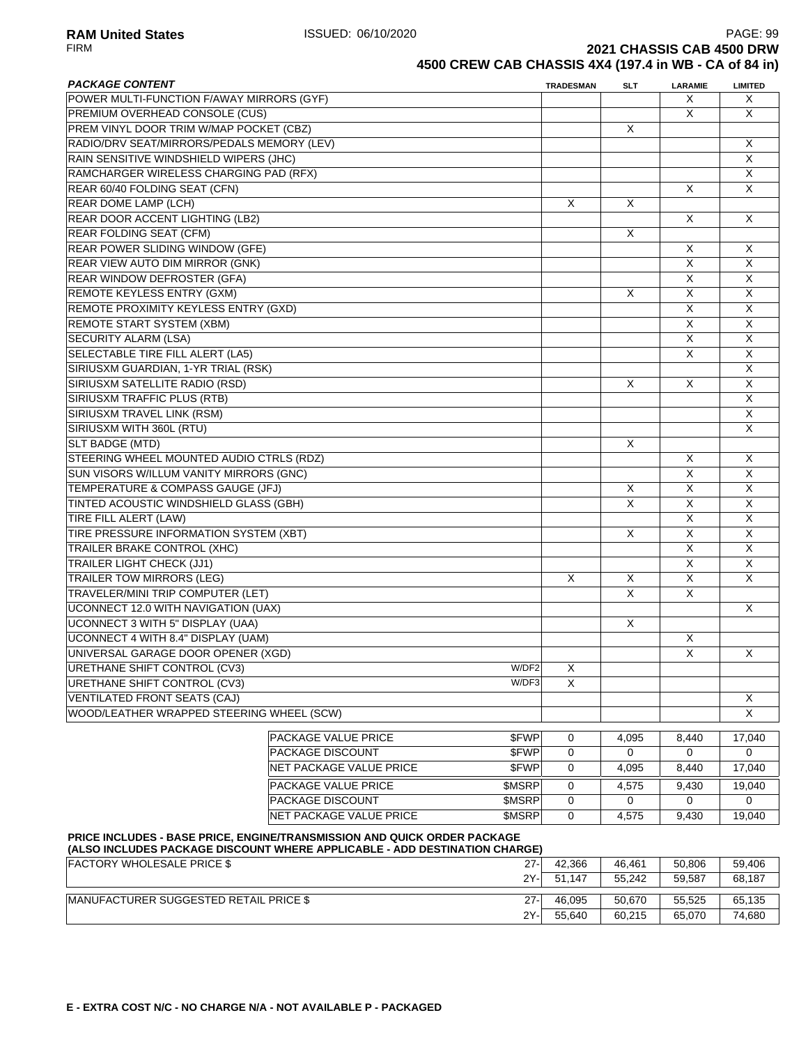# 2021 CHASSIS CAB 4500 DRW

## 4500 CREW CAB CHASSIS 4X4 (197.4 in WB - CA of 84 in)

| PACKAGE CONTENT | | TRADESMAN | SLT | LARAMIE | LIMITED |
|---|---|---|---|---|---|
| POWER MULTI-FUNCTION F/AWAY MIRRORS (GYF) | | | | X | X |
| PREMIUM OVERHEAD CONSOLE (CUS) | | | | X | X |
| PREM VINYL DOOR TRIM W/MAP POCKET (CBZ) | | | X | | |
| RADIO/DRV SEAT/MIRRORS/PEDALS MEMORY (LEV) | | | | | X |
| RAIN SENSITIVE WINDSHIELD WIPERS (JHC) | | | | | X |
| RAMCHARGER WIRELESS CHARGING PAD (RFX) | | | | | X |
| REAR 60/40 FOLDING SEAT (CFN) | | | | X | X |
| REAR DOME LAMP (LCH) | | X | X | | |
| REAR DOOR ACCENT LIGHTING (LB2) | | | | X | X |
| REAR FOLDING SEAT (CFM) | | | X | | |
| REAR POWER SLIDING WINDOW (GFE) | | | | X | X |
| REAR VIEW AUTO DIM MIRROR (GNK) | | | | X | X |
| REAR WINDOW DEFROSTER (GFA) | | | | X | X |
| REMOTE KEYLESS ENTRY (GXM) | | | X | X | X |
| REMOTE PROXIMITY KEYLESS ENTRY (GXD) | | | | X | X |
| REMOTE START SYSTEM (XBM) | | | | X | X |
| SECURITY ALARM (LSA) | | | | X | X |
| SELECTABLE TIRE FILL ALERT (LA5) | | | | X | X |
| SIRIUSXM GUARDIAN, 1-YR TRIAL (RSK) | | | | | X |
| SIRIUSXM SATELLITE RADIO (RSD) | | | X | X | X |
| SIRIUSXM TRAFFIC PLUS (RTB) | | | | | X |
| SIRIUSXM TRAVEL LINK (RSM) | | | | | X |
| SIRIUSXM WITH 360L (RTU) | | | | | X |
| SLT BADGE (MTD) | | | X | | |
| STEERING WHEEL MOUNTED AUDIO CTRLS (RDZ) | | | | X | X |
| SUN VISORS W/ILLUM VANITY MIRRORS (GNC) | | | | X | X |
| TEMPERATURE & COMPASS GAUGE (JFJ) | | | X | X | X |
| TINTED ACOUSTIC WINDSHIELD GLASS (GBH) | | | X | X | X |
| TIRE FILL ALERT (LAW) | | | | X | X |
| TIRE PRESSURE INFORMATION SYSTEM (XBT) | | | X | X | X |
| TRAILER BRAKE CONTROL (XHC) | | | | X | X |
| TRAILER LIGHT CHECK (JJ1) | | | | X | X |
| TRAILER TOW MIRRORS (LEG) | | X | X | X | X |
| TRAVELER/MINI TRIP COMPUTER (LET) | | | X | X | |
| UCONNECT 12.0 WITH NAVIGATION (UAX) | | | | | X |
| UCONNECT 3 WITH 5" DISPLAY (UAA) | | | X | | |
| UCONNECT 4 WITH 8.4" DISPLAY (UAM) | | | | X | |
| UNIVERSAL GARAGE DOOR OPENER (XGD) | | | | X | X |
| URETHANE SHIFT CONTROL (CV3) | W/DF2 | X | | | |
| URETHANE SHIFT CONTROL (CV3) | W/DF3 | X | | | |
| VENTILATED FRONT SEATS (CAJ) | | | | | X |
| WOOD/LEATHER WRAPPED STEERING WHEEL (SCW) | | | | | X |

| | | TRADESMAN | SLT | LARAMIE | LIMITED |
|---|---|---|---|---|---|
| PACKAGE VALUE PRICE | $FWP | 0 | 4,095 | 8,440 | 17,040 |
| PACKAGE DISCOUNT | $FWP | 0 | 0 | 0 | 0 |
| NET PACKAGE VALUE PRICE | $FWP | 0 | 4,095 | 8,440 | 17,040 |
| PACKAGE VALUE PRICE | $MSRP | 0 | 4,575 | 9,430 | 19,040 |
| PACKAGE DISCOUNT | $MSRP | 0 | 0 | 0 | 0 |
| NET PACKAGE VALUE PRICE | $MSRP | 0 | 4,575 | 9,430 | 19,040 |

**PRICE INCLUDES - BASE PRICE, ENGINE/TRANSMISSION AND QUICK ORDER PACKAGE (ALSO INCLUDES PACKAGE DISCOUNT WHERE APPLICABLE - ADD DESTINATION CHARGE)**

| | | TRADESMAN | SLT | LARAMIE | LIMITED |
|---|---|---|---|---|---|
| FACTORY WHOLESALE PRICE $ | 27- | 42,366 | 46,461 | 50,806 | 59,406 |
| | 2Y- | 51,147 | 55,242 | 59,587 | 68,187 |
| MANUFACTURER SUGGESTED RETAIL PRICE $ | 27- | 46,095 | 50,670 | 55,525 | 65,135 |
| | 2Y- | 55,640 | 60,215 | 65,070 | 74,680 |

**E - EXTRA COST N/C - NO CHARGE N/A - NOT AVAILABLE P - PACKAGED**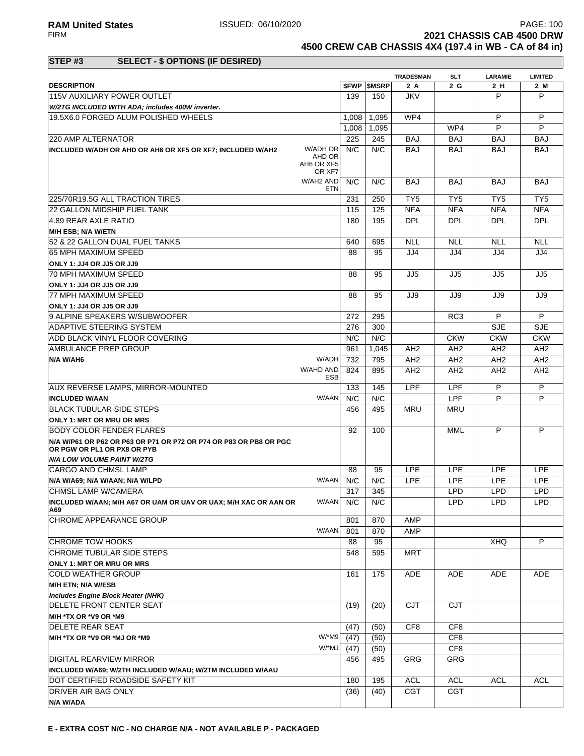# 2021 CHASSIS CAB 4500 DRW

## 4500 CREW CAB CHASSIS 4X4 (197.4 in WB - CA of 84 in)

### STEP #3 SELECT - $ OPTIONS (IF DESIRED)

| DESCRIPTION | | $FWP | $MSRP | TRADESMAN 2_A | SLT 2_G | LARAMIE 2_H | LIMITED 2_M |
|---|---|---|---|---|---|---|---|
| 115V AUXILIARY POWER OUTLET | | 139 | 150 | JKV | | P | P |
| *W/2TG INCLUDED WITH ADA; includes 400W inverter.* | | | | | | | |
| 19.5X6.0 FORGED ALUM POLISHED WHEELS | | 1,008 | 1,095 | WP4 | | P | P |
| | | 1,008 | 1,095 | | WP4 | P | P |
| 220 AMP ALTERNATOR | | 225 | 245 | BAJ | BAJ | BAJ | BAJ |
| **INCLUDED W/ADH OR AHD OR AH6 OR XF5 OR XF7; INCLUDED W/AH2** | W/ADH OR AHD OR AH6 OR XF5 OR XF7 | N/C | N/C | BAJ | BAJ | BAJ | BAJ |
| | W/AH2 AND ETN | N/C | N/C | BAJ | BAJ | BAJ | BAJ |
| 225/70R19.5G ALL TRACTION TIRES | | 231 | 250 | TY5 | TY5 | TY5 | TY5 |
| 22 GALLON MIDSHIP FUEL TANK | | 115 | 125 | NFA | NFA | NFA | NFA |
| 4.89 REAR AXLE RATIO | | 180 | 195 | DPL | DPL | DPL | DPL |
| **M/H ESB; N/A W/ETN** | | | | | | | |
| 52 & 22 GALLON DUAL FUEL TANKS | | 640 | 695 | NLL | NLL | NLL | NLL |
| 65 MPH MAXIMUM SPEED | | 88 | 95 | JJ4 | JJ4 | JJ4 | JJ4 |
| **ONLY 1: JJ4 OR JJ5 OR JJ9** | | | | | | | |
| 70 MPH MAXIMUM SPEED | | 88 | 95 | JJ5 | JJ5 | JJ5 | JJ5 |
| **ONLY 1: JJ4 OR JJ5 OR JJ9** | | | | | | | |
| 77 MPH MAXIMUM SPEED | | 88 | 95 | JJ9 | JJ9 | JJ9 | JJ9 |
| **ONLY 1: JJ4 OR JJ5 OR JJ9** | | | | | | | |
| 9 ALPINE SPEAKERS W/SUBWOOFER | | 272 | 295 | | RC3 | P | P |
| ADAPTIVE STEERING SYSTEM | | 276 | 300 | | | SJE | SJE |
| ADD BLACK VINYL FLOOR COVERING | | N/C | N/C | | CKW | CKW | CKW |
| AMBULANCE PREP GROUP | | 961 | 1,045 | AH2 | AH2 | AH2 | AH2 |
| **N/A W/AH6** | W/ADH | 732 | 795 | AH2 | AH2 | AH2 | AH2 |
| | W/AHD AND ESB | 824 | 895 | AH2 | AH2 | AH2 | AH2 |
| AUX REVERSE LAMPS, MIRROR-MOUNTED | | 133 | 145 | LPF | LPF | P | P |
| **INCLUDED W/AAN** | W/AAN | N/C | N/C | | LPF | P | P |
| BLACK TUBULAR SIDE STEPS | | 456 | 495 | MRU | MRU | | |
| **ONLY 1: MRT OR MRU OR MRS** | | | | | | | |
| BODY COLOR FENDER FLARES | | 92 | 100 | | MML | P | P |
| **N/A W/P61 OR P62 OR P63 OR P71 OR P72 OR P74 OR P83 OR PB8 OR PGC OR PGW OR PL1 OR PX8 OR PYB** | | | | | | | |
| ***N/A LOW VOLUME PAINT W/2TG*** | | | | | | | |
| CARGO AND CHMSL LAMP | | 88 | 95 | LPE | LPE | LPE | LPE |
| **N/A W/A69; N/A W/AAN; N/A W/LPD** | W/AAN | N/C | N/C | LPE | LPE | LPE | LPE |
| CHMSL LAMP W/CAMERA | | 317 | 345 | | LPD | LPD | LPD |
| **INCLUDED W/AAN; M/H A67 OR UAM OR UAV OR UAX; M/H XAC OR AAN OR A69** | W/AAN | N/C | N/C | | LPD | LPD | LPD |
| CHROME APPEARANCE GROUP | | 801 | 870 | AMP | | | |
| | W/AAN | 801 | 870 | AMP | | | |
| CHROME TOW HOOKS | | 88 | 95 | | | XHQ | P |
| CHROME TUBULAR SIDE STEPS | | 548 | 595 | MRT | | | |
| **ONLY 1: MRT OR MRU OR MRS** | | | | | | | |
| COLD WEATHER GROUP | | 161 | 175 | ADE | ADE | ADE | ADE |
| **M/H ETN; N/A W/ESB** | | | | | | | |
| ***Includes Engine Block Heater (NHK)*** | | | | | | | |
| DELETE FRONT CENTER SEAT | | (19) | (20) | CJT | CJT | | |
| **M/H *TX OR *V9 OR *M9** | | | | | | | |
| DELETE REAR SEAT | | (47) | (50) | CF8 | CF8 | | |
| **M/H *TX OR *V9 OR *MJ OR *M9** | W/*M9 | (47) | (50) | | CF8 | | |
| | W/*MJ | (47) | (50) | | CF8 | | |
| DIGITAL REARVIEW MIRROR | | 456 | 495 | GRG | GRG | | |
| **INCLUDED W/A69; W/2TH INCLUDED W/AAU; W/2TM INCLUDED W/AAU** | | | | | | | |
| DOT CERTIFIED ROADSIDE SAFETY KIT | | 180 | 195 | ACL | ACL | ACL | ACL |
| DRIVER AIR BAG ONLY | | (36) | (40) | CGT | CGT | | |
| **N/A W/ADA** | | | | | | | |

**E - EXTRA COST N/C - NO CHARGE N/A - NOT AVAILABLE P - PACKAGED**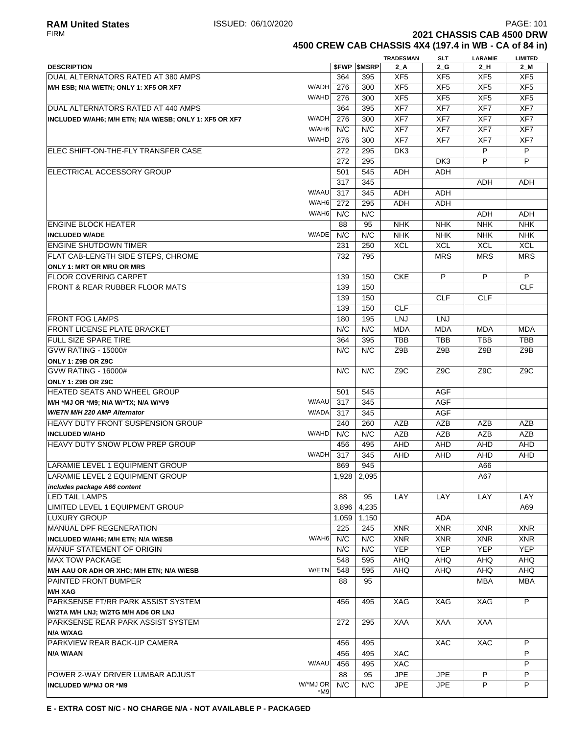**RAM United States** ISSUED: 06/10/2020
FIRM

**2021 CHASSIS CAB 4500 DRW**
**4500 CREW CAB CHASSIS 4X4 (197.4 in WB - CA of 84 in)**

| DESCRIPTION | | $FWP | $MSRP | TRADESMAN 2_A | SLT 2_G | LARAMIE 2_H | LIMITED 2_M |
|---|---|---|---|---|---|---|---|
| DUAL ALTERNATORS RATED AT 380 AMPS | | 364 | 395 | XF5 | XF5 | XF5 | XF5 |
| **M/H ESB; N/A W/ETN; ONLY 1: XF5 OR XF7** | W/ADH | 276 | 300 | XF5 | XF5 | XF5 | XF5 |
| | W/AHD | 276 | 300 | XF5 | XF5 | XF5 | XF5 |
| DUAL ALTERNATORS RATED AT 440 AMPS | | 364 | 395 | XF7 | XF7 | XF7 | XF7 |
| **INCLUDED W/AH6; M/H ETN; N/A W/ESB; ONLY 1: XF5 OR XF7** | W/ADH | 276 | 300 | XF7 | XF7 | XF7 | XF7 |
| | W/AH6 | N/C | N/C | XF7 | XF7 | XF7 | XF7 |
| | W/AHD | 276 | 300 | XF7 | XF7 | XF7 | XF7 |
| ELEC SHIFT-ON-THE-FLY TRANSFER CASE | | 272 | 295 | DK3 | | P | P |
| | | 272 | 295 | | DK3 | P | P |
| ELECTRICAL ACCESSORY GROUP | | 501 | 545 | ADH | ADH | | |
| | | 317 | 345 | | | ADH | ADH |
| | W/AAU | 317 | 345 | ADH | ADH | | |
| | W/AH6 | 272 | 295 | ADH | ADH | | |
| | W/AH6 | N/C | N/C | | | ADH | ADH |
| ENGINE BLOCK HEATER | | 88 | 95 | NHK | NHK | NHK | NHK |
| **INCLUDED W/ADE** | W/ADE | N/C | N/C | NHK | NHK | NHK | NHK |
| ENGINE SHUTDOWN TIMER | | 231 | 250 | XCL | XCL | XCL | XCL |
| FLAT CAB-LENGTH SIDE STEPS, CHROME | | 732 | 795 | | MRS | MRS | MRS |
| **ONLY 1: MRT OR MRU OR MRS** | | | | | | | |
| FLOOR COVERING CARPET | | 139 | 150 | CKE | P | P | P |
| FRONT & REAR RUBBER FLOOR MATS | | 139 | 150 | | | | CLF |
| | | 139 | 150 | | CLF | CLF | |
| | | 139 | 150 | CLF | | | |
| FRONT FOG LAMPS | | 180 | 195 | LNJ | LNJ | | |
| FRONT LICENSE PLATE BRACKET | | N/C | N/C | MDA | MDA | MDA | MDA |
| FULL SIZE SPARE TIRE | | 364 | 395 | TBB | TBB | TBB | TBB |
| GVW RATING - 15000# | | N/C | N/C | Z9B | Z9B | Z9B | Z9B |
| **ONLY 1: Z9B OR Z9C** | | | | | | | |
| GVW RATING - 16000# | | N/C | N/C | Z9C | Z9C | Z9C | Z9C |
| **ONLY 1: Z9B OR Z9C** | | | | | | | |
| HEATED SEATS AND WHEEL GROUP | | 501 | 545 | | AGF | | |
| **M/H *MJ OR *M9; N/A W/*TX; N/A W/*V9** | W/AAU | 317 | 345 | | AGF | | |
| ***W/ETN M/H 220 AMP Alternator*** | W/ADA | 317 | 345 | | AGF | | |
| HEAVY DUTY FRONT SUSPENSION GROUP | | 240 | 260 | AZB | AZB | AZB | AZB |
| **INCLUDED W/AHD** | W/AHD | N/C | N/C | AZB | AZB | AZB | AZB |
| HEAVY DUTY SNOW PLOW PREP GROUP | | 456 | 495 | AHD | AHD | AHD | AHD |
| | W/ADH | 317 | 345 | AHD | AHD | AHD | AHD |
| LARAMIE LEVEL 1 EQUIPMENT GROUP | | 869 | 945 | | | A66 | |
| LARAMIE LEVEL 2 EQUIPMENT GROUP | | 1,928 | 2,095 | | | A67 | |
| ***includes package A66 content*** | | | | | | | |
| LED TAIL LAMPS | | 88 | 95 | LAY | LAY | LAY | LAY |
| LIMITED LEVEL 1 EQUIPMENT GROUP | | 3,896 | 4,235 | | | | A69 |
| LUXURY GROUP | | 1,059 | 1,150 | | ADA | | |
| MANUAL DPF REGENERATION | | 225 | 245 | XNR | XNR | XNR | XNR |
| **INCLUDED W/AH6; M/H ETN; N/A W/ESB** | W/AH6 | N/C | N/C | XNR | XNR | XNR | XNR |
| MANUF STATEMENT OF ORIGIN | | N/C | N/C | YEP | YEP | YEP | YEP |
| MAX TOW PACKAGE | | 548 | 595 | AHQ | AHQ | AHQ | AHQ |
| **M/H AAU OR ADH OR XHC; M/H ETN; N/A W/ESB** | W/ETN | 548 | 595 | AHQ | AHQ | AHQ | AHQ |
| PAINTED FRONT BUMPER | | 88 | 95 | | | MBA | MBA |
| **M/H XAG** | | | | | | | |
| PARKSENSE FT/RR PARK ASSIST SYSTEM | | 456 | 495 | XAG | XAG | XAG | P |
| **W/2TA M/H LNJ; W/2TG M/H AD6 OR LNJ** | | | | | | | |
| PARKSENSE REAR PARK ASSIST SYSTEM | | 272 | 295 | XAA | XAA | XAA | |
| **N/A W/XAG** | | | | | | | |
| PARKVIEW REAR BACK-UP CAMERA | | 456 | 495 | | XAC | XAC | P |
| **N/A W/AAN** | | 456 | 495 | XAC | | | P |
| | W/AAU | 456 | 495 | XAC | | | P |
| POWER 2-WAY DRIVER LUMBAR ADJUST | | 88 | 95 | JPE | JPE | P | P |
| **INCLUDED W/*MJ OR *M9** | W/*MJ OR *M9 | N/C | N/C | JPE | JPE | P | P |

**E - EXTRA COST N/C - NO CHARGE N/A - NOT AVAILABLE P - PACKAGED**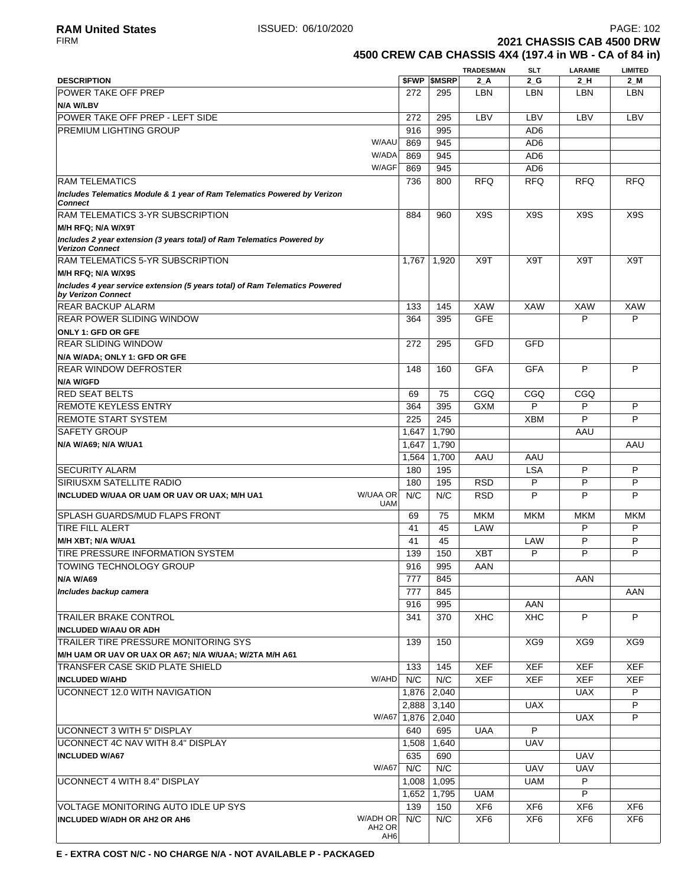# 2021 CHASSIS CAB 4500 DRW

## 4500 CREW CAB CHASSIS 4X4 (197.4 in WB - CA of 84 in)

| DESCRIPTION | | $FWP | $MSRP | TRADESMAN 2_A | SLT 2_G | LARAMIE 2_H | LIMITED 2_M |
|---|---|---|---|---|---|---|---|
| POWER TAKE OFF PREP | | 272 | 295 | LBN | LBN | LBN | LBN |
| **N/A W/LBV** | | | | | | | |
| POWER TAKE OFF PREP - LEFT SIDE | | 272 | 295 | LBV | LBV | LBV | LBV |
| PREMIUM LIGHTING GROUP | | 916 | 995 | | AD6 | | |
| | W/AAU | 869 | 945 | | AD6 | | |
| | W/ADA | 869 | 945 | | AD6 | | |
| | W/AGF | 869 | 945 | | AD6 | | |
| RAM TELEMATICS | | 736 | 800 | RFQ | RFQ | RFQ | RFQ |
| ***Includes Telematics Module & 1 year of Ram Telematics Powered by Verizon Connect*** | | | | | | | |
| RAM TELEMATICS 3-YR SUBSCRIPTION | | 884 | 960 | X9S | X9S | X9S | X9S |
| **M/H RFQ; N/A W/X9T** | | | | | | | |
| ***Includes 2 year extension (3 years total) of Ram Telematics Powered by Verizon Connect*** | | | | | | | |
| RAM TELEMATICS 5-YR SUBSCRIPTION | | 1,767 | 1,920 | X9T | X9T | X9T | X9T |
| **M/H RFQ; N/A W/X9S** | | | | | | | |
| ***Includes 4 year service extension (5 years total) of Ram Telematics Powered by Verizon Connect*** | | | | | | | |
| REAR BACKUP ALARM | | 133 | 145 | XAW | XAW | XAW | XAW |
| REAR POWER SLIDING WINDOW | | 364 | 395 | GFE | | P | P |
| **ONLY 1: GFD OR GFE** | | | | | | | |
| REAR SLIDING WINDOW | | 272 | 295 | GFD | GFD | | |
| **N/A W/ADA; ONLY 1: GFD OR GFE** | | | | | | | |
| REAR WINDOW DEFROSTER | | 148 | 160 | GFA | GFA | P | P |
| **N/A W/GFD** | | | | | | | |
| RED SEAT BELTS | | 69 | 75 | CGQ | CGQ | CGQ | |
| REMOTE KEYLESS ENTRY | | 364 | 395 | GXM | P | P | P |
| REMOTE START SYSTEM | | 225 | 245 | | XBM | P | P |
| SAFETY GROUP | | 1,647 | 1,790 | | | AAU | |
| **N/A W/A69; N/A W/UA1** | | 1,647 | 1,790 | | | | AAU |
| | | 1,564 | 1,700 | AAU | AAU | | |
| SECURITY ALARM | | 180 | 195 | | LSA | P | P |
| SIRIUSXM SATELLITE RADIO | | 180 | 195 | RSD | P | P | P |
| **INCLUDED W/UAA OR UAM OR UAV OR UAX; M/H UA1** | W/UAA OR UAM | N/C | N/C | RSD | P | P | P |
| SPLASH GUARDS/MUD FLAPS FRONT | | 69 | 75 | MKM | MKM | MKM | MKM |
| TIRE FILL ALERT | | 41 | 45 | LAW | | P | P |
| **M/H XBT; N/A W/UA1** | | 41 | 45 | | LAW | P | P |
| TIRE PRESSURE INFORMATION SYSTEM | | 139 | 150 | XBT | P | P | P |
| TOWING TECHNOLOGY GROUP | | 916 | 995 | AAN | | | |
| **N/A W/A69** | | 777 | 845 | | | AAN | |
| ***Includes backup camera*** | | 777 | 845 | | | | AAN |
| | | 916 | 995 | | AAN | | |
| TRAILER BRAKE CONTROL | | 341 | 370 | XHC | XHC | P | P |
| **INCLUDED W/AAU OR ADH** | | | | | | | |
| TRAILER TIRE PRESSURE MONITORING SYS | | 139 | 150 | | XG9 | XG9 | XG9 |
| **M/H UAM OR UAV OR UAX OR A67; N/A W/UAA; W/2TA M/H A61** | | | | | | | |
| TRANSFER CASE SKID PLATE SHIELD | | 133 | 145 | XEF | XEF | XEF | XEF |
| **INCLUDED W/AHD** | W/AHD | N/C | N/C | XEF | XEF | XEF | XEF |
| UCONNECT 12.0 WITH NAVIGATION | | 1,876 | 2,040 | | | UAX | P |
| | | 2,888 | 3,140 | | UAX | | P |
| | W/A67 | 1,876 | 2,040 | | | UAX | P |
| UCONNECT 3 WITH 5" DISPLAY | | 640 | 695 | UAA | P | | |
| UCONNECT 4C NAV WITH 8.4" DISPLAY | | 1,508 | 1,640 | | UAV | | |
| **INCLUDED W/A67** | | 635 | 690 | | | UAV | |
| | W/A67 | N/C | N/C | | UAV | UAV | |
| UCONNECT 4 WITH 8.4" DISPLAY | | 1,008 | 1,095 | | UAM | P | |
| | | 1,652 | 1,795 | UAM | | P | |
| VOLTAGE MONITORING AUTO IDLE UP SYS | | 139 | 150 | XF6 | XF6 | XF6 | XF6 |
| **INCLUDED W/ADH OR AH2 OR AH6** | W/ADH OR AH2 OR AH6 | N/C | N/C | XF6 | XF6 | XF6 | XF6 |

**E - EXTRA COST N/C - NO CHARGE N/A - NOT AVAILABLE P - PACKAGED**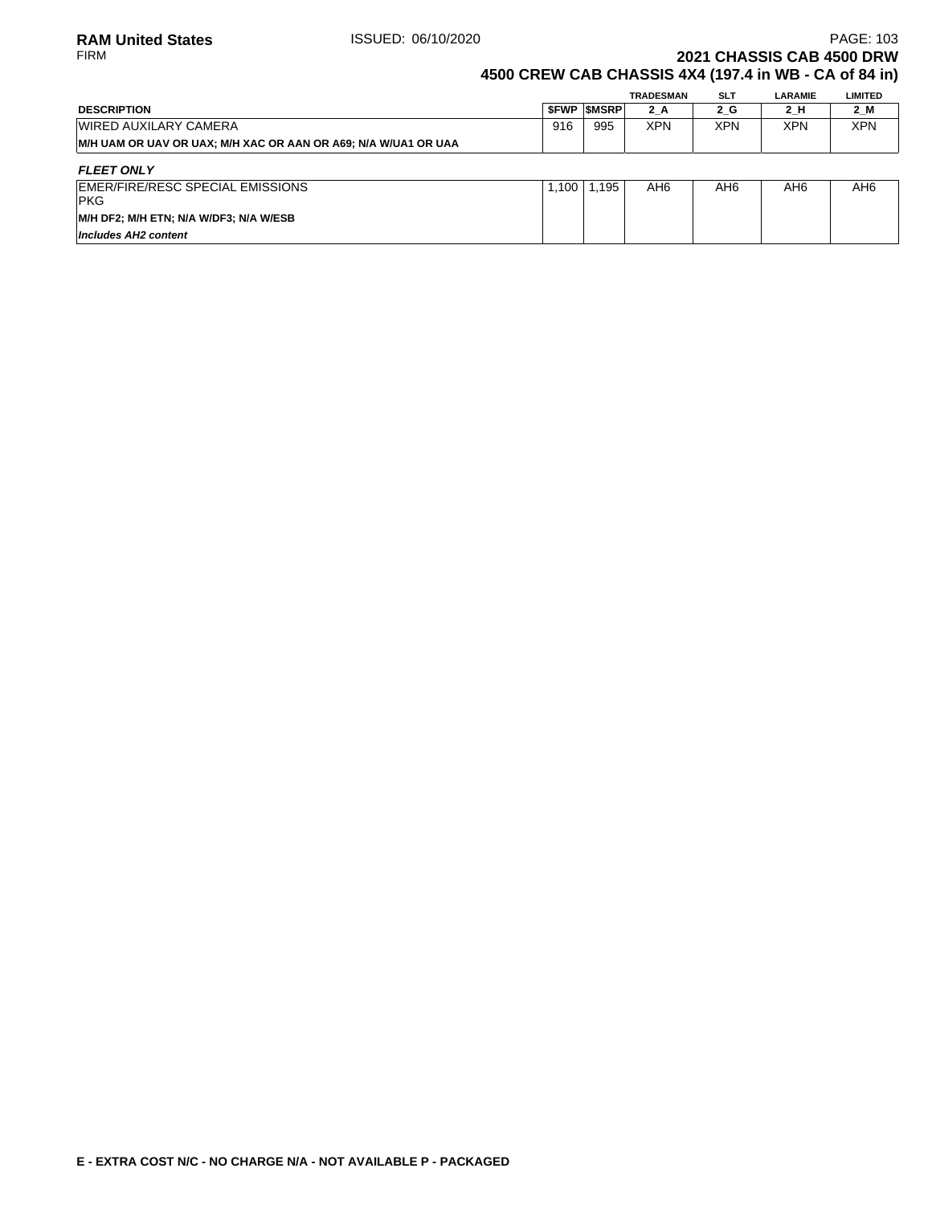## 2021 CHASSIS CAB 4500 DRW

## 4500 CREW CAB CHASSIS 4X4 (197.4 in WB - CA of 84 in)

| DESCRIPTION | $FWP | $MSRP | TRADESMAN 2_A | SLT 2_G | LARAMIE 2_H | LIMITED 2_M |
|---|---|---|---|---|---|---|
| WIRED AUXILARY CAMERA<br>**M/H UAM OR UAV OR UAX; M/H XAC OR AAN OR A69; N/A W/UA1 OR UAA** | 916 | 995 | XPN | XPN | XPN | XPN |
| ***FLEET ONLY*** | | | | | | |
| EMER/FIRE/RESC SPECIAL EMISSIONS PKG<br>**M/H DF2; M/H ETN; N/A W/DF3; N/A W/ESB**<br>***Includes AH2 content*** | 1,100 | 1,195 | AH6 | AH6 | AH6 | AH6 |

**E - EXTRA COST N/C - NO CHARGE N/A - NOT AVAILABLE P - PACKAGED**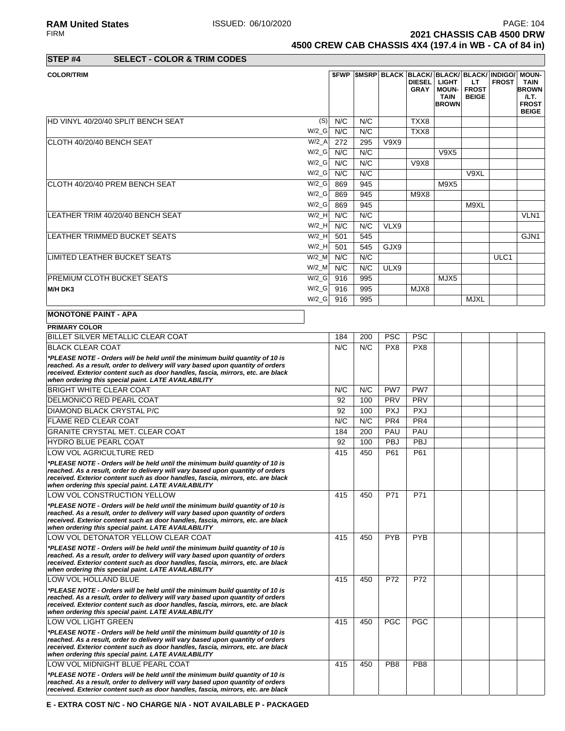**2021 CHASSIS CAB 4500 DRW**
**4500 CREW CAB CHASSIS 4X4 (197.4 in WB - CA of 84 in)**

## STEP #4 SELECT - COLOR & TRIM CODES

| COLOR/TRIM | | $FWP | $MSRP | BLACK | BLACK/ DIESEL GRAY | BLACK/ LIGHT MOUN-TAIN BROWN | BLACK/ LT FROST BEIGE | INDIGO/ FROST | MOUN-TAIN BROWN /LT. FROST BEIGE |
|---|---|---|---|---|---|---|---|---|---|
| HD VINYL 40/20/40 SPLIT BENCH SEAT | (S) | N/C | N/C | | TXX8 | | | | |
| | W/2_G | N/C | N/C | | TXX8 | | | | |
| CLOTH 40/20/40 BENCH SEAT | W/2_A | 272 | 295 | V9X9 | | | | | |
| | W/2_G | N/C | N/C | | | V9X5 | | | |
| | W/2_G | N/C | N/C | | V9X8 | | | | |
| | W/2_G | N/C | N/C | | | | V9XL | | |
| CLOTH 40/20/40 PREM BENCH SEAT | W/2_G | 869 | 945 | | | M9X5 | | | |
| | W/2_G | 869 | 945 | | M9X8 | | | | |
| | W/2_G | 869 | 945 | | | | M9XL | | |
| LEATHER TRIM 40/20/40 BENCH SEAT | W/2_H | N/C | N/C | | | | | | VLN1 |
| | W/2_H | N/C | N/C | VLX9 | | | | | |
| LEATHER TRIMMED BUCKET SEATS | W/2_H | 501 | 545 | | | | | | GJN1 |
| | W/2_H | 501 | 545 | GJX9 | | | | | |
| LIMITED LEATHER BUCKET SEATS | W/2_M | N/C | N/C | | | | | ULC1 | |
| | W/2_M | N/C | N/C | ULX9 | | | | | |
| PREMIUM CLOTH BUCKET SEATS | W/2_G | 916 | 995 | | | MJX5 | | | |
| **M/H DK3** | W/2_G | 916 | 995 | | MJX8 | | | | |
| | W/2_G | 916 | 995 | | | | MJXL | | |

**MONOTONE PAINT - APA**

| PRIMARY COLOR | $FWP | $MSRP | BLACK | BLACK/ DIESEL GRAY | BLACK/ LIGHT MOUN-TAIN BROWN | BLACK/ LT FROST BEIGE | INDIGO/ FROST | MOUN-TAIN BROWN /LT. FROST BEIGE |
|---|---|---|---|---|---|---|---|---|
| BILLET SILVER METALLIC CLEAR COAT | 184 | 200 | PSC | PSC | | | | |
| BLACK CLEAR COAT | N/C | N/C | PX8 | PX8 | | | | |
| ***PLEASE NOTE - Orders will be held until the minimum build quantity of 10 is reached. As a result, order to delivery will vary based upon quantity of orders received. Exterior content such as door handles, fascia, mirrors, etc. are black when ordering this special paint. LATE AVAILABILITY** | | | | | | | | |
| BRIGHT WHITE CLEAR COAT | N/C | N/C | PW7 | PW7 | | | | |
| DELMONICO RED PEARL COAT | 92 | 100 | PRV | PRV | | | | |
| DIAMOND BLACK CRYSTAL P/C | 92 | 100 | PXJ | PXJ | | | | |
| FLAME RED CLEAR COAT | N/C | N/C | PR4 | PR4 | | | | |
| GRANITE CRYSTAL MET. CLEAR COAT | 184 | 200 | PAU | PAU | | | | |
| HYDRO BLUE PEARL COAT | 92 | 100 | PBJ | PBJ | | | | |
| LOW VOL AGRICULTURE RED | 415 | 450 | P61 | P61 | | | | |
| ***PLEASE NOTE - Orders will be held until the minimum build quantity of 10 is reached. As a result, order to delivery will vary based upon quantity of orders received. Exterior content such as door handles, fascia, mirrors, etc. are black when ordering this special paint. LATE AVAILABILITY** | | | | | | | | |
| LOW VOL CONSTRUCTION YELLOW | 415 | 450 | P71 | P71 | | | | |
| ***PLEASE NOTE - Orders will be held until the minimum build quantity of 10 is reached. As a result, order to delivery will vary based upon quantity of orders received. Exterior content such as door handles, fascia, mirrors, etc. are black when ordering this special paint. LATE AVAILABILITY** | | | | | | | | |
| LOW VOL DETONATOR YELLOW CLEAR COAT | 415 | 450 | PYB | PYB | | | | |
| ***PLEASE NOTE - Orders will be held until the minimum build quantity of 10 is reached. As a result, order to delivery will vary based upon quantity of orders received. Exterior content such as door handles, fascia, mirrors, etc. are black when ordering this special paint. LATE AVAILABILITY** | | | | | | | | |
| LOW VOL HOLLAND BLUE | 415 | 450 | P72 | P72 | | | | |
| ***PLEASE NOTE - Orders will be held until the minimum build quantity of 10 is reached. As a result, order to delivery will vary based upon quantity of orders received. Exterior content such as door handles, fascia, mirrors, etc. are black when ordering this special paint. LATE AVAILABILITY** | | | | | | | | |
| LOW VOL LIGHT GREEN | 415 | 450 | PGC | PGC | | | | |
| ***PLEASE NOTE - Orders will be held until the minimum build quantity of 10 is reached. As a result, order to delivery will vary based upon quantity of orders received. Exterior content such as door handles, fascia, mirrors, etc. are black when ordering this special paint. LATE AVAILABILITY** | | | | | | | | |
| LOW VOL MIDNIGHT BLUE PEARL COAT | 415 | 450 | PB8 | PB8 | | | | |
| ***PLEASE NOTE - Orders will be held until the minimum build quantity of 10 is reached. As a result, order to delivery will vary based upon quantity of orders received. Exterior content such as door handles, fascia, mirrors, etc. are black** | | | | | | | | |

**E - EXTRA COST N/C - NO CHARGE N/A - NOT AVAILABLE P - PACKAGED**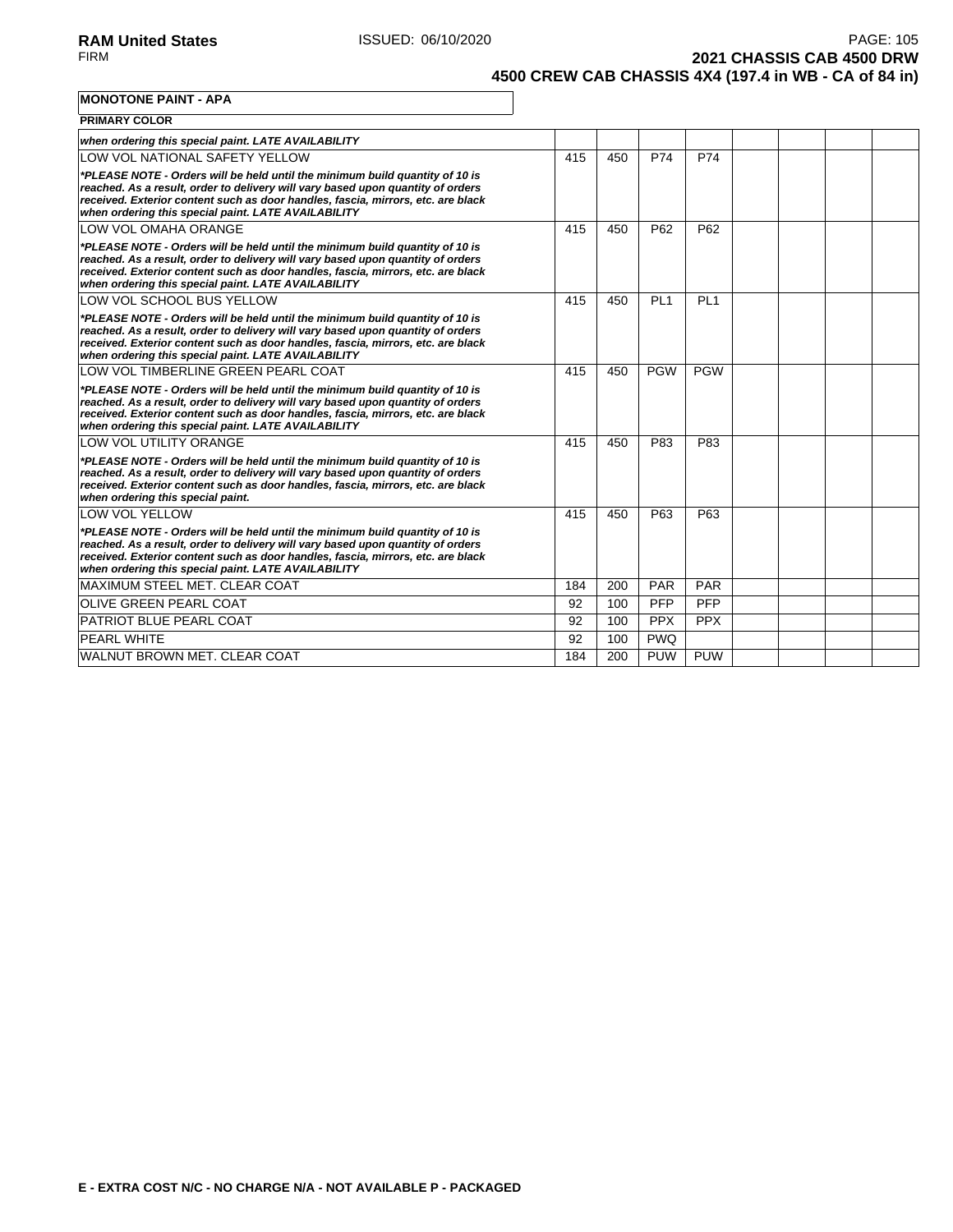**MONOTONE PAINT - APA**

**PRIMARY COLOR**

| | | | | | | | | |
|---|---|---|---|---|---|---|---|---|
| ***when ordering this special paint. LATE AVAILABILITY*** | | | | | | | | |
| LOW VOL NATIONAL SAFETY YELLOW | 415 | 450 | P74 | P74 | | | | |
| ***\*PLEASE NOTE - Orders will be held until the minimum build quantity of 10 is reached. As a result, order to delivery will vary based upon quantity of orders received. Exterior content such as door handles, fascia, mirrors, etc. are black when ordering this special paint. LATE AVAILABILITY*** | | | | | | | | |
| LOW VOL OMAHA ORANGE | 415 | 450 | P62 | P62 | | | | |
| ***\*PLEASE NOTE - Orders will be held until the minimum build quantity of 10 is reached. As a result, order to delivery will vary based upon quantity of orders received. Exterior content such as door handles, fascia, mirrors, etc. are black when ordering this special paint. LATE AVAILABILITY*** | | | | | | | | |
| LOW VOL SCHOOL BUS YELLOW | 415 | 450 | PL1 | PL1 | | | | |
| ***\*PLEASE NOTE - Orders will be held until the minimum build quantity of 10 is reached. As a result, order to delivery will vary based upon quantity of orders received. Exterior content such as door handles, fascia, mirrors, etc. are black when ordering this special paint. LATE AVAILABILITY*** | | | | | | | | |
| LOW VOL TIMBERLINE GREEN PEARL COAT | 415 | 450 | PGW | PGW | | | | |
| ***\*PLEASE NOTE - Orders will be held until the minimum build quantity of 10 is reached. As a result, order to delivery will vary based upon quantity of orders received. Exterior content such as door handles, fascia, mirrors, etc. are black when ordering this special paint. LATE AVAILABILITY*** | | | | | | | | |
| LOW VOL UTILITY ORANGE | 415 | 450 | P83 | P83 | | | | |
| ***\*PLEASE NOTE - Orders will be held until the minimum build quantity of 10 is reached. As a result, order to delivery will vary based upon quantity of orders received. Exterior content such as door handles, fascia, mirrors, etc. are black when ordering this special paint.*** | | | | | | | | |
| LOW VOL YELLOW | 415 | 450 | P63 | P63 | | | | |
| ***\*PLEASE NOTE - Orders will be held until the minimum build quantity of 10 is reached. As a result, order to delivery will vary based upon quantity of orders received. Exterior content such as door handles, fascia, mirrors, etc. are black when ordering this special paint. LATE AVAILABILITY*** | | | | | | | | |
| MAXIMUM STEEL MET. CLEAR COAT | 184 | 200 | PAR | PAR | | | | |
| OLIVE GREEN PEARL COAT | 92 | 100 | PFP | PFP | | | | |
| PATRIOT BLUE PEARL COAT | 92 | 100 | PPX | PPX | | | | |
| PEARL WHITE | 92 | 100 | PWQ | | | | | |
| WALNUT BROWN MET. CLEAR COAT | 184 | 200 | PUW | PUW | | | | |

**E - EXTRA COST N/C - NO CHARGE N/A - NOT AVAILABLE P - PACKAGED**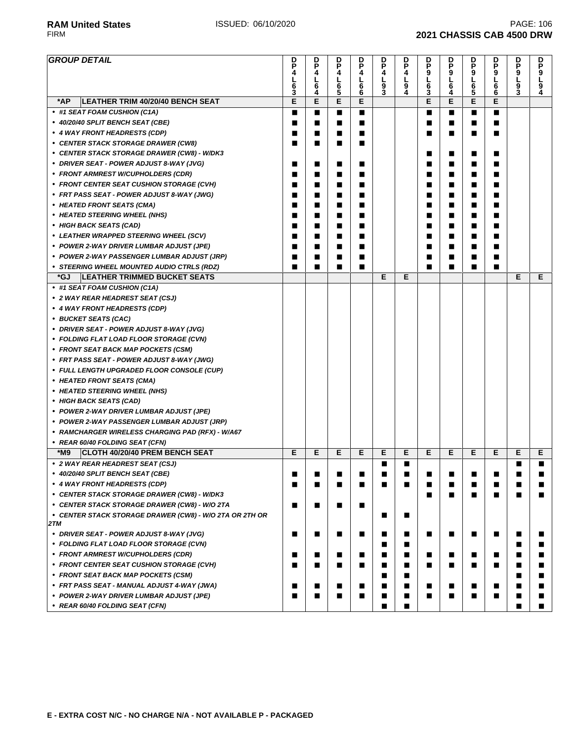| GROUP DETAIL | DP4L63 | DP4L64 | DP4L65 | DP4L66 | DP4L93 | DP4L94 | DP9L63 | DP9L64 | DP9L65 | DP9L66 | DP9L93 | DP9L94 |
|---|---|---|---|---|---|---|---|---|---|---|---|---|
| ***AP LEATHER TRIM 40/20/40 BENCH SEAT** | E | E | E | E | | | E | E | E | E | | |
| • #1 SEAT FOAM CUSHION (C1A) | ■ | ■ | ■ | ■ | | | ■ | ■ | ■ | ■ | | |
| • 40/20/40 SPLIT BENCH SEAT (CBE) | ■ | ■ | ■ | ■ | | | ■ | ■ | ■ | ■ | | |
| • 4 WAY FRONT HEADRESTS (CDP) | ■ | ■ | ■ | ■ | | | ■ | ■ | ■ | ■ | | |
| • CENTER STACK STORAGE DRAWER (CW8) | ■ | ■ | ■ | ■ | | | | | | | | |
| • CENTER STACK STORAGE DRAWER (CW8) - W/DK3 | | | | | | | ■ | ■ | ■ | ■ | | |
| • DRIVER SEAT - POWER ADJUST 8-WAY (JVG) | ■ | ■ | ■ | ■ | | | ■ | ■ | ■ | ■ | | |
| • FRONT ARMREST W/CUPHOLDERS (CDR) | ■ | ■ | ■ | ■ | | | ■ | ■ | ■ | ■ | | |
| • FRONT CENTER SEAT CUSHION STORAGE (CVH) | ■ | ■ | ■ | ■ | | | ■ | ■ | ■ | ■ | | |
| • FRT PASS SEAT - POWER ADJUST 8-WAY (JWG) | ■ | ■ | ■ | ■ | | | ■ | ■ | ■ | ■ | | |
| • HEATED FRONT SEATS (CMA) | ■ | ■ | ■ | ■ | | | ■ | ■ | ■ | ■ | | |
| • HEATED STEERING WHEEL (NHS) | ■ | ■ | ■ | ■ | | | ■ | ■ | ■ | ■ | | |
| • HIGH BACK SEATS (CAD) | ■ | ■ | ■ | ■ | | | ■ | ■ | ■ | ■ | | |
| • LEATHER WRAPPED STEERING WHEEL (SCV) | ■ | ■ | ■ | ■ | | | ■ | ■ | ■ | ■ | | |
| • POWER 2-WAY DRIVER LUMBAR ADJUST (JPE) | ■ | ■ | ■ | ■ | | | ■ | ■ | ■ | ■ | | |
| • POWER 2-WAY PASSENGER LUMBAR ADJUST (JRP) | ■ | ■ | ■ | ■ | | | ■ | ■ | ■ | ■ | | |
| • STEERING WHEEL MOUNTED AUDIO CTRLS (RDZ) | ■ | ■ | ■ | ■ | | | ■ | ■ | ■ | ■ | | |
| ***GJ LEATHER TRIMMED BUCKET SEATS** | | | | | E | E | | | | | E | E |
| • #1 SEAT FOAM CUSHION (C1A) | | | | | | | | | | | | |
| • 2 WAY REAR HEADREST SEAT (CSJ) | | | | | | | | | | | | |
| • 4 WAY FRONT HEADRESTS (CDP) | | | | | | | | | | | | |
| • BUCKET SEATS (CAC) | | | | | | | | | | | | |
| • DRIVER SEAT - POWER ADJUST 8-WAY (JVG) | | | | | | | | | | | | |
| • FOLDING FLAT LOAD FLOOR STORAGE (CVN) | | | | | | | | | | | | |
| • FRONT SEAT BACK MAP POCKETS (CSM) | | | | | | | | | | | | |
| • FRT PASS SEAT - POWER ADJUST 8-WAY (JWG) | | | | | | | | | | | | |
| • FULL LENGTH UPGRADED FLOOR CONSOLE (CUP) | | | | | | | | | | | | |
| • HEATED FRONT SEATS (CMA) | | | | | | | | | | | | |
| • HEATED STEERING WHEEL (NHS) | | | | | | | | | | | | |
| • HIGH BACK SEATS (CAD) | | | | | | | | | | | | |
| • POWER 2-WAY DRIVER LUMBAR ADJUST (JPE) | | | | | | | | | | | | |
| • POWER 2-WAY PASSENGER LUMBAR ADJUST (JRP) | | | | | | | | | | | | |
| • RAMCHARGER WIRELESS CHARGING PAD (RFX) - W/A67 | | | | | | | | | | | | |
| • REAR 60/40 FOLDING SEAT (CFN) | | | | | | | | | | | | |
| ***M9 CLOTH 40/20/40 PREM BENCH SEAT** | E | E | E | E | E | E | E | E | E | E | E | E |
| • 2 WAY REAR HEADREST SEAT (CSJ) | | | | | ■ | ■ | | | | | ■ | ■ |
| • 40/20/40 SPLIT BENCH SEAT (CBE) | ■ | ■ | ■ | ■ | ■ | ■ | ■ | ■ | ■ | ■ | ■ | ■ |
| • 4 WAY FRONT HEADRESTS (CDP) | ■ | ■ | ■ | ■ | ■ | ■ | ■ | ■ | ■ | ■ | ■ | ■ |
| • CENTER STACK STORAGE DRAWER (CW8) - W/DK3 | | | | | | | ■ | ■ | ■ | ■ | ■ | ■ |
| • CENTER STACK STORAGE DRAWER (CW8) - W/O 2TA | ■ | ■ | ■ | ■ | | | | | | | | |
| • CENTER STACK STORAGE DRAWER (CW8) - W/O 2TA OR 2TH OR 2TM | | | | | ■ | ■ | | | | | | |
| • DRIVER SEAT - POWER ADJUST 8-WAY (JVG) | ■ | ■ | ■ | ■ | ■ | ■ | ■ | ■ | ■ | ■ | ■ | ■ |
| • FOLDING FLAT LOAD FLOOR STORAGE (CVN) | | | | | ■ | ■ | | | | | ■ | ■ |
| • FRONT ARMREST W/CUPHOLDERS (CDR) | ■ | ■ | ■ | ■ | ■ | ■ | ■ | ■ | ■ | ■ | ■ | ■ |
| • FRONT CENTER SEAT CUSHION STORAGE (CVH) | ■ | ■ | ■ | ■ | ■ | ■ | ■ | ■ | ■ | ■ | ■ | ■ |
| • FRONT SEAT BACK MAP POCKETS (CSM) | | | | | ■ | ■ | | | | | ■ | ■ |
| • FRT PASS SEAT - MANUAL ADJUST 4-WAY (JWA) | ■ | ■ | ■ | ■ | ■ | ■ | ■ | ■ | ■ | ■ | ■ | ■ |
| • POWER 2-WAY DRIVER LUMBAR ADJUST (JPE) | ■ | ■ | ■ | ■ | ■ | ■ | ■ | ■ | ■ | ■ | ■ | ■ |
| • REAR 60/40 FOLDING SEAT (CFN) | | | | | ■ | ■ | | | | | ■ | ■ |

**E - EXTRA COST N/C - NO CHARGE N/A - NOT AVAILABLE P - PACKAGED**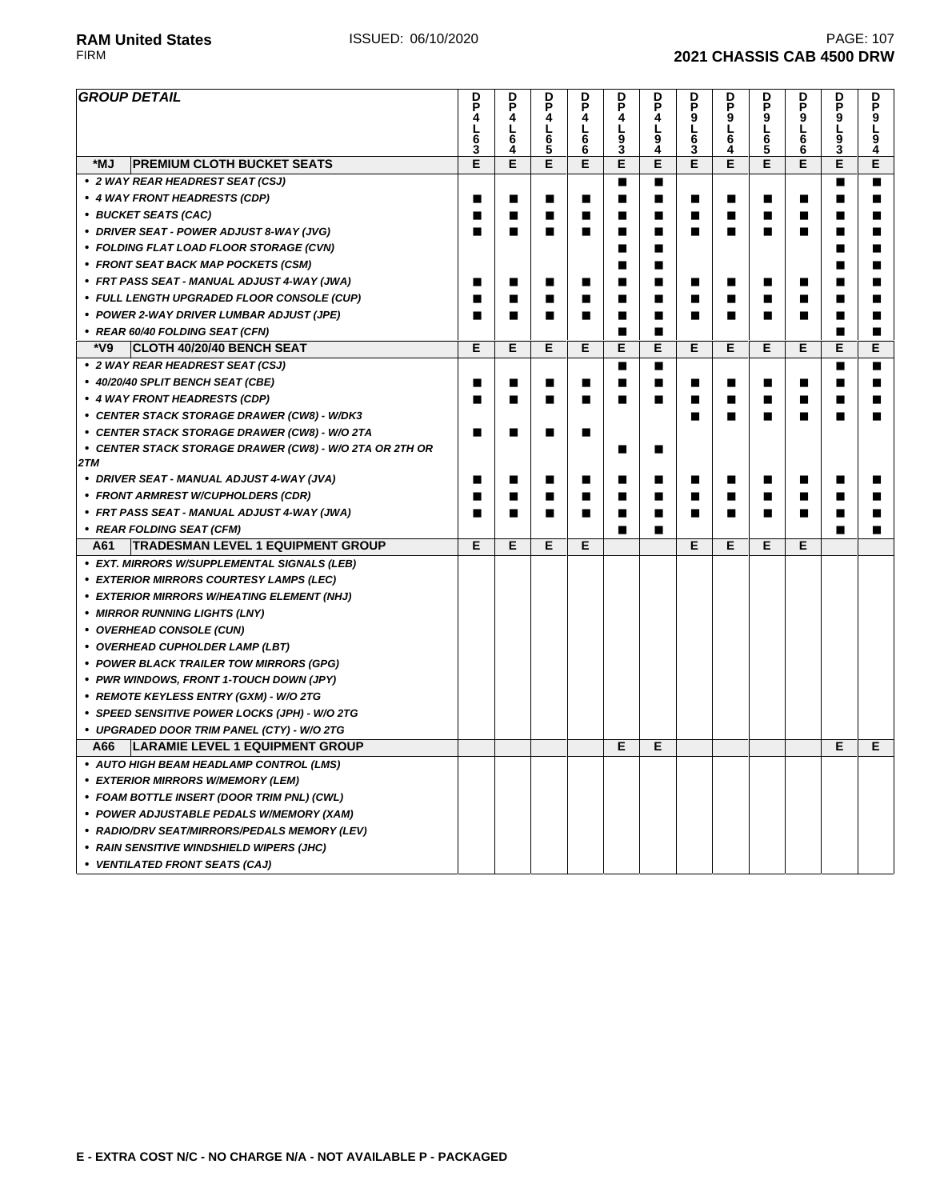| GROUP DETAIL | | DPL463 | DPL464 | DPL465 | DPL466 | DPL493 | DPL494 | DPL963 | DPL964 | DPL965 | DPL966 | DPL993 | DPL994 |
|---|---|---|---|---|---|---|---|---|---|---|---|---|---|
| *MJ | PREMIUM CLOTH BUCKET SEATS | E | E | E | E | E | E | E | E | E | E | E | E |
| • 2 WAY REAR HEADREST SEAT (CSJ) | | | | | | ■ | ■ | | | | | ■ | ■ |
| • 4 WAY FRONT HEADRESTS (CDP) | | ■ | ■ | ■ | ■ | ■ | ■ | ■ | ■ | ■ | ■ | ■ | ■ |
| • BUCKET SEATS (CAC) | | ■ | ■ | ■ | ■ | ■ | ■ | ■ | ■ | ■ | ■ | ■ | ■ |
| • DRIVER SEAT - POWER ADJUST 8-WAY (JVG) | | ■ | ■ | ■ | ■ | ■ | ■ | ■ | ■ | ■ | ■ | ■ | ■ |
| • FOLDING FLAT LOAD FLOOR STORAGE (CVN) | | | | | | ■ | ■ | | | | | ■ | ■ |
| • FRONT SEAT BACK MAP POCKETS (CSM) | | | | | | ■ | ■ | | | | | ■ | ■ |
| • FRT PASS SEAT - MANUAL ADJUST 4-WAY (JWA) | | ■ | ■ | ■ | ■ | ■ | ■ | ■ | ■ | ■ | ■ | ■ | ■ |
| • FULL LENGTH UPGRADED FLOOR CONSOLE (CUP) | | ■ | ■ | ■ | ■ | ■ | ■ | ■ | ■ | ■ | ■ | ■ | ■ |
| • POWER 2-WAY DRIVER LUMBAR ADJUST (JPE) | | ■ | ■ | ■ | ■ | ■ | ■ | ■ | ■ | ■ | ■ | ■ | ■ |
| • REAR 60/40 FOLDING SEAT (CFN) | | | | | | ■ | ■ | | | | | ■ | ■ |
| *V9 | CLOTH 40/20/40 BENCH SEAT | E | E | E | E | E | E | E | E | E | E | E | E |
| • 2 WAY REAR HEADREST SEAT (CSJ) | | | | | | ■ | ■ | | | | | ■ | ■ |
| • 40/20/40 SPLIT BENCH SEAT (CBE) | | ■ | ■ | ■ | ■ | ■ | ■ | ■ | ■ | ■ | ■ | ■ | ■ |
| • 4 WAY FRONT HEADRESTS (CDP) | | ■ | ■ | ■ | ■ | ■ | ■ | ■ | ■ | ■ | ■ | ■ | ■ |
| • CENTER STACK STORAGE DRAWER (CW8) - W/DK3 | | | | | | | | ■ | ■ | ■ | ■ | ■ | ■ |
| • CENTER STACK STORAGE DRAWER (CW8) - W/O 2TA | | ■ | ■ | ■ | ■ | | | | | | | | |
| • CENTER STACK STORAGE DRAWER (CW8) - W/O 2TA OR 2TH OR 2TM | | | | | | ■ | ■ | | | | | | |
| • DRIVER SEAT - MANUAL ADJUST 4-WAY (JVA) | | ■ | ■ | ■ | ■ | ■ | ■ | ■ | ■ | ■ | ■ | ■ | ■ |
| • FRONT ARMREST W/CUPHOLDERS (CDR) | | ■ | ■ | ■ | ■ | ■ | ■ | ■ | ■ | ■ | ■ | ■ | ■ |
| • FRT PASS SEAT - MANUAL ADJUST 4-WAY (JWA) | | ■ | ■ | ■ | ■ | ■ | ■ | ■ | ■ | ■ | ■ | ■ | ■ |
| • REAR FOLDING SEAT (CFM) | | | | | | ■ | ■ | | | | | ■ | ■ |
| A61 | TRADESMAN LEVEL 1 EQUIPMENT GROUP | E | E | E | E | | | E | E | E | E | | |
| • EXT. MIRRORS W/SUPPLEMENTAL SIGNALS (LEB) | | | | | | | | | | | | | |
| • EXTERIOR MIRRORS COURTESY LAMPS (LEC) | | | | | | | | | | | | | |
| • EXTERIOR MIRRORS W/HEATING ELEMENT (NHJ) | | | | | | | | | | | | | |
| • MIRROR RUNNING LIGHTS (LNY) | | | | | | | | | | | | | |
| • OVERHEAD CONSOLE (CUN) | | | | | | | | | | | | | |
| • OVERHEAD CUPHOLDER LAMP (LBT) | | | | | | | | | | | | | |
| • POWER BLACK TRAILER TOW MIRRORS (GPG) | | | | | | | | | | | | | |
| • PWR WINDOWS, FRONT 1-TOUCH DOWN (JPY) | | | | | | | | | | | | | |
| • REMOTE KEYLESS ENTRY (GXM) - W/O 2TG | | | | | | | | | | | | | |
| • SPEED SENSITIVE POWER LOCKS (JPH) - W/O 2TG | | | | | | | | | | | | | |
| • UPGRADED DOOR TRIM PANEL (CTY) - W/O 2TG | | | | | | | | | | | | | |
| A66 | LARAMIE LEVEL 1 EQUIPMENT GROUP | | | | | E | E | | | | | E | E |
| • AUTO HIGH BEAM HEADLAMP CONTROL (LMS) | | | | | | | | | | | | | |
| • EXTERIOR MIRRORS W/MEMORY (LEM) | | | | | | | | | | | | | |
| • FOAM BOTTLE INSERT (DOOR TRIM PNL) (CWL) | | | | | | | | | | | | | |
| • POWER ADJUSTABLE PEDALS W/MEMORY (XAM) | | | | | | | | | | | | | |
| • RADIO/DRV SEAT/MIRRORS/PEDALS MEMORY (LEV) | | | | | | | | | | | | | |
| • RAIN SENSITIVE WINDSHIELD WIPERS (JHC) | | | | | | | | | | | | | |
| • VENTILATED FRONT SEATS (CAJ) | | | | | | | | | | | | | |

E - EXTRA COST N/C - NO CHARGE N/A - NOT AVAILABLE P - PACKAGED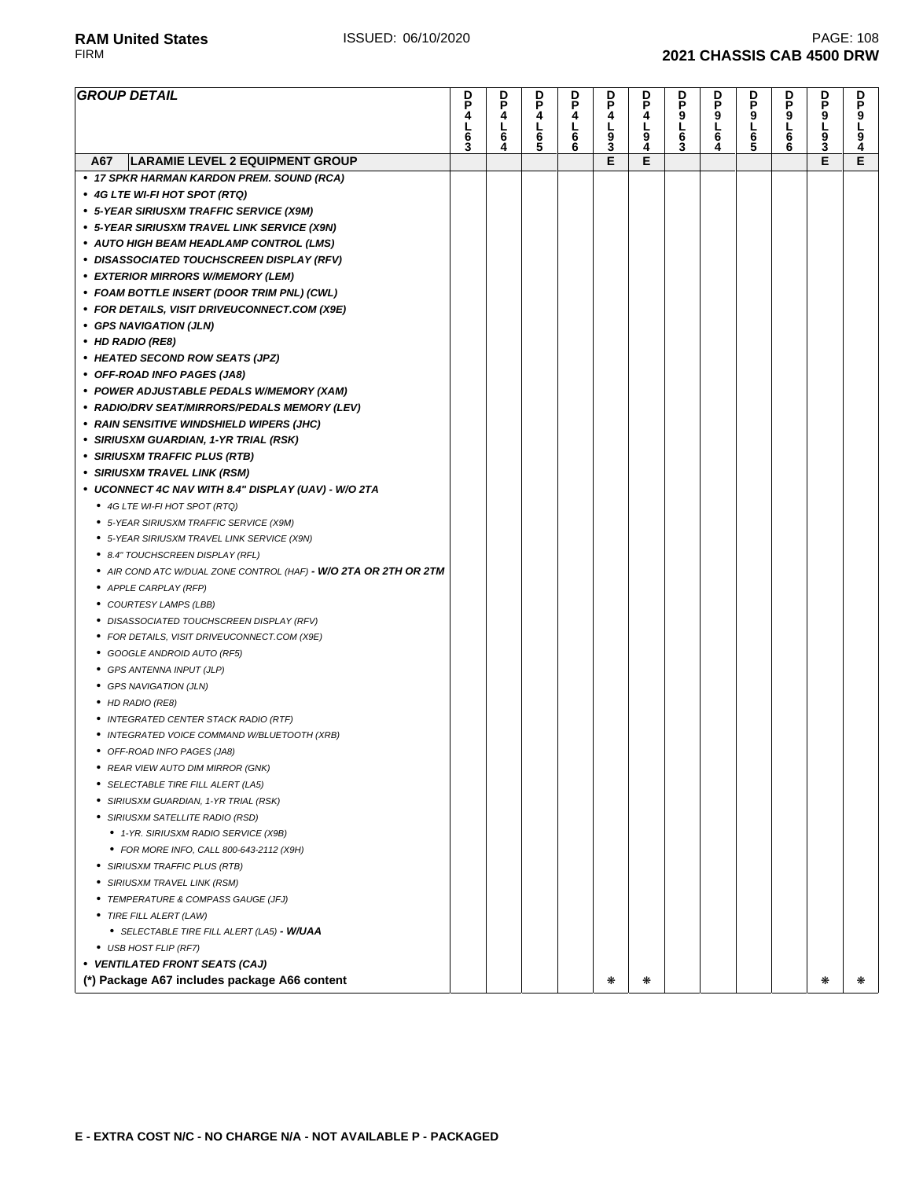| GROUP DETAIL | DP4L63 | DP4L64 | DP4L65 | DP4L66 | DP4L93 | DP4L94 | DP9L63 | DP9L64 | DP9L65 | DP9L66 | DP9L93 | DP9L94 |
|---|---|---|---|---|---|---|---|---|---|---|---|---|
| **A67 LARAMIE LEVEL 2 EQUIPMENT GROUP** | | | | | E | E | | | | | E | E |
| • *17 SPKR HARMAN KARDON PREM. SOUND (RCA)* | | | | | | | | | | | | |
| • *4G LTE WI-FI HOT SPOT (RTQ)* | | | | | | | | | | | | |
| • *5-YEAR SIRIUSXM TRAFFIC SERVICE (X9M)* | | | | | | | | | | | | |
| • *5-YEAR SIRIUSXM TRAVEL LINK SERVICE (X9N)* | | | | | | | | | | | | |
| • *AUTO HIGH BEAM HEADLAMP CONTROL (LMS)* | | | | | | | | | | | | |
| • *DISASSOCIATED TOUCHSCREEN DISPLAY (RFV)* | | | | | | | | | | | | |
| • *EXTERIOR MIRRORS W/MEMORY (LEM)* | | | | | | | | | | | | |
| • *FOAM BOTTLE INSERT (DOOR TRIM PNL) (CWL)* | | | | | | | | | | | | |
| • *FOR DETAILS, VISIT DRIVEUCONNECT.COM (X9E)* | | | | | | | | | | | | |
| • *GPS NAVIGATION (JLN)* | | | | | | | | | | | | |
| • *HD RADIO (RE8)* | | | | | | | | | | | | |
| • *HEATED SECOND ROW SEATS (JPZ)* | | | | | | | | | | | | |
| • *OFF-ROAD INFO PAGES (JA8)* | | | | | | | | | | | | |
| • *POWER ADJUSTABLE PEDALS W/MEMORY (XAM)* | | | | | | | | | | | | |
| • *RADIO/DRV SEAT/MIRRORS/PEDALS MEMORY (LEV)* | | | | | | | | | | | | |
| • *RAIN SENSITIVE WINDSHIELD WIPERS (JHC)* | | | | | | | | | | | | |
| • *SIRIUSXM GUARDIAN, 1-YR TRIAL (RSK)* | | | | | | | | | | | | |
| • *SIRIUSXM TRAFFIC PLUS (RTB)* | | | | | | | | | | | | |
| • *SIRIUSXM TRAVEL LINK (RSM)* | | | | | | | | | | | | |
| • *UCONNECT 4C NAV WITH 8.4" DISPLAY (UAV) - W/O 2TA* | | | | | | | | | | | | |
| &nbsp;&nbsp;• *4G LTE WI-FI HOT SPOT (RTQ)* | | | | | | | | | | | | |
| &nbsp;&nbsp;• *5-YEAR SIRIUSXM TRAFFIC SERVICE (X9M)* | | | | | | | | | | | | |
| &nbsp;&nbsp;• *5-YEAR SIRIUSXM TRAVEL LINK SERVICE (X9N)* | | | | | | | | | | | | |
| &nbsp;&nbsp;• *8.4" TOUCHSCREEN DISPLAY (RFL)* | | | | | | | | | | | | |
| &nbsp;&nbsp;• *AIR COND ATC W/DUAL ZONE CONTROL (HAF)* ***- W/O 2TA OR 2TH OR 2TM*** | | | | | | | | | | | | |
| &nbsp;&nbsp;• *APPLE CARPLAY (RFP)* | | | | | | | | | | | | |
| &nbsp;&nbsp;• *COURTESY LAMPS (LBB)* | | | | | | | | | | | | |
| &nbsp;&nbsp;• *DISASSOCIATED TOUCHSCREEN DISPLAY (RFV)* | | | | | | | | | | | | |
| &nbsp;&nbsp;• *FOR DETAILS, VISIT DRIVEUCONNECT.COM (X9E)* | | | | | | | | | | | | |
| &nbsp;&nbsp;• *GOOGLE ANDROID AUTO (RF5)* | | | | | | | | | | | | |
| &nbsp;&nbsp;• *GPS ANTENNA INPUT (JLP)* | | | | | | | | | | | | |
| &nbsp;&nbsp;• *GPS NAVIGATION (JLN)* | | | | | | | | | | | | |
| &nbsp;&nbsp;• *HD RADIO (RE8)* | | | | | | | | | | | | |
| &nbsp;&nbsp;• *INTEGRATED CENTER STACK RADIO (RTF)* | | | | | | | | | | | | |
| &nbsp;&nbsp;• *INTEGRATED VOICE COMMAND W/BLUETOOTH (XRB)* | | | | | | | | | | | | |
| &nbsp;&nbsp;• *OFF-ROAD INFO PAGES (JA8)* | | | | | | | | | | | | |
| &nbsp;&nbsp;• *REAR VIEW AUTO DIM MIRROR (GNK)* | | | | | | | | | | | | |
| &nbsp;&nbsp;• *SELECTABLE TIRE FILL ALERT (LA5)* | | | | | | | | | | | | |
| &nbsp;&nbsp;• *SIRIUSXM GUARDIAN, 1-YR TRIAL (RSK)* | | | | | | | | | | | | |
| &nbsp;&nbsp;• *SIRIUSXM SATELLITE RADIO (RSD)* | | | | | | | | | | | | |
| &nbsp;&nbsp;&nbsp;&nbsp;• *1-YR. SIRIUSXM RADIO SERVICE (X9B)* | | | | | | | | | | | | |
| &nbsp;&nbsp;&nbsp;&nbsp;• *FOR MORE INFO, CALL 800-643-2112 (X9H)* | | | | | | | | | | | | |
| &nbsp;&nbsp;• *SIRIUSXM TRAFFIC PLUS (RTB)* | | | | | | | | | | | | |
| &nbsp;&nbsp;• *SIRIUSXM TRAVEL LINK (RSM)* | | | | | | | | | | | | |
| &nbsp;&nbsp;• *TEMPERATURE & COMPASS GAUGE (JFJ)* | | | | | | | | | | | | |
| &nbsp;&nbsp;• *TIRE FILL ALERT (LAW)* | | | | | | | | | | | | |
| &nbsp;&nbsp;&nbsp;&nbsp;• *SELECTABLE TIRE FILL ALERT (LA5)* ***- W/UAA*** | | | | | | | | | | | | |
| &nbsp;&nbsp;• *USB HOST FLIP (RF7)* | | | | | | | | | | | | |
| • *VENTILATED FRONT SEATS (CAJ)* | | | | | | | | | | | | |
| **(*) Package A67 includes package A66 content** | | | | | * | * | | | | | * | * |

**E - EXTRA COST N/C - NO CHARGE N/A - NOT AVAILABLE P - PACKAGED**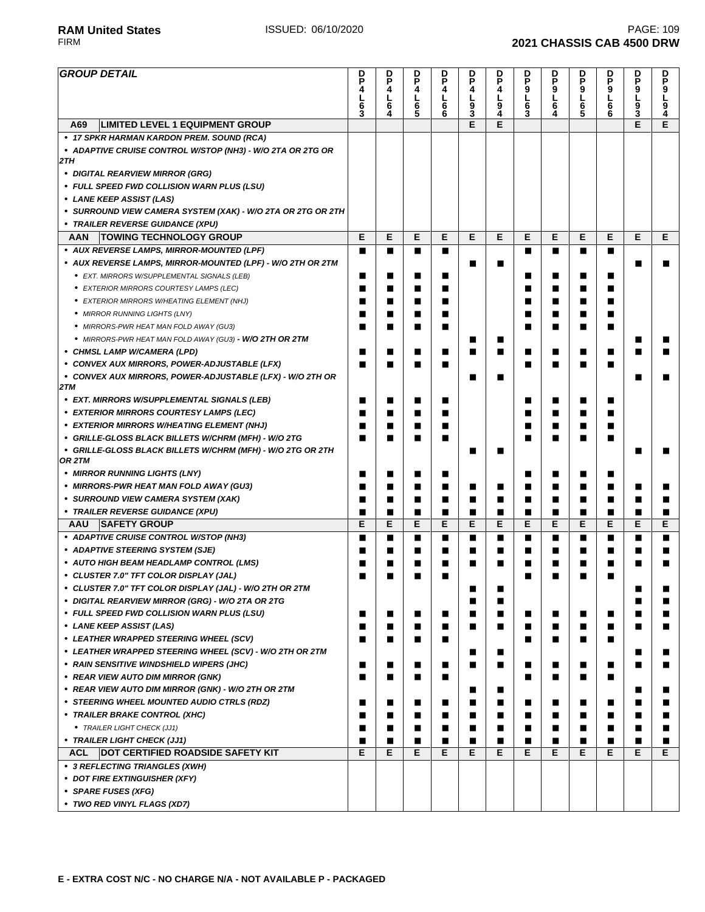**RAM United States** ISSUED: 06/10/2020
FIRM
**2021 CHASSIS CAB 4500 DRW**

| *GROUP DETAIL* | DP4L63 | DP4L64 | DP4L65 | DP4L66 | DP4L93 | DP4L94 | DP9L63 | DP9L64 | DP9L65 | DP9L66 | DP9L93 | DP9L94 |
|---|---|---|---|---|---|---|---|---|---|---|---|---|
| **A69 LIMITED LEVEL 1 EQUIPMENT GROUP** | | | | | E | E | | | | | E | E |
| • *17 SPKR HARMAN KARDON PREM. SOUND (RCA)* | | | | | | | | | | | | |
| • *ADAPTIVE CRUISE CONTROL W/STOP (NH3) - W/O 2TA OR 2TG OR 2TH* | | | | | | | | | | | | |
| • *DIGITAL REARVIEW MIRROR (GRG)* | | | | | | | | | | | | |
| • *FULL SPEED FWD COLLISION WARN PLUS (LSU)* | | | | | | | | | | | | |
| • *LANE KEEP ASSIST (LAS)* | | | | | | | | | | | | |
| • *SURROUND VIEW CAMERA SYSTEM (XAK) - W/O 2TA OR 2TG OR 2TH* | | | | | | | | | | | | |
| • *TRAILER REVERSE GUIDANCE (XPU)* | | | | | | | | | | | | |
| **AAN TOWING TECHNOLOGY GROUP** | E | E | E | E | E | E | E | E | E | E | E | E |
| • *AUX REVERSE LAMPS, MIRROR-MOUNTED (LPF)* | ■ | ■ | ■ | ■ | | | ■ | ■ | ■ | ■ | | |
| • *AUX REVERSE LAMPS, MIRROR-MOUNTED (LPF) - W/O 2TH OR 2TM* | | | | | ■ | ■ | | | | | ■ | ■ |
| • *EXT. MIRRORS W/SUPPLEMENTAL SIGNALS (LEB)* | ■ | ■ | ■ | ■ | | | ■ | ■ | ■ | ■ | | |
| • *EXTERIOR MIRRORS COURTESY LAMPS (LEC)* | ■ | ■ | ■ | ■ | | | ■ | ■ | ■ | ■ | | |
| • *EXTERIOR MIRRORS W/HEATING ELEMENT (NHJ)* | ■ | ■ | ■ | ■ | | | ■ | ■ | ■ | ■ | | |
| • *MIRROR RUNNING LIGHTS (LNY)* | ■ | ■ | ■ | ■ | | | ■ | ■ | ■ | ■ | | |
| • *MIRRORS-PWR HEAT MAN FOLD AWAY (GU3)* | ■ | ■ | ■ | ■ | | | ■ | ■ | ■ | ■ | | |
| • *MIRRORS-PWR HEAT MAN FOLD AWAY (GU3) **- W/O 2TH OR 2TM*** | | | | | ■ | ■ | | | | | ■ | ■ |
| • *CHMSL LAMP W/CAMERA (LPD)* | ■ | ■ | ■ | ■ | ■ | ■ | ■ | ■ | ■ | ■ | ■ | ■ |
| • *CONVEX AUX MIRRORS, POWER-ADJUSTABLE (LFX)* | ■ | ■ | ■ | ■ | | | ■ | ■ | ■ | ■ | | |
| • *CONVEX AUX MIRRORS, POWER-ADJUSTABLE (LFX) - W/O 2TH OR 2TM* | | | | | ■ | ■ | | | | | ■ | ■ |
| • *EXT. MIRRORS W/SUPPLEMENTAL SIGNALS (LEB)* | ■ | ■ | ■ | ■ | | | ■ | ■ | ■ | ■ | | |
| • *EXTERIOR MIRRORS COURTESY LAMPS (LEC)* | ■ | ■ | ■ | ■ | | | ■ | ■ | ■ | ■ | | |
| • *EXTERIOR MIRRORS W/HEATING ELEMENT (NHJ)* | ■ | ■ | ■ | ■ | | | ■ | ■ | ■ | ■ | | |
| • *GRILLE-GLOSS BLACK BILLETS W/CHRM (MFH) - W/O 2TG* | ■ | ■ | ■ | ■ | | | ■ | ■ | ■ | ■ | | |
| • *GRILLE-GLOSS BLACK BILLETS W/CHRM (MFH) - W/O 2TG OR 2TH OR 2TM* | | | | | ■ | ■ | | | | | ■ | ■ |
| • *MIRROR RUNNING LIGHTS (LNY)* | ■ | ■ | ■ | ■ | | | ■ | ■ | ■ | ■ | | |
| • *MIRRORS-PWR HEAT MAN FOLD AWAY (GU3)* | ■ | ■ | ■ | ■ | ■ | ■ | ■ | ■ | ■ | ■ | ■ | ■ |
| • *SURROUND VIEW CAMERA SYSTEM (XAK)* | ■ | ■ | ■ | ■ | ■ | ■ | ■ | ■ | ■ | ■ | ■ | ■ |
| • *TRAILER REVERSE GUIDANCE (XPU)* | ■ | ■ | ■ | ■ | ■ | ■ | ■ | ■ | ■ | ■ | ■ | ■ |
| **AAU SAFETY GROUP** | E | E | E | E | E | E | E | E | E | E | E | E |
| • *ADAPTIVE CRUISE CONTROL W/STOP (NH3)* | ■ | ■ | ■ | ■ | ■ | ■ | ■ | ■ | ■ | ■ | ■ | ■ |
| • *ADAPTIVE STEERING SYSTEM (SJE)* | ■ | ■ | ■ | ■ | ■ | ■ | ■ | ■ | ■ | ■ | ■ | ■ |
| • *AUTO HIGH BEAM HEADLAMP CONTROL (LMS)* | ■ | ■ | ■ | ■ | ■ | ■ | ■ | ■ | ■ | ■ | ■ | ■ |
| • *CLUSTER 7.0" TFT COLOR DISPLAY (JAL)* | ■ | ■ | ■ | ■ | | | ■ | ■ | ■ | ■ | | |
| • *CLUSTER 7.0" TFT COLOR DISPLAY (JAL) - W/O 2TH OR 2TM* | | | | | ■ | ■ | | | | | ■ | ■ |
| • *DIGITAL REARVIEW MIRROR (GRG) - W/O 2TA OR 2TG* | | | | | ■ | ■ | | | | | ■ | ■ |
| • *FULL SPEED FWD COLLISION WARN PLUS (LSU)* | ■ | ■ | ■ | ■ | ■ | ■ | ■ | ■ | ■ | ■ | ■ | ■ |
| • *LANE KEEP ASSIST (LAS)* | ■ | ■ | ■ | ■ | ■ | ■ | ■ | ■ | ■ | ■ | ■ | ■ |
| • *LEATHER WRAPPED STEERING WHEEL (SCV)* | ■ | ■ | ■ | ■ | | | ■ | ■ | ■ | ■ | | |
| • *LEATHER WRAPPED STEERING WHEEL (SCV) - W/O 2TH OR 2TM* | | | | | ■ | ■ | | | | | ■ | ■ |
| • *RAIN SENSITIVE WINDSHIELD WIPERS (JHC)* | ■ | ■ | ■ | ■ | ■ | ■ | ■ | ■ | ■ | ■ | ■ | ■ |
| • *REAR VIEW AUTO DIM MIRROR (GNK)* | ■ | ■ | ■ | ■ | | | ■ | ■ | ■ | ■ | | |
| • *REAR VIEW AUTO DIM MIRROR (GNK) - W/O 2TH OR 2TM* | | | | | ■ | ■ | | | | | ■ | ■ |
| • *STEERING WHEEL MOUNTED AUDIO CTRLS (RDZ)* | ■ | ■ | ■ | ■ | ■ | ■ | ■ | ■ | ■ | ■ | ■ | ■ |
| • *TRAILER BRAKE CONTROL (XHC)* | ■ | ■ | ■ | ■ | ■ | ■ | ■ | ■ | ■ | ■ | ■ | ■ |
| • *TRAILER LIGHT CHECK (JJ1)* | ■ | ■ | ■ | ■ | ■ | ■ | ■ | ■ | ■ | ■ | ■ | ■ |
| • *TRAILER LIGHT CHECK (JJ1)* | ■ | ■ | ■ | ■ | ■ | ■ | ■ | ■ | ■ | ■ | ■ | ■ |
| **ACL DOT CERTIFIED ROADSIDE SAFETY KIT** | E | E | E | E | E | E | E | E | E | E | E | E |
| • *3 REFLECTING TRIANGLES (XWH)* | | | | | | | | | | | | |
| • *DOT FIRE EXTINGUISHER (XFY)* | | | | | | | | | | | | |
| • *SPARE FUSES (XFG)* | | | | | | | | | | | | |
| • *TWO RED VINYL FLAGS (XD7)* | | | | | | | | | | | | |

**E - EXTRA COST N/C - NO CHARGE N/A - NOT AVAILABLE P - PACKAGED**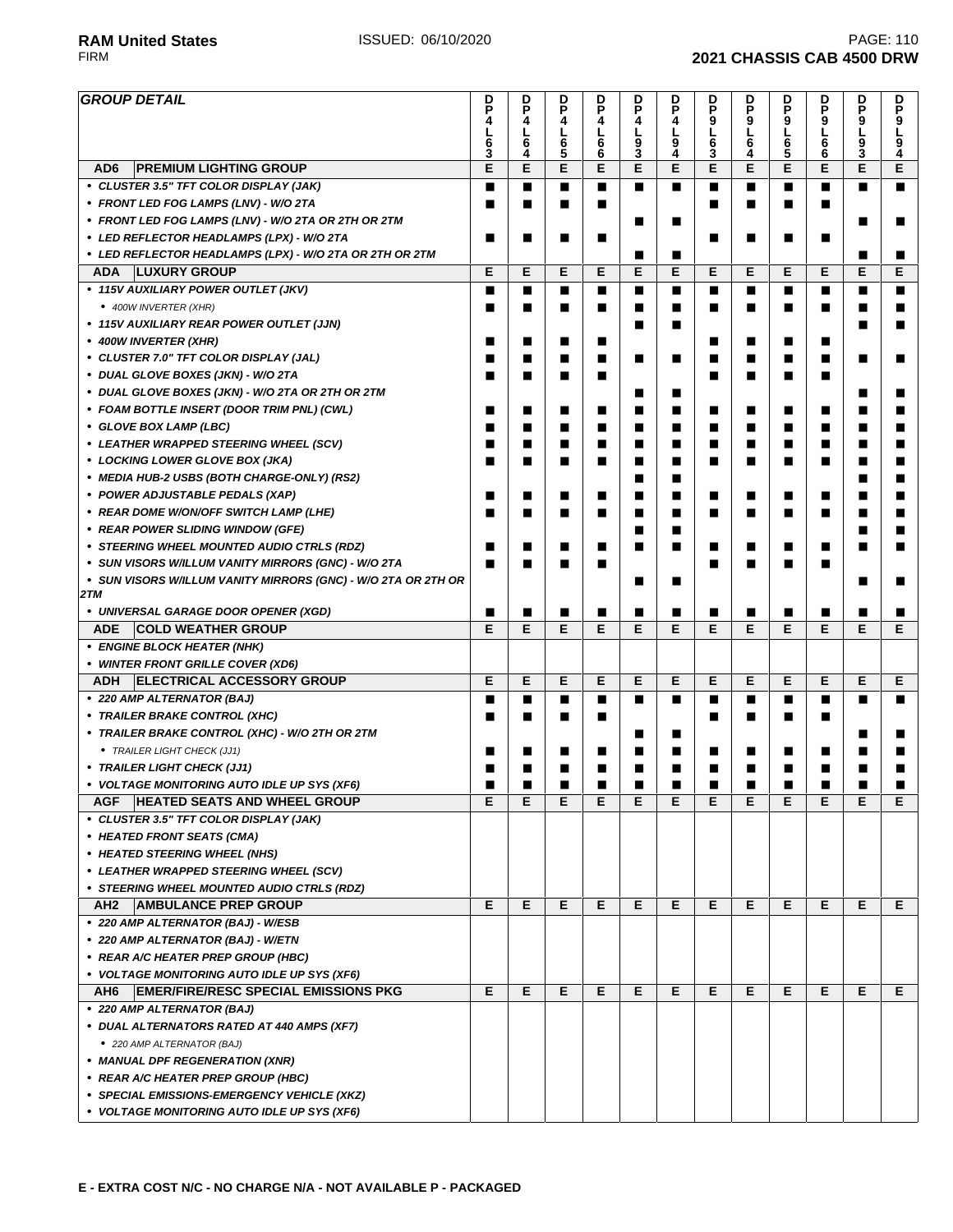| GROUP DETAIL | | DPL463 | DPL464 | DPL465 | DPL466 | DPL493 | DPL494 | DPL963 | DPL964 | DPL965 | DPL966 | DPL993 | DPL994 |
|---|---|---|---|---|---|---|---|---|---|---|---|---|---|
| AD6 | PREMIUM LIGHTING GROUP | E | E | E | E | E | E | E | E | E | E | E | E |
| • CLUSTER 3.5" TFT COLOR DISPLAY (JAK) | | ■ | ■ | ■ | ■ | ■ | ■ | ■ | ■ | ■ | ■ | ■ | ■ |
| • FRONT LED FOG LAMPS (LNV) - W/O 2TA | | ■ | ■ | ■ | ■ | | | ■ | ■ | ■ | ■ | | |
| • FRONT LED FOG LAMPS (LNV) - W/O 2TA OR 2TH OR 2TM | | | | | | ■ | ■ | | | | | ■ | ■ |
| • LED REFLECTOR HEADLAMPS (LPX) - W/O 2TA | | ■ | ■ | ■ | ■ | | | ■ | ■ | ■ | ■ | | |
| • LED REFLECTOR HEADLAMPS (LPX) - W/O 2TA OR 2TH OR 2TM | | | | | | ■ | ■ | | | | | ■ | ■ |
| ADA | LUXURY GROUP | E | E | E | E | E | E | E | E | E | E | E | E |
| • 115V AUXILIARY POWER OUTLET (JKV) | | ■ | ■ | ■ | ■ | ■ | ■ | ■ | ■ | ■ | ■ | ■ | ■ |
| • 400W INVERTER (XHR) | | ■ | ■ | ■ | ■ | ■ | ■ | ■ | ■ | ■ | ■ | ■ | ■ |
| • 115V AUXILIARY REAR POWER OUTLET (JJN) | | | | | | ■ | ■ | | | | | ■ | ■ |
| • 400W INVERTER (XHR) | | ■ | ■ | ■ | ■ | | | ■ | ■ | ■ | ■ | | |
| • CLUSTER 7.0" TFT COLOR DISPLAY (JAL) | | ■ | ■ | ■ | ■ | ■ | ■ | ■ | ■ | ■ | ■ | ■ | ■ |
| • DUAL GLOVE BOXES (JKN) - W/O 2TA | | ■ | ■ | ■ | ■ | | | ■ | ■ | ■ | ■ | | |
| • DUAL GLOVE BOXES (JKN) - W/O 2TA OR 2TH OR 2TM | | | | | | ■ | ■ | | | | | ■ | ■ |
| • FOAM BOTTLE INSERT (DOOR TRIM PNL) (CWL) | | ■ | ■ | ■ | ■ | ■ | ■ | ■ | ■ | ■ | ■ | ■ | ■ |
| • GLOVE BOX LAMP (LBC) | | ■ | ■ | ■ | ■ | ■ | ■ | ■ | ■ | ■ | ■ | ■ | ■ |
| • LEATHER WRAPPED STEERING WHEEL (SCV) | | ■ | ■ | ■ | ■ | ■ | ■ | ■ | ■ | ■ | ■ | ■ | ■ |
| • LOCKING LOWER GLOVE BOX (JKA) | | ■ | ■ | ■ | ■ | ■ | ■ | ■ | ■ | ■ | ■ | ■ | ■ |
| • MEDIA HUB-2 USBS (BOTH CHARGE-ONLY) (RS2) | | | | | | ■ | ■ | | | | | ■ | ■ |
| • POWER ADJUSTABLE PEDALS (XAP) | | ■ | ■ | ■ | ■ | ■ | ■ | ■ | ■ | ■ | ■ | ■ | ■ |
| • REAR DOME W/ON/OFF SWITCH LAMP (LHE) | | ■ | ■ | ■ | ■ | ■ | ■ | ■ | ■ | ■ | ■ | ■ | ■ |
| • REAR POWER SLIDING WINDOW (GFE) | | | | | | ■ | ■ | | | | | ■ | ■ |
| • STEERING WHEEL MOUNTED AUDIO CTRLS (RDZ) | | ■ | ■ | ■ | ■ | ■ | ■ | ■ | ■ | ■ | ■ | ■ | ■ |
| • SUN VISORS W/ILLUM VANITY MIRRORS (GNC) - W/O 2TA | | ■ | ■ | ■ | ■ | | | ■ | ■ | ■ | ■ | | |
| • SUN VISORS W/ILLUM VANITY MIRRORS (GNC) - W/O 2TA OR 2TH OR 2TM | | | | | | ■ | ■ | | | | | ■ | ■ |
| • UNIVERSAL GARAGE DOOR OPENER (XGD) | | ■ | ■ | ■ | ■ | ■ | ■ | ■ | ■ | ■ | ■ | ■ | ■ |
| ADE | COLD WEATHER GROUP | E | E | E | E | E | E | E | E | E | E | E | E |
| • ENGINE BLOCK HEATER (NHK) | | | | | | | | | | | | | |
| • WINTER FRONT GRILLE COVER (XD6) | | | | | | | | | | | | | |
| ADH | ELECTRICAL ACCESSORY GROUP | E | E | E | E | E | E | E | E | E | E | E | E |
| • 220 AMP ALTERNATOR (BAJ) | | ■ | ■ | ■ | ■ | ■ | ■ | ■ | ■ | ■ | ■ | ■ | ■ |
| • TRAILER BRAKE CONTROL (XHC) | | ■ | ■ | ■ | ■ | | | ■ | ■ | ■ | ■ | | |
| • TRAILER BRAKE CONTROL (XHC) - W/O 2TH OR 2TM | | | | | | ■ | ■ | | | | | ■ | ■ |
| • TRAILER LIGHT CHECK (JJ1) | | ■ | ■ | ■ | ■ | ■ | ■ | ■ | ■ | ■ | ■ | ■ | ■ |
| • TRAILER LIGHT CHECK (JJ1) | | ■ | ■ | ■ | ■ | ■ | ■ | ■ | ■ | ■ | ■ | ■ | ■ |
| • VOLTAGE MONITORING AUTO IDLE UP SYS (XF6) | | ■ | ■ | ■ | ■ | ■ | ■ | ■ | ■ | ■ | ■ | ■ | ■ |
| AGF | HEATED SEATS AND WHEEL GROUP | E | E | E | E | E | E | E | E | E | E | E | E |
| • CLUSTER 3.5" TFT COLOR DISPLAY (JAK) | | | | | | | | | | | | | |
| • HEATED FRONT SEATS (CMA) | | | | | | | | | | | | | |
| • HEATED STEERING WHEEL (NHS) | | | | | | | | | | | | | |
| • LEATHER WRAPPED STEERING WHEEL (SCV) | | | | | | | | | | | | | |
| • STEERING WHEEL MOUNTED AUDIO CTRLS (RDZ) | | | | | | | | | | | | | |
| AH2 | AMBULANCE PREP GROUP | E | E | E | E | E | E | E | E | E | E | E | E |
| • 220 AMP ALTERNATOR (BAJ) - W/ESB | | | | | | | | | | | | | |
| • 220 AMP ALTERNATOR (BAJ) - W/ETN | | | | | | | | | | | | | |
| • REAR A/C HEATER PREP GROUP (HBC) | | | | | | | | | | | | | |
| • VOLTAGE MONITORING AUTO IDLE UP SYS (XF6) | | | | | | | | | | | | | |
| AH6 | EMER/FIRE/RESC SPECIAL EMISSIONS PKG | E | E | E | E | E | E | E | E | E | E | E | E |
| • 220 AMP ALTERNATOR (BAJ) | | | | | | | | | | | | | |
| • DUAL ALTERNATORS RATED AT 440 AMPS (XF7) | | | | | | | | | | | | | |
| • 220 AMP ALTERNATOR (BAJ) | | | | | | | | | | | | | |
| • MANUAL DPF REGENERATION (XNR) | | | | | | | | | | | | | |
| • REAR A/C HEATER PREP GROUP (HBC) | | | | | | | | | | | | | |
| • SPECIAL EMISSIONS-EMERGENCY VEHICLE (XKZ) | | | | | | | | | | | | | |
| • VOLTAGE MONITORING AUTO IDLE UP SYS (XF6) | | | | | | | | | | | | | |

**E - EXTRA COST N/C - NO CHARGE N/A - NOT AVAILABLE P - PACKAGED**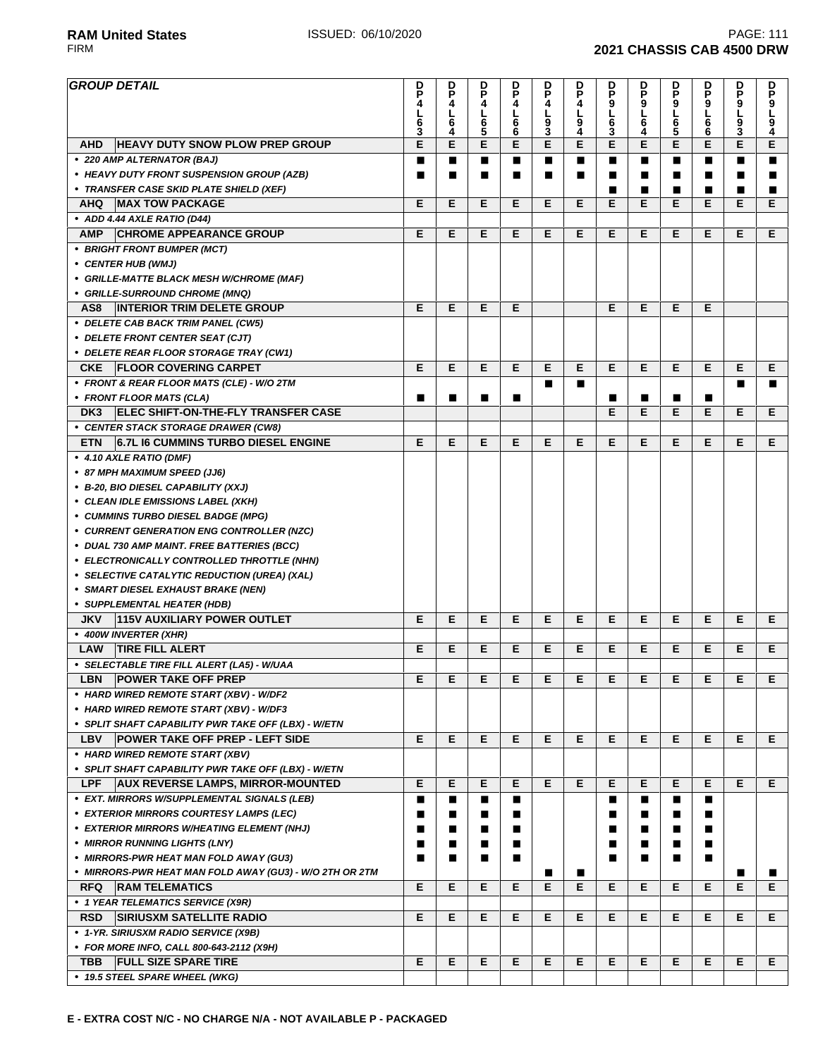| GROUP DETAIL | | DP4L63 | DP4L64 | DP4L65 | DP4L66 | DP4L93 | DP4L94 | DP9L63 | DP9L64 | DP9L65 | DP9L66 | DP9L93 | DP9L94 |
|---|---|---|---|---|---|---|---|---|---|---|---|---|---|
| AHD | HEAVY DUTY SNOW PLOW PREP GROUP | E | E | E | E | E | E | E | E | E | E | E | E |
| • 220 AMP ALTERNATOR (BAJ) | | ■ | ■ | ■ | ■ | ■ | ■ | ■ | ■ | ■ | ■ | ■ | ■ |
| • HEAVY DUTY FRONT SUSPENSION GROUP (AZB) | | ■ | ■ | ■ | ■ | ■ | ■ | ■ | ■ | ■ | ■ | ■ | ■ |
| • TRANSFER CASE SKID PLATE SHIELD (XEF) | | | | | | | | ■ | ■ | ■ | ■ | ■ | ■ |
| AHQ | MAX TOW PACKAGE | E | E | E | E | E | E | E | E | E | E | E | E |
| • ADD 4.44 AXLE RATIO (D44) | | | | | | | | | | | | | |
| AMP | CHROME APPEARANCE GROUP | E | E | E | E | E | E | E | E | E | E | E | E |
| • BRIGHT FRONT BUMPER (MCT) | | | | | | | | | | | | | |
| • CENTER HUB (WMJ) | | | | | | | | | | | | | |
| • GRILLE-MATTE BLACK MESH W/CHROME (MAF) | | | | | | | | | | | | | |
| • GRILLE-SURROUND CHROME (MNQ) | | | | | | | | | | | | | |
| AS8 | INTERIOR TRIM DELETE GROUP | E | E | E | E | | | E | E | E | E | | |
| • DELETE CAB BACK TRIM PANEL (CW5) | | | | | | | | | | | | | |
| • DELETE FRONT CENTER SEAT (CJT) | | | | | | | | | | | | | |
| • DELETE REAR FLOOR STORAGE TRAY (CW1) | | | | | | | | | | | | | |
| CKE | FLOOR COVERING CARPET | E | E | E | E | E | E | E | E | E | E | E | E |
| • FRONT & REAR FLOOR MATS (CLE) - W/O 2TM | | | | | | ■ | ■ | | | | | ■ | ■ |
| • FRONT FLOOR MATS (CLA) | | ■ | ■ | ■ | ■ | | | ■ | ■ | ■ | ■ | | |
| DK3 | ELEC SHIFT-ON-THE-FLY TRANSFER CASE | | | | | | | E | E | E | E | E | E |
| • CENTER STACK STORAGE DRAWER (CW8) | | | | | | | | | | | | | |
| ETN | 6.7L I6 CUMMINS TURBO DIESEL ENGINE | E | E | E | E | E | E | E | E | E | E | E | E |
| • 4.10 AXLE RATIO (DMF) | | | | | | | | | | | | | |
| • 87 MPH MAXIMUM SPEED (JJ6) | | | | | | | | | | | | | |
| • B-20, BIO DIESEL CAPABILITY (XXJ) | | | | | | | | | | | | | |
| • CLEAN IDLE EMISSIONS LABEL (XKH) | | | | | | | | | | | | | |
| • CUMMINS TURBO DIESEL BADGE (MPG) | | | | | | | | | | | | | |
| • CURRENT GENERATION ENG CONTROLLER (NZC) | | | | | | | | | | | | | |
| • DUAL 730 AMP MAINT. FREE BATTERIES (BCC) | | | | | | | | | | | | | |
| • ELECTRONICALLY CONTROLLED THROTTLE (NHN) | | | | | | | | | | | | | |
| • SELECTIVE CATALYTIC REDUCTION (UREA) (XAL) | | | | | | | | | | | | | |
| • SMART DIESEL EXHAUST BRAKE (NEN) | | | | | | | | | | | | | |
| • SUPPLEMENTAL HEATER (HDB) | | | | | | | | | | | | | |
| JKV | 115V AUXILIARY POWER OUTLET | E | E | E | E | E | E | E | E | E | E | E | E |
| • 400W INVERTER (XHR) | | | | | | | | | | | | | |
| LAW | TIRE FILL ALERT | E | E | E | E | E | E | E | E | E | E | E | E |
| • SELECTABLE TIRE FILL ALERT (LA5) - W/UAA | | | | | | | | | | | | | |
| LBN | POWER TAKE OFF PREP | E | E | E | E | E | E | E | E | E | E | E | E |
| • HARD WIRED REMOTE START (XBV) - W/DF2 | | | | | | | | | | | | | |
| • HARD WIRED REMOTE START (XBV) - W/DF3 | | | | | | | | | | | | | |
| • SPLIT SHAFT CAPABILITY PWR TAKE OFF (LBX) - W/ETN | | | | | | | | | | | | | |
| LBV | POWER TAKE OFF PREP - LEFT SIDE | E | E | E | E | E | E | E | E | E | E | E | E |
| • HARD WIRED REMOTE START (XBV) | | | | | | | | | | | | | |
| • SPLIT SHAFT CAPABILITY PWR TAKE OFF (LBX) - W/ETN | | | | | | | | | | | | | |
| LPF | AUX REVERSE LAMPS, MIRROR-MOUNTED | E | E | E | E | E | E | E | E | E | E | E | E |
| • EXT. MIRRORS W/SUPPLEMENTAL SIGNALS (LEB) | | ■ | ■ | ■ | ■ | | | ■ | ■ | ■ | ■ | | |
| • EXTERIOR MIRRORS COURTESY LAMPS (LEC) | | ■ | ■ | ■ | ■ | | | ■ | ■ | ■ | ■ | | |
| • EXTERIOR MIRRORS W/HEATING ELEMENT (NHJ) | | ■ | ■ | ■ | ■ | | | ■ | ■ | ■ | ■ | | |
| • MIRROR RUNNING LIGHTS (LNY) | | ■ | ■ | ■ | ■ | | | ■ | ■ | ■ | ■ | | |
| • MIRRORS-PWR HEAT MAN FOLD AWAY (GU3) | | ■ | ■ | ■ | ■ | | | ■ | ■ | ■ | ■ | | |
| • MIRRORS-PWR HEAT MAN FOLD AWAY (GU3) - W/O 2TH OR 2TM | | | | | | ■ | ■ | | | | | ■ | ■ |
| RFQ | RAM TELEMATICS | E | E | E | E | E | E | E | E | E | E | E | E |
| • 1 YEAR TELEMATICS SERVICE (X9R) | | | | | | | | | | | | | |
| RSD | SIRIUSXM SATELLITE RADIO | E | E | E | E | E | E | E | E | E | E | E | E |
| • 1-YR. SIRIUSXM RADIO SERVICE (X9B) | | | | | | | | | | | | | |
| • FOR MORE INFO, CALL 800-643-2112 (X9H) | | | | | | | | | | | | | |
| TBB | FULL SIZE SPARE TIRE | E | E | E | E | E | E | E | E | E | E | E | E |
| • 19.5 STEEL SPARE WHEEL (WKG) | | | | | | | | | | | | | |

**E - EXTRA COST N/C - NO CHARGE N/A - NOT AVAILABLE P - PACKAGED**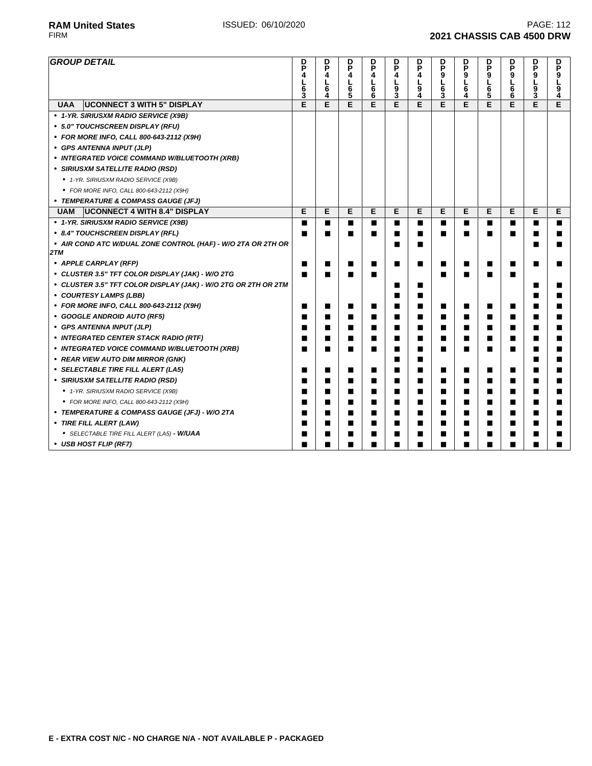| GROUP DETAIL | DP4L63 | DP4L64 | DP4L65 | DP4L66 | DP4L93 | DP4L94 | DP9L63 | DP9L64 | DP9L65 | DP9L66 | DP9L93 | DP9L94 |
|---|---|---|---|---|---|---|---|---|---|---|---|---|
| **UAA UCONNECT 3 WITH 5" DISPLAY** | E | E | E | E | E | E | E | E | E | E | E | E |
| • *1-YR. SIRIUSXM RADIO SERVICE (X9B)* | | | | | | | | | | | | |
| • *5.0" TOUCHSCREEN DISPLAY (RFU)* | | | | | | | | | | | | |
| • *FOR MORE INFO, CALL 800-643-2112 (X9H)* | | | | | | | | | | | | |
| • *GPS ANTENNA INPUT (JLP)* | | | | | | | | | | | | |
| • *INTEGRATED VOICE COMMAND W/BLUETOOTH (XRB)* | | | | | | | | | | | | |
| • *SIRIUSXM SATELLITE RADIO (RSD)* | | | | | | | | | | | | |
| &nbsp;&nbsp;• *1-YR. SIRIUSXM RADIO SERVICE (X9B)* | | | | | | | | | | | | |
| &nbsp;&nbsp;• *FOR MORE INFO, CALL 800-643-2112 (X9H)* | | | | | | | | | | | | |
| • *TEMPERATURE & COMPASS GAUGE (JFJ)* | | | | | | | | | | | | |
| **UAM UCONNECT 4 WITH 8.4" DISPLAY** | E | E | E | E | E | E | E | E | E | E | E | E |
| • *1-YR. SIRIUSXM RADIO SERVICE (X9B)* | ■ | ■ | ■ | ■ | ■ | ■ | ■ | ■ | ■ | ■ | ■ | ■ |
| • *8.4" TOUCHSCREEN DISPLAY (RFL)* | ■ | ■ | ■ | ■ | ■ | ■ | ■ | ■ | ■ | ■ | ■ | ■ |
| • *AIR COND ATC W/DUAL ZONE CONTROL (HAF) - W/O 2TA OR 2TH OR 2TM* | | | | | ■ | ■ | | | | | ■ | ■ |
| • *APPLE CARPLAY (RFP)* | ■ | ■ | ■ | ■ | ■ | ■ | ■ | ■ | ■ | ■ | ■ | ■ |
| • *CLUSTER 3.5" TFT COLOR DISPLAY (JAK) - W/O 2TG* | ■ | ■ | ■ | ■ | | | ■ | ■ | ■ | ■ | | |
| • *CLUSTER 3.5" TFT COLOR DISPLAY (JAK) - W/O 2TG OR 2TH OR 2TM* | | | | | ■ | ■ | | | | | ■ | ■ |
| • *COURTESY LAMPS (LBB)* | | | | | ■ | ■ | | | | | ■ | ■ |
| • *FOR MORE INFO, CALL 800-643-2112 (X9H)* | ■ | ■ | ■ | ■ | ■ | ■ | ■ | ■ | ■ | ■ | ■ | ■ |
| • *GOOGLE ANDROID AUTO (RF5)* | ■ | ■ | ■ | ■ | ■ | ■ | ■ | ■ | ■ | ■ | ■ | ■ |
| • *GPS ANTENNA INPUT (JLP)* | ■ | ■ | ■ | ■ | ■ | ■ | ■ | ■ | ■ | ■ | ■ | ■ |
| • *INTEGRATED CENTER STACK RADIO (RTF)* | ■ | ■ | ■ | ■ | ■ | ■ | ■ | ■ | ■ | ■ | ■ | ■ |
| • *INTEGRATED VOICE COMMAND W/BLUETOOTH (XRB)* | ■ | ■ | ■ | ■ | ■ | ■ | ■ | ■ | ■ | ■ | ■ | ■ |
| • *REAR VIEW AUTO DIM MIRROR (GNK)* | | | | | ■ | ■ | | | | | ■ | ■ |
| • *SELECTABLE TIRE FILL ALERT (LA5)* | ■ | ■ | ■ | ■ | ■ | ■ | ■ | ■ | ■ | ■ | ■ | ■ |
| • *SIRIUSXM SATELLITE RADIO (RSD)* | ■ | ■ | ■ | ■ | ■ | ■ | ■ | ■ | ■ | ■ | ■ | ■ |
| &nbsp;&nbsp;• *1-YR. SIRIUSXM RADIO SERVICE (X9B)* | ■ | ■ | ■ | ■ | ■ | ■ | ■ | ■ | ■ | ■ | ■ | ■ |
| &nbsp;&nbsp;• *FOR MORE INFO, CALL 800-643-2112 (X9H)* | ■ | ■ | ■ | ■ | ■ | ■ | ■ | ■ | ■ | ■ | ■ | ■ |
| • *TEMPERATURE & COMPASS GAUGE (JFJ) - W/O 2TA* | ■ | ■ | ■ | ■ | ■ | ■ | ■ | ■ | ■ | ■ | ■ | ■ |
| • *TIRE FILL ALERT (LAW)* | ■ | ■ | ■ | ■ | ■ | ■ | ■ | ■ | ■ | ■ | ■ | ■ |
| &nbsp;&nbsp;• *SELECTABLE TIRE FILL ALERT (LA5)* ***- W/UAA*** | ■ | ■ | ■ | ■ | ■ | ■ | ■ | ■ | ■ | ■ | ■ | ■ |
| • *USB HOST FLIP (RF7)* | ■ | ■ | ■ | ■ | ■ | ■ | ■ | ■ | ■ | ■ | ■ | ■ |

**E - EXTRA COST N/C - NO CHARGE N/A - NOT AVAILABLE P - PACKAGED**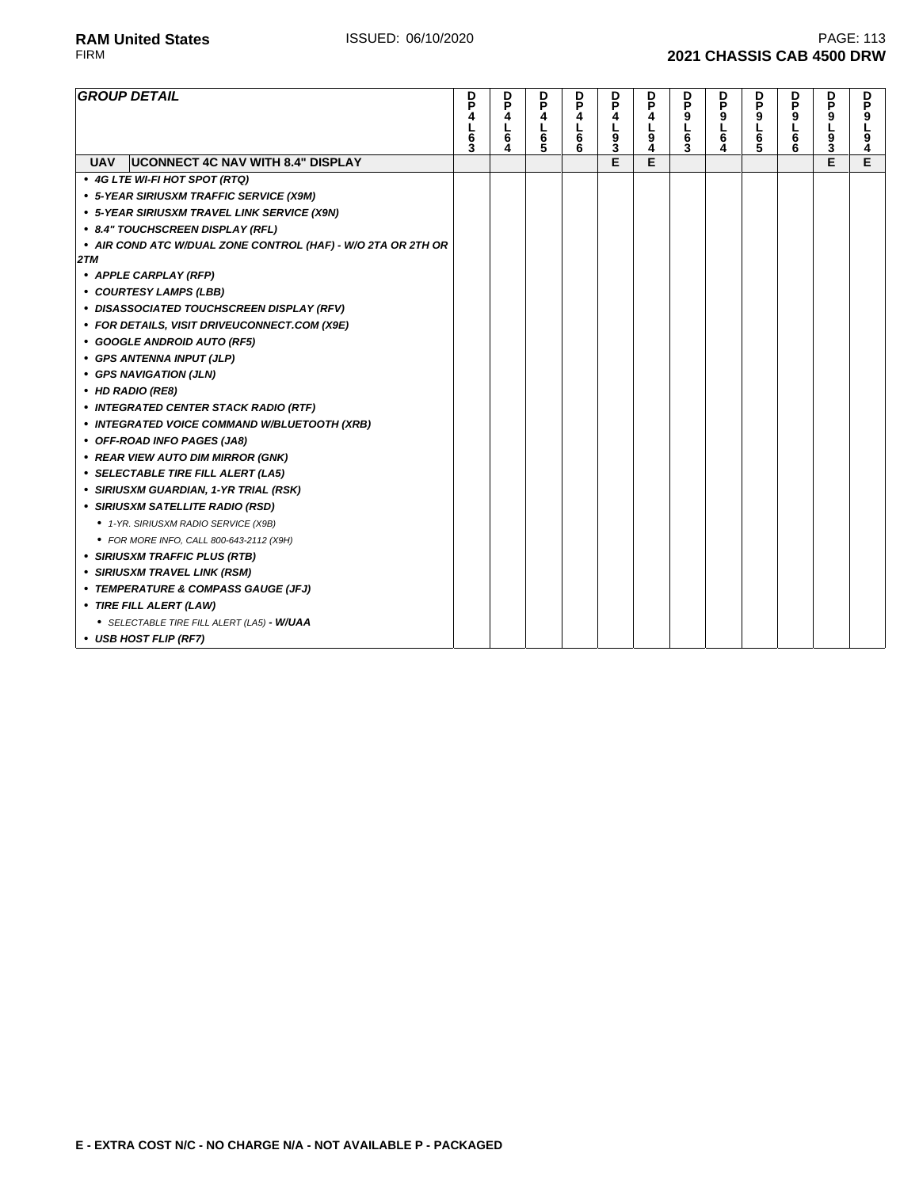| GROUP DETAIL | | DP4L63 | DP4L64 | DP4L65 | DP4L66 | DP4L93 | DP4L94 | DP9L63 | DP9L64 | DP9L65 | DP9L66 | DP9L93 | DP9L94 |
|---|---|---|---|---|---|---|---|---|---|---|---|---|---|
| **UAV** | **UCONNECT 4C NAV WITH 8.4" DISPLAY** | | | | | E | E | | | | | E | E |
| • *4G LTE WI-FI HOT SPOT (RTQ)* | | | | | | | | | | | | | |
| • *5-YEAR SIRIUSXM TRAFFIC SERVICE (X9M)* | | | | | | | | | | | | | |
| • *5-YEAR SIRIUSXM TRAVEL LINK SERVICE (X9N)* | | | | | | | | | | | | | |
| • *8.4" TOUCHSCREEN DISPLAY (RFL)* | | | | | | | | | | | | | |
| • *AIR COND ATC W/DUAL ZONE CONTROL (HAF) - W/O 2TA OR 2TH OR 2TM* | | | | | | | | | | | | | |
| • *APPLE CARPLAY (RFP)* | | | | | | | | | | | | | |
| • *COURTESY LAMPS (LBB)* | | | | | | | | | | | | | |
| • *DISASSOCIATED TOUCHSCREEN DISPLAY (RFV)* | | | | | | | | | | | | | |
| • *FOR DETAILS, VISIT DRIVEUCONNECT.COM (X9E)* | | | | | | | | | | | | | |
| • *GOOGLE ANDROID AUTO (RF5)* | | | | | | | | | | | | | |
| • *GPS ANTENNA INPUT (JLP)* | | | | | | | | | | | | | |
| • *GPS NAVIGATION (JLN)* | | | | | | | | | | | | | |
| • *HD RADIO (RE8)* | | | | | | | | | | | | | |
| • *INTEGRATED CENTER STACK RADIO (RTF)* | | | | | | | | | | | | | |
| • *INTEGRATED VOICE COMMAND W/BLUETOOTH (XRB)* | | | | | | | | | | | | | |
| • *OFF-ROAD INFO PAGES (JA8)* | | | | | | | | | | | | | |
| • *REAR VIEW AUTO DIM MIRROR (GNK)* | | | | | | | | | | | | | |
| • *SELECTABLE TIRE FILL ALERT (LA5)* | | | | | | | | | | | | | |
| • *SIRIUSXM GUARDIAN, 1-YR TRIAL (RSK)* | | | | | | | | | | | | | |
| • *SIRIUSXM SATELLITE RADIO (RSD)* | | | | | | | | | | | | | |
| • *1-YR. SIRIUSXM RADIO SERVICE (X9B)* | | | | | | | | | | | | | |
| • *FOR MORE INFO, CALL 800-643-2112 (X9H)* | | | | | | | | | | | | | |
| • *SIRIUSXM TRAFFIC PLUS (RTB)* | | | | | | | | | | | | | |
| • *SIRIUSXM TRAVEL LINK (RSM)* | | | | | | | | | | | | | |
| • *TEMPERATURE & COMPASS GAUGE (JFJ)* | | | | | | | | | | | | | |
| • *TIRE FILL ALERT (LAW)* | | | | | | | | | | | | | |
| • *SELECTABLE TIRE FILL ALERT (LA5)* ***- W/UAA*** | | | | | | | | | | | | | |
| • *USB HOST FLIP (RF7)* | | | | | | | | | | | | | |

**E - EXTRA COST N/C - NO CHARGE N/A - NOT AVAILABLE P - PACKAGED**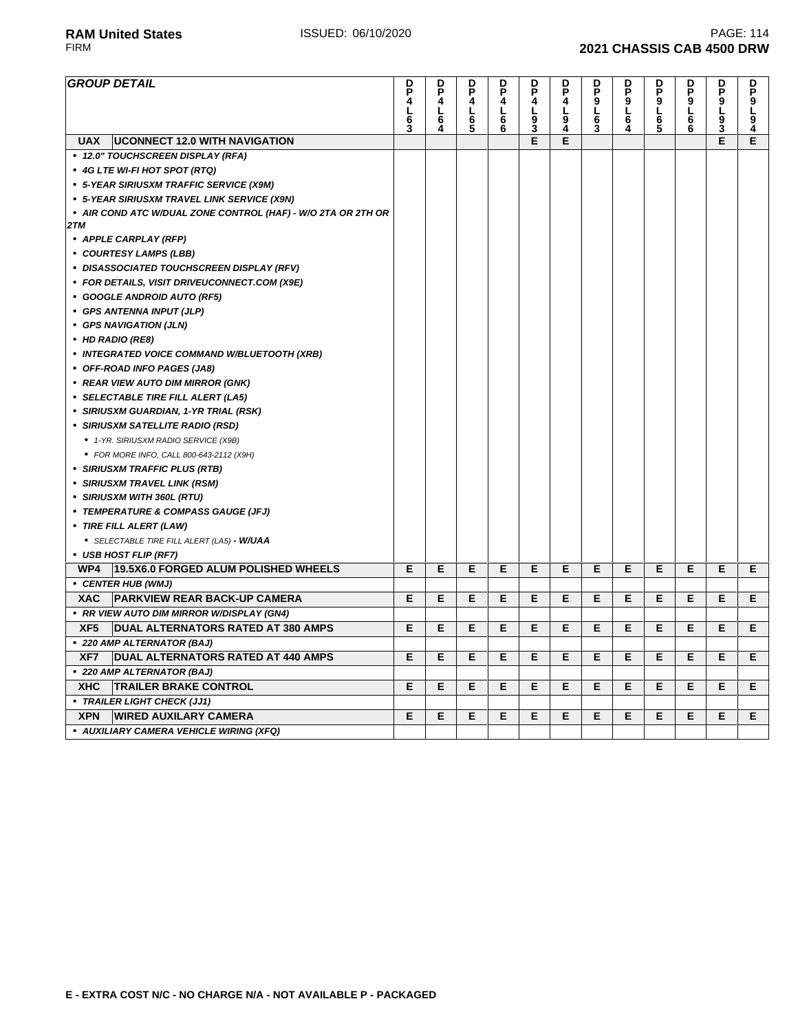| GROUP DETAIL | DP4L63 | DP4L64 | DP4L65 | DP4L66 | DP4L93 | DP4L94 | DP9L63 | DP9L64 | DP9L65 | DP9L66 | DP9L93 | DP9L94 |
|---|---|---|---|---|---|---|---|---|---|---|---|---|
| **UAX UCONNECT 12.0 WITH NAVIGATION** | | | | | E | E | | | | | E | E |
| • *12.0" TOUCHSCREEN DISPLAY (RFA)* | | | | | | | | | | | | |
| • *4G LTE WI-FI HOT SPOT (RTQ)* | | | | | | | | | | | | |
| • *5-YEAR SIRIUSXM TRAFFIC SERVICE (X9M)* | | | | | | | | | | | | |
| • *5-YEAR SIRIUSXM TRAVEL LINK SERVICE (X9N)* | | | | | | | | | | | | |
| • *AIR COND ATC W/DUAL ZONE CONTROL (HAF) - W/O 2TA OR 2TH OR 2TM* | | | | | | | | | | | | |
| • *APPLE CARPLAY (RFP)* | | | | | | | | | | | | |
| • *COURTESY LAMPS (LBB)* | | | | | | | | | | | | |
| • *DISASSOCIATED TOUCHSCREEN DISPLAY (RFV)* | | | | | | | | | | | | |
| • *FOR DETAILS, VISIT DRIVEUCONNECT.COM (X9E)* | | | | | | | | | | | | |
| • *GOOGLE ANDROID AUTO (RF5)* | | | | | | | | | | | | |
| • *GPS ANTENNA INPUT (JLP)* | | | | | | | | | | | | |
| • *GPS NAVIGATION (JLN)* | | | | | | | | | | | | |
| • *HD RADIO (RE8)* | | | | | | | | | | | | |
| • *INTEGRATED VOICE COMMAND W/BLUETOOTH (XRB)* | | | | | | | | | | | | |
| • *OFF-ROAD INFO PAGES (JA8)* | | | | | | | | | | | | |
| • *REAR VIEW AUTO DIM MIRROR (GNK)* | | | | | | | | | | | | |
| • *SELECTABLE TIRE FILL ALERT (LA5)* | | | | | | | | | | | | |
| • *SIRIUSXM GUARDIAN, 1-YR TRIAL (RSK)* | | | | | | | | | | | | |
| • *SIRIUSXM SATELLITE RADIO (RSD)* | | | | | | | | | | | | |
| &nbsp;&nbsp;• *1-YR. SIRIUSXM RADIO SERVICE (X9B)* | | | | | | | | | | | | |
| &nbsp;&nbsp;• *FOR MORE INFO, CALL 800-643-2112 (X9H)* | | | | | | | | | | | | |
| • *SIRIUSXM TRAFFIC PLUS (RTB)* | | | | | | | | | | | | |
| • *SIRIUSXM TRAVEL LINK (RSM)* | | | | | | | | | | | | |
| • *SIRIUSXM WITH 360L (RTU)* | | | | | | | | | | | | |
| • *TEMPERATURE & COMPASS GAUGE (JFJ)* | | | | | | | | | | | | |
| • *TIRE FILL ALERT (LAW)* | | | | | | | | | | | | |
| &nbsp;&nbsp;• *SELECTABLE TIRE FILL ALERT (LA5)* ***- W/UAA*** | | | | | | | | | | | | |
| • *USB HOST FLIP (RF7)* | | | | | | | | | | | | |
| **WP4 19.5X6.0 FORGED ALUM POLISHED WHEELS** | E | E | E | E | E | E | E | E | E | E | E | E |
| • *CENTER HUB (WMJ)* | | | | | | | | | | | | |
| **XAC PARKVIEW REAR BACK-UP CAMERA** | E | E | E | E | E | E | E | E | E | E | E | E |
| • *RR VIEW AUTO DIM MIRROR W/DISPLAY (GN4)* | | | | | | | | | | | | |
| **XF5 DUAL ALTERNATORS RATED AT 380 AMPS** | E | E | E | E | E | E | E | E | E | E | E | E |
| • *220 AMP ALTERNATOR (BAJ)* | | | | | | | | | | | | |
| **XF7 DUAL ALTERNATORS RATED AT 440 AMPS** | E | E | E | E | E | E | E | E | E | E | E | E |
| • *220 AMP ALTERNATOR (BAJ)* | | | | | | | | | | | | |
| **XHC TRAILER BRAKE CONTROL** | E | E | E | E | E | E | E | E | E | E | E | E |
| • *TRAILER LIGHT CHECK (JJ1)* | | | | | | | | | | | | |
| **XPN WIRED AUXILARY CAMERA** | E | E | E | E | E | E | E | E | E | E | E | E |
| • *AUXILIARY CAMERA VEHICLE WIRING (XFQ)* | | | | | | | | | | | | |

**E - EXTRA COST N/C - NO CHARGE N/A - NOT AVAILABLE P - PACKAGED**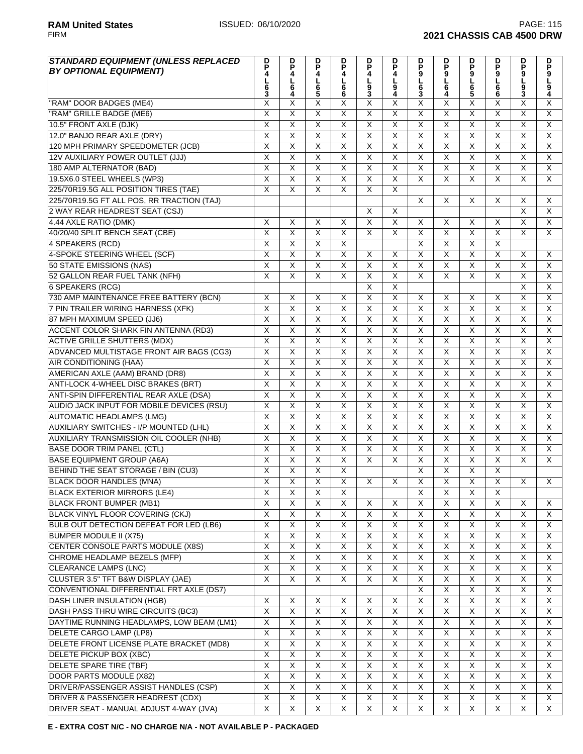| STANDARD EQUIPMENT (UNLESS REPLACED BY OPTIONAL EQUIPMENT) | DP4L63 | DP4L64 | DP4L65 | DP4L66 | DP4L93 | DP4L94 | DP9L63 | DP9L64 | DP9L65 | DP9L66 | DP9L93 | DP9L94 |
|---|---|---|---|---|---|---|---|---|---|---|---|---|
| "RAM" DOOR BADGES (ME4) | X | X | X | X | X | X | X | X | X | X | X | X |
| "RAM" GRILLE BADGE (ME6) | X | X | X | X | X | X | X | X | X | X | X | X |
| 10.5" FRONT AXLE (DJK) | X | X | X | X | X | X | X | X | X | X | X | X |
| 12.0" BANJO REAR AXLE (DRY) | X | X | X | X | X | X | X | X | X | X | X | X |
| 120 MPH PRIMARY SPEEDOMETER (JCB) | X | X | X | X | X | X | X | X | X | X | X | X |
| 12V AUXILIARY POWER OUTLET (JJJ) | X | X | X | X | X | X | X | X | X | X | X | X |
| 180 AMP ALTERNATOR (BAD) | X | X | X | X | X | X | X | X | X | X | X | X |
| 19.5X6.0 STEEL WHEELS (WP3) | X | X | X | X | X | X | X | X | X | X | X | X |
| 225/70R19.5G ALL POSITION TIRES (TAE) | X | X | X | X | X | X | | | | | | |
| 225/70R19.5G FT ALL POS, RR TRACTION (TAJ) | | | | | | | X | X | X | X | X | X |
| 2 WAY REAR HEADREST SEAT (CSJ) | | | | | X | X | | | | | X | X |
| 4.44 AXLE RATIO (DMK) | X | X | X | X | X | X | X | X | X | X | X | X |
| 40/20/40 SPLIT BENCH SEAT (CBE) | X | X | X | X | X | X | X | X | X | X | X | X |
| 4 SPEAKERS (RCD) | X | X | X | X | | | X | X | X | X | | |
| 4-SPOKE STEERING WHEEL (SCF) | X | X | X | X | X | X | X | X | X | X | X | X |
| 50 STATE EMISSIONS (NAS) | X | X | X | X | X | X | X | X | X | X | X | X |
| 52 GALLON REAR FUEL TANK (NFH) | X | X | X | X | X | X | X | X | X | X | X | X |
| 6 SPEAKERS (RCG) | | | | | X | X | | | | | X | X |
| 730 AMP MAINTENANCE FREE BATTERY (BCN) | X | X | X | X | X | X | X | X | X | X | X | X |
| 7 PIN TRAILER WIRING HARNESS (XFK) | X | X | X | X | X | X | X | X | X | X | X | X |
| 87 MPH MAXIMUM SPEED (JJ6) | X | X | X | X | X | X | X | X | X | X | X | X |
| ACCENT COLOR SHARK FIN ANTENNA (RD3) | X | X | X | X | X | X | X | X | X | X | X | X |
| ACTIVE GRILLE SHUTTERS (MDX) | X | X | X | X | X | X | X | X | X | X | X | X |
| ADVANCED MULTISTAGE FRONT AIR BAGS (CG3) | X | X | X | X | X | X | X | X | X | X | X | X |
| AIR CONDITIONING (HAA) | X | X | X | X | X | X | X | X | X | X | X | X |
| AMERICAN AXLE (AAM) BRAND (DR8) | X | X | X | X | X | X | X | X | X | X | X | X |
| ANTI-LOCK 4-WHEEL DISC BRAKES (BRT) | X | X | X | X | X | X | X | X | X | X | X | X |
| ANTI-SPIN DIFFERENTIAL REAR AXLE (DSA) | X | X | X | X | X | X | X | X | X | X | X | X |
| AUDIO JACK INPUT FOR MOBILE DEVICES (RSU) | X | X | X | X | X | X | X | X | X | X | X | X |
| AUTOMATIC HEADLAMPS (LMG) | X | X | X | X | X | X | X | X | X | X | X | X |
| AUXILIARY SWITCHES - I/P MOUNTED (LHL) | X | X | X | X | X | X | X | X | X | X | X | X |
| AUXILIARY TRANSMISSION OIL COOLER (NHB) | X | X | X | X | X | X | X | X | X | X | X | X |
| BASE DOOR TRIM PANEL (CTL) | X | X | X | X | X | X | X | X | X | X | X | X |
| BASE EQUIPMENT GROUP (A6A) | X | X | X | X | X | X | X | X | X | X | X | X |
| BEHIND THE SEAT STORAGE / BIN (CU3) | X | X | X | X | | | X | X | X | X | | |
| BLACK DOOR HANDLES (MNA) | X | X | X | X | X | X | X | X | X | X | X | X |
| BLACK EXTERIOR MIRRORS (LE4) | X | X | X | X | | | X | X | X | X | | |
| BLACK FRONT BUMPER (MB1) | X | X | X | X | X | X | X | X | X | X | X | X |
| BLACK VINYL FLOOR COVERING (CKJ) | X | X | X | X | X | X | X | X | X | X | X | X |
| BULB OUT DETECTION DEFEAT FOR LED (LB6) | X | X | X | X | X | X | X | X | X | X | X | X |
| BUMPER MODULE II (X75) | X | X | X | X | X | X | X | X | X | X | X | X |
| CENTER CONSOLE PARTS MODULE (X8S) | X | X | X | X | X | X | X | X | X | X | X | X |
| CHROME HEADLAMP BEZELS (MFP) | X | X | X | X | X | X | X | X | X | X | X | X |
| CLEARANCE LAMPS (LNC) | X | X | X | X | X | X | X | X | X | X | X | X |
| CLUSTER 3.5" TFT B&W DISPLAY (JAE) | X | X | X | X | X | X | X | X | X | X | X | X |
| CONVENTIONAL DIFFERENTIAL FRT AXLE (DS7) | | | | | | | X | X | X | X | X | X |
| DASH LINER INSULATION (HGB) | X | X | X | X | X | X | X | X | X | X | X | X |
| DASH PASS THRU WIRE CIRCUITS (BC3) | X | X | X | X | X | X | X | X | X | X | X | X |
| DAYTIME RUNNING HEADLAMPS, LOW BEAM (LM1) | X | X | X | X | X | X | X | X | X | X | X | X |
| DELETE CARGO LAMP (LP8) | X | X | X | X | X | X | X | X | X | X | X | X |
| DELETE FRONT LICENSE PLATE BRACKET (MD8) | X | X | X | X | X | X | X | X | X | X | X | X |
| DELETE PICKUP BOX (XBC) | X | X | X | X | X | X | X | X | X | X | X | X |
| DELETE SPARE TIRE (TBF) | X | X | X | X | X | X | X | X | X | X | X | X |
| DOOR PARTS MODULE (X82) | X | X | X | X | X | X | X | X | X | X | X | X |
| DRIVER/PASSENGER ASSIST HANDLES (CSP) | X | X | X | X | X | X | X | X | X | X | X | X |
| DRIVER & PASSENGER HEADREST (CDX) | X | X | X | X | X | X | X | X | X | X | X | X |
| DRIVER SEAT - MANUAL ADJUST 4-WAY (JVA) | X | X | X | X | X | X | X | X | X | X | X | X |

**E - EXTRA COST N/C - NO CHARGE N/A - NOT AVAILABLE P - PACKAGED**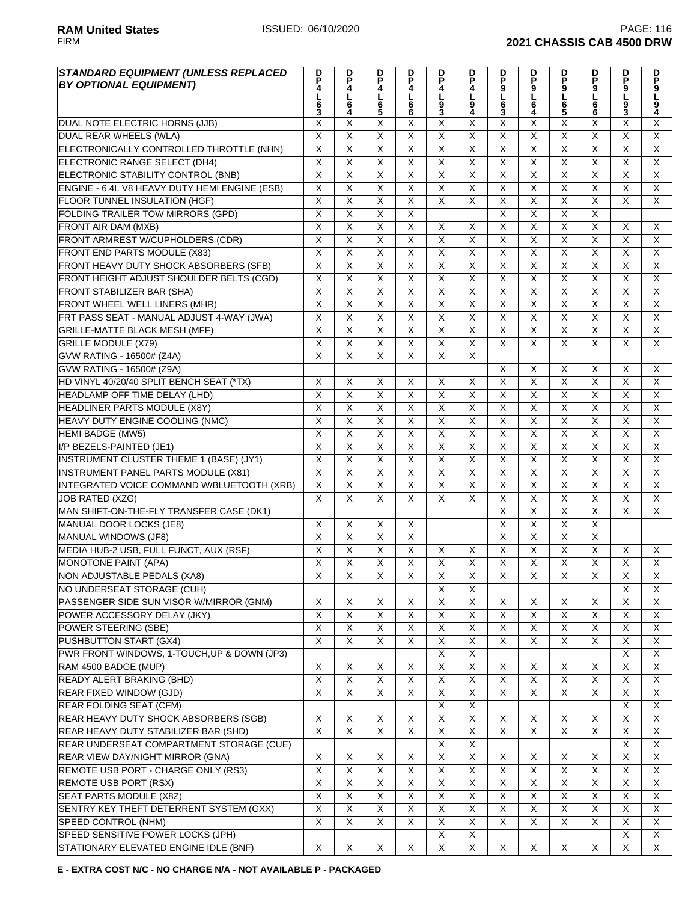| STANDARD EQUIPMENT (UNLESS REPLACED BY OPTIONAL EQUIPMENT) | DP4L63 | DP4L64 | DP4L65 | DP4L66 | DP4L93 | DP4L94 | DP9L63 | DP9L64 | DP9L65 | DP9L66 | DP9L93 | DP9L94 |
|---|---|---|---|---|---|---|---|---|---|---|---|---|
| DUAL NOTE ELECTRIC HORNS (JJB) | X | X | X | X | X | X | X | X | X | X | X | X |
| DUAL REAR WHEELS (WLA) | X | X | X | X | X | X | X | X | X | X | X | X |
| ELECTRONICALLY CONTROLLED THROTTLE (NHN) | X | X | X | X | X | X | X | X | X | X | X | X |
| ELECTRONIC RANGE SELECT (DH4) | X | X | X | X | X | X | X | X | X | X | X | X |
| ELECTRONIC STABILITY CONTROL (BNB) | X | X | X | X | X | X | X | X | X | X | X | X |
| ENGINE - 6.4L V8 HEAVY DUTY HEMI ENGINE (ESB) | X | X | X | X | X | X | X | X | X | X | X | X |
| FLOOR TUNNEL INSULATION (HGF) | X | X | X | X | X | X | X | X | X | X | X | X |
| FOLDING TRAILER TOW MIRRORS (GPD) | X | X | X | X | | | X | X | X | X | | |
| FRONT AIR DAM (MXB) | X | X | X | X | X | X | X | X | X | X | X | X |
| FRONT ARMREST W/CUPHOLDERS (CDR) | X | X | X | X | X | X | X | X | X | X | X | X |
| FRONT END PARTS MODULE (X83) | X | X | X | X | X | X | X | X | X | X | X | X |
| FRONT HEAVY DUTY SHOCK ABSORBERS (SFB) | X | X | X | X | X | X | X | X | X | X | X | X |
| FRONT HEIGHT ADJUST SHOULDER BELTS (CGD) | X | X | X | X | X | X | X | X | X | X | X | X |
| FRONT STABILIZER BAR (SHA) | X | X | X | X | X | X | X | X | X | X | X | X |
| FRONT WHEEL WELL LINERS (MHR) | X | X | X | X | X | X | X | X | X | X | X | X |
| FRT PASS SEAT - MANUAL ADJUST 4-WAY (JWA) | X | X | X | X | X | X | X | X | X | X | X | X |
| GRILLE-MATTE BLACK MESH (MFF) | X | X | X | X | X | X | X | X | X | X | X | X |
| GRILLE MODULE (X79) | X | X | X | X | X | X | X | X | X | X | X | X |
| GVW RATING - 16500# (Z4A) | X | X | X | X | X | X | | | | | | |
| GVW RATING - 16500# (Z9A) | | | | | | | X | X | X | X | X | X |
| HD VINYL 40/20/40 SPLIT BENCH SEAT (*TX) | X | X | X | X | X | X | X | X | X | X | X | X |
| HEADLAMP OFF TIME DELAY (LHD) | X | X | X | X | X | X | X | X | X | X | X | X |
| HEADLINER PARTS MODULE (X8Y) | X | X | X | X | X | X | X | X | X | X | X | X |
| HEAVY DUTY ENGINE COOLING (NMC) | X | X | X | X | X | X | X | X | X | X | X | X |
| HEMI BADGE (MW5) | X | X | X | X | X | X | X | X | X | X | X | X |
| I/P BEZELS-PAINTED (JE1) | X | X | X | X | X | X | X | X | X | X | X | X |
| INSTRUMENT CLUSTER THEME 1 (BASE) (JY1) | X | X | X | X | X | X | X | X | X | X | X | X |
| INSTRUMENT PANEL PARTS MODULE (X81) | X | X | X | X | X | X | X | X | X | X | X | X |
| INTEGRATED VOICE COMMAND W/BLUETOOTH (XRB) | X | X | X | X | X | X | X | X | X | X | X | X |
| JOB RATED (XZG) | X | X | X | X | X | X | X | X | X | X | X | X |
| MAN SHIFT-ON-THE-FLY TRANSFER CASE (DK1) | | | | | | | X | X | X | X | X | X |
| MANUAL DOOR LOCKS (JE8) | X | X | X | X | | | X | X | X | X | | |
| MANUAL WINDOWS (JF8) | X | X | X | X | | | X | X | X | X | | |
| MEDIA HUB-2 USB, FULL FUNCT, AUX (RSF) | X | X | X | X | X | X | X | X | X | X | X | X |
| MONOTONE PAINT (APA) | X | X | X | X | X | X | X | X | X | X | X | X |
| NON ADJUSTABLE PEDALS (XA8) | X | X | X | X | X | X | X | X | X | X | X | X |
| NO UNDERSEAT STORAGE (CUH) | | | | | X | X | | | | | X | X |
| PASSENGER SIDE SUN VISOR W/MIRROR (GNM) | X | X | X | X | X | X | X | X | X | X | X | X |
| POWER ACCESSORY DELAY (JKY) | X | X | X | X | X | X | X | X | X | X | X | X |
| POWER STEERING (SBE) | X | X | X | X | X | X | X | X | X | X | X | X |
| PUSHBUTTON START (GX4) | X | X | X | X | X | X | X | X | X | X | X | X |
| PWR FRONT WINDOWS, 1-TOUCH,UP & DOWN (JP3) | | | | | X | X | | | | | X | X |
| RAM 4500 BADGE (MUP) | X | X | X | X | X | X | X | X | X | X | X | X |
| READY ALERT BRAKING (BHD) | X | X | X | X | X | X | X | X | X | X | X | X |
| REAR FIXED WINDOW (GJD) | X | X | X | X | X | X | X | X | X | X | X | X |
| REAR FOLDING SEAT (CFM) | | | | | X | X | | | | | X | X |
| REAR HEAVY DUTY SHOCK ABSORBERS (SGB) | X | X | X | X | X | X | X | X | X | X | X | X |
| REAR HEAVY DUTY STABILIZER BAR (SHD) | X | X | X | X | X | X | X | X | X | X | X | X |
| REAR UNDERSEAT COMPARTMENT STORAGE (CUE) | | | | | X | X | | | | | X | X |
| REAR VIEW DAY/NIGHT MIRROR (GNA) | X | X | X | X | X | X | X | X | X | X | X | X |
| REMOTE USB PORT - CHARGE ONLY (RS3) | X | X | X | X | X | X | X | X | X | X | X | X |
| REMOTE USB PORT (RSX) | X | X | X | X | X | X | X | X | X | X | X | X |
| SEAT PARTS MODULE (X8Z) | X | X | X | X | X | X | X | X | X | X | X | X |
| SENTRY KEY THEFT DETERRENT SYSTEM (GXX) | X | X | X | X | X | X | X | X | X | X | X | X |
| SPEED CONTROL (NHM) | X | X | X | X | X | X | X | X | X | X | X | X |
| SPEED SENSITIVE POWER LOCKS (JPH) | | | | | X | X | | | | | X | X |
| STATIONARY ELEVATED ENGINE IDLE (BNF) | X | X | X | X | X | X | X | X | X | X | X | X |

**E - EXTRA COST N/C - NO CHARGE N/A - NOT AVAILABLE P - PACKAGED**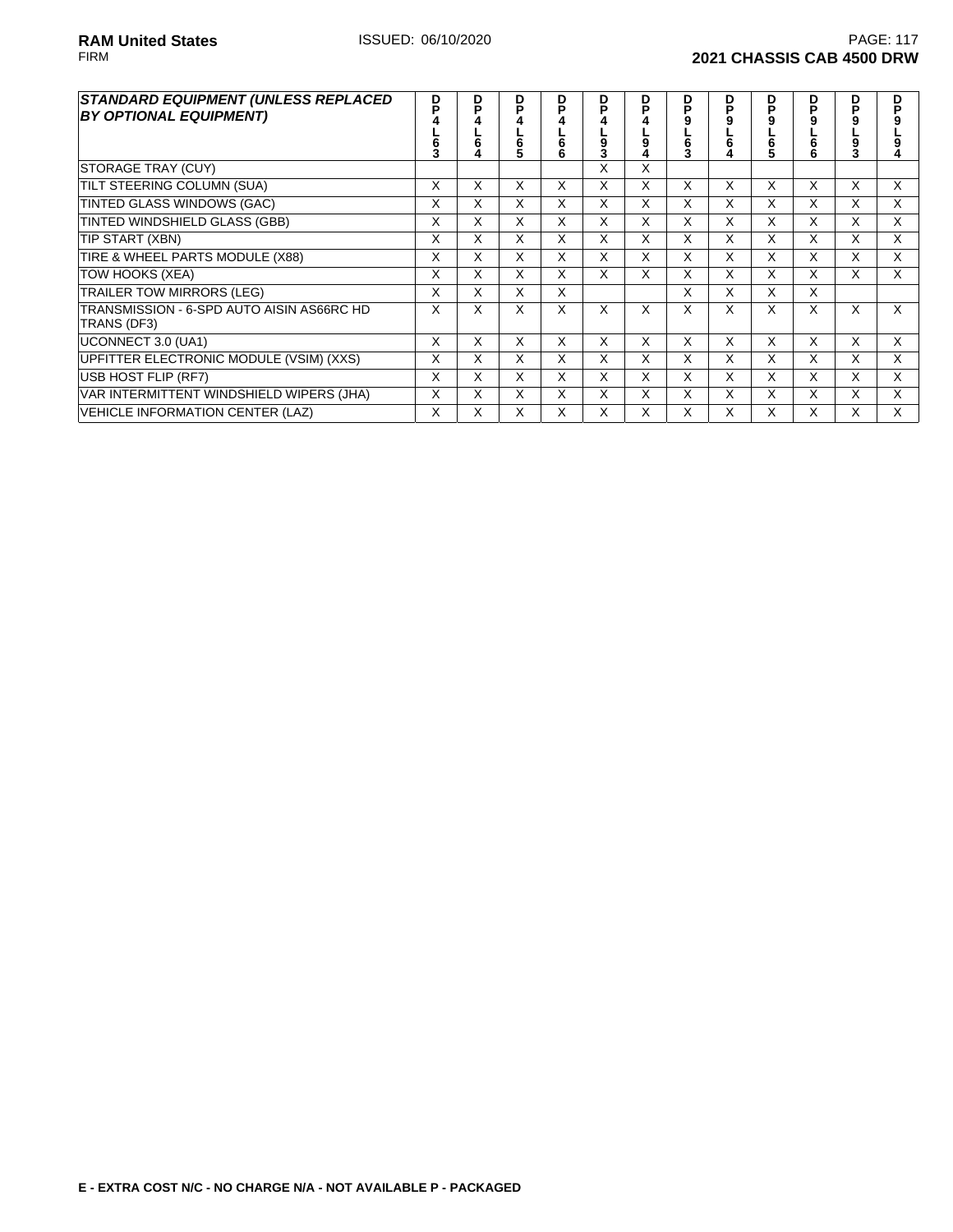| *STANDARD EQUIPMENT (UNLESS REPLACED BY OPTIONAL EQUIPMENT)* | DP4L63 | DP4L64 | DP4L65 | DP4L66 | DP4L93 | DP4L94 | DP9L63 | DP9L64 | DP9L65 | DP9L66 | DP9L93 | DP9L94 |
|---|---|---|---|---|---|---|---|---|---|---|---|---|
| STORAGE TRAY (CUY) | | | | | X | X | | | | | | |
| TILT STEERING COLUMN (SUA) | X | X | X | X | X | X | X | X | X | X | X | X |
| TINTED GLASS WINDOWS (GAC) | X | X | X | X | X | X | X | X | X | X | X | X |
| TINTED WINDSHIELD GLASS (GBB) | X | X | X | X | X | X | X | X | X | X | X | X |
| TIP START (XBN) | X | X | X | X | X | X | X | X | X | X | X | X |
| TIRE & WHEEL PARTS MODULE (X88) | X | X | X | X | X | X | X | X | X | X | X | X |
| TOW HOOKS (XEA) | X | X | X | X | X | X | X | X | X | X | X | X |
| TRAILER TOW MIRRORS (LEG) | X | X | X | X | | | X | X | X | X | | |
| TRANSMISSION - 6-SPD AUTO AISIN AS66RC HD TRANS (DF3) | X | X | X | X | X | X | X | X | X | X | X | X |
| UCONNECT 3.0 (UA1) | X | X | X | X | X | X | X | X | X | X | X | X |
| UPFITTER ELECTRONIC MODULE (VSIM) (XXS) | X | X | X | X | X | X | X | X | X | X | X | X |
| USB HOST FLIP (RF7) | X | X | X | X | X | X | X | X | X | X | X | X |
| VAR INTERMITTENT WINDSHIELD WIPERS (JHA) | X | X | X | X | X | X | X | X | X | X | X | X |
| VEHICLE INFORMATION CENTER (LAZ) | X | X | X | X | X | X | X | X | X | X | X | X |

**E - EXTRA COST N/C - NO CHARGE N/A - NOT AVAILABLE P - PACKAGED**